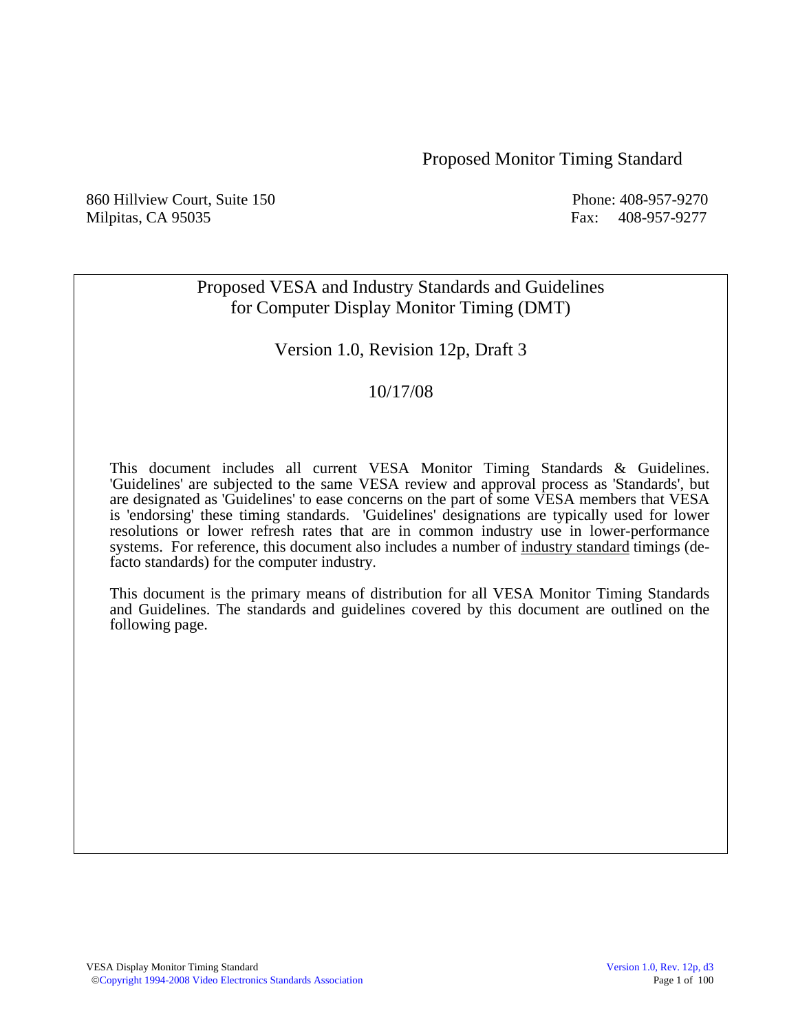# Proposed Monitor Timing Standard

860 Hillview Court, Suite 150
Milpitas, CA 95035

Phone: 408-957-9270
Fax: 408-957-9277

## Proposed VESA and Industry Standards and Guidelines for Computer Display Monitor Timing (DMT)

Version 1.0, Revision 12p, Draft 3

10/17/08

This document includes all current VESA Monitor Timing Standards & Guidelines. 'Guidelines' are subjected to the same VESA review and approval process as 'Standards', but are designated as 'Guidelines' to ease concerns on the part of some VESA members that VESA is 'endorsing' these timing standards. 'Guidelines' designations are typically used for lower resolutions or lower refresh rates that are in common industry use in lower-performance systems. For reference, this document also includes a number of industry standard timings (de-facto standards) for the computer industry.

This document is the primary means of distribution for all VESA Monitor Timing Standards and Guidelines. The standards and guidelines covered by this document are outlined on the following page.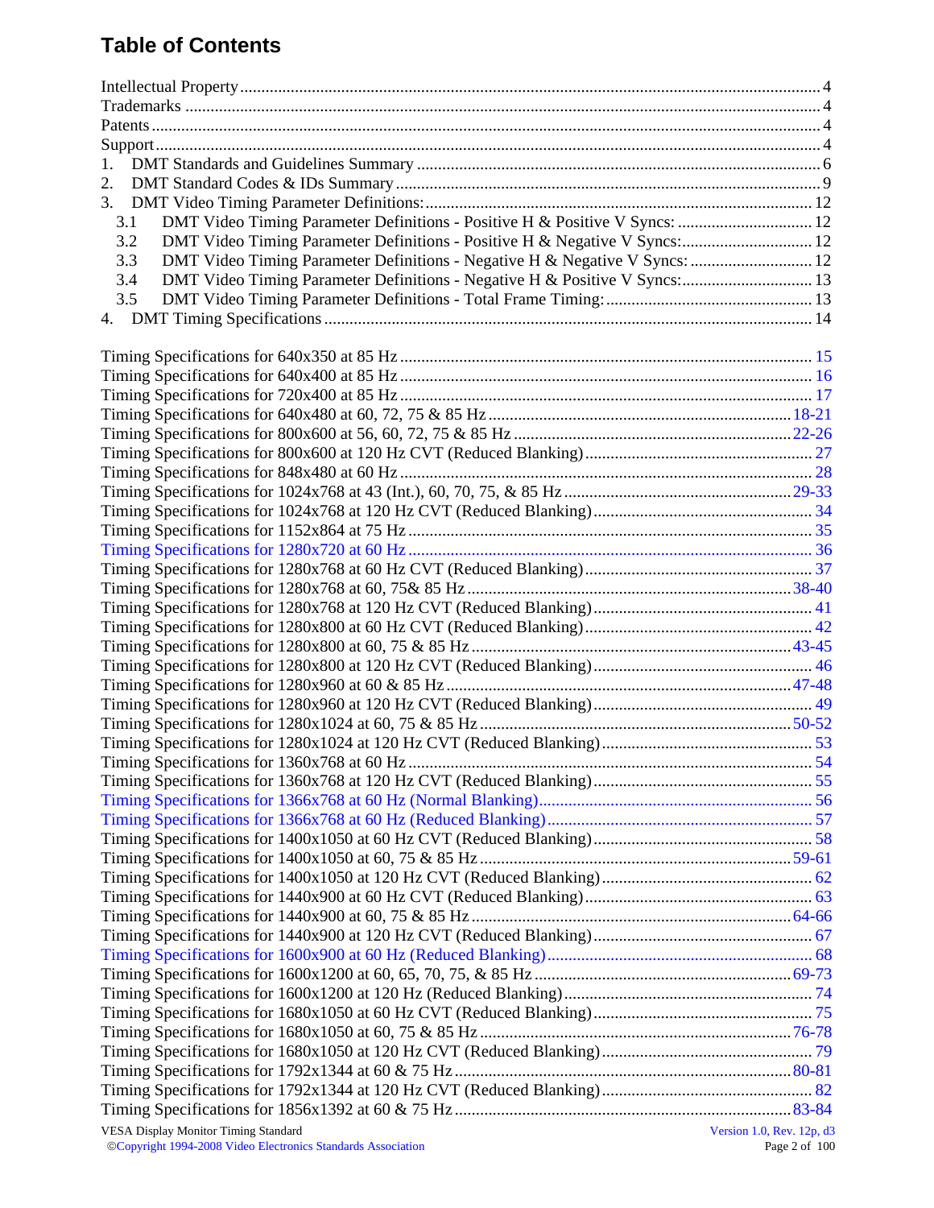# Table of Contents

Intellectual Property .................................................................................................. 4
Trademarks .................................................................................................. 4
Patents .................................................................................................. 4
Support .................................................................................................. 4
1. DMT Standards and Guidelines Summary .................................................................................................. 6
2. DMT Standard Codes & IDs Summary .................................................................................................. 9
3. DMT Video Timing Parameter Definitions: .................................................................................................. 12
   3.1 DMT Video Timing Parameter Definitions - Positive H & Positive V Syncs: .................................... 12
   3.2 DMT Video Timing Parameter Definitions - Positive H & Negative V Syncs: .................................... 12
   3.3 DMT Video Timing Parameter Definitions - Negative H & Negative V Syncs: .................................... 12
   3.4 DMT Video Timing Parameter Definitions - Negative H & Positive V Syncs: .................................... 13
   3.5 DMT Video Timing Parameter Definitions - Total Frame Timing: .................................... 13
4. DMT Timing Specifications .................................................................................................. 14

Timing Specifications for 640x350 at 85 Hz .................................................................................................. 15
Timing Specifications for 640x400 at 85 Hz .................................................................................................. 16
Timing Specifications for 720x400 at 85 Hz .................................................................................................. 17
Timing Specifications for 640x480 at 60, 72, 75 & 85 Hz .................................................................................................. 18-21
Timing Specifications for 800x600 at 56, 60, 72, 75 & 85 Hz .................................................................................................. 22-26
Timing Specifications for 800x600 at 120 Hz CVT (Reduced Blanking) .................................................................................................. 27
Timing Specifications for 848x480 at 60 Hz .................................................................................................. 28
Timing Specifications for 1024x768 at 43 (Int.), 60, 70, 75, & 85 Hz .................................................................................................. 29-33
Timing Specifications for 1024x768 at 120 Hz CVT (Reduced Blanking) .................................................................................................. 34
Timing Specifications for 1152x864 at 75 Hz .................................................................................................. 35
Timing Specifications for 1280x720 at 60 Hz .................................................................................................. 36
Timing Specifications for 1280x768 at 60 Hz CVT (Reduced Blanking) .................................................................................................. 37
Timing Specifications for 1280x768 at 60, 75& 85 Hz .................................................................................................. 38-40
Timing Specifications for 1280x768 at 120 Hz CVT (Reduced Blanking) .................................................................................................. 41
Timing Specifications for 1280x800 at 60 Hz CVT (Reduced Blanking) .................................................................................................. 42
Timing Specifications for 1280x800 at 60, 75 & 85 Hz .................................................................................................. 43-45
Timing Specifications for 1280x800 at 120 Hz CVT (Reduced Blanking) .................................................................................................. 46
Timing Specifications for 1280x960 at 60 & 85 Hz .................................................................................................. 47-48
Timing Specifications for 1280x960 at 120 Hz CVT (Reduced Blanking) .................................................................................................. 49
Timing Specifications for 1280x1024 at 60, 75 & 85 Hz .................................................................................................. 50-52
Timing Specifications for 1280x1024 at 120 Hz CVT (Reduced Blanking) .................................................................................................. 53
Timing Specifications for 1360x768 at 60 Hz .................................................................................................. 54
Timing Specifications for 1360x768 at 120 Hz CVT (Reduced Blanking) .................................................................................................. 55
Timing Specifications for 1366x768 at 60 Hz (Normal Blanking) .................................................................................................. 56
Timing Specifications for 1366x768 at 60 Hz (Reduced Blanking) .................................................................................................. 57
Timing Specifications for 1400x1050 at 60 Hz CVT (Reduced Blanking) .................................................................................................. 58
Timing Specifications for 1400x1050 at 60, 75 & 85 Hz .................................................................................................. 59-61
Timing Specifications for 1400x1050 at 120 Hz CVT (Reduced Blanking) .................................................................................................. 62
Timing Specifications for 1440x900 at 60 Hz CVT (Reduced Blanking) .................................................................................................. 63
Timing Specifications for 1440x900 at 60, 75 & 85 Hz .................................................................................................. 64-66
Timing Specifications for 1440x900 at 120 Hz CVT (Reduced Blanking) .................................................................................................. 67
Timing Specifications for 1600x900 at 60 Hz (Reduced Blanking) .................................................................................................. 68
Timing Specifications for 1600x1200 at 60, 65, 70, 75, & 85 Hz .................................................................................................. 69-73
Timing Specifications for 1600x1200 at 120 Hz (Reduced Blanking) .................................................................................................. 74
Timing Specifications for 1680x1050 at 60 Hz CVT (Reduced Blanking) .................................................................................................. 75
Timing Specifications for 1680x1050 at 60, 75 & 85 Hz .................................................................................................. 76-78
Timing Specifications for 1680x1050 at 120 Hz CVT (Reduced Blanking) .................................................................................................. 79
Timing Specifications for 1792x1344 at 60 & 75 Hz .................................................................................................. 80-81
Timing Specifications for 1792x1344 at 120 Hz CVT (Reduced Blanking) .................................................................................................. 82
Timing Specifications for 1856x1392 at 60 & 75 Hz .................................................................................................. 83-84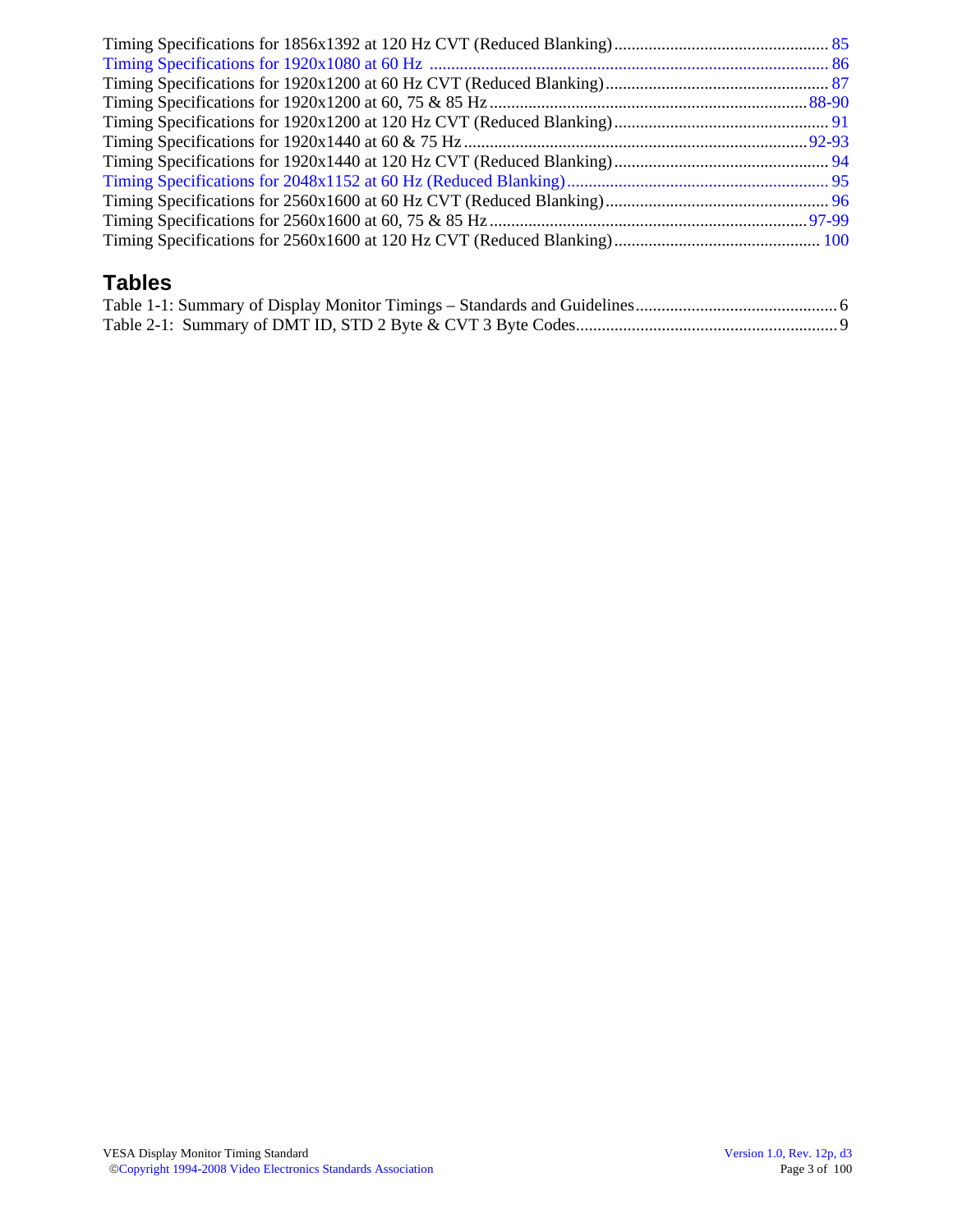Timing Specifications for 1856x1392 at 120 Hz CVT (Reduced Blanking) ........................................ 85
Timing Specifications for 1920x1080 at 60 Hz ........................................................................ 86
Timing Specifications for 1920x1200 at 60 Hz CVT (Reduced Blanking) ........................................ 87
Timing Specifications for 1920x1200 at 60, 75 & 85 Hz ........................................................ 88-90
Timing Specifications for 1920x1200 at 120 Hz CVT (Reduced Blanking) ........................................ 91
Timing Specifications for 1920x1440 at 60 & 75 Hz ................................................................ 92-93
Timing Specifications for 1920x1440 at 120 Hz CVT (Reduced Blanking) ........................................ 94
Timing Specifications for 2048x1152 at 60 Hz (Reduced Blanking) ............................................ 95
Timing Specifications for 2560x1600 at 60 Hz CVT (Reduced Blanking) ........................................ 96
Timing Specifications for 2560x1600 at 60, 75 & 85 Hz ........................................................ 97-99
Timing Specifications for 2560x1600 at 120 Hz CVT (Reduced Blanking) ...................................... 100

## Tables

Table 1-1: Summary of Display Monitor Timings – Standards and Guidelines ...................................... 6
Table 2-1: Summary of DMT ID, STD 2 Byte & CVT 3 Byte Codes ................................................... 9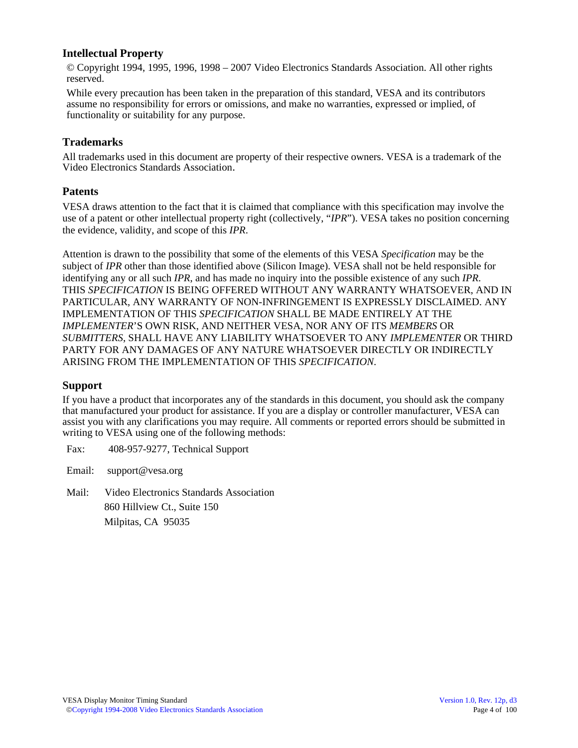## Intellectual Property

© Copyright 1994, 1995, 1996, 1998 – 2007 Video Electronics Standards Association. All other rights reserved.

While every precaution has been taken in the preparation of this standard, VESA and its contributors assume no responsibility for errors or omissions, and make no warranties, expressed or implied, of functionality or suitability for any purpose.

## Trademarks

All trademarks used in this document are property of their respective owners. VESA is a trademark of the Video Electronics Standards Association.

## Patents

VESA draws attention to the fact that it is claimed that compliance with this specification may involve the use of a patent or other intellectual property right (collectively, "*IPR*"). VESA takes no position concerning the evidence, validity, and scope of this *IPR*.

Attention is drawn to the possibility that some of the elements of this VESA *Specification* may be the subject of *IPR* other than those identified above (Silicon Image). VESA shall not be held responsible for identifying any or all such *IPR*, and has made no inquiry into the possible existence of any such *IPR*. THIS *SPECIFICATION* IS BEING OFFERED WITHOUT ANY WARRANTY WHATSOEVER, AND IN PARTICULAR, ANY WARRANTY OF NON-INFRINGEMENT IS EXPRESSLY DISCLAIMED. ANY IMPLEMENTATION OF THIS *SPECIFICATION* SHALL BE MADE ENTIRELY AT THE *IMPLEMENTER*'S OWN RISK, AND NEITHER VESA, NOR ANY OF ITS *MEMBERS* OR *SUBMITTERS*, SHALL HAVE ANY LIABILITY WHATSOEVER TO ANY *IMPLEMENTER* OR THIRD PARTY FOR ANY DAMAGES OF ANY NATURE WHATSOEVER DIRECTLY OR INDIRECTLY ARISING FROM THE IMPLEMENTATION OF THIS *SPECIFICATION*.

## Support

If you have a product that incorporates any of the standards in this document, you should ask the company that manufactured your product for assistance. If you are a display or controller manufacturer, VESA can assist you with any clarifications you may require. All comments or reported errors should be submitted in writing to VESA using one of the following methods:

Fax: 408-957-9277, Technical Support

Email: support@vesa.org

Mail: Video Electronics Standards Association
860 Hillview Ct., Suite 150
Milpitas, CA 95035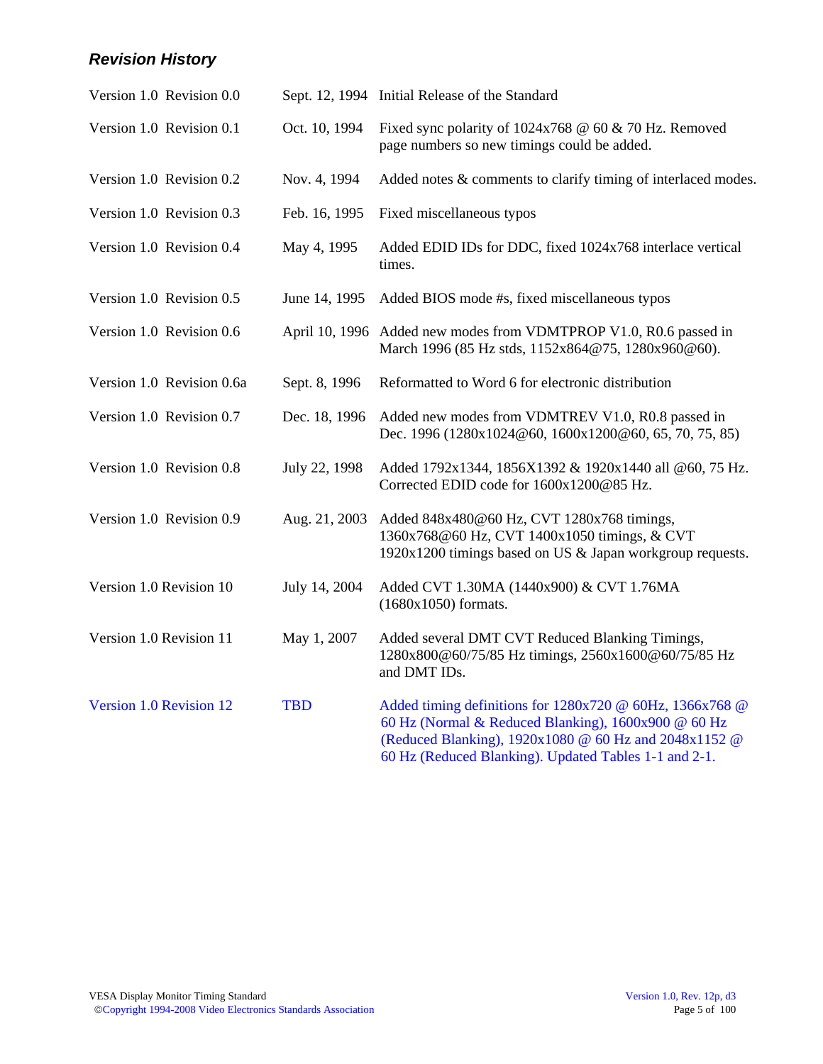### *Revision History*

| | | |
|---|---|---|
| Version 1.0 Revision 0.0 | Sept. 12, 1994 | Initial Release of the Standard |
| Version 1.0 Revision 0.1 | Oct. 10, 1994 | Fixed sync polarity of 1024x768 @ 60 & 70 Hz. Removed page numbers so new timings could be added. |
| Version 1.0 Revision 0.2 | Nov. 4, 1994 | Added notes & comments to clarify timing of interlaced modes. |
| Version 1.0 Revision 0.3 | Feb. 16, 1995 | Fixed miscellaneous typos |
| Version 1.0 Revision 0.4 | May 4, 1995 | Added EDID IDs for DDC, fixed 1024x768 interlace vertical times. |
| Version 1.0 Revision 0.5 | June 14, 1995 | Added BIOS mode #s, fixed miscellaneous typos |
| Version 1.0 Revision 0.6 | April 10, 1996 | Added new modes from VDMTPROP V1.0, R0.6 passed in March 1996 (85 Hz stds, 1152x864@75, 1280x960@60). |
| Version 1.0 Revision 0.6a | Sept. 8, 1996 | Reformatted to Word 6 for electronic distribution |
| Version 1.0 Revision 0.7 | Dec. 18, 1996 | Added new modes from VDMTREV V1.0, R0.8 passed in Dec. 1996 (1280x1024@60, 1600x1200@60, 65, 70, 75, 85) |
| Version 1.0 Revision 0.8 | July 22, 1998 | Added 1792x1344, 1856X1392 & 1920x1440 all @60, 75 Hz. Corrected EDID code for 1600x1200@85 Hz. |
| Version 1.0 Revision 0.9 | Aug. 21, 2003 | Added 848x480@60 Hz, CVT 1280x768 timings, 1360x768@60 Hz, CVT 1400x1050 timings, & CVT 1920x1200 timings based on US & Japan workgroup requests. |
| Version 1.0 Revision 10 | July 14, 2004 | Added CVT 1.30MA (1440x900) & CVT 1.76MA (1680x1050) formats. |
| Version 1.0 Revision 11 | May 1, 2007 | Added several DMT CVT Reduced Blanking Timings, 1280x800@60/75/85 Hz timings, 2560x1600@60/75/85 Hz and DMT IDs. |
| Version 1.0 Revision 12 | TBD | Added timing definitions for 1280x720 @ 60Hz, 1366x768 @ 60 Hz (Normal & Reduced Blanking), 1600x900 @ 60 Hz (Reduced Blanking), 1920x1080 @ 60 Hz and 2048x1152 @ 60 Hz (Reduced Blanking). Updated Tables 1-1 and 2-1. |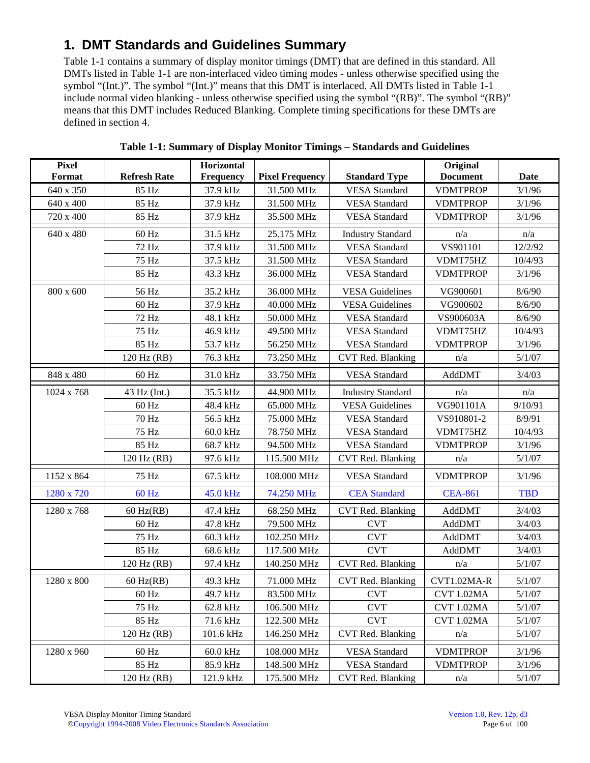# 1. DMT Standards and Guidelines Summary

Table 1-1 contains a summary of display monitor timings (DMT) that are defined in this standard. All DMTs listed in Table 1-1 are non-interlaced video timing modes - unless otherwise specified using the symbol "(Int.)". The symbol "(Int.)" means that this DMT is interlaced. All DMTs listed in Table 1-1 include normal video blanking - unless otherwise specified using the symbol "(RB)". The symbol "(RB)" means that this DMT includes Reduced Blanking. Complete timing specifications for these DMTs are defined in section 4.

**Table 1-1: Summary of Display Monitor Timings – Standards and Guidelines**

| Pixel Format | Refresh Rate | Horizontal Frequency | Pixel Frequency | Standard Type | Original Document | Date |
|---|---|---|---|---|---|---|
| 640 x 350 | 85 Hz | 37.9 kHz | 31.500 MHz | VESA Standard | VDMTPROP | 3/1/96 |
| 640 x 400 | 85 Hz | 37.9 kHz | 31.500 MHz | VESA Standard | VDMTPROP | 3/1/96 |
| 720 x 400 | 85 Hz | 37.9 kHz | 35.500 MHz | VESA Standard | VDMTPROP | 3/1/96 |
| 640 x 480 | 60 Hz | 31.5 kHz | 25.175 MHz | Industry Standard | n/a | n/a |
| | 72 Hz | 37.9 kHz | 31.500 MHz | VESA Standard | VS901101 | 12/2/92 |
| | 75 Hz | 37.5 kHz | 31.500 MHz | VESA Standard | VDMT75HZ | 10/4/93 |
| | 85 Hz | 43.3 kHz | 36.000 MHz | VESA Standard | VDMTPROP | 3/1/96 |
| 800 x 600 | 56 Hz | 35.2 kHz | 36.000 MHz | VESA Guidelines | VG900601 | 8/6/90 |
| | 60 Hz | 37.9 kHz | 40.000 MHz | VESA Guidelines | VG900602 | 8/6/90 |
| | 72 Hz | 48.1 kHz | 50.000 MHz | VESA Standard | VS900603A | 8/6/90 |
| | 75 Hz | 46.9 kHz | 49.500 MHz | VESA Standard | VDMT75HZ | 10/4/93 |
| | 85 Hz | 53.7 kHz | 56.250 MHz | VESA Standard | VDMTPROP | 3/1/96 |
| | 120 Hz (RB) | 76.3 kHz | 73.250 MHz | CVT Red. Blanking | n/a | 5/1/07 |
| 848 x 480 | 60 Hz | 31.0 kHz | 33.750 MHz | VESA Standard | AddDMT | 3/4/03 |
| 1024 x 768 | 43 Hz (Int.) | 35.5 kHz | 44.900 MHz | Industry Standard | n/a | n/a |
| | 60 Hz | 48.4 kHz | 65.000 MHz | VESA Guidelines | VG901101A | 9/10/91 |
| | 70 Hz | 56.5 kHz | 75.000 MHz | VESA Standard | VS910801-2 | 8/9/91 |
| | 75 Hz | 60.0 kHz | 78.750 MHz | VESA Standard | VDMT75HZ | 10/4/93 |
| | 85 Hz | 68.7 kHz | 94.500 MHz | VESA Standard | VDMTPROP | 3/1/96 |
| | 120 Hz (RB) | 97.6 kHz | 115.500 MHz | CVT Red. Blanking | n/a | 5/1/07 |
| 1152 x 864 | 75 Hz | 67.5 kHz | 108.000 MHz | VESA Standard | VDMTPROP | 3/1/96 |
| 1280 x 720 | 60 Hz | 45.0 kHz | 74.250 MHz | CEA Standard | CEA-861 | TBD |
| 1280 x 768 | 60 Hz(RB) | 47.4 kHz | 68.250 MHz | CVT Red. Blanking | AddDMT | 3/4/03 |
| | 60 Hz | 47.8 kHz | 79.500 MHz | CVT | AddDMT | 3/4/03 |
| | 75 Hz | 60.3 kHz | 102.250 MHz | CVT | AddDMT | 3/4/03 |
| | 85 Hz | 68.6 kHz | 117.500 MHz | CVT | AddDMT | 3/4/03 |
| | 120 Hz (RB) | 97.4 kHz | 140.250 MHz | CVT Red. Blanking | n/a | 5/1/07 |
| 1280 x 800 | 60 Hz(RB) | 49.3 kHz | 71.000 MHz | CVT Red. Blanking | CVT1.02MA-R | 5/1/07 |
| | 60 Hz | 49.7 kHz | 83.500 MHz | CVT | CVT 1.02MA | 5/1/07 |
| | 75 Hz | 62.8 kHz | 106.500 MHz | CVT | CVT 1.02MA | 5/1/07 |
| | 85 Hz | 71.6 kHz | 122.500 MHz | CVT | CVT 1.02MA | 5/1/07 |
| | 120 Hz (RB) | 101.6 kHz | 146.250 MHz | CVT Red. Blanking | n/a | 5/1/07 |
| 1280 x 960 | 60 Hz | 60.0 kHz | 108.000 MHz | VESA Standard | VDMTPROP | 3/1/96 |
| | 85 Hz | 85.9 kHz | 148.500 MHz | VESA Standard | VDMTPROP | 3/1/96 |
| | 120 Hz (RB) | 121.9 kHz | 175.500 MHz | CVT Red. Blanking | n/a | 5/1/07 |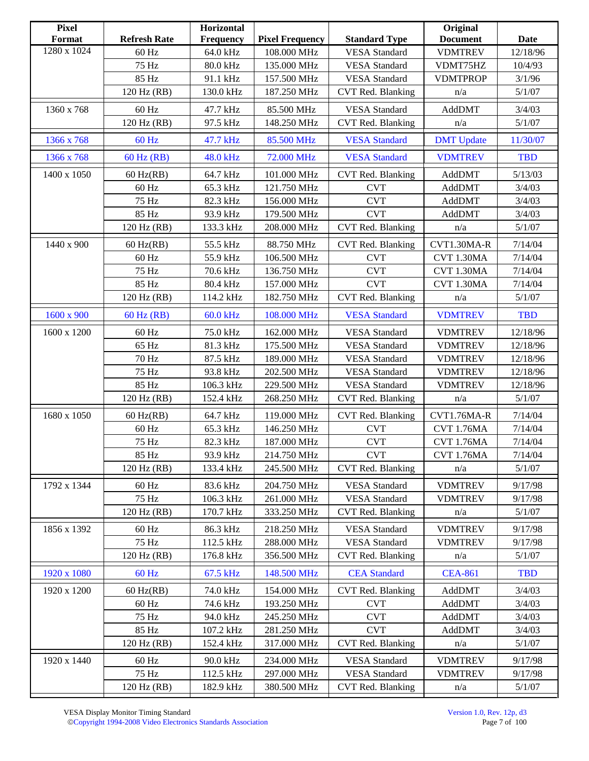| Pixel Format | Refresh Rate | Horizontal Frequency | Pixel Frequency | Standard Type | Original Document | Date |
|---|---|---|---|---|---|---|
| 1280 x 1024 | 60 Hz | 64.0 kHz | 108.000 MHz | VESA Standard | VDMTREV | 12/18/96 |
| | 75 Hz | 80.0 kHz | 135.000 MHz | VESA Standard | VDMT75HZ | 10/4/93 |
| | 85 Hz | 91.1 kHz | 157.500 MHz | VESA Standard | VDMTPROP | 3/1/96 |
| | 120 Hz (RB) | 130.0 kHz | 187.250 MHz | CVT Red. Blanking | n/a | 5/1/07 |
| 1360 x 768 | 60 Hz | 47.7 kHz | 85.500 MHz | VESA Standard | AddDMT | 3/4/03 |
| | 120 Hz (RB) | 97.5 kHz | 148.250 MHz | CVT Red. Blanking | n/a | 5/1/07 |
| 1366 x 768 | 60 Hz | 47.7 kHz | 85.500 MHz | VESA Standard | DMT Update | 11/30/07 |
| 1366 x 768 | 60 Hz (RB) | 48.0 kHz | 72.000 MHz | VESA Standard | VDMTREV | TBD |
| 1400 x 1050 | 60 Hz(RB) | 64.7 kHz | 101.000 MHz | CVT Red. Blanking | AddDMT | 5/13/03 |
| | 60 Hz | 65.3 kHz | 121.750 MHz | CVT | AddDMT | 3/4/03 |
| | 75 Hz | 82.3 kHz | 156.000 MHz | CVT | AddDMT | 3/4/03 |
| | 85 Hz | 93.9 kHz | 179.500 MHz | CVT | AddDMT | 3/4/03 |
| | 120 Hz (RB) | 133.3 kHz | 208.000 MHz | CVT Red. Blanking | n/a | 5/1/07 |
| 1440 x 900 | 60 Hz(RB) | 55.5 kHz | 88.750 MHz | CVT Red. Blanking | CVT1.30MA-R | 7/14/04 |
| | 60 Hz | 55.9 kHz | 106.500 MHz | CVT | CVT 1.30MA | 7/14/04 |
| | 75 Hz | 70.6 kHz | 136.750 MHz | CVT | CVT 1.30MA | 7/14/04 |
| | 85 Hz | 80.4 kHz | 157.000 MHz | CVT | CVT 1.30MA | 7/14/04 |
| | 120 Hz (RB) | 114.2 kHz | 182.750 MHz | CVT Red. Blanking | n/a | 5/1/07 |
| 1600 x 900 | 60 Hz (RB) | 60.0 kHz | 108.000 MHz | VESA Standard | VDMTREV | TBD |
| 1600 x 1200 | 60 Hz | 75.0 kHz | 162.000 MHz | VESA Standard | VDMTREV | 12/18/96 |
| | 65 Hz | 81.3 kHz | 175.500 MHz | VESA Standard | VDMTREV | 12/18/96 |
| | 70 Hz | 87.5 kHz | 189.000 MHz | VESA Standard | VDMTREV | 12/18/96 |
| | 75 Hz | 93.8 kHz | 202.500 MHz | VESA Standard | VDMTREV | 12/18/96 |
| | 85 Hz | 106.3 kHz | 229.500 MHz | VESA Standard | VDMTREV | 12/18/96 |
| | 120 Hz (RB) | 152.4 kHz | 268.250 MHz | CVT Red. Blanking | n/a | 5/1/07 |
| 1680 x 1050 | 60 Hz(RB) | 64.7 kHz | 119.000 MHz | CVT Red. Blanking | CVT1.76MA-R | 7/14/04 |
| | 60 Hz | 65.3 kHz | 146.250 MHz | CVT | CVT 1.76MA | 7/14/04 |
| | 75 Hz | 82.3 kHz | 187.000 MHz | CVT | CVT 1.76MA | 7/14/04 |
| | 85 Hz | 93.9 kHz | 214.750 MHz | CVT | CVT 1.76MA | 7/14/04 |
| | 120 Hz (RB) | 133.4 kHz | 245.500 MHz | CVT Red. Blanking | n/a | 5/1/07 |
| 1792 x 1344 | 60 Hz | 83.6 kHz | 204.750 MHz | VESA Standard | VDMTREV | 9/17/98 |
| | 75 Hz | 106.3 kHz | 261.000 MHz | VESA Standard | VDMTREV | 9/17/98 |
| | 120 Hz (RB) | 170.7 kHz | 333.250 MHz | CVT Red. Blanking | n/a | 5/1/07 |
| 1856 x 1392 | 60 Hz | 86.3 kHz | 218.250 MHz | VESA Standard | VDMTREV | 9/17/98 |
| | 75 Hz | 112.5 kHz | 288.000 MHz | VESA Standard | VDMTREV | 9/17/98 |
| | 120 Hz (RB) | 176.8 kHz | 356.500 MHz | CVT Red. Blanking | n/a | 5/1/07 |
| 1920 x 1080 | 60 Hz | 67.5 kHz | 148.500 MHz | CEA Standard | CEA-861 | TBD |
| 1920 x 1200 | 60 Hz(RB) | 74.0 kHz | 154.000 MHz | CVT Red. Blanking | AddDMT | 3/4/03 |
| | 60 Hz | 74.6 kHz | 193.250 MHz | CVT | AddDMT | 3/4/03 |
| | 75 Hz | 94.0 kHz | 245.250 MHz | CVT | AddDMT | 3/4/03 |
| | 85 Hz | 107.2 kHz | 281.250 MHz | CVT | AddDMT | 3/4/03 |
| | 120 Hz (RB) | 152.4 kHz | 317.000 MHz | CVT Red. Blanking | n/a | 5/1/07 |
| 1920 x 1440 | 60 Hz | 90.0 kHz | 234.000 MHz | VESA Standard | VDMTREV | 9/17/98 |
| | 75 Hz | 112.5 kHz | 297.000 MHz | VESA Standard | VDMTREV | 9/17/98 |
| | 120 Hz (RB) | 182.9 kHz | 380.500 MHz | CVT Red. Blanking | n/a | 5/1/07 |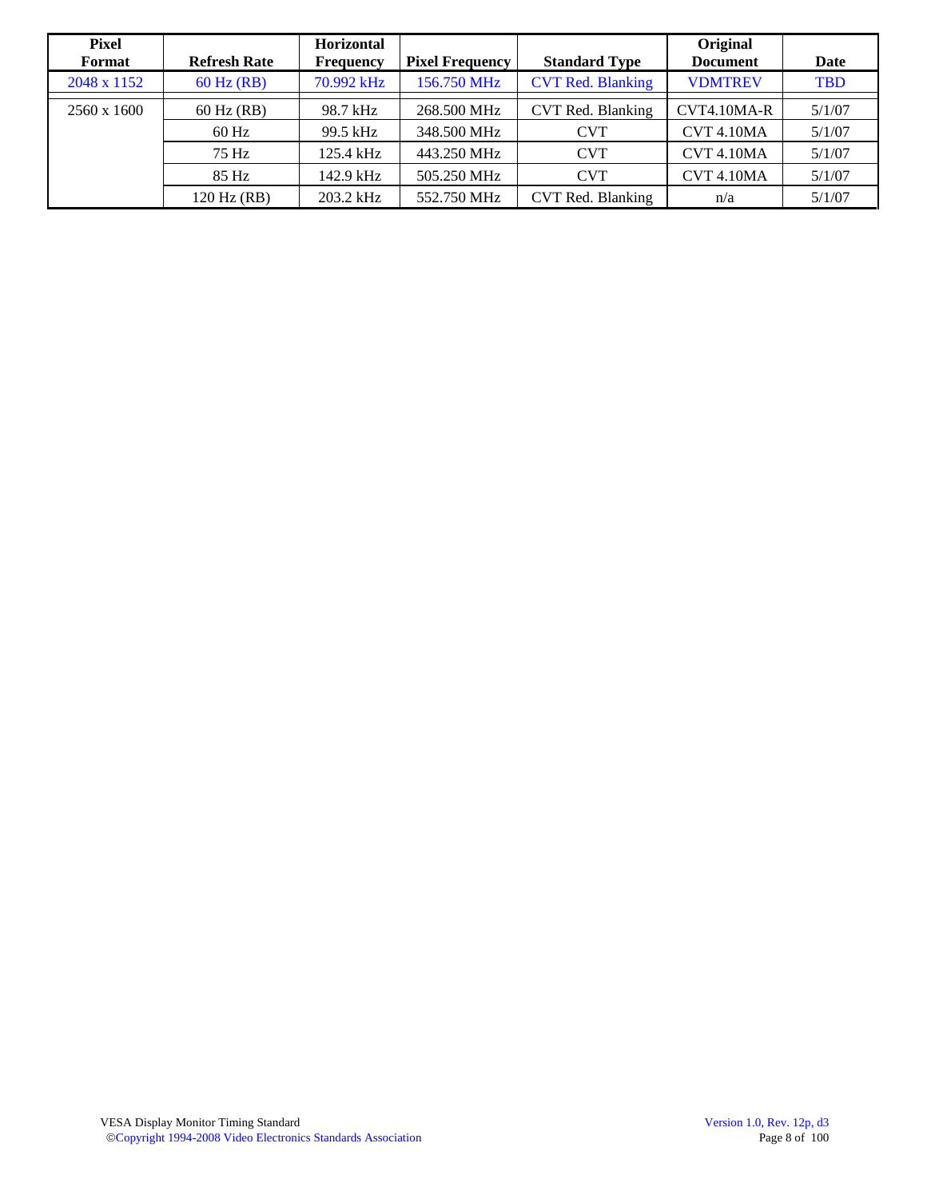| Pixel Format | Refresh Rate | Horizontal Frequency | Pixel Frequency | Standard Type | Original Document | Date |
|---|---|---|---|---|---|---|
| 2048 x 1152 | 60 Hz (RB) | 70.992 kHz | 156.750 MHz | CVT Red. Blanking | VDMTREV | TBD |
| 2560 x 1600 | 60 Hz (RB) | 98.7 kHz | 268.500 MHz | CVT Red. Blanking | CVT4.10MA-R | 5/1/07 |
| | 60 Hz | 99.5 kHz | 348.500 MHz | CVT | CVT 4.10MA | 5/1/07 |
| | 75 Hz | 125.4 kHz | 443.250 MHz | CVT | CVT 4.10MA | 5/1/07 |
| | 85 Hz | 142.9 kHz | 505.250 MHz | CVT | CVT 4.10MA | 5/1/07 |
| | 120 Hz (RB) | 203.2 kHz | 552.750 MHz | CVT Red. Blanking | n/a | 5/1/07 |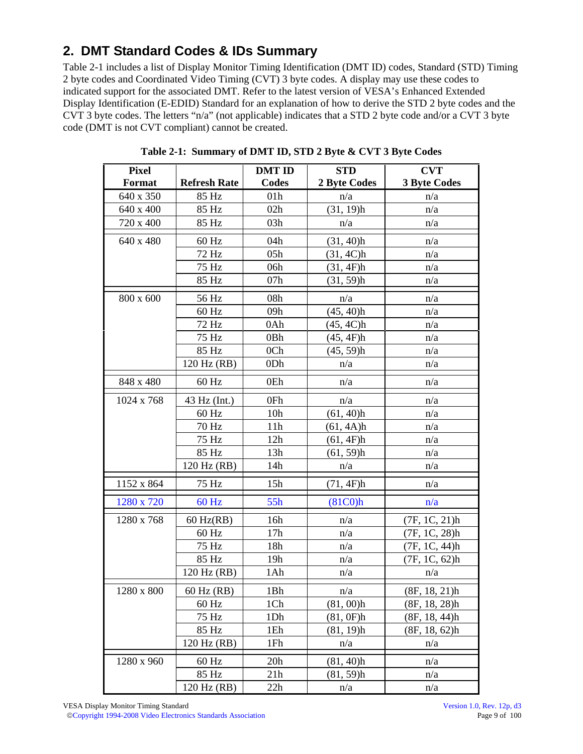## 2. DMT Standard Codes & IDs Summary

Table 2-1 includes a list of Display Monitor Timing Identification (DMT ID) codes, Standard (STD) Timing 2 byte codes and Coordinated Video Timing (CVT) 3 byte codes. A display may use these codes to indicated support for the associated DMT. Refer to the latest version of VESA's Enhanced Extended Display Identification (E-EDID) Standard for an explanation of how to derive the STD 2 byte codes and the CVT 3 byte codes. The letters "n/a" (not applicable) indicates that a STD 2 byte code and/or a CVT 3 byte code (DMT is not CVT compliant) cannot be created.

**Table 2-1: Summary of DMT ID, STD 2 Byte & CVT 3 Byte Codes**

| Pixel Format | Refresh Rate | DMT ID Codes | STD 2 Byte Codes | CVT 3 Byte Codes |
|---|---|---|---|---|
| 640 x 350 | 85 Hz | 01h | n/a | n/a |
| 640 x 400 | 85 Hz | 02h | (31, 19)h | n/a |
| 720 x 400 | 85 Hz | 03h | n/a | n/a |
| 640 x 480 | 60 Hz | 04h | (31, 40)h | n/a |
| | 72 Hz | 05h | (31, 4C)h | n/a |
| | 75 Hz | 06h | (31, 4F)h | n/a |
| | 85 Hz | 07h | (31, 59)h | n/a |
| 800 x 600 | 56 Hz | 08h | n/a | n/a |
| | 60 Hz | 09h | (45, 40)h | n/a |
| | 72 Hz | 0Ah | (45, 4C)h | n/a |
| | 75 Hz | 0Bh | (45, 4F)h | n/a |
| | 85 Hz | 0Ch | (45, 59)h | n/a |
| | 120 Hz (RB) | 0Dh | n/a | n/a |
| 848 x 480 | 60 Hz | 0Eh | n/a | n/a |
| 1024 x 768 | 43 Hz (Int.) | 0Fh | n/a | n/a |
| | 60 Hz | 10h | (61, 40)h | n/a |
| | 70 Hz | 11h | (61, 4A)h | n/a |
| | 75 Hz | 12h | (61, 4F)h | n/a |
| | 85 Hz | 13h | (61, 59)h | n/a |
| | 120 Hz (RB) | 14h | n/a | n/a |
| 1152 x 864 | 75 Hz | 15h | (71, 4F)h | n/a |
| 1280 x 720 | 60 Hz | 55h | (81C0)h | n/a |
| 1280 x 768 | 60 Hz(RB) | 16h | n/a | (7F, 1C, 21)h |
| | 60 Hz | 17h | n/a | (7F, 1C, 28)h |
| | 75 Hz | 18h | n/a | (7F, 1C, 44)h |
| | 85 Hz | 19h | n/a | (7F, 1C, 62)h |
| | 120 Hz (RB) | 1Ah | n/a | n/a |
| 1280 x 800 | 60 Hz (RB) | 1Bh | n/a | (8F, 18, 21)h |
| | 60 Hz | 1Ch | (81, 00)h | (8F, 18, 28)h |
| | 75 Hz | 1Dh | (81, 0F)h | (8F, 18, 44)h |
| | 85 Hz | 1Eh | (81, 19)h | (8F, 18, 62)h |
| | 120 Hz (RB) | 1Fh | n/a | n/a |
| 1280 x 960 | 60 Hz | 20h | (81, 40)h | n/a |
| | 85 Hz | 21h | (81, 59)h | n/a |
| | 120 Hz (RB) | 22h | n/a | n/a |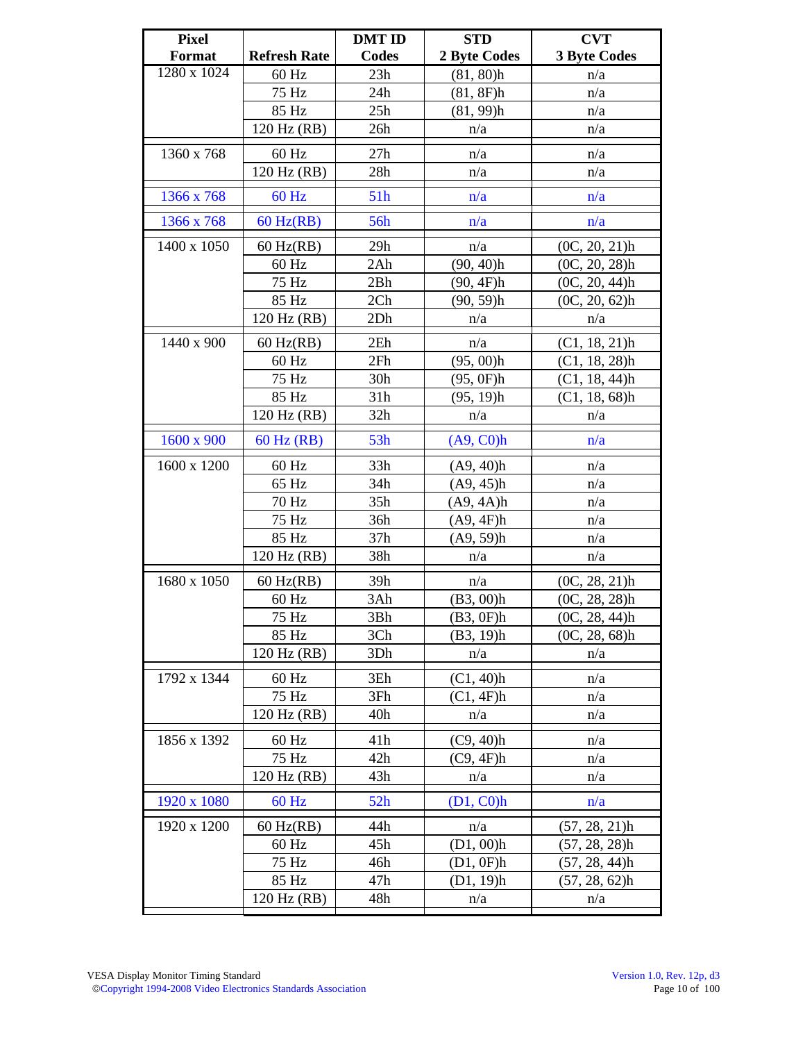| Pixel Format | Refresh Rate | DMT ID Codes | STD 2 Byte Codes | CVT 3 Byte Codes |
|---|---|---|---|---|
| 1280 x 1024 | 60 Hz | 23h | (81, 80)h | n/a |
| | 75 Hz | 24h | (81, 8F)h | n/a |
| | 85 Hz | 25h | (81, 99)h | n/a |
| | 120 Hz (RB) | 26h | n/a | n/a |
| 1360 x 768 | 60 Hz | 27h | n/a | n/a |
| | 120 Hz (RB) | 28h | n/a | n/a |
| 1366 x 768 | 60 Hz | 51h | n/a | n/a |
| 1366 x 768 | 60 Hz(RB) | 56h | n/a | n/a |
| 1400 x 1050 | 60 Hz(RB) | 29h | n/a | (0C, 20, 21)h |
| | 60 Hz | 2Ah | (90, 40)h | (0C, 20, 28)h |
| | 75 Hz | 2Bh | (90, 4F)h | (0C, 20, 44)h |
| | 85 Hz | 2Ch | (90, 59)h | (0C, 20, 62)h |
| | 120 Hz (RB) | 2Dh | n/a | n/a |
| 1440 x 900 | 60 Hz(RB) | 2Eh | n/a | (C1, 18, 21)h |
| | 60 Hz | 2Fh | (95, 00)h | (C1, 18, 28)h |
| | 75 Hz | 30h | (95, 0F)h | (C1, 18, 44)h |
| | 85 Hz | 31h | (95, 19)h | (C1, 18, 68)h |
| | 120 Hz (RB) | 32h | n/a | n/a |
| 1600 x 900 | 60 Hz (RB) | 53h | (A9, C0)h | n/a |
| 1600 x 1200 | 60 Hz | 33h | (A9, 40)h | n/a |
| | 65 Hz | 34h | (A9, 45)h | n/a |
| | 70 Hz | 35h | (A9, 4A)h | n/a |
| | 75 Hz | 36h | (A9, 4F)h | n/a |
| | 85 Hz | 37h | (A9, 59)h | n/a |
| | 120 Hz (RB) | 38h | n/a | n/a |
| 1680 x 1050 | 60 Hz(RB) | 39h | n/a | (0C, 28, 21)h |
| | 60 Hz | 3Ah | (B3, 00)h | (0C, 28, 28)h |
| | 75 Hz | 3Bh | (B3, 0F)h | (0C, 28, 44)h |
| | 85 Hz | 3Ch | (B3, 19)h | (0C, 28, 68)h |
| | 120 Hz (RB) | 3Dh | n/a | n/a |
| 1792 x 1344 | 60 Hz | 3Eh | (C1, 40)h | n/a |
| | 75 Hz | 3Fh | (C1, 4F)h | n/a |
| | 120 Hz (RB) | 40h | n/a | n/a |
| 1856 x 1392 | 60 Hz | 41h | (C9, 40)h | n/a |
| | 75 Hz | 42h | (C9, 4F)h | n/a |
| | 120 Hz (RB) | 43h | n/a | n/a |
| 1920 x 1080 | 60 Hz | 52h | (D1, C0)h | n/a |
| 1920 x 1200 | 60 Hz(RB) | 44h | n/a | (57, 28, 21)h |
| | 60 Hz | 45h | (D1, 00)h | (57, 28, 28)h |
| | 75 Hz | 46h | (D1, 0F)h | (57, 28, 44)h |
| | 85 Hz | 47h | (D1, 19)h | (57, 28, 62)h |
| | 120 Hz (RB) | 48h | n/a | n/a |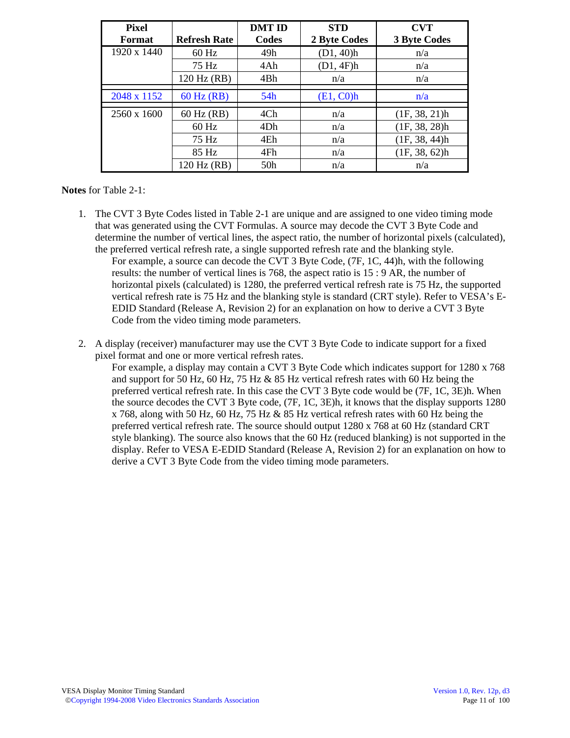| Pixel Format | Refresh Rate | DMT ID Codes | STD 2 Byte Codes | CVT 3 Byte Codes |
|---|---|---|---|---|
| 1920 x 1440 | 60 Hz | 49h | (D1, 40)h | n/a |
| | 75 Hz | 4Ah | (D1, 4F)h | n/a |
| | 120 Hz (RB) | 4Bh | n/a | n/a |
| 2048 x 1152 | 60 Hz (RB) | 54h | (E1, C0)h | n/a |
| 2560 x 1600 | 60 Hz (RB) | 4Ch | n/a | (1F, 38, 21)h |
| | 60 Hz | 4Dh | n/a | (1F, 38, 28)h |
| | 75 Hz | 4Eh | n/a | (1F, 38, 44)h |
| | 85 Hz | 4Fh | n/a | (1F, 38, 62)h |
| | 120 Hz (RB) | 50h | n/a | n/a |

**Notes** for Table 2-1:

1. The CVT 3 Byte Codes listed in Table 2-1 are unique and are assigned to one video timing mode that was generated using the CVT Formulas. A source may decode the CVT 3 Byte Code and determine the number of vertical lines, the aspect ratio, the number of horizontal pixels (calculated), the preferred vertical refresh rate, a single supported refresh rate and the blanking style.
   For example, a source can decode the CVT 3 Byte Code, (7F, 1C, 44)h, with the following results: the number of vertical lines is 768, the aspect ratio is 15 : 9 AR, the number of horizontal pixels (calculated) is 1280, the preferred vertical refresh rate is 75 Hz, the supported vertical refresh rate is 75 Hz and the blanking style is standard (CRT style). Refer to VESA's E-EDID Standard (Release A, Revision 2) for an explanation on how to derive a CVT 3 Byte Code from the video timing mode parameters.

2. A display (receiver) manufacturer may use the CVT 3 Byte Code to indicate support for a fixed pixel format and one or more vertical refresh rates.
   For example, a display may contain a CVT 3 Byte Code which indicates support for 1280 x 768 and support for 50 Hz, 60 Hz, 75 Hz & 85 Hz vertical refresh rates with 60 Hz being the preferred vertical refresh rate. In this case the CVT 3 Byte code would be (7F, 1C, 3E)h. When the source decodes the CVT 3 Byte code, (7F, 1C, 3E)h, it knows that the display supports 1280 x 768, along with 50 Hz, 60 Hz, 75 Hz & 85 Hz vertical refresh rates with 60 Hz being the preferred vertical refresh rate. The source should output 1280 x 768 at 60 Hz (standard CRT style blanking). The source also knows that the 60 Hz (reduced blanking) is not supported in the display. Refer to VESA E-EDID Standard (Release A, Revision 2) for an explanation on how to derive a CVT 3 Byte Code from the video timing mode parameters.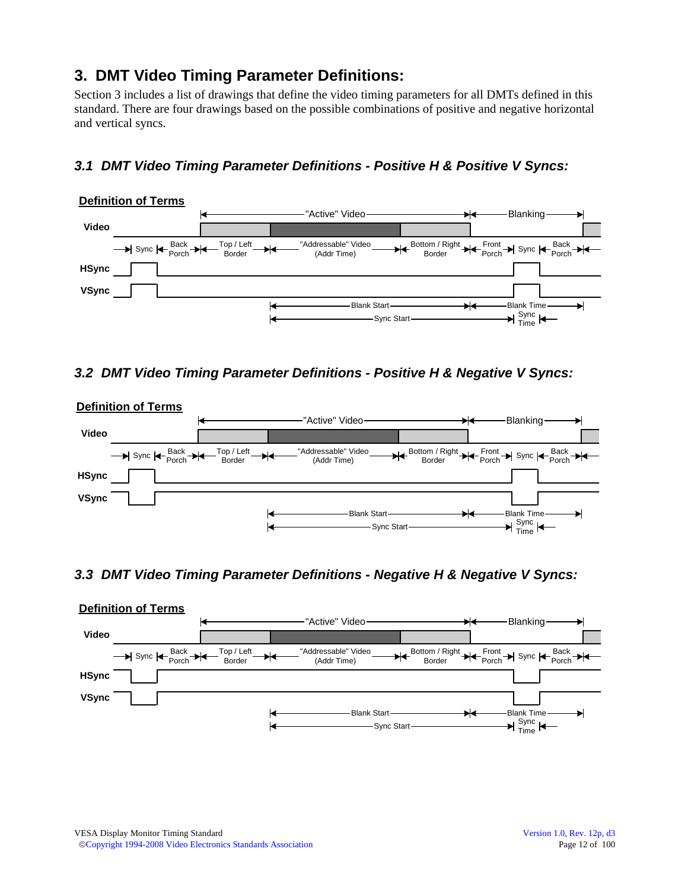# 3. DMT Video Timing Parameter Definitions:

Section 3 includes a list of drawings that define the video timing parameters for all DMTs defined in this standard. There are four drawings based on the possible combinations of positive and negative horizontal and vertical syncs.

## *3.1 DMT Video Timing Parameter Definitions - Positive H & Positive V Syncs:*

**Definition of Terms**

"Active" Video — Blanking

Video

Sync | Back Porch | Top / Left Border | "Addressable" Video (Addr Time) | Bottom / Right Border | Front Porch | Sync | Back Porch

HSync

VSync

Blank Start — Blank Time

Sync Start — Sync Time

## *3.2 DMT Video Timing Parameter Definitions - Positive H & Negative V Syncs:*

**Definition of Terms**

"Active" Video — Blanking

Video

Sync | Back Porch | Top / Left Border | "Addressable" Video (Addr Time) | Bottom / Right Border | Front Porch | Sync | Back Porch

HSync

VSync

Blank Start — Blank Time

Sync Start — Sync Time

## *3.3 DMT Video Timing Parameter Definitions - Negative H & Negative V Syncs:*

**Definition of Terms**

"Active" Video — Blanking

Video

Sync | Back Porch | Top / Left Border | "Addressable" Video (Addr Time) | Bottom / Right Border | Front Porch | Sync | Back Porch

HSync

VSync

Blank Start — Blank Time

Sync Start — Sync Time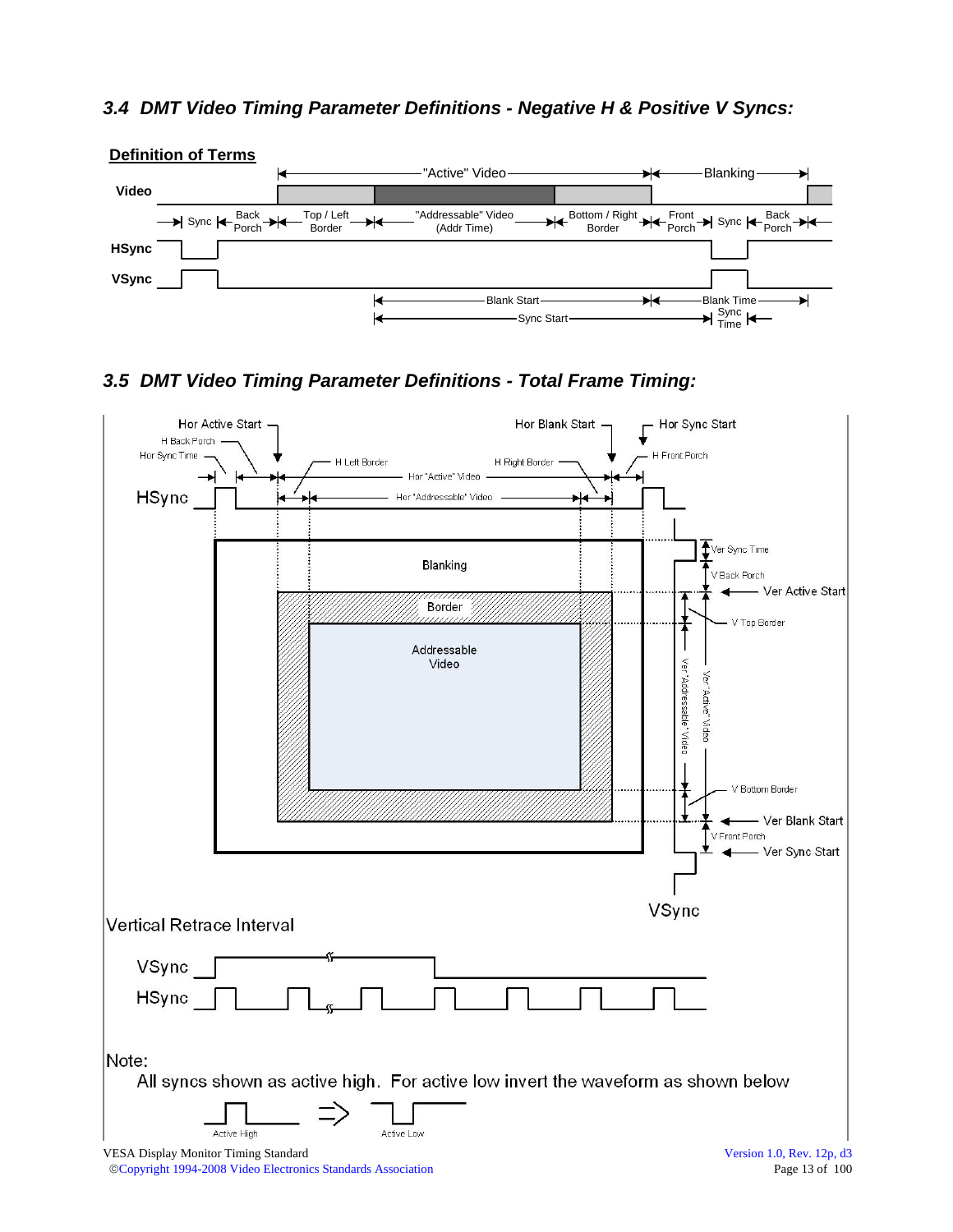### 3.4 DMT Video Timing Parameter Definitions - Negative H & Positive V Syncs:

**Definition of Terms**

"Active" Video — Blanking

**Video**

Sync | Back Porch | Top / Left Border | "Addressable" Video (Addr Time) | Bottom / Right Border | Front Porch | Sync | Back Porch

**HSync**

**VSync**

Blank Start — Blank Time

Sync Start — Sync Time

### 3.5 DMT Video Timing Parameter Definitions - Total Frame Timing:

Hor Active Start, H Back Porch, Hor Sync Time, H Left Border, Hor "Active" Video, Hor "Addressable" Video, H Right Border, Hor Blank Start, Hor Sync Start, H Front Porch

HSync

Blanking

Border

Addressable Video

Ver Sync Time, V Back Porch, Ver Active Start, V Top Border, Ver "Addressable" Video, Ver "Active" Video, V Bottom Border, Ver Blank Start, V Front Porch, Ver Sync Start

VSync

Vertical Retrace Interval

VSync

HSync

Note:

All syncs shown as active high. For active low invert the waveform as shown below

Active High ⇒ Active Low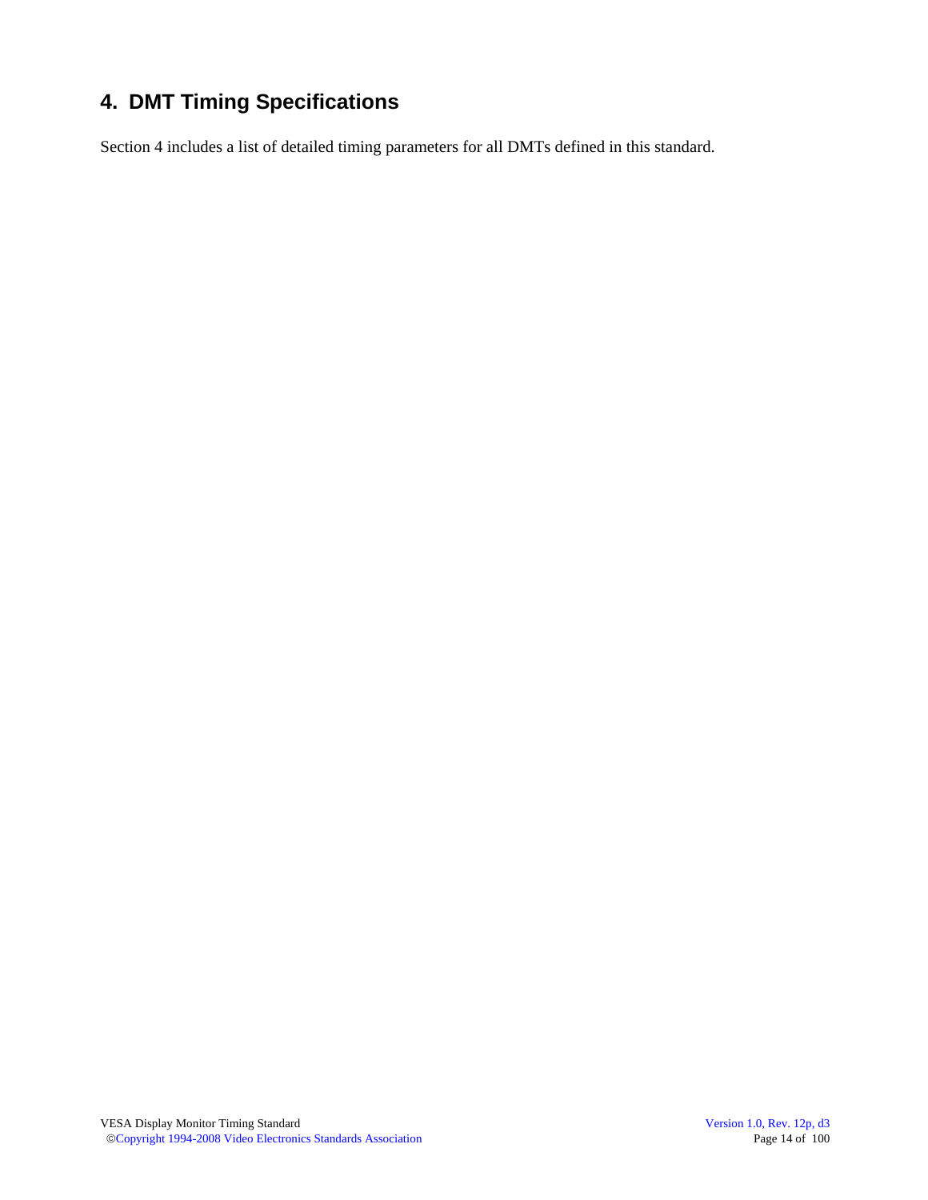# 4. DMT Timing Specifications

Section 4 includes a list of detailed timing parameters for all DMTs defined in this standard.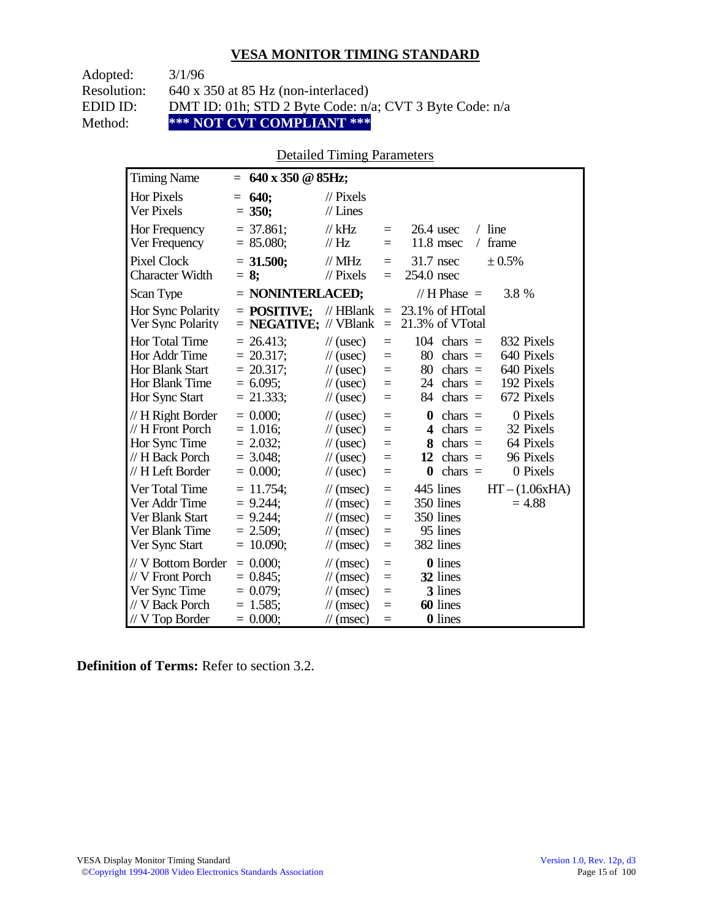## VESA MONITOR TIMING STANDARD

Adopted: 3/1/96
Resolution: 640 x 350 at 85 Hz (non-interlaced)
EDID ID: DMT ID: 01h; STD 2 Byte Code: n/a; CVT 3 Byte Code: n/a
Method: **\*\*\* NOT CVT COMPLIANT \*\*\***

Detailed Timing Parameters

| | | | | | |
|---|---|---|---|---|---|
| Timing Name | = **640 x 350 @ 85Hz;** | | | | |
| Hor Pixels | = **640;** | // Pixels | | | |
| Ver Pixels | = **350;** | // Lines | | | |
| Hor Frequency | = 37.861; | // kHz | = | 26.4 usec | / line |
| Ver Frequency | = 85.080; | // Hz | = | 11.8 msec | / frame |
| Pixel Clock | = **31.500;** | // MHz | = | 31.7 nsec | ± 0.5% |
| Character Width | = **8;** | // Pixels | = | 254.0 nsec | |
| Scan Type | = **NONINTERLACED;** | | | // H Phase = | 3.8 % |
| Hor Sync Polarity | = **POSITIVE;** | // HBlank | = | 23.1% of HTotal | |
| Ver Sync Polarity | = **NEGATIVE;** | // VBlank | = | 21.3% of VTotal | |
| Hor Total Time | = 26.413; | // (usec) | = | 104 chars = | 832 Pixels |
| Hor Addr Time | = 20.317; | // (usec) | = | 80 chars = | 640 Pixels |
| Hor Blank Start | = 20.317; | // (usec) | = | 80 chars = | 640 Pixels |
| Hor Blank Time | = 6.095; | // (usec) | = | 24 chars = | 192 Pixels |
| Hor Sync Start | = 21.333; | // (usec) | = | 84 chars = | 672 Pixels |
| // H Right Border | = 0.000; | // (usec) | = | **0** chars = | 0 Pixels |
| // H Front Porch | = 1.016; | // (usec) | = | **4** chars = | 32 Pixels |
| Hor Sync Time | = 2.032; | // (usec) | = | **8** chars = | 64 Pixels |
| // H Back Porch | = 3.048; | // (usec) | = | **12** chars = | 96 Pixels |
| // H Left Border | = 0.000; | // (usec) | = | **0** chars = | 0 Pixels |
| Ver Total Time | = 11.754; | // (msec) | = | 445 lines | HT – (1.06xHA) |
| Ver Addr Time | = 9.244; | // (msec) | = | 350 lines | = 4.88 |
| Ver Blank Start | = 9.244; | // (msec) | = | 350 lines | |
| Ver Blank Time | = 2.509; | // (msec) | = | 95 lines | |
| Ver Sync Start | = 10.090; | // (msec) | = | 382 lines | |
| // V Bottom Border | = 0.000; | // (msec) | = | **0** lines | |
| // V Front Porch | = 0.845; | // (msec) | = | **32** lines | |
| Ver Sync Time | = 0.079; | // (msec) | = | **3** lines | |
| // V Back Porch | = 1.585; | // (msec) | = | **60** lines | |
| // V Top Border | = 0.000; | // (msec) | = | **0** lines | |

**Definition of Terms:** Refer to section 3.2.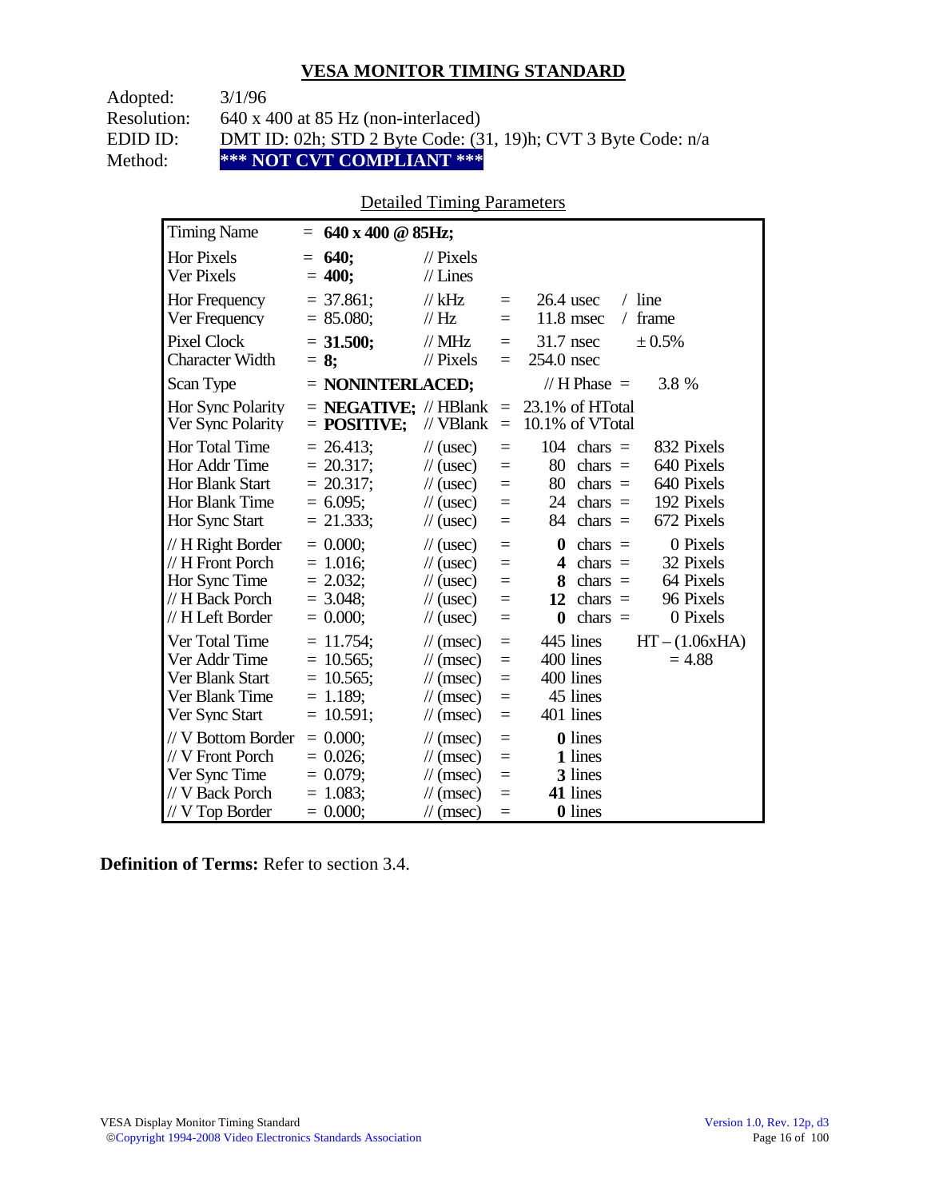## VESA MONITOR TIMING STANDARD

Adopted: 3/1/96
Resolution: 640 x 400 at 85 Hz (non-interlaced)
EDID ID: DMT ID: 02h; STD 2 Byte Code: (31, 19)h; CVT 3 Byte Code: n/a
Method: **\*\*\* NOT CVT COMPLIANT \*\*\***

Detailed Timing Parameters

| Parameter | Value | Unit | = | Value | | |
|---|---|---|---|---|---|---|
| Timing Name | = **640 x 400 @ 85Hz;** | | | | | |
| Hor Pixels | = **640;** | // Pixels | | | | |
| Ver Pixels | = **400;** | // Lines | | | | |
| Hor Frequency | = 37.861; | // kHz | = | 26.4 usec | / line | |
| Ver Frequency | = 85.080; | // Hz | = | 11.8 msec | / frame | |
| Pixel Clock | = **31.500;** | // MHz | = | 31.7 nsec | ± 0.5% | |
| Character Width | = **8;** | // Pixels | = | 254.0 nsec | | |
| Scan Type | = **NONINTERLACED;** | | | // H Phase = | 3.8 % | |
| Hor Sync Polarity | = **NEGATIVE;** | // HBlank | = | 23.1% of HTotal | | |
| Ver Sync Polarity | = **POSITIVE;** | // VBlank | = | 10.1% of VTotal | | |
| Hor Total Time | = 26.413; | // (usec) | = | 104 chars = | 832 Pixels | |
| Hor Addr Time | = 20.317; | // (usec) | = | 80 chars = | 640 Pixels | |
| Hor Blank Start | = 20.317; | // (usec) | = | 80 chars = | 640 Pixels | |
| Hor Blank Time | = 6.095; | // (usec) | = | 24 chars = | 192 Pixels | |
| Hor Sync Start | = 21.333; | // (usec) | = | 84 chars = | 672 Pixels | |
| // H Right Border | = 0.000; | // (usec) | = | **0** chars = | 0 Pixels | |
| // H Front Porch | = 1.016; | // (usec) | = | **4** chars = | 32 Pixels | |
| Hor Sync Time | = 2.032; | // (usec) | = | **8** chars = | 64 Pixels | |
| // H Back Porch | = 3.048; | // (usec) | = | **12** chars = | 96 Pixels | |
| // H Left Border | = 0.000; | // (usec) | = | **0** chars = | 0 Pixels | |
| Ver Total Time | = 11.754; | // (msec) | = | 445 lines | | HT – (1.06xHA) |
| Ver Addr Time | = 10.565; | // (msec) | = | 400 lines | | = 4.88 |
| Ver Blank Start | = 10.565; | // (msec) | = | 400 lines | | |
| Ver Blank Time | = 1.189; | // (msec) | = | 45 lines | | |
| Ver Sync Start | = 10.591; | // (msec) | = | 401 lines | | |
| // V Bottom Border | = 0.000; | // (msec) | = | **0** lines | | |
| // V Front Porch | = 0.026; | // (msec) | = | **1** lines | | |
| Ver Sync Time | = 0.079; | // (msec) | = | **3** lines | | |
| // V Back Porch | = 1.083; | // (msec) | = | **41** lines | | |
| // V Top Border | = 0.000; | // (msec) | = | **0** lines | | |

**Definition of Terms:** Refer to section 3.4.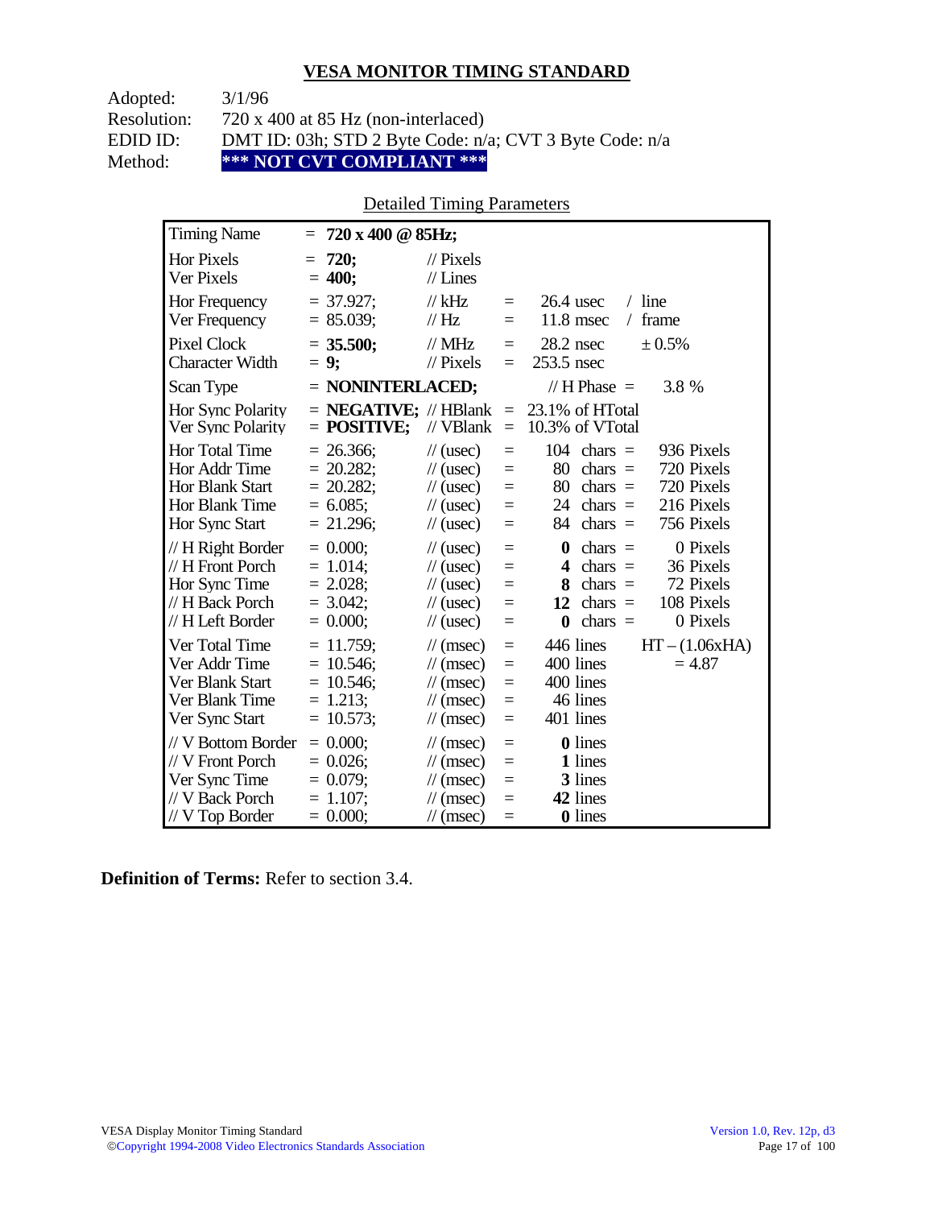## VESA MONITOR TIMING STANDARD

| | |
|---|---|
| Adopted: | 3/1/96 |
| Resolution: | 720 x 400 at 85 Hz (non-interlaced) |
| EDID ID: | DMT ID: 03h; STD 2 Byte Code: n/a; CVT 3 Byte Code: n/a |
| Method: | **\*\*\* NOT CVT COMPLIANT \*\*\*** |

Detailed Timing Parameters

| | | | | | |
|---|---|---|---|---|---|
| Timing Name | = **720 x 400 @ 85Hz;** | | | | |
| Hor Pixels | = **720;** | // Pixels | | | |
| Ver Pixels | = **400;** | // Lines | | | |
| Hor Frequency | = 37.927; | // kHz | = | 26.4 usec | / line |
| Ver Frequency | = 85.039; | // Hz | = | 11.8 msec | / frame |
| Pixel Clock | = **35.500;** | // MHz | = | 28.2 nsec | ± 0.5% |
| Character Width | = **9;** | // Pixels | = | 253.5 nsec | |
| Scan Type | = **NONINTERLACED;** | | | // H Phase = | 3.8 % |
| Hor Sync Polarity | = **NEGATIVE;** | // HBlank | = | 23.1% of HTotal | |
| Ver Sync Polarity | = **POSITIVE;** | // VBlank | = | 10.3% of VTotal | |
| Hor Total Time | = 26.366; | // (usec) | = | 104 chars = | 936 Pixels |
| Hor Addr Time | = 20.282; | // (usec) | = | 80 chars = | 720 Pixels |
| Hor Blank Start | = 20.282; | // (usec) | = | 80 chars = | 720 Pixels |
| Hor Blank Time | = 6.085; | // (usec) | = | 24 chars = | 216 Pixels |
| Hor Sync Start | = 21.296; | // (usec) | = | 84 chars = | 756 Pixels |
| // H Right Border | = 0.000; | // (usec) | = | **0** chars = | 0 Pixels |
| // H Front Porch | = 1.014; | // (usec) | = | **4** chars = | 36 Pixels |
| Hor Sync Time | = 2.028; | // (usec) | = | **8** chars = | 72 Pixels |
| // H Back Porch | = 3.042; | // (usec) | = | **12** chars = | 108 Pixels |
| // H Left Border | = 0.000; | // (usec) | = | **0** chars = | 0 Pixels |
| Ver Total Time | = 11.759; | // (msec) | = | 446 lines | HT – (1.06xHA) |
| Ver Addr Time | = 10.546; | // (msec) | = | 400 lines | = 4.87 |
| Ver Blank Start | = 10.546; | // (msec) | = | 400 lines | |
| Ver Blank Time | = 1.213; | // (msec) | = | 46 lines | |
| Ver Sync Start | = 10.573; | // (msec) | = | 401 lines | |
| // V Bottom Border | = 0.000; | // (msec) | = | **0** lines | |
| // V Front Porch | = 0.026; | // (msec) | = | **1** lines | |
| Ver Sync Time | = 0.079; | // (msec) | = | **3** lines | |
| // V Back Porch | = 1.107; | // (msec) | = | **42** lines | |
| // V Top Border | = 0.000; | // (msec) | = | **0** lines | |

**Definition of Terms:** Refer to section 3.4.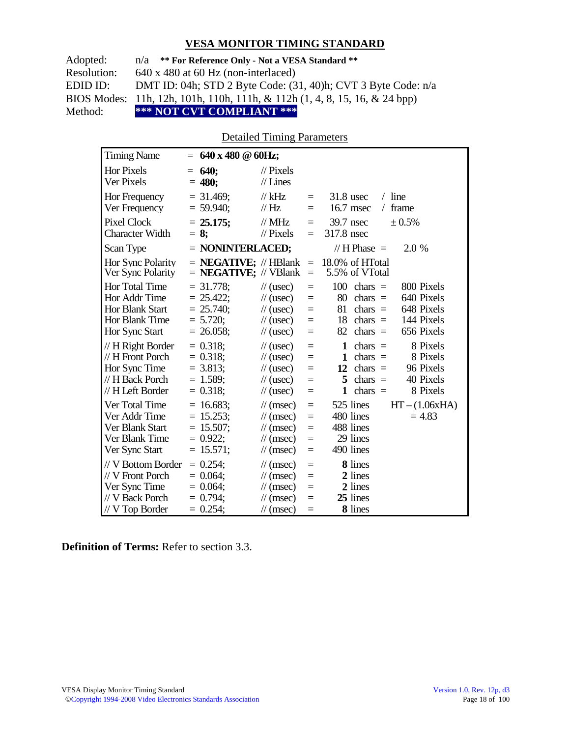## VESA MONITOR TIMING STANDARD

Adopted: n/a **\*\* For Reference Only - Not a VESA Standard \*\***
Resolution: 640 x 480 at 60 Hz (non-interlaced)
EDID ID: DMT ID: 04h; STD 2 Byte Code: (31, 40)h; CVT 3 Byte Code: n/a
BIOS Modes: 11h, 12h, 101h, 110h, 111h, & 112h (1, 4, 8, 15, 16, & 24 bpp)
Method: **\*\*\* NOT CVT COMPLIANT \*\*\***

Detailed Timing Parameters

| Parameter | Value | Unit | | | | |
|---|---|---|---|---|---|---|
| Timing Name | = **640 x 480 @ 60Hz;** | | | | | |
| Hor Pixels | = **640;** | // Pixels | | | | |
| Ver Pixels | = **480;** | // Lines | | | | |
| Hor Frequency | = 31.469; | // kHz | = | 31.8 usec | / line | |
| Ver Frequency | = 59.940; | // Hz | = | 16.7 msec | / frame | |
| Pixel Clock | = **25.175;** | // MHz | = | 39.7 nsec | ± 0.5% | |
| Character Width | = **8;** | // Pixels | = | 317.8 nsec | | |
| Scan Type | = **NONINTERLACED;** | | | // H Phase = | 2.0 % | |
| Hor Sync Polarity | = **NEGATIVE;** | // HBlank | = | 18.0% of HTotal | | |
| Ver Sync Polarity | = **NEGATIVE;** | // VBlank | = | 5.5% of VTotal | | |
| Hor Total Time | = 31.778; | // (usec) | = | 100 chars = | 800 Pixels | |
| Hor Addr Time | = 25.422; | // (usec) | = | 80 chars = | 640 Pixels | |
| Hor Blank Start | = 25.740; | // (usec) | = | 81 chars = | 648 Pixels | |
| Hor Blank Time | = 5.720; | // (usec) | = | 18 chars = | 144 Pixels | |
| Hor Sync Start | = 26.058; | // (usec) | = | 82 chars = | 656 Pixels | |
| // H Right Border | = 0.318; | // (usec) | = | **1** chars = | 8 Pixels | |
| // H Front Porch | = 0.318; | // (usec) | = | **1** chars = | 8 Pixels | |
| Hor Sync Time | = 3.813; | // (usec) | = | **12** chars = | 96 Pixels | |
| // H Back Porch | = 1.589; | // (usec) | = | **5** chars = | 40 Pixels | |
| // H Left Border | = 0.318; | // (usec) | = | **1** chars = | 8 Pixels | |
| Ver Total Time | = 16.683; | // (msec) | = | 525 lines | | HT – (1.06xHA) |
| Ver Addr Time | = 15.253; | // (msec) | = | 480 lines | | = 4.83 |
| Ver Blank Start | = 15.507; | // (msec) | = | 488 lines | | |
| Ver Blank Time | = 0.922; | // (msec) | = | 29 lines | | |
| Ver Sync Start | = 15.571; | // (msec) | = | 490 lines | | |
| // V Bottom Border | = 0.254; | // (msec) | = | **8** lines | | |
| // V Front Porch | = 0.064; | // (msec) | = | **2** lines | | |
| Ver Sync Time | = 0.064; | // (msec) | = | **2** lines | | |
| // V Back Porch | = 0.794; | // (msec) | = | **25** lines | | |
| // V Top Border | = 0.254; | // (msec) | = | **8** lines | | |

**Definition of Terms:** Refer to section 3.3.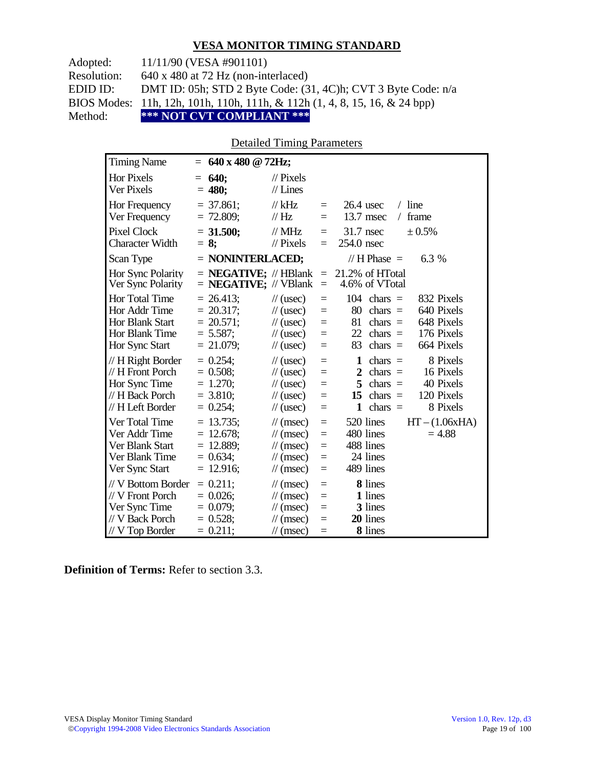## VESA MONITOR TIMING STANDARD

Adopted: 11/11/90 (VESA #901101)
Resolution: 640 x 480 at 72 Hz (non-interlaced)
EDID ID: DMT ID: 05h; STD 2 Byte Code: (31, 4C)h; CVT 3 Byte Code: n/a
BIOS Modes: 11h, 12h, 101h, 110h, 111h, & 112h (1, 4, 8, 15, 16, & 24 bpp)
Method: **\*\*\* NOT CVT COMPLIANT \*\*\***

Detailed Timing Parameters

| Parameter | Value | Unit | | Equivalent | | |
|---|---|---|---|---|---|---|
| Timing Name | = **640 x 480 @ 72Hz;** | | | | | |
| Hor Pixels | = **640;** | // Pixels | | | | |
| Ver Pixels | = **480;** | // Lines | | | | |
| Hor Frequency | = 37.861; | // kHz | = | 26.4 usec | / line | |
| Ver Frequency | = 72.809; | // Hz | = | 13.7 msec | / frame | |
| Pixel Clock | = **31.500;** | // MHz | = | 31.7 nsec | ± 0.5% | |
| Character Width | = **8;** | // Pixels | = | 254.0 nsec | | |
| Scan Type | = **NONINTERLACED;** | | | // H Phase = | 6.3 % | |
| Hor Sync Polarity | = **NEGATIVE;** | // HBlank | = | 21.2% of HTotal | | |
| Ver Sync Polarity | = **NEGATIVE;** | // VBlank | = | 4.6% of VTotal | | |
| Hor Total Time | = 26.413; | // (usec) | = | 104 chars = | 832 Pixels | |
| Hor Addr Time | = 20.317; | // (usec) | = | 80 chars = | 640 Pixels | |
| Hor Blank Start | = 20.571; | // (usec) | = | 81 chars = | 648 Pixels | |
| Hor Blank Time | = 5.587; | // (usec) | = | 22 chars = | 176 Pixels | |
| Hor Sync Start | = 21.079; | // (usec) | = | 83 chars = | 664 Pixels | |
| // H Right Border | = 0.254; | // (usec) | = | **1** chars = | 8 Pixels | |
| // H Front Porch | = 0.508; | // (usec) | = | **2** chars = | 16 Pixels | |
| Hor Sync Time | = 1.270; | // (usec) | = | **5** chars = | 40 Pixels | |
| // H Back Porch | = 3.810; | // (usec) | = | **15** chars = | 120 Pixels | |
| // H Left Border | = 0.254; | // (usec) | = | **1** chars = | 8 Pixels | |
| Ver Total Time | = 13.735; | // (msec) | = | 520 lines | | HT – (1.06xHA) |
| Ver Addr Time | = 12.678; | // (msec) | = | 480 lines | | = 4.88 |
| Ver Blank Start | = 12.889; | // (msec) | = | 488 lines | | |
| Ver Blank Time | = 0.634; | // (msec) | = | 24 lines | | |
| Ver Sync Start | = 12.916; | // (msec) | = | 489 lines | | |
| // V Bottom Border | = 0.211; | // (msec) | = | **8** lines | | |
| // V Front Porch | = 0.026; | // (msec) | = | **1** lines | | |
| Ver Sync Time | = 0.079; | // (msec) | = | **3** lines | | |
| // V Back Porch | = 0.528; | // (msec) | = | **20** lines | | |
| // V Top Border | = 0.211; | // (msec) | = | **8** lines | | |

**Definition of Terms:** Refer to section 3.3.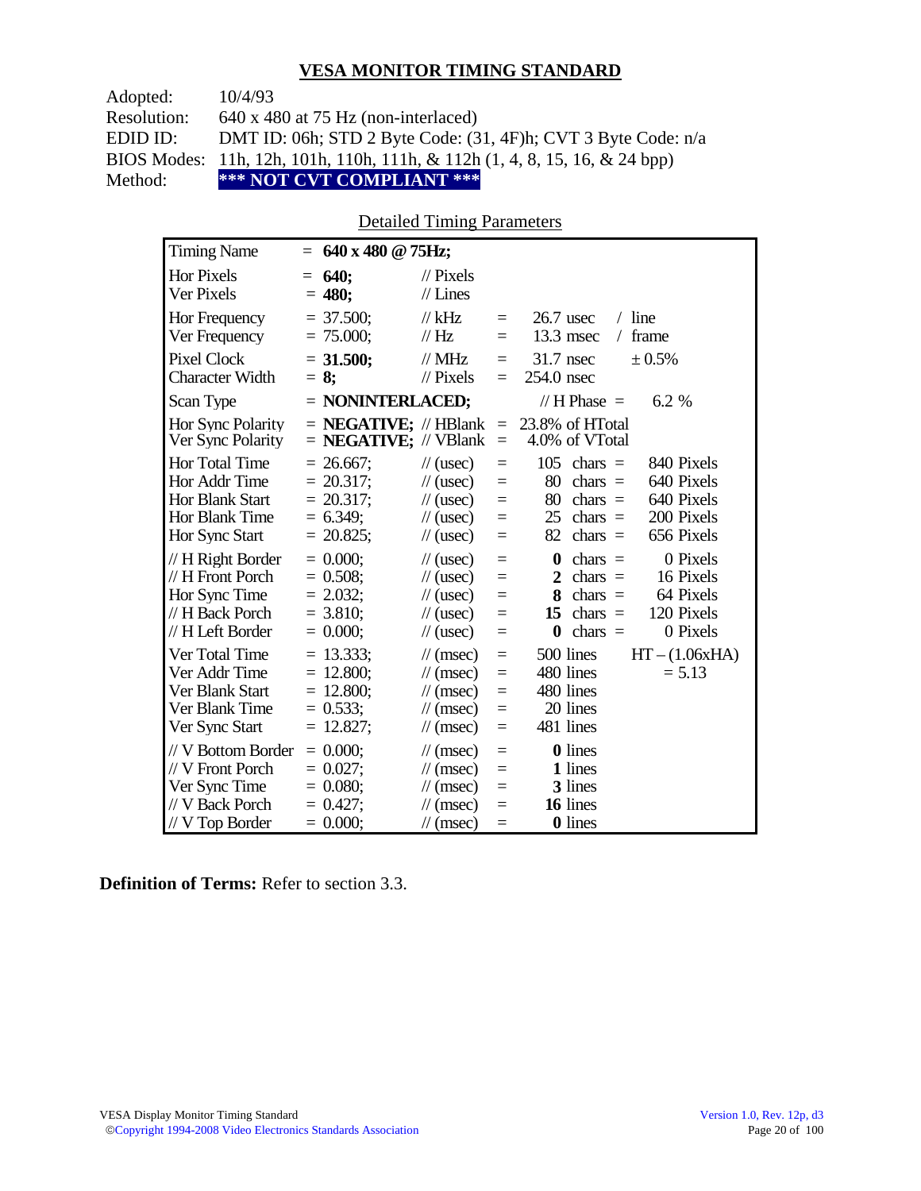## VESA MONITOR TIMING STANDARD

Adopted: 10/4/93
Resolution: 640 x 480 at 75 Hz (non-interlaced)
EDID ID: DMT ID: 06h; STD 2 Byte Code: (31, 4F)h; CVT 3 Byte Code: n/a
BIOS Modes: 11h, 12h, 101h, 110h, 111h, & 112h (1, 4, 8, 15, 16, & 24 bpp)
Method: **\*\*\* NOT CVT COMPLIANT \*\*\***

Detailed Timing Parameters

| Parameter | Value | Unit | | Equivalent | |
|---|---|---|---|---|---|
| Timing Name | = **640 x 480 @ 75Hz;** | | | | |
| Hor Pixels | = **640;** | // Pixels | | | |
| Ver Pixels | = **480;** | // Lines | | | |
| Hor Frequency | = 37.500; | // kHz | = | 26.7 usec | / line |
| Ver Frequency | = 75.000; | // Hz | = | 13.3 msec | / frame |
| Pixel Clock | = **31.500;** | // MHz | = | 31.7 nsec | ± 0.5% |
| Character Width | = **8;** | // Pixels | = | 254.0 nsec | |
| Scan Type | = **NONINTERLACED;** | | | // H Phase = | 6.2 % |
| Hor Sync Polarity | = **NEGATIVE;** | // HBlank | = | 23.8% of HTotal | |
| Ver Sync Polarity | = **NEGATIVE;** | // VBlank | = | 4.0% of VTotal | |
| Hor Total Time | = 26.667; | // (usec) | = | 105 chars = | 840 Pixels |
| Hor Addr Time | = 20.317; | // (usec) | = | 80 chars = | 640 Pixels |
| Hor Blank Start | = 20.317; | // (usec) | = | 80 chars = | 640 Pixels |
| Hor Blank Time | = 6.349; | // (usec) | = | 25 chars = | 200 Pixels |
| Hor Sync Start | = 20.825; | // (usec) | = | 82 chars = | 656 Pixels |
| // H Right Border | = 0.000; | // (usec) | = | **0** chars = | 0 Pixels |
| // H Front Porch | = 0.508; | // (usec) | = | **2** chars = | 16 Pixels |
| Hor Sync Time | = 2.032; | // (usec) | = | **8** chars = | 64 Pixels |
| // H Back Porch | = 3.810; | // (usec) | = | **15** chars = | 120 Pixels |
| // H Left Border | = 0.000; | // (usec) | = | **0** chars = | 0 Pixels |
| Ver Total Time | = 13.333; | // (msec) | = | 500 lines | HT – (1.06xHA) |
| Ver Addr Time | = 12.800; | // (msec) | = | 480 lines | = 5.13 |
| Ver Blank Start | = 12.800; | // (msec) | = | 480 lines | |
| Ver Blank Time | = 0.533; | // (msec) | = | 20 lines | |
| Ver Sync Start | = 12.827; | // (msec) | = | 481 lines | |
| // V Bottom Border | = 0.000; | // (msec) | = | **0** lines | |
| // V Front Porch | = 0.027; | // (msec) | = | **1** lines | |
| Ver Sync Time | = 0.080; | // (msec) | = | **3** lines | |
| // V Back Porch | = 0.427; | // (msec) | = | **16** lines | |
| // V Top Border | = 0.000; | // (msec) | = | **0** lines | |

**Definition of Terms:** Refer to section 3.3.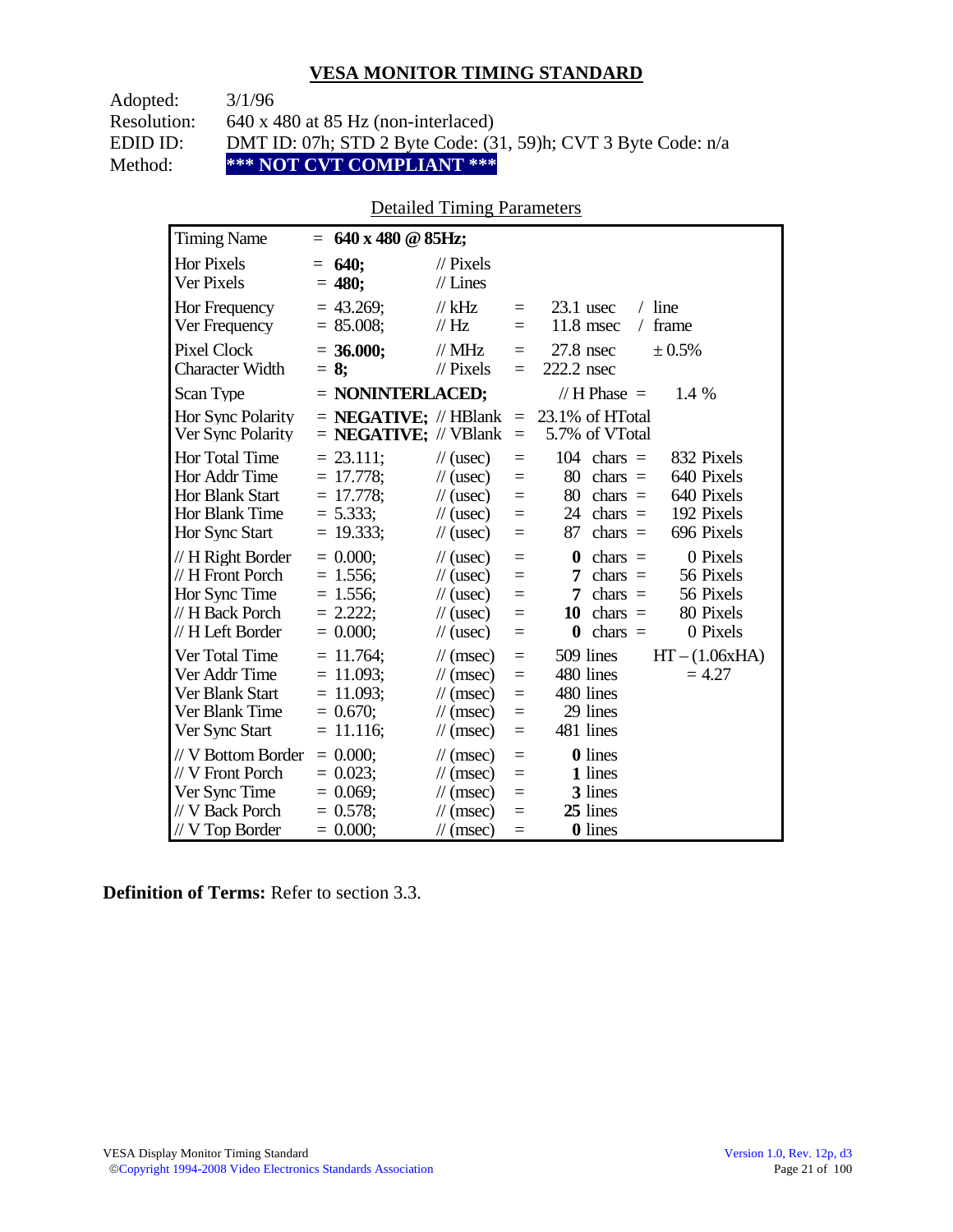# VESA MONITOR TIMING STANDARD

| | |
|---|---|
| Adopted: | 3/1/96 |
| Resolution: | 640 x 480 at 85 Hz (non-interlaced) |
| EDID ID: | DMT ID: 07h; STD 2 Byte Code: (31, 59)h; CVT 3 Byte Code: n/a |
| Method: | **\*\*\* NOT CVT COMPLIANT \*\*\*** |

Detailed Timing Parameters

| | | | | | |
|---|---|---|---|---|---|
| Timing Name | = **640 x 480 @ 85Hz;** | | | | |
| Hor Pixels | = **640;** | // Pixels | | | |
| Ver Pixels | = **480;** | // Lines | | | |
| Hor Frequency | = 43.269; | // kHz | = | 23.1 usec | / line |
| Ver Frequency | = 85.008; | // Hz | = | 11.8 msec | / frame |
| Pixel Clock | = **36.000;** | // MHz | = | 27.8 nsec | ± 0.5% |
| Character Width | = **8;** | // Pixels | = | 222.2 nsec | |
| Scan Type | = **NONINTERLACED;** | | | // H Phase = | 1.4 % |
| Hor Sync Polarity | = **NEGATIVE;** | // HBlank | = | 23.1% of HTotal | |
| Ver Sync Polarity | = **NEGATIVE;** | // VBlank | = | 5.7% of VTotal | |
| Hor Total Time | = 23.111; | // (usec) | = | 104 chars = | 832 Pixels |
| Hor Addr Time | = 17.778; | // (usec) | = | 80 chars = | 640 Pixels |
| Hor Blank Start | = 17.778; | // (usec) | = | 80 chars = | 640 Pixels |
| Hor Blank Time | = 5.333; | // (usec) | = | 24 chars = | 192 Pixels |
| Hor Sync Start | = 19.333; | // (usec) | = | 87 chars = | 696 Pixels |
| // H Right Border | = 0.000; | // (usec) | = | **0** chars = | 0 Pixels |
| // H Front Porch | = 1.556; | // (usec) | = | **7** chars = | 56 Pixels |
| Hor Sync Time | = 1.556; | // (usec) | = | **7** chars = | 56 Pixels |
| // H Back Porch | = 2.222; | // (usec) | = | **10** chars = | 80 Pixels |
| // H Left Border | = 0.000; | // (usec) | = | **0** chars = | 0 Pixels |
| Ver Total Time | = 11.764; | // (msec) | = | 509 lines | HT – (1.06xHA) |
| Ver Addr Time | = 11.093; | // (msec) | = | 480 lines | = 4.27 |
| Ver Blank Start | = 11.093; | // (msec) | = | 480 lines | |
| Ver Blank Time | = 0.670; | // (msec) | = | 29 lines | |
| Ver Sync Start | = 11.116; | // (msec) | = | 481 lines | |
| // V Bottom Border | = 0.000; | // (msec) | = | **0** lines | |
| // V Front Porch | = 0.023; | // (msec) | = | **1** lines | |
| Ver Sync Time | = 0.069; | // (msec) | = | **3** lines | |
| // V Back Porch | = 0.578; | // (msec) | = | **25** lines | |
| // V Top Border | = 0.000; | // (msec) | = | **0** lines | |

**Definition of Terms:** Refer to section 3.3.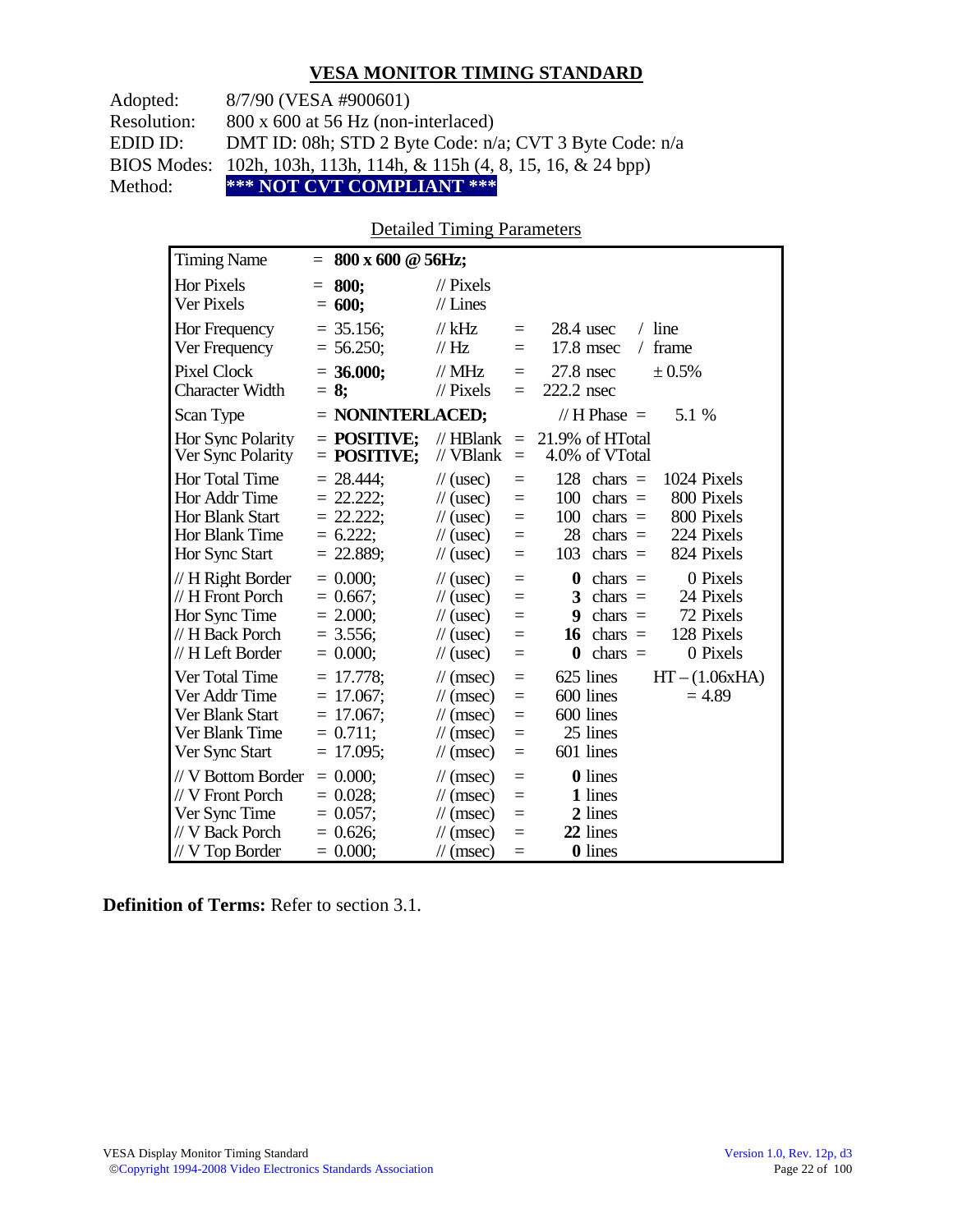## VESA MONITOR TIMING STANDARD

| | |
|---|---|
| Adopted: | 8/7/90 (VESA #900601) |
| Resolution: | 800 x 600 at 56 Hz (non-interlaced) |
| EDID ID: | DMT ID: 08h; STD 2 Byte Code: n/a; CVT 3 Byte Code: n/a |
| BIOS Modes: | 102h, 103h, 113h, 114h, & 115h (4, 8, 15, 16, & 24 bpp) |
| Method: | **\*\*\* NOT CVT COMPLIANT \*\*\*** |

Detailed Timing Parameters

| Parameter | Value | Unit | | Equivalent | | |
|---|---|---|---|---|---|---|
| Timing Name | = **800 x 600 @ 56Hz;** | | | | | |
| Hor Pixels | = **800;** | // Pixels | | | | |
| Ver Pixels | = **600;** | // Lines | | | | |
| Hor Frequency | = 35.156; | // kHz | = | 28.4 usec | / line | |
| Ver Frequency | = 56.250; | // Hz | = | 17.8 msec | / frame | |
| Pixel Clock | = **36.000;** | // MHz | = | 27.8 nsec | ± 0.5% | |
| Character Width | = **8;** | // Pixels | = | 222.2 nsec | | |
| Scan Type | = **NONINTERLACED;** | | | // H Phase = | 5.1 % | |
| Hor Sync Polarity | = **POSITIVE;** | // HBlank | = | 21.9% of HTotal | | |
| Ver Sync Polarity | = **POSITIVE;** | // VBlank | = | 4.0% of VTotal | | |
| Hor Total Time | = 28.444; | // (usec) | = | 128 chars = | 1024 Pixels | |
| Hor Addr Time | = 22.222; | // (usec) | = | 100 chars = | 800 Pixels | |
| Hor Blank Start | = 22.222; | // (usec) | = | 100 chars = | 800 Pixels | |
| Hor Blank Time | = 6.222; | // (usec) | = | 28 chars = | 224 Pixels | |
| Hor Sync Start | = 22.889; | // (usec) | = | 103 chars = | 824 Pixels | |
| // H Right Border | = 0.000; | // (usec) | = | **0** chars = | 0 Pixels | |
| // H Front Porch | = 0.667; | // (usec) | = | **3** chars = | 24 Pixels | |
| Hor Sync Time | = 2.000; | // (usec) | = | **9** chars = | 72 Pixels | |
| // H Back Porch | = 3.556; | // (usec) | = | **16** chars = | 128 Pixels | |
| // H Left Border | = 0.000; | // (usec) | = | **0** chars = | 0 Pixels | |
| Ver Total Time | = 17.778; | // (msec) | = | 625 lines | | HT – (1.06xHA) |
| Ver Addr Time | = 17.067; | // (msec) | = | 600 lines | | = 4.89 |
| Ver Blank Start | = 17.067; | // (msec) | = | 600 lines | | |
| Ver Blank Time | = 0.711; | // (msec) | = | 25 lines | | |
| Ver Sync Start | = 17.095; | // (msec) | = | 601 lines | | |
| // V Bottom Border | = 0.000; | // (msec) | = | **0** lines | | |
| // V Front Porch | = 0.028; | // (msec) | = | **1** lines | | |
| Ver Sync Time | = 0.057; | // (msec) | = | **2** lines | | |
| // V Back Porch | = 0.626; | // (msec) | = | **22** lines | | |
| // V Top Border | = 0.000; | // (msec) | = | **0** lines | | |

**Definition of Terms:** Refer to section 3.1.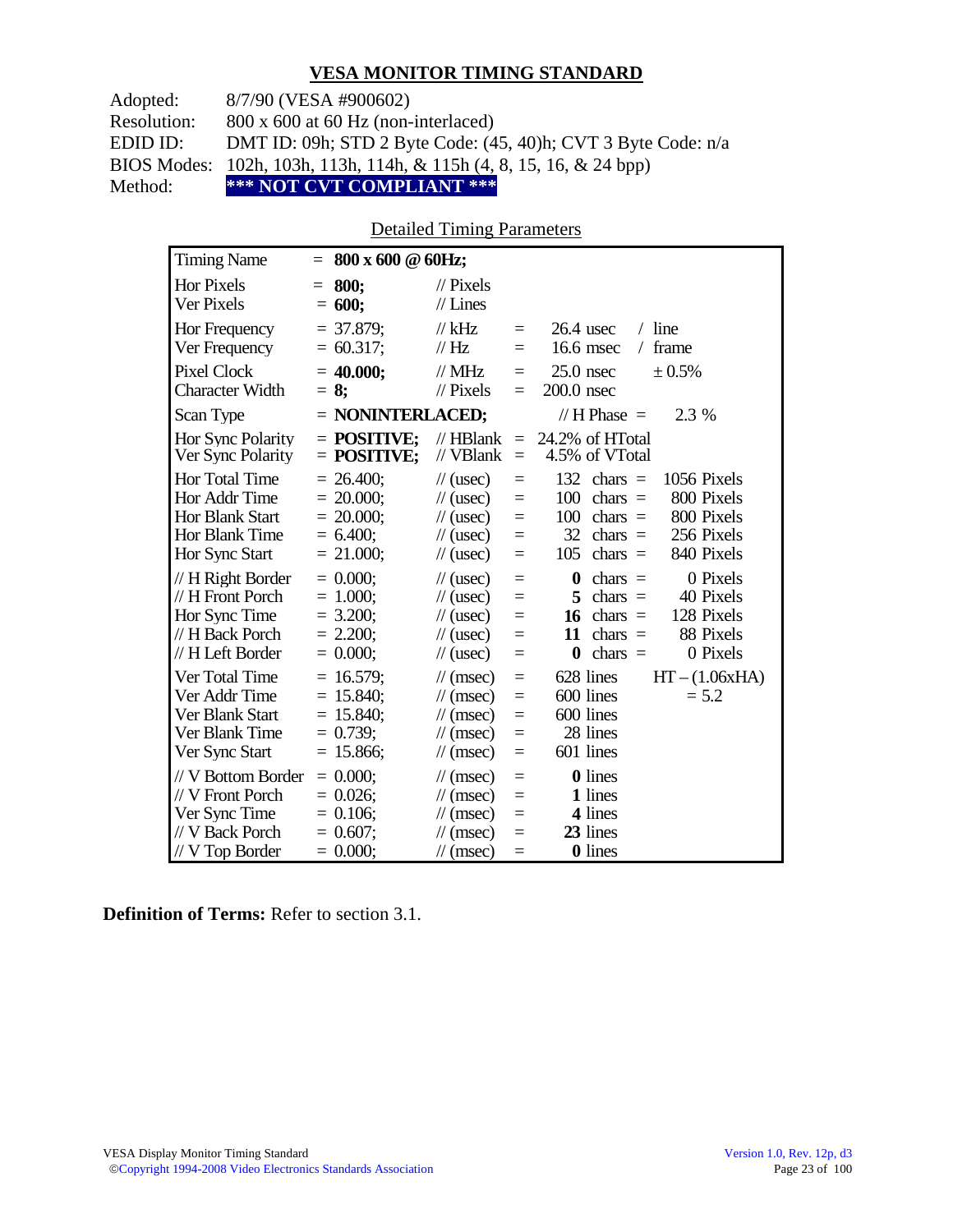## VESA MONITOR TIMING STANDARD

Adopted: 8/7/90 (VESA #900602)
Resolution: 800 x 600 at 60 Hz (non-interlaced)
EDID ID: DMT ID: 09h; STD 2 Byte Code: (45, 40)h; CVT 3 Byte Code: n/a
BIOS Modes: 102h, 103h, 113h, 114h, & 115h (4, 8, 15, 16, & 24 bpp)
Method: **\*\*\* NOT CVT COMPLIANT \*\*\***

### Detailed Timing Parameters

| | | | | | |
|---|---|---|---|---|---|
| Timing Name | = **800 x 600 @ 60Hz;** | | | | |
| Hor Pixels | = **800;** | // Pixels | | | |
| Ver Pixels | = **600;** | // Lines | | | |
| Hor Frequency | = 37.879; | // kHz | = | 26.4 usec / line | |
| Ver Frequency | = 60.317; | // Hz | = | 16.6 msec / frame | |
| Pixel Clock | = **40.000;** | // MHz | = | 25.0 nsec | ± 0.5% |
| Character Width | = **8;** | // Pixels | = | 200.0 nsec | |
| Scan Type | = **NONINTERLACED;** | | | // H Phase = | 2.3 % |
| Hor Sync Polarity | = **POSITIVE;** | // HBlank | = | 24.2% of HTotal | |
| Ver Sync Polarity | = **POSITIVE;** | // VBlank | = | 4.5% of VTotal | |
| Hor Total Time | = 26.400; | // (usec) | = | 132 chars = | 1056 Pixels |
| Hor Addr Time | = 20.000; | // (usec) | = | 100 chars = | 800 Pixels |
| Hor Blank Start | = 20.000; | // (usec) | = | 100 chars = | 800 Pixels |
| Hor Blank Time | = 6.400; | // (usec) | = | 32 chars = | 256 Pixels |
| Hor Sync Start | = 21.000; | // (usec) | = | 105 chars = | 840 Pixels |
| // H Right Border | = 0.000; | // (usec) | = | **0** chars = | 0 Pixels |
| // H Front Porch | = 1.000; | // (usec) | = | **5** chars = | 40 Pixels |
| Hor Sync Time | = 3.200; | // (usec) | = | **16** chars = | 128 Pixels |
| // H Back Porch | = 2.200; | // (usec) | = | **11** chars = | 88 Pixels |
| // H Left Border | = 0.000; | // (usec) | = | **0** chars = | 0 Pixels |
| Ver Total Time | = 16.579; | // (msec) | = | 628 lines | HT – (1.06xHA) |
| Ver Addr Time | = 15.840; | // (msec) | = | 600 lines | = 5.2 |
| Ver Blank Start | = 15.840; | // (msec) | = | 600 lines | |
| Ver Blank Time | = 0.739; | // (msec) | = | 28 lines | |
| Ver Sync Start | = 15.866; | // (msec) | = | 601 lines | |
| // V Bottom Border | = 0.000; | // (msec) | = | **0** lines | |
| // V Front Porch | = 0.026; | // (msec) | = | **1** lines | |
| Ver Sync Time | = 0.106; | // (msec) | = | **4** lines | |
| // V Back Porch | = 0.607; | // (msec) | = | **23** lines | |
| // V Top Border | = 0.000; | // (msec) | = | **0** lines | |

**Definition of Terms:** Refer to section 3.1.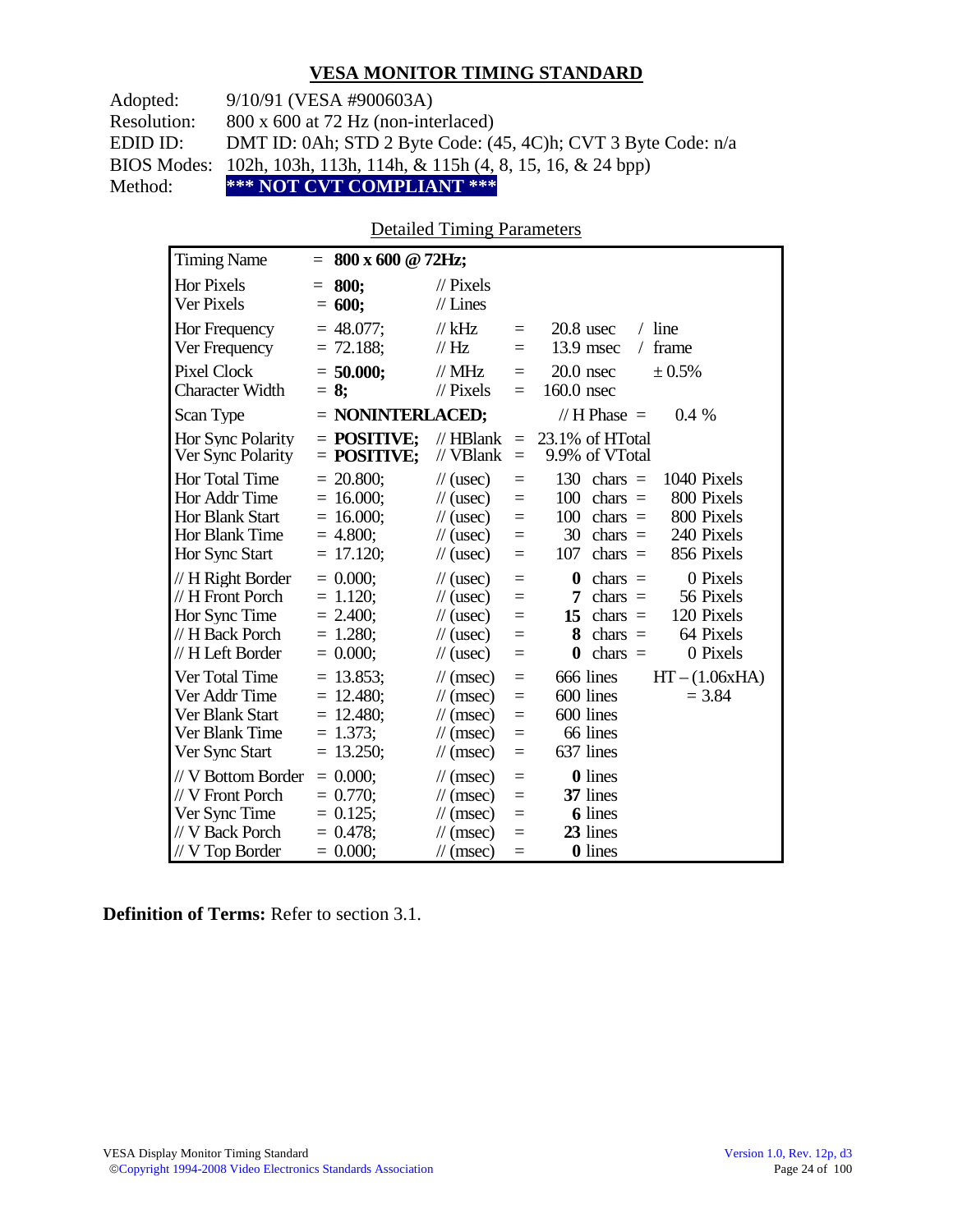## VESA MONITOR TIMING STANDARD

Adopted: 9/10/91 (VESA #900603A)
Resolution: 800 x 600 at 72 Hz (non-interlaced)
EDID ID: DMT ID: 0Ah; STD 2 Byte Code: (45, 4C)h; CVT 3 Byte Code: n/a
BIOS Modes: 102h, 103h, 113h, 114h, & 115h (4, 8, 15, 16, & 24 bpp)
Method: **\*\*\* NOT CVT COMPLIANT \*\*\***

Detailed Timing Parameters

| Parameter | Value | Unit | | | | | |
|---|---|---|---|---|---|---|---|
| Timing Name | = **800 x 600 @ 72Hz;** | | | | | | |
| Hor Pixels | = **800;** | // Pixels | | | | | |
| Ver Pixels | = **600;** | // Lines | | | | | |
| Hor Frequency | = 48.077; | // kHz | = | 20.8 usec | / line | | |
| Ver Frequency | = 72.188; | // Hz | = | 13.9 msec | / frame | | |
| Pixel Clock | = **50.000;** | // MHz | = | 20.0 nsec | ± 0.5% | | |
| Character Width | = **8;** | // Pixels | = | 160.0 nsec | | | |
| Scan Type | = **NONINTERLACED;** | | | // H Phase = | 0.4 % | | |
| Hor Sync Polarity | = **POSITIVE;** | // HBlank | = | 23.1% of HTotal | | | |
| Ver Sync Polarity | = **POSITIVE;** | // VBlank | = | 9.9% of VTotal | | | |
| Hor Total Time | = 20.800; | // (usec) | = | 130 | chars = | 1040 Pixels | |
| Hor Addr Time | = 16.000; | // (usec) | = | 100 | chars = | 800 Pixels | |
| Hor Blank Start | = 16.000; | // (usec) | = | 100 | chars = | 800 Pixels | |
| Hor Blank Time | = 4.800; | // (usec) | = | 30 | chars = | 240 Pixels | |
| Hor Sync Start | = 17.120; | // (usec) | = | 107 | chars = | 856 Pixels | |
| // H Right Border | = 0.000; | // (usec) | = | **0** | chars = | 0 Pixels | |
| // H Front Porch | = 1.120; | // (usec) | = | **7** | chars = | 56 Pixels | |
| Hor Sync Time | = 2.400; | // (usec) | = | **15** | chars = | 120 Pixels | |
| // H Back Porch | = 1.280; | // (usec) | = | **8** | chars = | 64 Pixels | |
| // H Left Border | = 0.000; | // (usec) | = | **0** | chars = | 0 Pixels | |
| Ver Total Time | = 13.853; | // (msec) | = | 666 | lines | | HT – (1.06xHA) |
| Ver Addr Time | = 12.480; | // (msec) | = | 600 | lines | | = 3.84 |
| Ver Blank Start | = 12.480; | // (msec) | = | 600 | lines | | |
| Ver Blank Time | = 1.373; | // (msec) | = | 66 | lines | | |
| Ver Sync Start | = 13.250; | // (msec) | = | 637 | lines | | |
| // V Bottom Border | = 0.000; | // (msec) | = | **0** | lines | | |
| // V Front Porch | = 0.770; | // (msec) | = | **37** | lines | | |
| Ver Sync Time | = 0.125; | // (msec) | = | **6** | lines | | |
| // V Back Porch | = 0.478; | // (msec) | = | **23** | lines | | |
| // V Top Border | = 0.000; | // (msec) | = | **0** | lines | | |

**Definition of Terms:** Refer to section 3.1.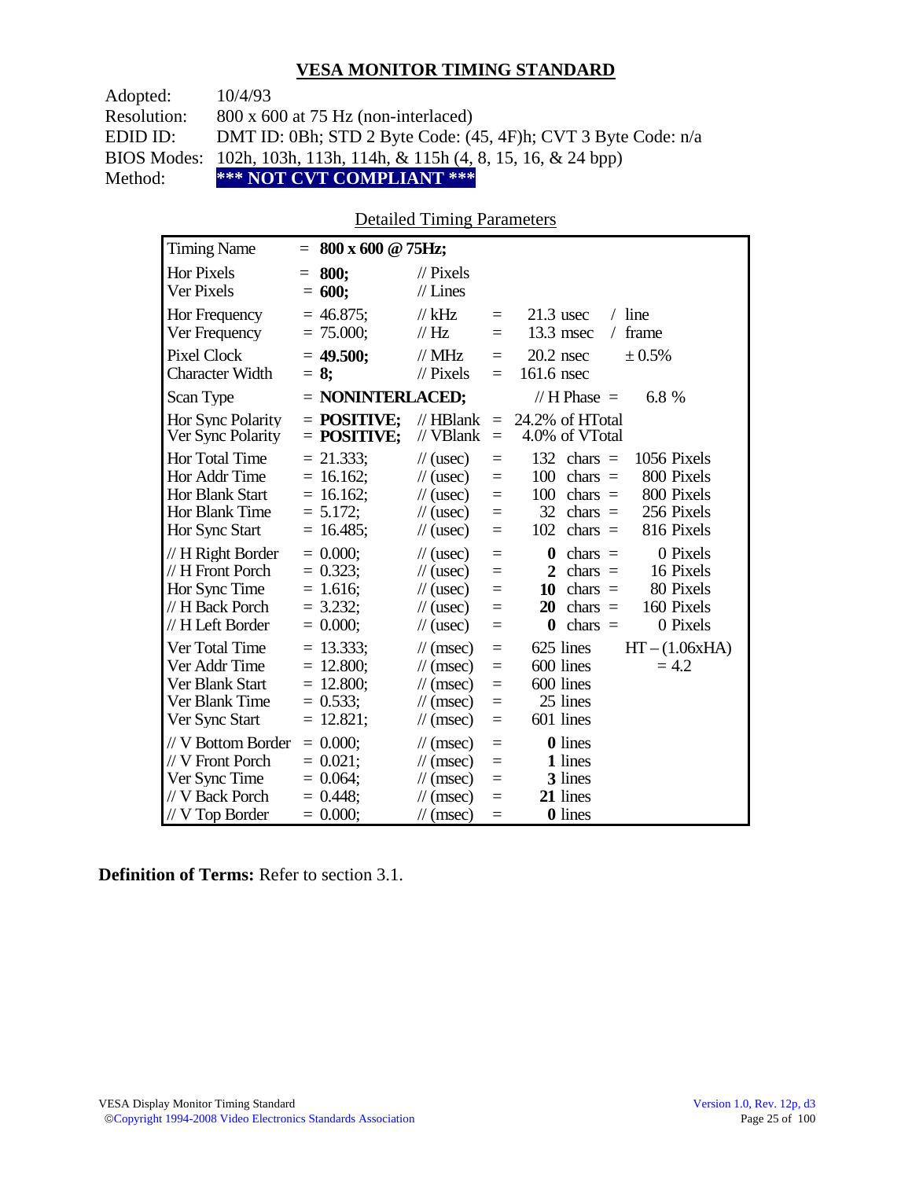## VESA MONITOR TIMING STANDARD

Adopted: 10/4/93
Resolution: 800 x 600 at 75 Hz (non-interlaced)
EDID ID: DMT ID: 0Bh; STD 2 Byte Code: (45, 4F)h; CVT 3 Byte Code: n/a
BIOS Modes: 102h, 103h, 113h, 114h, & 115h (4, 8, 15, 16, & 24 bpp)
Method: **\*\*\* NOT CVT COMPLIANT \*\*\***

Detailed Timing Parameters

| Timing Name | = **800 x 600 @ 75Hz;** | | | | |
|---|---|---|---|---|---|
| Hor Pixels | = **800;** | // Pixels | | | |
| Ver Pixels | = **600;** | // Lines | | | |
| Hor Frequency | = 46.875; | // kHz | = | 21.3 usec | / line |
| Ver Frequency | = 75.000; | // Hz | = | 13.3 msec | / frame |
| Pixel Clock | = **49.500;** | // MHz | = | 20.2 nsec | ± 0.5% |
| Character Width | = **8;** | // Pixels | = | 161.6 nsec | |
| Scan Type | = **NONINTERLACED;** | | | // H Phase = | 6.8 % |
| Hor Sync Polarity | = **POSITIVE;** | // HBlank | = | 24.2% of HTotal | |
| Ver Sync Polarity | = **POSITIVE;** | // VBlank | = | 4.0% of VTotal | |
| Hor Total Time | = 21.333; | // (usec) | = | 132 chars = | 1056 Pixels |
| Hor Addr Time | = 16.162; | // (usec) | = | 100 chars = | 800 Pixels |
| Hor Blank Start | = 16.162; | // (usec) | = | 100 chars = | 800 Pixels |
| Hor Blank Time | = 5.172; | // (usec) | = | 32 chars = | 256 Pixels |
| Hor Sync Start | = 16.485; | // (usec) | = | 102 chars = | 816 Pixels |
| // H Right Border | = 0.000; | // (usec) | = | **0** chars = | 0 Pixels |
| // H Front Porch | = 0.323; | // (usec) | = | **2** chars = | 16 Pixels |
| Hor Sync Time | = 1.616; | // (usec) | = | **10** chars = | 80 Pixels |
| // H Back Porch | = 3.232; | // (usec) | = | **20** chars = | 160 Pixels |
| // H Left Border | = 0.000; | // (usec) | = | **0** chars = | 0 Pixels |
| Ver Total Time | = 13.333; | // (msec) | = | 625 lines | HT – (1.06xHA) |
| Ver Addr Time | = 12.800; | // (msec) | = | 600 lines | = 4.2 |
| Ver Blank Start | = 12.800; | // (msec) | = | 600 lines | |
| Ver Blank Time | = 0.533; | // (msec) | = | 25 lines | |
| Ver Sync Start | = 12.821; | // (msec) | = | 601 lines | |
| // V Bottom Border | = 0.000; | // (msec) | = | **0** lines | |
| // V Front Porch | = 0.021; | // (msec) | = | **1** lines | |
| Ver Sync Time | = 0.064; | // (msec) | = | **3** lines | |
| // V Back Porch | = 0.448; | // (msec) | = | **21** lines | |
| // V Top Border | = 0.000; | // (msec) | = | **0** lines | |

**Definition of Terms:** Refer to section 3.1.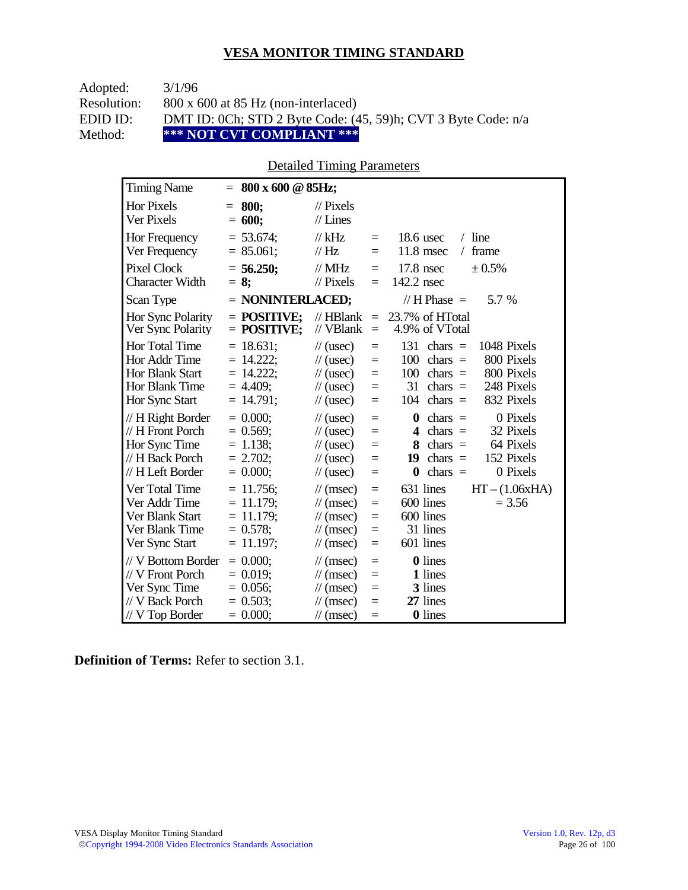## VESA MONITOR TIMING STANDARD

Adopted: 3/1/96
Resolution: 800 x 600 at 85 Hz (non-interlaced)
EDID ID: DMT ID: 0Ch; STD 2 Byte Code: (45, 59)h; CVT 3 Byte Code: n/a
Method: **\*\*\* NOT CVT COMPLIANT \*\*\***

### Detailed Timing Parameters

| | | | | | |
|---|---|---|---|---|---|
| Timing Name | = **800 x 600 @ 85Hz;** | | | | |
| Hor Pixels | = **800;** | // Pixels | | | |
| Ver Pixels | = **600;** | // Lines | | | |
| Hor Frequency | = 53.674; | // kHz | = | 18.6 usec | / line |
| Ver Frequency | = 85.061; | // Hz | = | 11.8 msec | / frame |
| Pixel Clock | = **56.250;** | // MHz | = | 17.8 nsec | ± 0.5% |
| Character Width | = **8;** | // Pixels | = | 142.2 nsec | |
| Scan Type | = **NONINTERLACED;** | | | // H Phase = | 5.7 % |
| Hor Sync Polarity | = **POSITIVE;** | // HBlank | = | 23.7% of HTotal | |
| Ver Sync Polarity | = **POSITIVE;** | // VBlank | = | 4.9% of VTotal | |
| Hor Total Time | = 18.631; | // (usec) | = | 131 chars = | 1048 Pixels |
| Hor Addr Time | = 14.222; | // (usec) | = | 100 chars = | 800 Pixels |
| Hor Blank Start | = 14.222; | // (usec) | = | 100 chars = | 800 Pixels |
| Hor Blank Time | = 4.409; | // (usec) | = | 31 chars = | 248 Pixels |
| Hor Sync Start | = 14.791; | // (usec) | = | 104 chars = | 832 Pixels |
| // H Right Border | = 0.000; | // (usec) | = | **0** chars = | 0 Pixels |
| // H Front Porch | = 0.569; | // (usec) | = | **4** chars = | 32 Pixels |
| Hor Sync Time | = 1.138; | // (usec) | = | **8** chars = | 64 Pixels |
| // H Back Porch | = 2.702; | // (usec) | = | **19** chars = | 152 Pixels |
| // H Left Border | = 0.000; | // (usec) | = | **0** chars = | 0 Pixels |
| Ver Total Time | = 11.756; | // (msec) | = | 631 lines | HT – (1.06xHA) |
| Ver Addr Time | = 11.179; | // (msec) | = | 600 lines | = 3.56 |
| Ver Blank Start | = 11.179; | // (msec) | = | 600 lines | |
| Ver Blank Time | = 0.578; | // (msec) | = | 31 lines | |
| Ver Sync Start | = 11.197; | // (msec) | = | 601 lines | |
| // V Bottom Border | = 0.000; | // (msec) | = | **0** lines | |
| // V Front Porch | = 0.019; | // (msec) | = | **1** lines | |
| Ver Sync Time | = 0.056; | // (msec) | = | **3** lines | |
| // V Back Porch | = 0.503; | // (msec) | = | **27** lines | |
| // V Top Border | = 0.000; | // (msec) | = | **0** lines | |

**Definition of Terms:** Refer to section 3.1.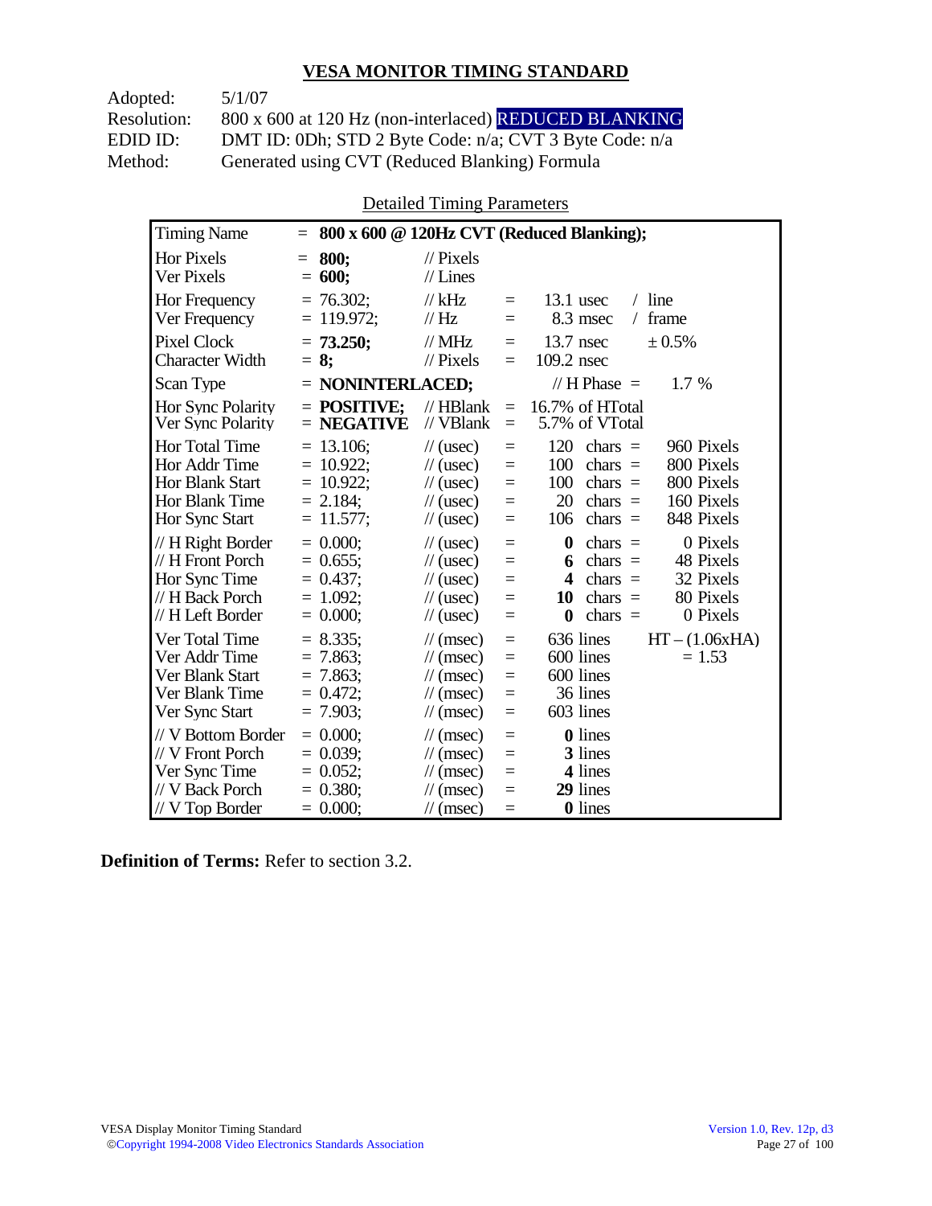## VESA MONITOR TIMING STANDARD

Adopted: 5/1/07
Resolution: 800 x 600 at 120 Hz (non-interlaced) REDUCED BLANKING
EDID ID: DMT ID: 0Dh; STD 2 Byte Code: n/a; CVT 3 Byte Code: n/a
Method: Generated using CVT (Reduced Blanking) Formula

Detailed Timing Parameters

| Timing Name | = **800 x 600 @ 120Hz CVT (Reduced Blanking);** | | | | | |
|---|---|---|---|---|---|---|
| Hor Pixels | = **800;** | // Pixels | | | | |
| Ver Pixels | = **600;** | // Lines | | | | |
| Hor Frequency | = 76.302; | // kHz | = | 13.1 usec | / line | |
| Ver Frequency | = 119.972; | // Hz | = | 8.3 msec | / frame | |
| Pixel Clock | = **73.250;** | // MHz | = | 13.7 nsec | ± 0.5% | |
| Character Width | = **8;** | // Pixels | = | 109.2 nsec | | |
| Scan Type | = **NONINTERLACED;** | | | // H Phase = | 1.7 % | |
| Hor Sync Polarity | = **POSITIVE;** | // HBlank | = | 16.7% of HTotal | | |
| Ver Sync Polarity | = **NEGATIVE** | // VBlank | = | 5.7% of VTotal | | |
| Hor Total Time | = 13.106; | // (usec) | = | 120 chars = | 960 Pixels | |
| Hor Addr Time | = 10.922; | // (usec) | = | 100 chars = | 800 Pixels | |
| Hor Blank Start | = 10.922; | // (usec) | = | 100 chars = | 800 Pixels | |
| Hor Blank Time | = 2.184; | // (usec) | = | 20 chars = | 160 Pixels | |
| Hor Sync Start | = 11.577; | // (usec) | = | 106 chars = | 848 Pixels | |
| // H Right Border | = 0.000; | // (usec) | = | **0** chars = | 0 Pixels | |
| // H Front Porch | = 0.655; | // (usec) | = | **6** chars = | 48 Pixels | |
| Hor Sync Time | = 0.437; | // (usec) | = | **4** chars = | 32 Pixels | |
| // H Back Porch | = 1.092; | // (usec) | = | **10** chars = | 80 Pixels | |
| // H Left Border | = 0.000; | // (usec) | = | **0** chars = | 0 Pixels | |
| Ver Total Time | = 8.335; | // (msec) | = | 636 lines | HT – (1.06xHA) | |
| Ver Addr Time | = 7.863; | // (msec) | = | 600 lines | = 1.53 | |
| Ver Blank Start | = 7.863; | // (msec) | = | 600 lines | | |
| Ver Blank Time | = 0.472; | // (msec) | = | 36 lines | | |
| Ver Sync Start | = 7.903; | // (msec) | = | 603 lines | | |
| // V Bottom Border | = 0.000; | // (msec) | = | **0** lines | | |
| // V Front Porch | = 0.039; | // (msec) | = | **3** lines | | |
| Ver Sync Time | = 0.052; | // (msec) | = | **4** lines | | |
| // V Back Porch | = 0.380; | // (msec) | = | **29** lines | | |
| // V Top Border | = 0.000; | // (msec) | = | **0** lines | | |

**Definition of Terms:** Refer to section 3.2.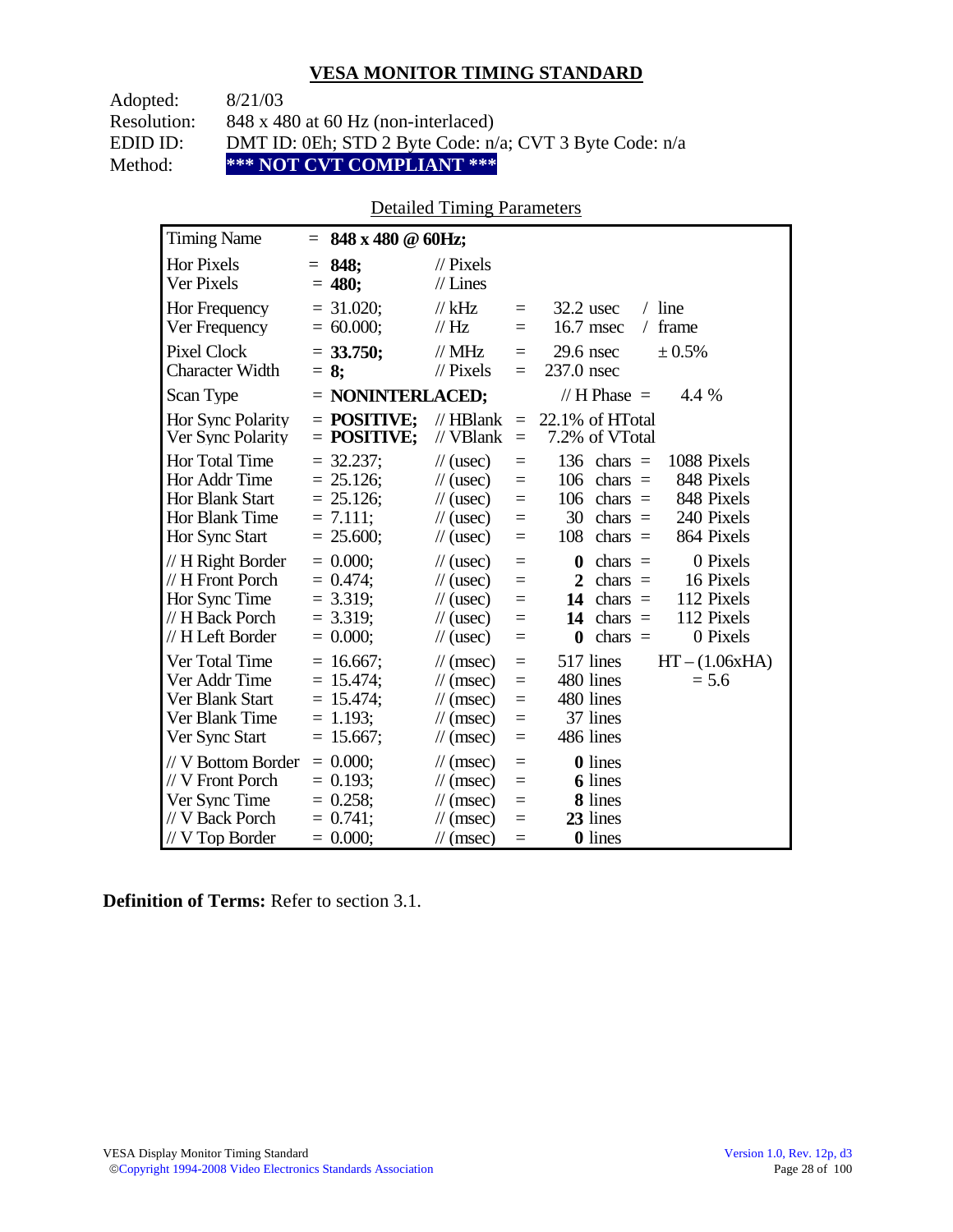## VESA MONITOR TIMING STANDARD

Adopted: 8/21/03
Resolution: 848 x 480 at 60 Hz (non-interlaced)
EDID ID: DMT ID: 0Eh; STD 2 Byte Code: n/a; CVT 3 Byte Code: n/a
Method: **\*\*\* NOT CVT COMPLIANT \*\*\***

### Detailed Timing Parameters

| Parameter | Value | Unit | | Equivalent | | |
|---|---|---|---|---|---|---|
| Timing Name | = **848 x 480 @ 60Hz;** | | | | | |
| Hor Pixels | = **848;** | // Pixels | | | | |
| Ver Pixels | = **480;** | // Lines | | | | |
| Hor Frequency | = 31.020; | // kHz | = | 32.2 usec | / line | |
| Ver Frequency | = 60.000; | // Hz | = | 16.7 msec | / frame | |
| Pixel Clock | = **33.750;** | // MHz | = | 29.6 nsec | ± 0.5% | |
| Character Width | = **8;** | // Pixels | = | 237.0 nsec | | |
| Scan Type | = **NONINTERLACED;** | | | // H Phase = | 4.4 % | |
| Hor Sync Polarity | = **POSITIVE;** | // HBlank | = | 22.1% of HTotal | | |
| Ver Sync Polarity | = **POSITIVE;** | // VBlank | = | 7.2% of VTotal | | |
| Hor Total Time | = 32.237; | // (usec) | = | 136 chars = | 1088 Pixels | |
| Hor Addr Time | = 25.126; | // (usec) | = | 106 chars = | 848 Pixels | |
| Hor Blank Start | = 25.126; | // (usec) | = | 106 chars = | 848 Pixels | |
| Hor Blank Time | = 7.111; | // (usec) | = | 30 chars = | 240 Pixels | |
| Hor Sync Start | = 25.600; | // (usec) | = | 108 chars = | 864 Pixels | |
| // H Right Border | = 0.000; | // (usec) | = | **0** chars = | 0 Pixels | |
| // H Front Porch | = 0.474; | // (usec) | = | **2** chars = | 16 Pixels | |
| Hor Sync Time | = 3.319; | // (usec) | = | **14** chars = | 112 Pixels | |
| // H Back Porch | = 3.319; | // (usec) | = | **14** chars = | 112 Pixels | |
| // H Left Border | = 0.000; | // (usec) | = | **0** chars = | 0 Pixels | |
| Ver Total Time | = 16.667; | // (msec) | = | 517 lines | HT – (1.06xHA) | |
| Ver Addr Time | = 15.474; | // (msec) | = | 480 lines | = 5.6 | |
| Ver Blank Start | = 15.474; | // (msec) | = | 480 lines | | |
| Ver Blank Time | = 1.193; | // (msec) | = | 37 lines | | |
| Ver Sync Start | = 15.667; | // (msec) | = | 486 lines | | |
| // V Bottom Border | = 0.000; | // (msec) | = | **0** lines | | |
| // V Front Porch | = 0.193; | // (msec) | = | **6** lines | | |
| Ver Sync Time | = 0.258; | // (msec) | = | **8** lines | | |
| // V Back Porch | = 0.741; | // (msec) | = | **23** lines | | |
| // V Top Border | = 0.000; | // (msec) | = | **0** lines | | |

**Definition of Terms:** Refer to section 3.1.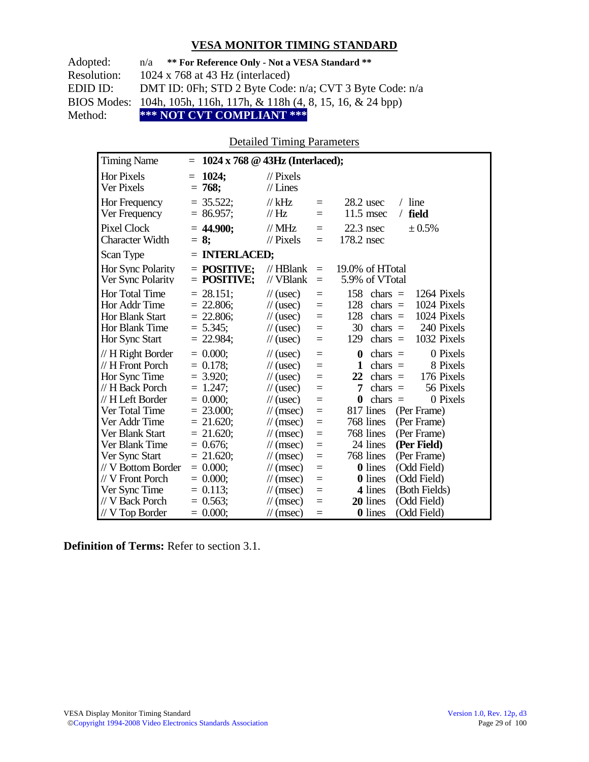## VESA MONITOR TIMING STANDARD

Adopted: n/a **\*\* For Reference Only - Not a VESA Standard \*\***
Resolution: 1024 x 768 at 43 Hz (interlaced)
EDID ID: DMT ID: 0Fh; STD 2 Byte Code: n/a; CVT 3 Byte Code: n/a
BIOS Modes: 104h, 105h, 116h, 117h, & 118h (4, 8, 15, 16, & 24 bpp)
Method: **\*\*\* NOT CVT COMPLIANT \*\*\***

Detailed Timing Parameters

| Timing Name | = **1024 x 768 @ 43Hz (Interlaced);** | | | | |
|---|---|---|---|---|---|
| Hor Pixels | = **1024;** | // Pixels | | | |
| Ver Pixels | = **768;** | // Lines | | | |
| Hor Frequency | = 35.522; | // kHz | = | 28.2 usec | / line |
| Ver Frequency | = 86.957; | // Hz | = | 11.5 msec | / **field** |
| Pixel Clock | = **44.900;** | // MHz | = | 22.3 nsec | ± 0.5% |
| Character Width | = **8;** | // Pixels | = | 178.2 nsec | |
| Scan Type | = **INTERLACED;** | | | | |
| Hor Sync Polarity | = **POSITIVE;** | // HBlank | = | 19.0% of HTotal | |
| Ver Sync Polarity | = **POSITIVE;** | // VBlank | = | 5.9% of VTotal | |
| Hor Total Time | = 28.151; | // (usec) | = | 158 chars = | 1264 Pixels |
| Hor Addr Time | = 22.806; | // (usec) | = | 128 chars = | 1024 Pixels |
| Hor Blank Start | = 22.806; | // (usec) | = | 128 chars = | 1024 Pixels |
| Hor Blank Time | = 5.345; | // (usec) | = | 30 chars = | 240 Pixels |
| Hor Sync Start | = 22.984; | // (usec) | = | 129 chars = | 1032 Pixels |
| // H Right Border | = 0.000; | // (usec) | = | **0** chars = | 0 Pixels |
| // H Front Porch | = 0.178; | // (usec) | = | **1** chars = | 8 Pixels |
| Hor Sync Time | = 3.920; | // (usec) | = | **22** chars = | 176 Pixels |
| // H Back Porch | = 1.247; | // (usec) | = | **7** chars = | 56 Pixels |
| // H Left Border | = 0.000; | // (usec) | = | **0** chars = | 0 Pixels |
| Ver Total Time | = 23.000; | // (msec) | = | 817 lines | (Per Frame) |
| Ver Addr Time | = 21.620; | // (msec) | = | 768 lines | (Per Frame) |
| Ver Blank Start | = 21.620; | // (msec) | = | 768 lines | (Per Frame) |
| Ver Blank Time | = 0.676; | // (msec) | = | 24 lines | **(Per Field)** |
| Ver Sync Start | = 21.620; | // (msec) | = | 768 lines | (Per Frame) |
| // V Bottom Border | = 0.000; | // (msec) | = | **0** lines | (Odd Field) |
| // V Front Porch | = 0.000; | // (msec) | = | **0** lines | (Odd Field) |
| Ver Sync Time | = 0.113; | // (msec) | = | **4** lines | (Both Fields) |
| // V Back Porch | = 0.563; | // (msec) | = | **20** lines | (Odd Field) |
| // V Top Border | = 0.000; | // (msec) | = | **0** lines | (Odd Field) |

**Definition of Terms:** Refer to section 3.1.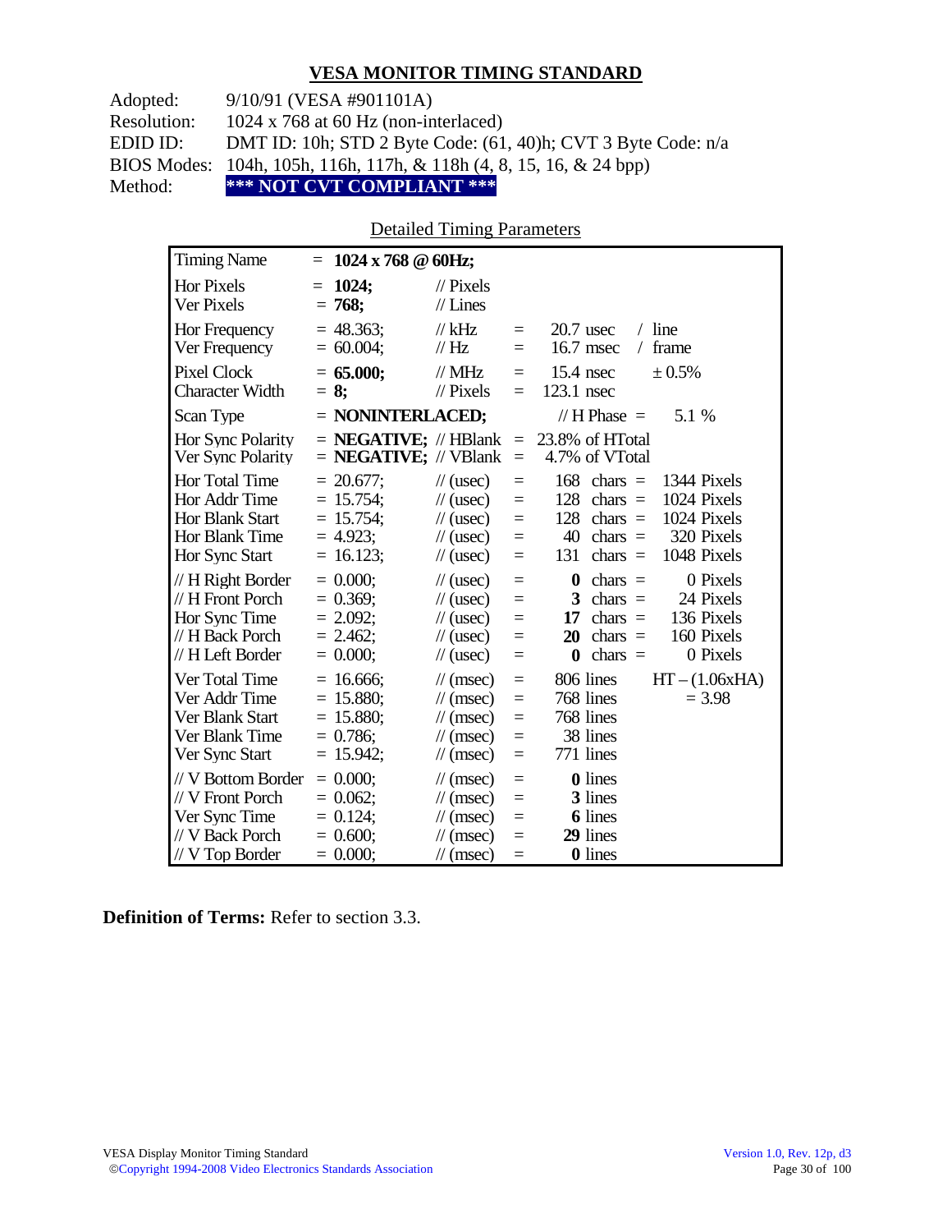## VESA MONITOR TIMING STANDARD

Adopted: 9/10/91 (VESA #901101A)
Resolution: 1024 x 768 at 60 Hz (non-interlaced)
EDID ID: DMT ID: 10h; STD 2 Byte Code: (61, 40)h; CVT 3 Byte Code: n/a
BIOS Modes: 104h, 105h, 116h, 117h, & 118h (4, 8, 15, 16, & 24 bpp)
Method: **\*\*\* NOT CVT COMPLIANT \*\*\***

Detailed Timing Parameters

| Parameter | Value | Unit | | Equivalent | | |
|---|---|---|---|---|---|---|
| Timing Name | = **1024 x 768 @ 60Hz;** | | | | | |
| Hor Pixels | = **1024;** | // Pixels | | | | |
| Ver Pixels | = **768;** | // Lines | | | | |
| Hor Frequency | = 48.363; | // kHz | = | 20.7 usec | / line | |
| Ver Frequency | = 60.004; | // Hz | = | 16.7 msec | / frame | |
| Pixel Clock | = **65.000;** | // MHz | = | 15.4 nsec | ± 0.5% | |
| Character Width | = **8;** | // Pixels | = | 123.1 nsec | | |
| Scan Type | = **NONINTERLACED;** | | | // H Phase = | 5.1 % | |
| Hor Sync Polarity | = **NEGATIVE;** | // HBlank | = | 23.8% of HTotal | | |
| Ver Sync Polarity | = **NEGATIVE;** | // VBlank | = | 4.7% of VTotal | | |
| Hor Total Time | = 20.677; | // (usec) | = | 168 chars = | 1344 Pixels | |
| Hor Addr Time | = 15.754; | // (usec) | = | 128 chars = | 1024 Pixels | |
| Hor Blank Start | = 15.754; | // (usec) | = | 128 chars = | 1024 Pixels | |
| Hor Blank Time | = 4.923; | // (usec) | = | 40 chars = | 320 Pixels | |
| Hor Sync Start | = 16.123; | // (usec) | = | 131 chars = | 1048 Pixels | |
| // H Right Border | = 0.000; | // (usec) | = | **0** chars = | 0 Pixels | |
| // H Front Porch | = 0.369; | // (usec) | = | **3** chars = | 24 Pixels | |
| Hor Sync Time | = 2.092; | // (usec) | = | **17** chars = | 136 Pixels | |
| // H Back Porch | = 2.462; | // (usec) | = | **20** chars = | 160 Pixels | |
| // H Left Border | = 0.000; | // (usec) | = | **0** chars = | 0 Pixels | |
| Ver Total Time | = 16.666; | // (msec) | = | 806 lines | | HT – (1.06xHA) |
| Ver Addr Time | = 15.880; | // (msec) | = | 768 lines | | = 3.98 |
| Ver Blank Start | = 15.880; | // (msec) | = | 768 lines | | |
| Ver Blank Time | = 0.786; | // (msec) | = | 38 lines | | |
| Ver Sync Start | = 15.942; | // (msec) | = | 771 lines | | |
| // V Bottom Border | = 0.000; | // (msec) | = | **0** lines | | |
| // V Front Porch | = 0.062; | // (msec) | = | **3** lines | | |
| Ver Sync Time | = 0.124; | // (msec) | = | **6** lines | | |
| // V Back Porch | = 0.600; | // (msec) | = | **29** lines | | |
| // V Top Border | = 0.000; | // (msec) | = | **0** lines | | |

**Definition of Terms:** Refer to section 3.3.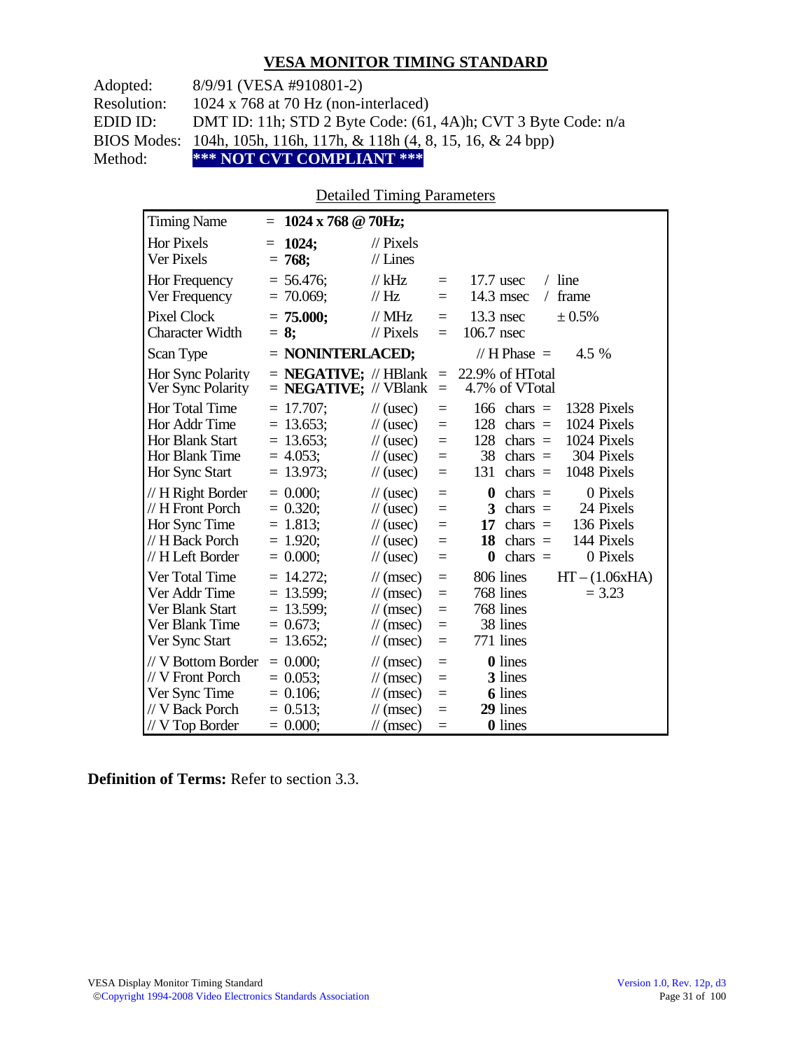## VESA MONITOR TIMING STANDARD

Adopted: 8/9/91 (VESA #910801-2)
Resolution: 1024 x 768 at 70 Hz (non-interlaced)
EDID ID: DMT ID: 11h; STD 2 Byte Code: (61, 4A)h; CVT 3 Byte Code: n/a
BIOS Modes: 104h, 105h, 116h, 117h, & 118h (4, 8, 15, 16, & 24 bpp)
Method: **\*\*\* NOT CVT COMPLIANT \*\*\***

### Detailed Timing Parameters

| Parameter | Value | Unit | | Equivalent | | |
|---|---|---|---|---|---|---|
| Timing Name | = **1024 x 768 @ 70Hz;** | | | | | |
| Hor Pixels | = **1024;** | // Pixels | | | | |
| Ver Pixels | = **768;** | // Lines | | | | |
| Hor Frequency | = 56.476; | // kHz | = | 17.7 usec | / line | |
| Ver Frequency | = 70.069; | // Hz | = | 14.3 msec | / frame | |
| Pixel Clock | = **75.000;** | // MHz | = | 13.3 nsec | ± 0.5% | |
| Character Width | = **8;** | // Pixels | = | 106.7 nsec | | |
| Scan Type | = **NONINTERLACED;** | | | // H Phase = | 4.5 % | |
| Hor Sync Polarity | = **NEGATIVE;** | // HBlank | = | 22.9% of HTotal | | |
| Ver Sync Polarity | = **NEGATIVE;** | // VBlank | = | 4.7% of VTotal | | |
| Hor Total Time | = 17.707; | // (usec) | = | 166 chars = | 1328 Pixels | |
| Hor Addr Time | = 13.653; | // (usec) | = | 128 chars = | 1024 Pixels | |
| Hor Blank Start | = 13.653; | // (usec) | = | 128 chars = | 1024 Pixels | |
| Hor Blank Time | = 4.053; | // (usec) | = | 38 chars = | 304 Pixels | |
| Hor Sync Start | = 13.973; | // (usec) | = | 131 chars = | 1048 Pixels | |
| // H Right Border | = 0.000; | // (usec) | = | **0** chars = | 0 Pixels | |
| // H Front Porch | = 0.320; | // (usec) | = | **3** chars = | 24 Pixels | |
| Hor Sync Time | = 1.813; | // (usec) | = | **17** chars = | 136 Pixels | |
| // H Back Porch | = 1.920; | // (usec) | = | **18** chars = | 144 Pixels | |
| // H Left Border | = 0.000; | // (usec) | = | **0** chars = | 0 Pixels | |
| Ver Total Time | = 14.272; | // (msec) | = | 806 lines | | HT – (1.06xHA) |
| Ver Addr Time | = 13.599; | // (msec) | = | 768 lines | | = 3.23 |
| Ver Blank Start | = 13.599; | // (msec) | = | 768 lines | | |
| Ver Blank Time | = 0.673; | // (msec) | = | 38 lines | | |
| Ver Sync Start | = 13.652; | // (msec) | = | 771 lines | | |
| // V Bottom Border | = 0.000; | // (msec) | = | **0** lines | | |
| // V Front Porch | = 0.053; | // (msec) | = | **3** lines | | |
| Ver Sync Time | = 0.106; | // (msec) | = | **6** lines | | |
| // V Back Porch | = 0.513; | // (msec) | = | **29** lines | | |
| // V Top Border | = 0.000; | // (msec) | = | **0** lines | | |

**Definition of Terms:** Refer to section 3.3.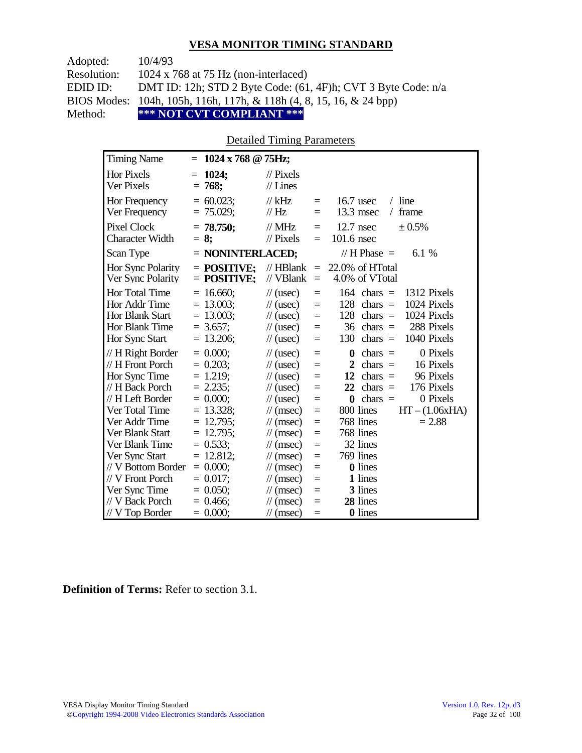## VESA MONITOR TIMING STANDARD

Adopted: 10/4/93
Resolution: 1024 x 768 at 75 Hz (non-interlaced)
EDID ID: DMT ID: 12h; STD 2 Byte Code: (61, 4F)h; CVT 3 Byte Code: n/a
BIOS Modes: 104h, 105h, 116h, 117h, & 118h (4, 8, 15, 16, & 24 bpp)
Method: **\*\*\* NOT CVT COMPLIANT \*\*\***

Detailed Timing Parameters

| Parameter | Value | Unit | | Equivalent | | |
|---|---|---|---|---|---|---|
| Timing Name | = **1024 x 768 @ 75Hz;** | | | | | |
| Hor Pixels | = **1024;** | // Pixels | | | | |
| Ver Pixels | = **768;** | // Lines | | | | |
| Hor Frequency | = 60.023; | // kHz | = | 16.7 usec | / line | |
| Ver Frequency | = 75.029; | // Hz | = | 13.3 msec | / frame | |
| Pixel Clock | = **78.750;** | // MHz | = | 12.7 nsec | ± 0.5% | |
| Character Width | = **8;** | // Pixels | = | 101.6 nsec | | |
| Scan Type | = **NONINTERLACED;** | | | // H Phase = | 6.1 % | |
| Hor Sync Polarity | = **POSITIVE;** | // HBlank | = | 22.0% of HTotal | | |
| Ver Sync Polarity | = **POSITIVE;** | // VBlank | = | 4.0% of VTotal | | |
| Hor Total Time | = 16.660; | // (usec) | = | 164 chars | = | 1312 Pixels |
| Hor Addr Time | = 13.003; | // (usec) | = | 128 chars | = | 1024 Pixels |
| Hor Blank Start | = 13.003; | // (usec) | = | 128 chars | = | 1024 Pixels |
| Hor Blank Time | = 3.657; | // (usec) | = | 36 chars | = | 288 Pixels |
| Hor Sync Start | = 13.206; | // (usec) | = | 130 chars | = | 1040 Pixels |
| // H Right Border | = 0.000; | // (usec) | = | **0** chars | = | 0 Pixels |
| // H Front Porch | = 0.203; | // (usec) | = | **2** chars | = | 16 Pixels |
| Hor Sync Time | = 1.219; | // (usec) | = | **12** chars | = | 96 Pixels |
| // H Back Porch | = 2.235; | // (usec) | = | **22** chars | = | 176 Pixels |
| // H Left Border | = 0.000; | // (usec) | = | **0** chars | = | 0 Pixels |
| Ver Total Time | = 13.328; | // (msec) | = | 800 lines | | HT – (1.06xHA) |
| Ver Addr Time | = 12.795; | // (msec) | = | 768 lines | | = 2.88 |
| Ver Blank Start | = 12.795; | // (msec) | = | 768 lines | | |
| Ver Blank Time | = 0.533; | // (msec) | = | 32 lines | | |
| Ver Sync Start | = 12.812; | // (msec) | = | 769 lines | | |
| // V Bottom Border | = 0.000; | // (msec) | = | **0** lines | | |
| // V Front Porch | = 0.017; | // (msec) | = | **1** lines | | |
| Ver Sync Time | = 0.050; | // (msec) | = | **3** lines | | |
| // V Back Porch | = 0.466; | // (msec) | = | **28** lines | | |
| // V Top Border | = 0.000; | // (msec) | = | **0** lines | | |

**Definition of Terms:** Refer to section 3.1.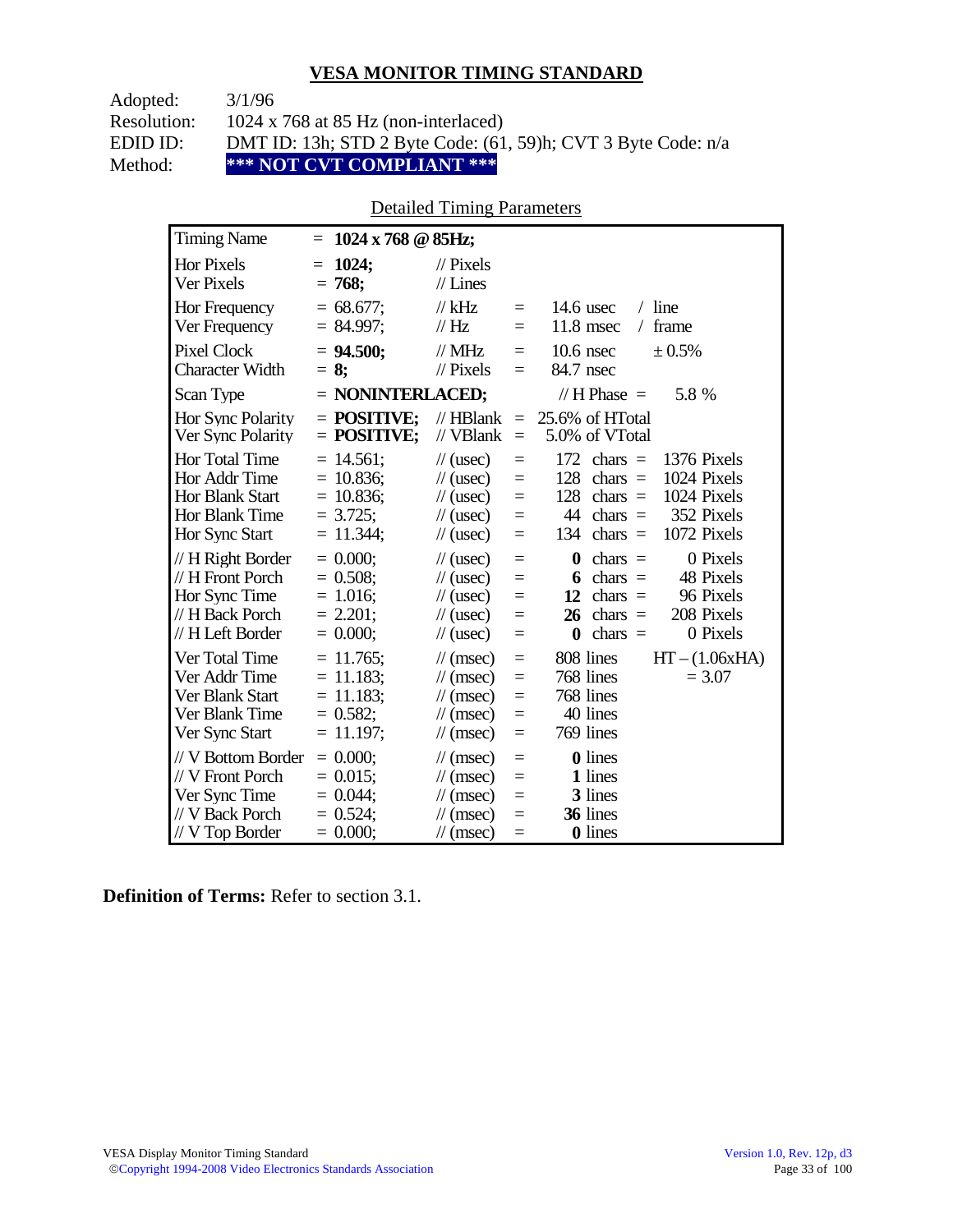## VESA MONITOR TIMING STANDARD

Adopted: 3/1/96
Resolution: 1024 x 768 at 85 Hz (non-interlaced)
EDID ID: DMT ID: 13h; STD 2 Byte Code: (61, 59)h; CVT 3 Byte Code: n/a
Method: **\*\*\* NOT CVT COMPLIANT \*\*\***

Detailed Timing Parameters

| | | | | | | |
|---|---|---|---|---|---|---|
| Timing Name | = **1024 x 768 @ 85Hz;** | | | | | |
| Hor Pixels | = **1024;** | // Pixels | | | | |
| Ver Pixels | = **768;** | // Lines | | | | |
| Hor Frequency | = 68.677; | // kHz | = | 14.6 usec | / line | |
| Ver Frequency | = 84.997; | // Hz | = | 11.8 msec | / frame | |
| Pixel Clock | = **94.500;** | // MHz | = | 10.6 nsec | ± 0.5% | |
| Character Width | = **8;** | // Pixels | = | 84.7 nsec | | |
| Scan Type | = **NONINTERLACED;** | | | // H Phase = | 5.8 % | |
| Hor Sync Polarity | = **POSITIVE;** | // HBlank | = | 25.6% of HTotal | | |
| Ver Sync Polarity | = **POSITIVE;** | // VBlank | = | 5.0% of VTotal | | |
| Hor Total Time | = 14.561; | // (usec) | = | 172 chars = | 1376 Pixels | |
| Hor Addr Time | = 10.836; | // (usec) | = | 128 chars = | 1024 Pixels | |
| Hor Blank Start | = 10.836; | // (usec) | = | 128 chars = | 1024 Pixels | |
| Hor Blank Time | = 3.725; | // (usec) | = | 44 chars = | 352 Pixels | |
| Hor Sync Start | = 11.344; | // (usec) | = | 134 chars = | 1072 Pixels | |
| // H Right Border | = 0.000; | // (usec) | = | **0** chars = | 0 Pixels | |
| // H Front Porch | = 0.508; | // (usec) | = | **6** chars = | 48 Pixels | |
| Hor Sync Time | = 1.016; | // (usec) | = | **12** chars = | 96 Pixels | |
| // H Back Porch | = 2.201; | // (usec) | = | **26** chars = | 208 Pixels | |
| // H Left Border | = 0.000; | // (usec) | = | **0** chars = | 0 Pixels | |
| Ver Total Time | = 11.765; | // (msec) | = | 808 lines | | HT – (1.06xHA) |
| Ver Addr Time | = 11.183; | // (msec) | = | 768 lines | | = 3.07 |
| Ver Blank Start | = 11.183; | // (msec) | = | 768 lines | | |
| Ver Blank Time | = 0.582; | // (msec) | = | 40 lines | | |
| Ver Sync Start | = 11.197; | // (msec) | = | 769 lines | | |
| // V Bottom Border | = 0.000; | // (msec) | = | **0** lines | | |
| // V Front Porch | = 0.015; | // (msec) | = | **1** lines | | |
| Ver Sync Time | = 0.044; | // (msec) | = | **3** lines | | |
| // V Back Porch | = 0.524; | // (msec) | = | **36** lines | | |
| // V Top Border | = 0.000; | // (msec) | = | **0** lines | | |

**Definition of Terms:** Refer to section 3.1.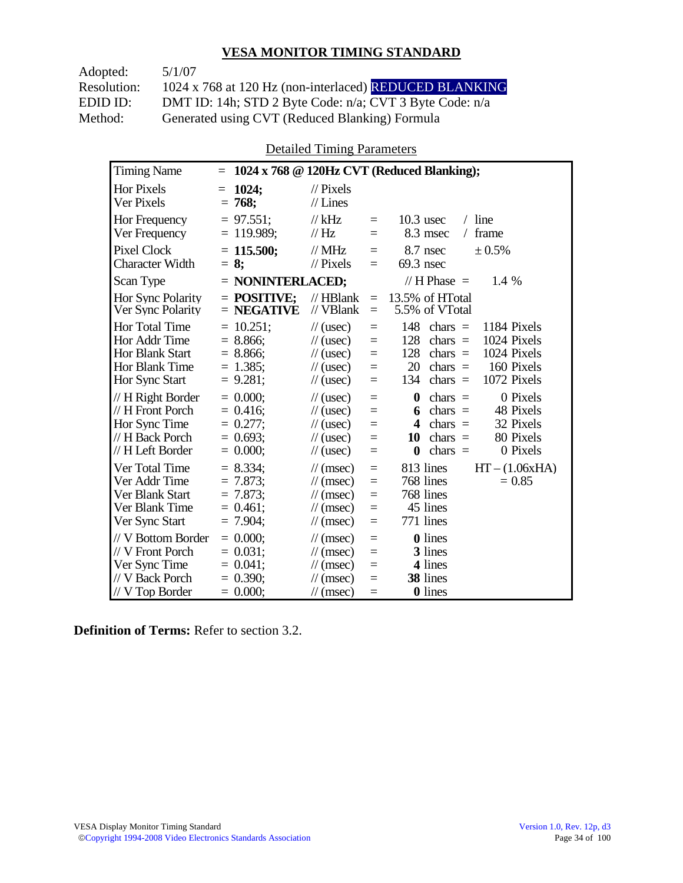# VESA MONITOR TIMING STANDARD

| | |
|---|---|
| Adopted: | 5/1/07 |
| Resolution: | 1024 x 768 at 120 Hz (non-interlaced) REDUCED BLANKING |
| EDID ID: | DMT ID: 14h; STD 2 Byte Code: n/a; CVT 3 Byte Code: n/a |
| Method: | Generated using CVT (Reduced Blanking) Formula |

## Detailed Timing Parameters

| Parameter | Value | Unit | | | | |
|---|---|---|---|---|---|---|
| Timing Name | = **1024 x 768 @ 120Hz CVT (Reduced Blanking);** | | | | | |
| Hor Pixels | = **1024;** | // Pixels | | | | |
| Ver Pixels | = **768;** | // Lines | | | | |
| Hor Frequency | = 97.551; | // kHz | = | 10.3 usec | / line | |
| Ver Frequency | = 119.989; | // Hz | = | 8.3 msec | / frame | |
| Pixel Clock | = **115.500;** | // MHz | = | 8.7 nsec | ± 0.5% | |
| Character Width | = **8;** | // Pixels | = | 69.3 nsec | | |
| Scan Type | = **NONINTERLACED;** | | | // H Phase = | 1.4 % | |
| Hor Sync Polarity | = **POSITIVE;** | // HBlank | = | 13.5% of HTotal | | |
| Ver Sync Polarity | = **NEGATIVE** | // VBlank | = | 5.5% of VTotal | | |
| Hor Total Time | = 10.251; | // (usec) | = | 148 | chars = | 1184 Pixels |
| Hor Addr Time | = 8.866; | // (usec) | = | 128 | chars = | 1024 Pixels |
| Hor Blank Start | = 8.866; | // (usec) | = | 128 | chars = | 1024 Pixels |
| Hor Blank Time | = 1.385; | // (usec) | = | 20 | chars = | 160 Pixels |
| Hor Sync Start | = 9.281; | // (usec) | = | 134 | chars = | 1072 Pixels |
| // H Right Border | = 0.000; | // (usec) | = | **0** | chars = | 0 Pixels |
| // H Front Porch | = 0.416; | // (usec) | = | **6** | chars = | 48 Pixels |
| Hor Sync Time | = 0.277; | // (usec) | = | **4** | chars = | 32 Pixels |
| // H Back Porch | = 0.693; | // (usec) | = | **10** | chars = | 80 Pixels |
| // H Left Border | = 0.000; | // (usec) | = | **0** | chars = | 0 Pixels |
| Ver Total Time | = 8.334; | // (msec) | = | 813 lines | | HT – (1.06xHA) |
| Ver Addr Time | = 7.873; | // (msec) | = | 768 lines | | = 0.85 |
| Ver Blank Start | = 7.873; | // (msec) | = | 768 lines | | |
| Ver Blank Time | = 0.461; | // (msec) | = | 45 lines | | |
| Ver Sync Start | = 7.904; | // (msec) | = | 771 lines | | |
| // V Bottom Border | = 0.000; | // (msec) | = | **0** lines | | |
| // V Front Porch | = 0.031; | // (msec) | = | **3** lines | | |
| Ver Sync Time | = 0.041; | // (msec) | = | **4** lines | | |
| // V Back Porch | = 0.390; | // (msec) | = | **38** lines | | |
| // V Top Border | = 0.000; | // (msec) | = | **0** lines | | |

**Definition of Terms:** Refer to section 3.2.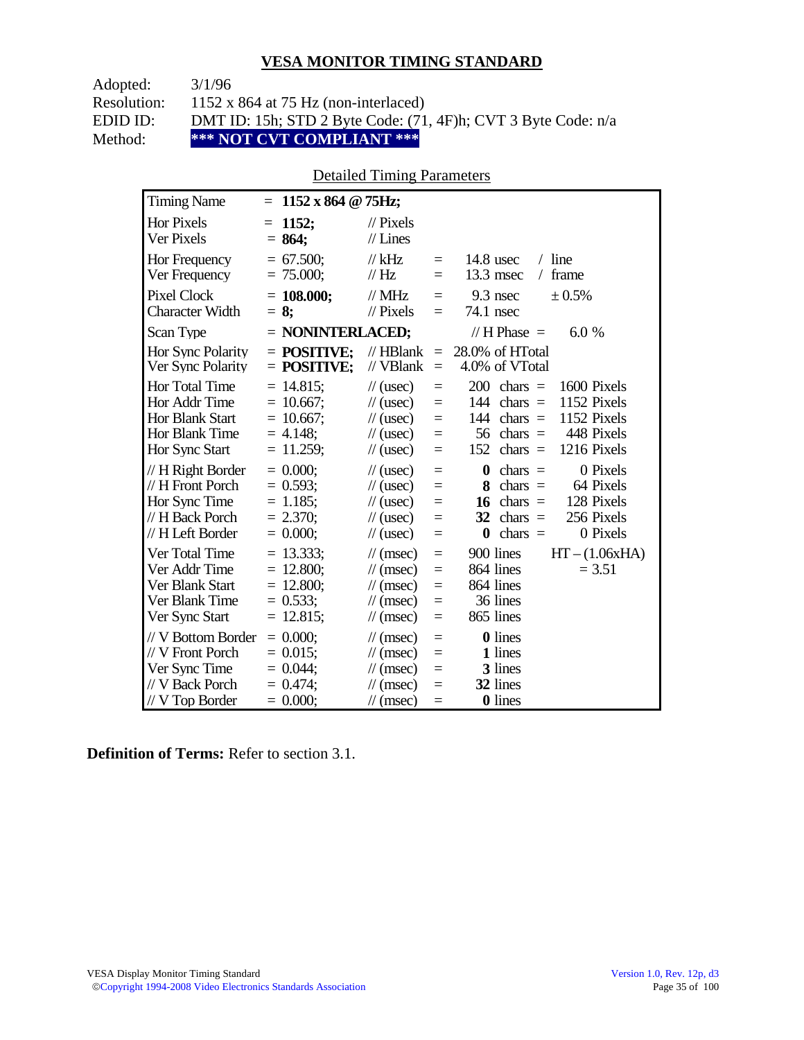## VESA MONITOR TIMING STANDARD

Adopted: 3/1/96
Resolution: 1152 x 864 at 75 Hz (non-interlaced)
EDID ID: DMT ID: 15h; STD 2 Byte Code: (71, 4F)h; CVT 3 Byte Code: n/a
Method: **\*\*\* NOT CVT COMPLIANT \*\*\***

Detailed Timing Parameters

| | | | | | |
|---|---|---|---|---|---|
| Timing Name | = **1152 x 864 @ 75Hz;** | | | | |
| Hor Pixels | = **1152;** | // Pixels | | | |
| Ver Pixels | = **864;** | // Lines | | | |
| Hor Frequency | = 67.500; | // kHz | = | 14.8 usec | / line |
| Ver Frequency | = 75.000; | // Hz | = | 13.3 msec | / frame |
| Pixel Clock | = **108.000;** | // MHz | = | 9.3 nsec | ± 0.5% |
| Character Width | = **8;** | // Pixels | = | 74.1 nsec | |
| Scan Type | = **NONINTERLACED;** | | | // H Phase = | 6.0 % |
| Hor Sync Polarity | = **POSITIVE;** | // HBlank | = | 28.0% of HTotal | |
| Ver Sync Polarity | = **POSITIVE;** | // VBlank | = | 4.0% of VTotal | |
| Hor Total Time | = 14.815; | // (usec) | = | 200 chars = | 1600 Pixels |
| Hor Addr Time | = 10.667; | // (usec) | = | 144 chars = | 1152 Pixels |
| Hor Blank Start | = 10.667; | // (usec) | = | 144 chars = | 1152 Pixels |
| Hor Blank Time | = 4.148; | // (usec) | = | 56 chars = | 448 Pixels |
| Hor Sync Start | = 11.259; | // (usec) | = | 152 chars = | 1216 Pixels |
| // H Right Border | = 0.000; | // (usec) | = | **0** chars = | 0 Pixels |
| // H Front Porch | = 0.593; | // (usec) | = | **8** chars = | 64 Pixels |
| Hor Sync Time | = 1.185; | // (usec) | = | **16** chars = | 128 Pixels |
| // H Back Porch | = 2.370; | // (usec) | = | **32** chars = | 256 Pixels |
| // H Left Border | = 0.000; | // (usec) | = | **0** chars = | 0 Pixels |
| Ver Total Time | = 13.333; | // (msec) | = | 900 lines | HT – (1.06xHA) |
| Ver Addr Time | = 12.800; | // (msec) | = | 864 lines | = 3.51 |
| Ver Blank Start | = 12.800; | // (msec) | = | 864 lines | |
| Ver Blank Time | = 0.533; | // (msec) | = | 36 lines | |
| Ver Sync Start | = 12.815; | // (msec) | = | 865 lines | |
| // V Bottom Border | = 0.000; | // (msec) | = | **0** lines | |
| // V Front Porch | = 0.015; | // (msec) | = | **1** lines | |
| Ver Sync Time | = 0.044; | // (msec) | = | **3** lines | |
| // V Back Porch | = 0.474; | // (msec) | = | **32** lines | |
| // V Top Border | = 0.000; | // (msec) | = | **0** lines | |

**Definition of Terms:** Refer to section 3.1.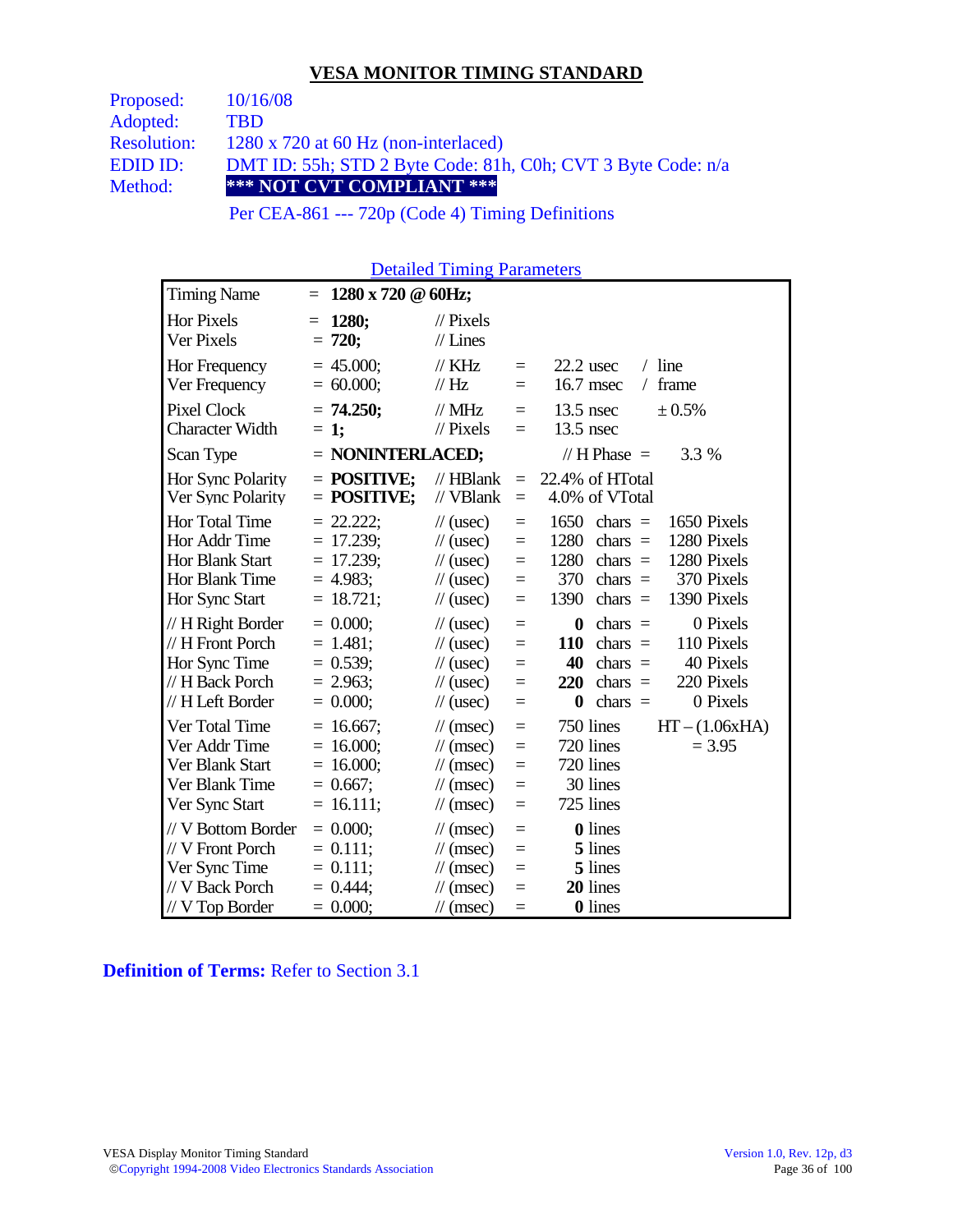## VESA MONITOR TIMING STANDARD

Proposed: 10/16/08
Adopted: TBD
Resolution: 1280 x 720 at 60 Hz (non-interlaced)
EDID ID: DMT ID: 55h; STD 2 Byte Code: 81h, C0h; CVT 3 Byte Code: n/a
Method: **\*\*\* NOT CVT COMPLIANT \*\*\***

Per CEA-861 --- 720p (Code 4) Timing Definitions

### Detailed Timing Parameters

| | | | | | |
|---|---|---|---|---|---|
| Timing Name | = **1280 x 720 @ 60Hz;** | | | | |
| Hor Pixels | = **1280;** | // Pixels | | | |
| Ver Pixels | = **720;** | // Lines | | | |
| Hor Frequency | = 45.000; | // KHz | = | 22.2 usec | / line |
| Ver Frequency | = 60.000; | // Hz | = | 16.7 msec | / frame |
| Pixel Clock | = **74.250;** | // MHz | = | 13.5 nsec | ± 0.5% |
| Character Width | = **1;** | // Pixels | = | 13.5 nsec | |
| Scan Type | = **NONINTERLACED;** | | | // H Phase = | 3.3 % |
| Hor Sync Polarity | = **POSITIVE;** | // HBlank | = | 22.4% of HTotal | |
| Ver Sync Polarity | = **POSITIVE;** | // VBlank | = | 4.0% of VTotal | |
| Hor Total Time | = 22.222; | // (usec) | = | 1650 chars = | 1650 Pixels |
| Hor Addr Time | = 17.239; | // (usec) | = | 1280 chars = | 1280 Pixels |
| Hor Blank Start | = 17.239; | // (usec) | = | 1280 chars = | 1280 Pixels |
| Hor Blank Time | = 4.983; | // (usec) | = | 370 chars = | 370 Pixels |
| Hor Sync Start | = 18.721; | // (usec) | = | 1390 chars = | 1390 Pixels |
| // H Right Border | = 0.000; | // (usec) | = | **0** chars = | 0 Pixels |
| // H Front Porch | = 1.481; | // (usec) | = | **110** chars = | 110 Pixels |
| Hor Sync Time | = 0.539; | // (usec) | = | **40** chars = | 40 Pixels |
| // H Back Porch | = 2.963; | // (usec) | = | **220** chars = | 220 Pixels |
| // H Left Border | = 0.000; | // (usec) | = | **0** chars = | 0 Pixels |
| Ver Total Time | = 16.667; | // (msec) | = | 750 lines | HT – (1.06xHA) |
| Ver Addr Time | = 16.000; | // (msec) | = | 720 lines | = 3.95 |
| Ver Blank Start | = 16.000; | // (msec) | = | 720 lines | |
| Ver Blank Time | = 0.667; | // (msec) | = | 30 lines | |
| Ver Sync Start | = 16.111; | // (msec) | = | 725 lines | |
| // V Bottom Border | = 0.000; | // (msec) | = | **0** lines | |
| // V Front Porch | = 0.111; | // (msec) | = | **5** lines | |
| Ver Sync Time | = 0.111; | // (msec) | = | **5** lines | |
| // V Back Porch | = 0.444; | // (msec) | = | **20** lines | |
| // V Top Border | = 0.000; | // (msec) | = | **0** lines | |

**Definition of Terms:** Refer to Section 3.1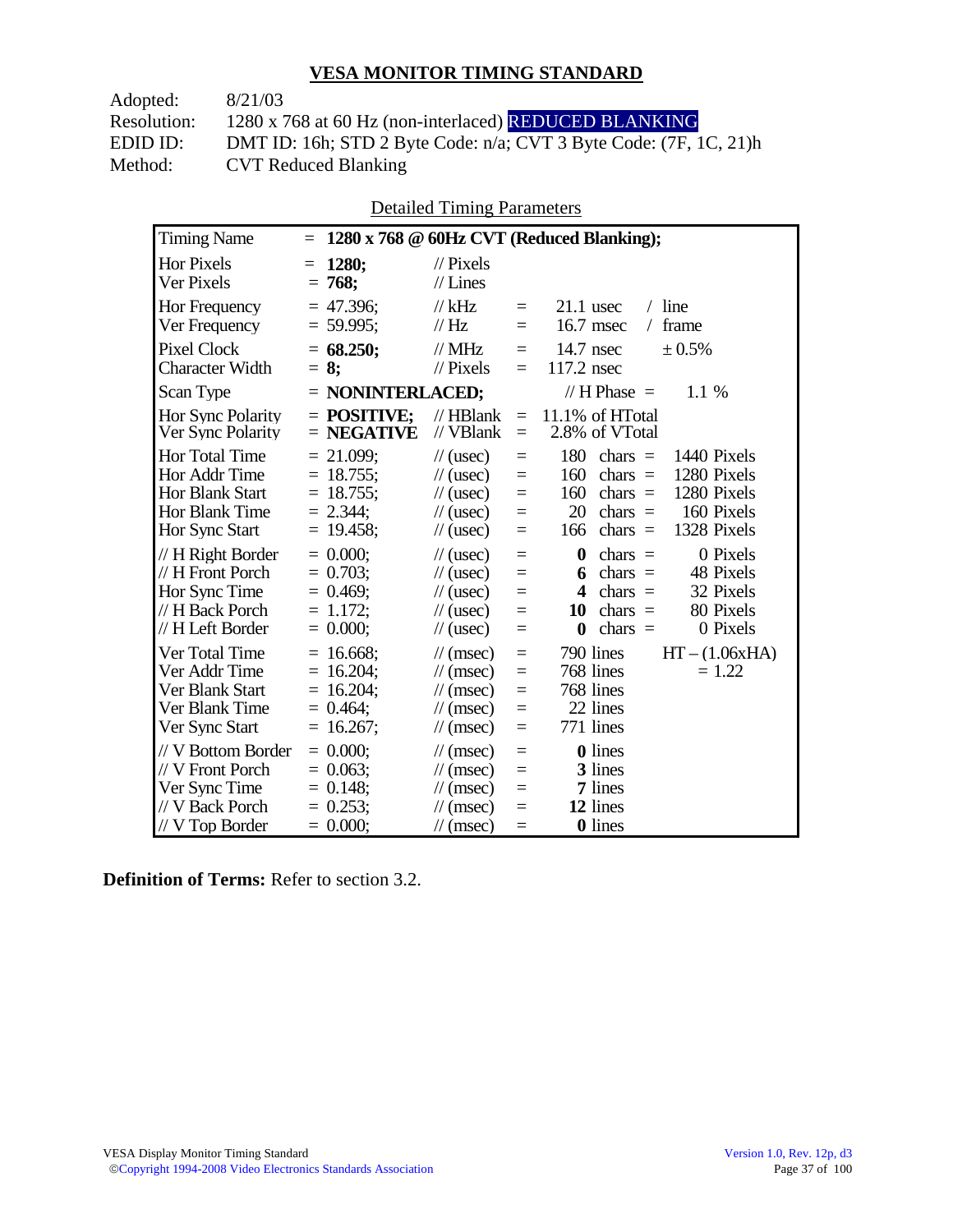## VESA MONITOR TIMING STANDARD

Adopted: 8/21/03
Resolution: 1280 x 768 at 60 Hz (non-interlaced) REDUCED BLANKING
EDID ID: DMT ID: 16h; STD 2 Byte Code: n/a; CVT 3 Byte Code: (7F, 1C, 21)h
Method: CVT Reduced Blanking

Detailed Timing Parameters

| Timing Name | = **1280 x 768 @ 60Hz CVT (Reduced Blanking);** | | | | | |
|---|---|---|---|---|---|---|
| Hor Pixels | = **1280;** | // Pixels | | | | |
| Ver Pixels | = **768;** | // Lines | | | | |
| Hor Frequency | = 47.396; | // kHz | = | 21.1 usec | / line | |
| Ver Frequency | = 59.995; | // Hz | = | 16.7 msec | / frame | |
| Pixel Clock | = **68.250;** | // MHz | = | 14.7 nsec | ± 0.5% | |
| Character Width | = **8;** | // Pixels | = | 117.2 nsec | | |
| Scan Type | = **NONINTERLACED;** | | | // H Phase = | 1.1 % | |
| Hor Sync Polarity | = **POSITIVE;** | // HBlank | = | 11.1% of HTotal | | |
| Ver Sync Polarity | = **NEGATIVE** | // VBlank | = | 2.8% of VTotal | | |
| Hor Total Time | = 21.099; | // (usec) | = | 180 | chars = | 1440 Pixels |
| Hor Addr Time | = 18.755; | // (usec) | = | 160 | chars = | 1280 Pixels |
| Hor Blank Start | = 18.755; | // (usec) | = | 160 | chars = | 1280 Pixels |
| Hor Blank Time | = 2.344; | // (usec) | = | 20 | chars = | 160 Pixels |
| Hor Sync Start | = 19.458; | // (usec) | = | 166 | chars = | 1328 Pixels |
| // H Right Border | = 0.000; | // (usec) | = | **0** | chars = | 0 Pixels |
| // H Front Porch | = 0.703; | // (usec) | = | **6** | chars = | 48 Pixels |
| Hor Sync Time | = 0.469; | // (usec) | = | **4** | chars = | 32 Pixels |
| // H Back Porch | = 1.172; | // (usec) | = | **10** | chars = | 80 Pixels |
| // H Left Border | = 0.000; | // (usec) | = | **0** | chars = | 0 Pixels |
| Ver Total Time | = 16.668; | // (msec) | = | 790 lines | | HT – (1.06xHA) |
| Ver Addr Time | = 16.204; | // (msec) | = | 768 lines | | = 1.22 |
| Ver Blank Start | = 16.204; | // (msec) | = | 768 lines | | |
| Ver Blank Time | = 0.464; | // (msec) | = | 22 lines | | |
| Ver Sync Start | = 16.267; | // (msec) | = | 771 lines | | |
| // V Bottom Border | = 0.000; | // (msec) | = | **0** lines | | |
| // V Front Porch | = 0.063; | // (msec) | = | **3** lines | | |
| Ver Sync Time | = 0.148; | // (msec) | = | **7** lines | | |
| // V Back Porch | = 0.253; | // (msec) | = | **12** lines | | |
| // V Top Border | = 0.000; | // (msec) | = | **0** lines | | |

**Definition of Terms:** Refer to section 3.2.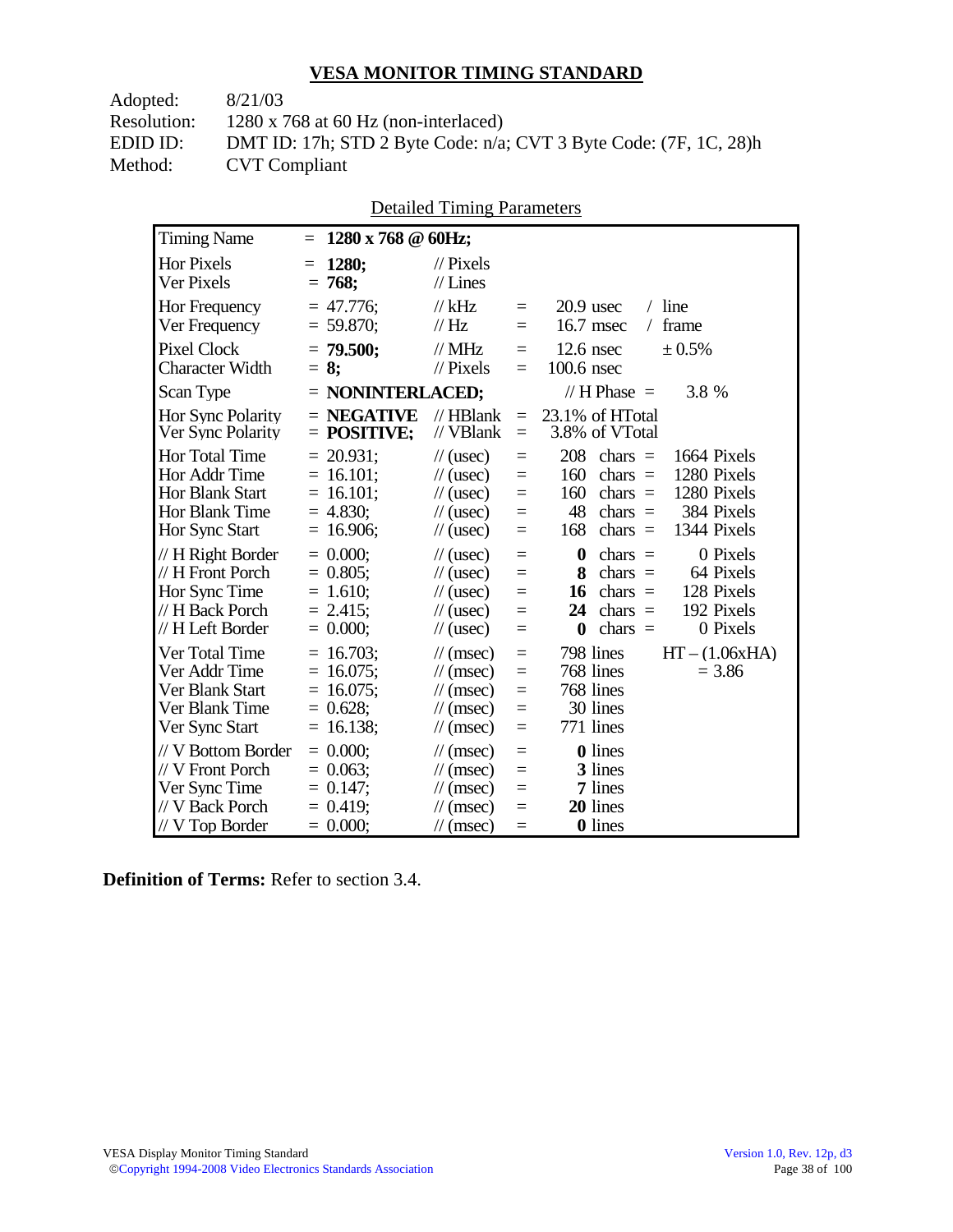## VESA MONITOR TIMING STANDARD

Adopted: 8/21/03
Resolution: 1280 x 768 at 60 Hz (non-interlaced)
EDID ID: DMT ID: 17h; STD 2 Byte Code: n/a; CVT 3 Byte Code: (7F, 1C, 28)h
Method: CVT Compliant

Detailed Timing Parameters

| Parameter | Value | Unit | | | | |
|---|---|---|---|---|---|---|
| Timing Name | = **1280 x 768 @ 60Hz;** | | | | | |
| Hor Pixels | = **1280;** | // Pixels | | | | |
| Ver Pixels | = **768;** | // Lines | | | | |
| Hor Frequency | = 47.776; | // kHz | = | 20.9 usec | / | line |
| Ver Frequency | = 59.870; | // Hz | = | 16.7 msec | / | frame |
| Pixel Clock | = **79.500;** | // MHz | = | 12.6 nsec | | ± 0.5% |
| Character Width | = **8;** | // Pixels | = | 100.6 nsec | | |
| Scan Type | = **NONINTERLACED;** | | | // H Phase = | | 3.8 % |
| Hor Sync Polarity | = **NEGATIVE** | // HBlank | = | 23.1% of HTotal | | |
| Ver Sync Polarity | = **POSITIVE;** | // VBlank | = | 3.8% of VTotal | | |
| Hor Total Time | = 20.931; | // (usec) | = | 208 | chars = | 1664 Pixels |
| Hor Addr Time | = 16.101; | // (usec) | = | 160 | chars = | 1280 Pixels |
| Hor Blank Start | = 16.101; | // (usec) | = | 160 | chars = | 1280 Pixels |
| Hor Blank Time | = 4.830; | // (usec) | = | 48 | chars = | 384 Pixels |
| Hor Sync Start | = 16.906; | // (usec) | = | 168 | chars = | 1344 Pixels |
| // H Right Border | = 0.000; | // (usec) | = | **0** | chars = | 0 Pixels |
| // H Front Porch | = 0.805; | // (usec) | = | **8** | chars = | 64 Pixels |
| Hor Sync Time | = 1.610; | // (usec) | = | **16** | chars = | 128 Pixels |
| // H Back Porch | = 2.415; | // (usec) | = | **24** | chars = | 192 Pixels |
| // H Left Border | = 0.000; | // (usec) | = | **0** | chars = | 0 Pixels |
| Ver Total Time | = 16.703; | // (msec) | = | 798 lines | | HT – (1.06xHA) |
| Ver Addr Time | = 16.075; | // (msec) | = | 768 lines | | = 3.86 |
| Ver Blank Start | = 16.075; | // (msec) | = | 768 lines | | |
| Ver Blank Time | = 0.628; | // (msec) | = | 30 lines | | |
| Ver Sync Start | = 16.138; | // (msec) | = | 771 lines | | |
| // V Bottom Border | = 0.000; | // (msec) | = | **0** lines | | |
| // V Front Porch | = 0.063; | // (msec) | = | **3** lines | | |
| Ver Sync Time | = 0.147; | // (msec) | = | **7** lines | | |
| // V Back Porch | = 0.419; | // (msec) | = | **20** lines | | |
| // V Top Border | = 0.000; | // (msec) | = | **0** lines | | |

**Definition of Terms:** Refer to section 3.4.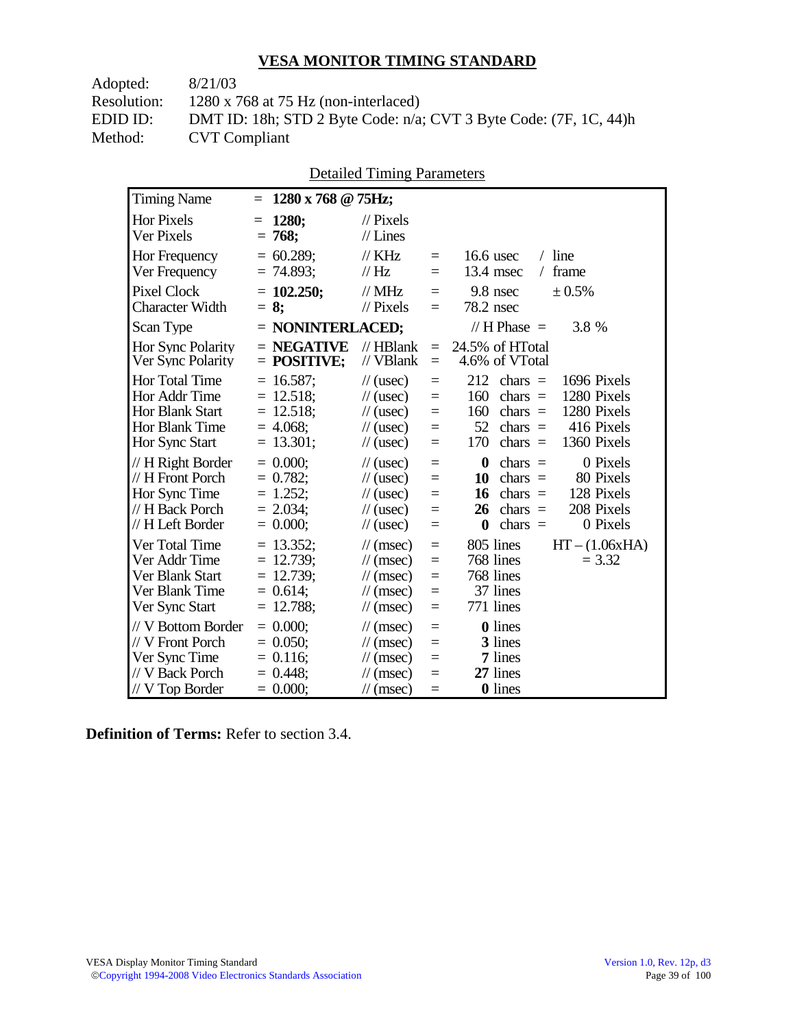## VESA MONITOR TIMING STANDARD

Adopted: 8/21/03
Resolution: 1280 x 768 at 75 Hz (non-interlaced)
EDID ID: DMT ID: 18h; STD 2 Byte Code: n/a; CVT 3 Byte Code: (7F, 1C, 44)h
Method: CVT Compliant

Detailed Timing Parameters

| Parameter | Value | Unit | | Equivalent | | |
|---|---|---|---|---|---|---|
| Timing Name | = **1280 x 768 @ 75Hz;** | | | | | |
| Hor Pixels | = **1280;** | // Pixels | | | | |
| Ver Pixels | = **768;** | // Lines | | | | |
| Hor Frequency | = 60.289; | // KHz | = | 16.6 usec | / line | |
| Ver Frequency | = 74.893; | // Hz | = | 13.4 msec | / frame | |
| Pixel Clock | = **102.250;** | // MHz | = | 9.8 nsec | ± 0.5% | |
| Character Width | = **8;** | // Pixels | = | 78.2 nsec | | |
| Scan Type | = **NONINTERLACED;** | | | // H Phase = | 3.8 % | |
| Hor Sync Polarity | = **NEGATIVE** | // HBlank | = | 24.5% of HTotal | | |
| Ver Sync Polarity | = **POSITIVE;** | // VBlank | = | 4.6% of VTotal | | |
| Hor Total Time | = 16.587; | // (usec) | = | 212 chars = | 1696 Pixels | |
| Hor Addr Time | = 12.518; | // (usec) | = | 160 chars = | 1280 Pixels | |
| Hor Blank Start | = 12.518; | // (usec) | = | 160 chars = | 1280 Pixels | |
| Hor Blank Time | = 4.068; | // (usec) | = | 52 chars = | 416 Pixels | |
| Hor Sync Start | = 13.301; | // (usec) | = | 170 chars = | 1360 Pixels | |
| // H Right Border | = 0.000; | // (usec) | = | **0** chars = | 0 Pixels | |
| // H Front Porch | = 0.782; | // (usec) | = | **10** chars = | 80 Pixels | |
| Hor Sync Time | = 1.252; | // (usec) | = | **16** chars = | 128 Pixels | |
| // H Back Porch | = 2.034; | // (usec) | = | **26** chars = | 208 Pixels | |
| // H Left Border | = 0.000; | // (usec) | = | **0** chars = | 0 Pixels | |
| Ver Total Time | = 13.352; | // (msec) | = | 805 lines | HT – (1.06xHA) | |
| Ver Addr Time | = 12.739; | // (msec) | = | 768 lines | = 3.32 | |
| Ver Blank Start | = 12.739; | // (msec) | = | 768 lines | | |
| Ver Blank Time | = 0.614; | // (msec) | = | 37 lines | | |
| Ver Sync Start | = 12.788; | // (msec) | = | 771 lines | | |
| // V Bottom Border | = 0.000; | // (msec) | = | **0** lines | | |
| // V Front Porch | = 0.050; | // (msec) | = | **3** lines | | |
| Ver Sync Time | = 0.116; | // (msec) | = | **7** lines | | |
| // V Back Porch | = 0.448; | // (msec) | = | **27** lines | | |
| // V Top Border | = 0.000; | // (msec) | = | **0** lines | | |

**Definition of Terms:** Refer to section 3.4.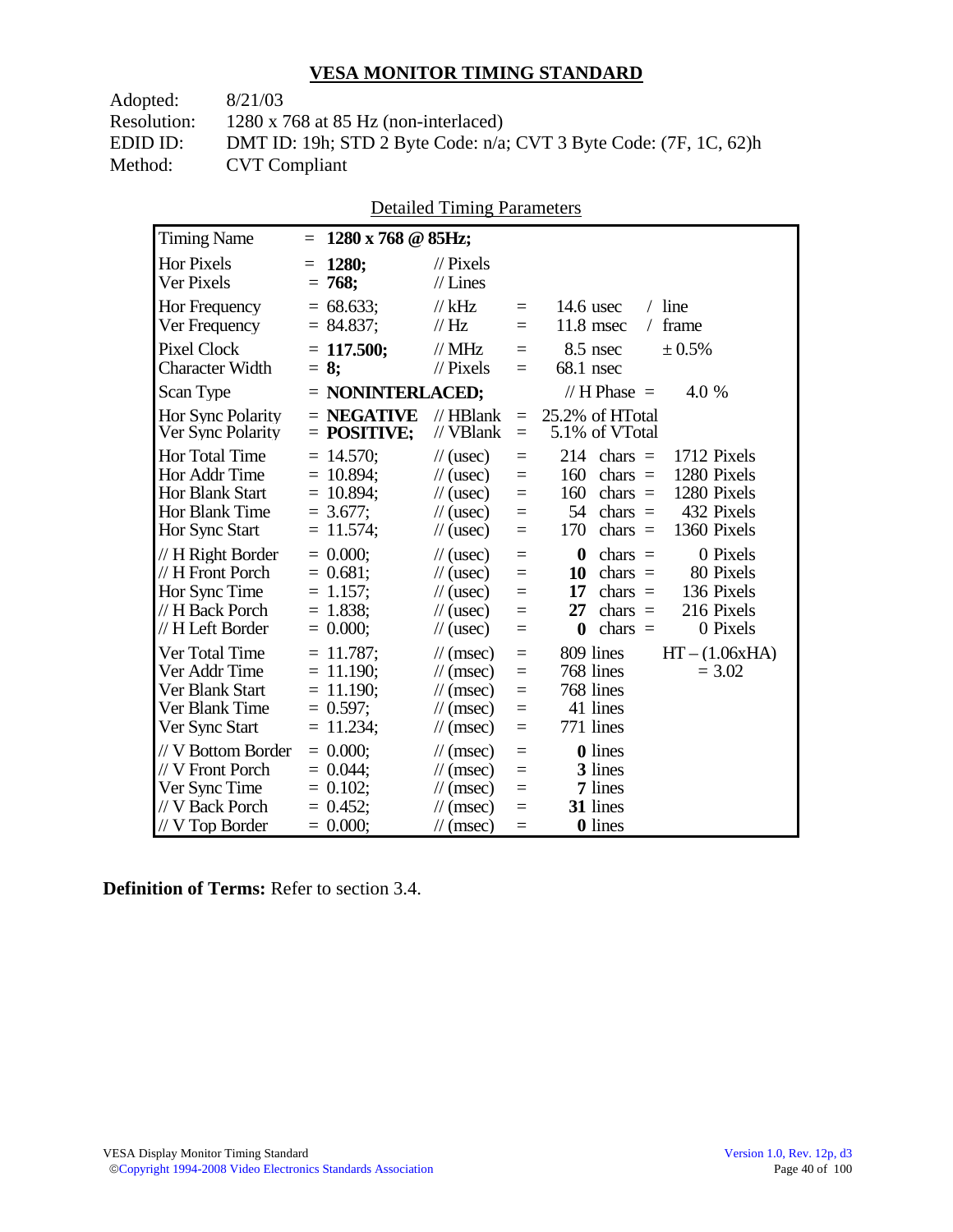# VESA MONITOR TIMING STANDARD

Adopted: 8/21/03
Resolution: 1280 x 768 at 85 Hz (non-interlaced)
EDID ID: DMT ID: 19h; STD 2 Byte Code: n/a; CVT 3 Byte Code: (7F, 1C, 62)h
Method: CVT Compliant

## Detailed Timing Parameters

| | | | | | |
|---|---|---|---|---|---|
| Timing Name | = **1280 x 768 @ 85Hz;** | | | | |
| Hor Pixels | = **1280;** | // Pixels | | | |
| Ver Pixels | = **768;** | // Lines | | | |
| Hor Frequency | = 68.633; | // kHz | = | 14.6 usec | / line |
| Ver Frequency | = 84.837; | // Hz | = | 11.8 msec | / frame |
| Pixel Clock | = **117.500;** | // MHz | = | 8.5 nsec | ± 0.5% |
| Character Width | = **8;** | // Pixels | = | 68.1 nsec | |
| Scan Type | = **NONINTERLACED;** | | | // H Phase = | 4.0 % |
| Hor Sync Polarity | = **NEGATIVE** | // HBlank | = | 25.2% of HTotal | |
| Ver Sync Polarity | = **POSITIVE;** | // VBlank | = | 5.1% of VTotal | |
| Hor Total Time | = 14.570; | // (usec) | = | 214 chars = | 1712 Pixels |
| Hor Addr Time | = 10.894; | // (usec) | = | 160 chars = | 1280 Pixels |
| Hor Blank Start | = 10.894; | // (usec) | = | 160 chars = | 1280 Pixels |
| Hor Blank Time | = 3.677; | // (usec) | = | 54 chars = | 432 Pixels |
| Hor Sync Start | = 11.574; | // (usec) | = | 170 chars = | 1360 Pixels |
| // H Right Border | = 0.000; | // (usec) | = | **0** chars = | 0 Pixels |
| // H Front Porch | = 0.681; | // (usec) | = | **10** chars = | 80 Pixels |
| Hor Sync Time | = 1.157; | // (usec) | = | **17** chars = | 136 Pixels |
| // H Back Porch | = 1.838; | // (usec) | = | **27** chars = | 216 Pixels |
| // H Left Border | = 0.000; | // (usec) | = | **0** chars = | 0 Pixels |
| Ver Total Time | = 11.787; | // (msec) | = | 809 lines | HT – (1.06xHA) |
| Ver Addr Time | = 11.190; | // (msec) | = | 768 lines | = 3.02 |
| Ver Blank Start | = 11.190; | // (msec) | = | 768 lines | |
| Ver Blank Time | = 0.597; | // (msec) | = | 41 lines | |
| Ver Sync Start | = 11.234; | // (msec) | = | 771 lines | |
| // V Bottom Border | = 0.000; | // (msec) | = | **0** lines | |
| // V Front Porch | = 0.044; | // (msec) | = | **3** lines | |
| Ver Sync Time | = 0.102; | // (msec) | = | **7** lines | |
| // V Back Porch | = 0.452; | // (msec) | = | **31** lines | |
| // V Top Border | = 0.000; | // (msec) | = | **0** lines | |

**Definition of Terms:** Refer to section 3.4.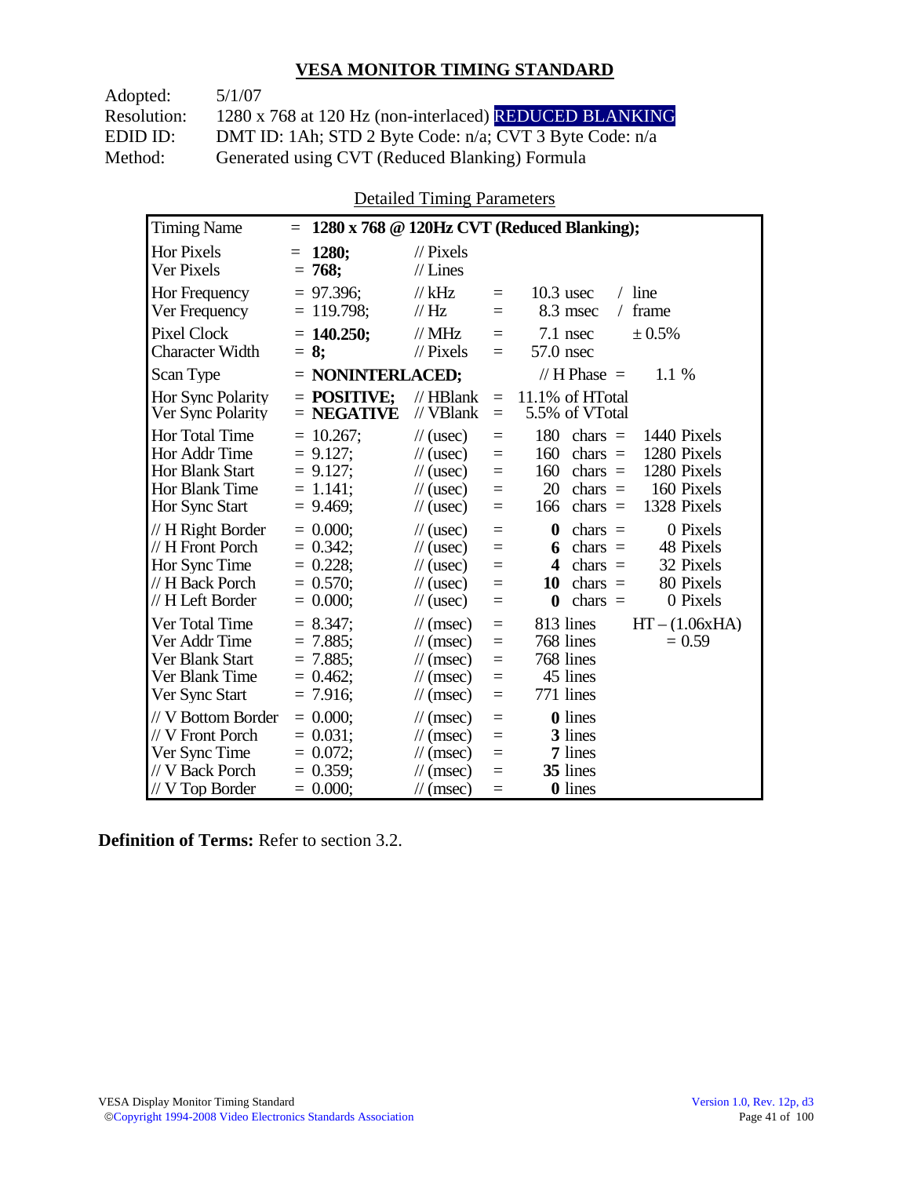## VESA MONITOR TIMING STANDARD

Adopted: 5/1/07
Resolution: 1280 x 768 at 120 Hz (non-interlaced) REDUCED BLANKING
EDID ID: DMT ID: 1Ah; STD 2 Byte Code: n/a; CVT 3 Byte Code: n/a
Method: Generated using CVT (Reduced Blanking) Formula

Detailed Timing Parameters

| Timing Name | = **1280 x 768 @ 120Hz CVT (Reduced Blanking);** | | | | |
|---|---|---|---|---|---|
| Hor Pixels | = **1280;** | // Pixels | | | |
| Ver Pixels | = **768;** | // Lines | | | |
| Hor Frequency | = 97.396; | // kHz | = | 10.3 usec | / line |
| Ver Frequency | = 119.798; | // Hz | = | 8.3 msec | / frame |
| Pixel Clock | = **140.250;** | // MHz | = | 7.1 nsec | ± 0.5% |
| Character Width | = **8;** | // Pixels | = | 57.0 nsec | |
| Scan Type | = **NONINTERLACED;** | | | // H Phase = | 1.1 % |
| Hor Sync Polarity | = **POSITIVE;** | // HBlank | = | 11.1% of HTotal | |
| Ver Sync Polarity | = **NEGATIVE** | // VBlank | = | 5.5% of VTotal | |
| Hor Total Time | = 10.267; | // (usec) | = | 180 chars = | 1440 Pixels |
| Hor Addr Time | = 9.127; | // (usec) | = | 160 chars = | 1280 Pixels |
| Hor Blank Start | = 9.127; | // (usec) | = | 160 chars = | 1280 Pixels |
| Hor Blank Time | = 1.141; | // (usec) | = | 20 chars = | 160 Pixels |
| Hor Sync Start | = 9.469; | // (usec) | = | 166 chars = | 1328 Pixels |
| // H Right Border | = 0.000; | // (usec) | = | **0** chars = | 0 Pixels |
| // H Front Porch | = 0.342; | // (usec) | = | **6** chars = | 48 Pixels |
| Hor Sync Time | = 0.228; | // (usec) | = | **4** chars = | 32 Pixels |
| // H Back Porch | = 0.570; | // (usec) | = | **10** chars = | 80 Pixels |
| // H Left Border | = 0.000; | // (usec) | = | **0** chars = | 0 Pixels |
| Ver Total Time | = 8.347; | // (msec) | = | 813 lines | HT – (1.06xHA) |
| Ver Addr Time | = 7.885; | // (msec) | = | 768 lines | = 0.59 |
| Ver Blank Start | = 7.885; | // (msec) | = | 768 lines | |
| Ver Blank Time | = 0.462; | // (msec) | = | 45 lines | |
| Ver Sync Start | = 7.916; | // (msec) | = | 771 lines | |
| // V Bottom Border | = 0.000; | // (msec) | = | **0** lines | |
| // V Front Porch | = 0.031; | // (msec) | = | **3** lines | |
| Ver Sync Time | = 0.072; | // (msec) | = | **7** lines | |
| // V Back Porch | = 0.359; | // (msec) | = | **35** lines | |
| // V Top Border | = 0.000; | // (msec) | = | **0** lines | |

**Definition of Terms:** Refer to section 3.2.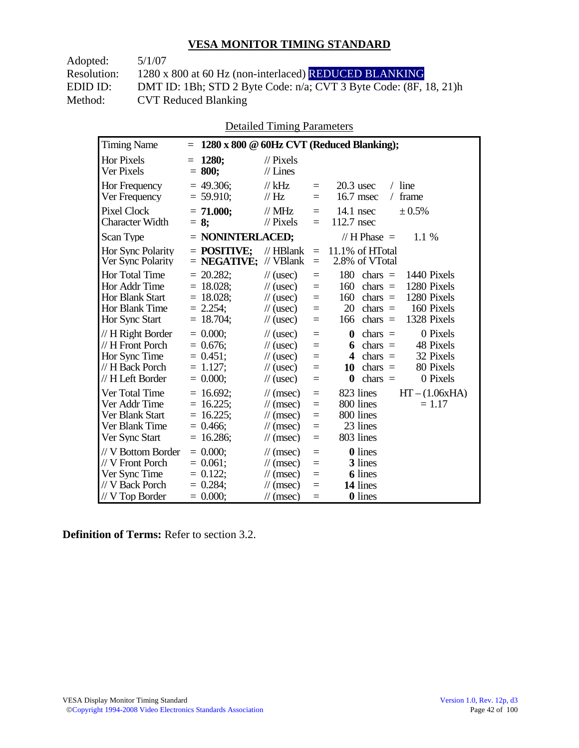## VESA MONITOR TIMING STANDARD

Adopted: 5/1/07
Resolution: 1280 x 800 at 60 Hz (non-interlaced) REDUCED BLANKING
EDID ID: DMT ID: 1Bh; STD 2 Byte Code: n/a; CVT 3 Byte Code: (8F, 18, 21)h
Method: CVT Reduced Blanking

Detailed Timing Parameters

| Timing Name | = **1280 x 800 @ 60Hz CVT (Reduced Blanking);** | | | | |
|---|---|---|---|---|---|
| Hor Pixels | = **1280;** | // Pixels | | | |
| Ver Pixels | = **800;** | // Lines | | | |
| Hor Frequency | = 49.306; | // kHz | = | 20.3 usec | / line |
| Ver Frequency | = 59.910; | // Hz | = | 16.7 msec | / frame |
| Pixel Clock | = **71.000;** | // MHz | = | 14.1 nsec | ± 0.5% |
| Character Width | = **8;** | // Pixels | = | 112.7 nsec | |
| Scan Type | = **NONINTERLACED;** | | | // H Phase = | 1.1 % |
| Hor Sync Polarity | = **POSITIVE;** | // HBlank | = | 11.1% of HTotal | |
| Ver Sync Polarity | = **NEGATIVE;** | // VBlank | = | 2.8% of VTotal | |
| Hor Total Time | = 20.282; | // (usec) | = | 180 chars = | 1440 Pixels |
| Hor Addr Time | = 18.028; | // (usec) | = | 160 chars = | 1280 Pixels |
| Hor Blank Start | = 18.028; | // (usec) | = | 160 chars = | 1280 Pixels |
| Hor Blank Time | = 2.254; | // (usec) | = | 20 chars = | 160 Pixels |
| Hor Sync Start | = 18.704; | // (usec) | = | 166 chars = | 1328 Pixels |
| // H Right Border | = 0.000; | // (usec) | = | **0** chars = | 0 Pixels |
| // H Front Porch | = 0.676; | // (usec) | = | **6** chars = | 48 Pixels |
| Hor Sync Time | = 0.451; | // (usec) | = | **4** chars = | 32 Pixels |
| // H Back Porch | = 1.127; | // (usec) | = | **10** chars = | 80 Pixels |
| // H Left Border | = 0.000; | // (usec) | = | **0** chars = | 0 Pixels |
| Ver Total Time | = 16.692; | // (msec) | = | 823 lines | HT – (1.06xHA) |
| Ver Addr Time | = 16.225; | // (msec) | = | 800 lines | = 1.17 |
| Ver Blank Start | = 16.225; | // (msec) | = | 800 lines | |
| Ver Blank Time | = 0.466; | // (msec) | = | 23 lines | |
| Ver Sync Start | = 16.286; | // (msec) | = | 803 lines | |
| // V Bottom Border | = 0.000; | // (msec) | = | **0** lines | |
| // V Front Porch | = 0.061; | // (msec) | = | **3** lines | |
| Ver Sync Time | = 0.122; | // (msec) | = | **6** lines | |
| // V Back Porch | = 0.284; | // (msec) | = | **14** lines | |
| // V Top Border | = 0.000; | // (msec) | = | **0** lines | |

**Definition of Terms:** Refer to section 3.2.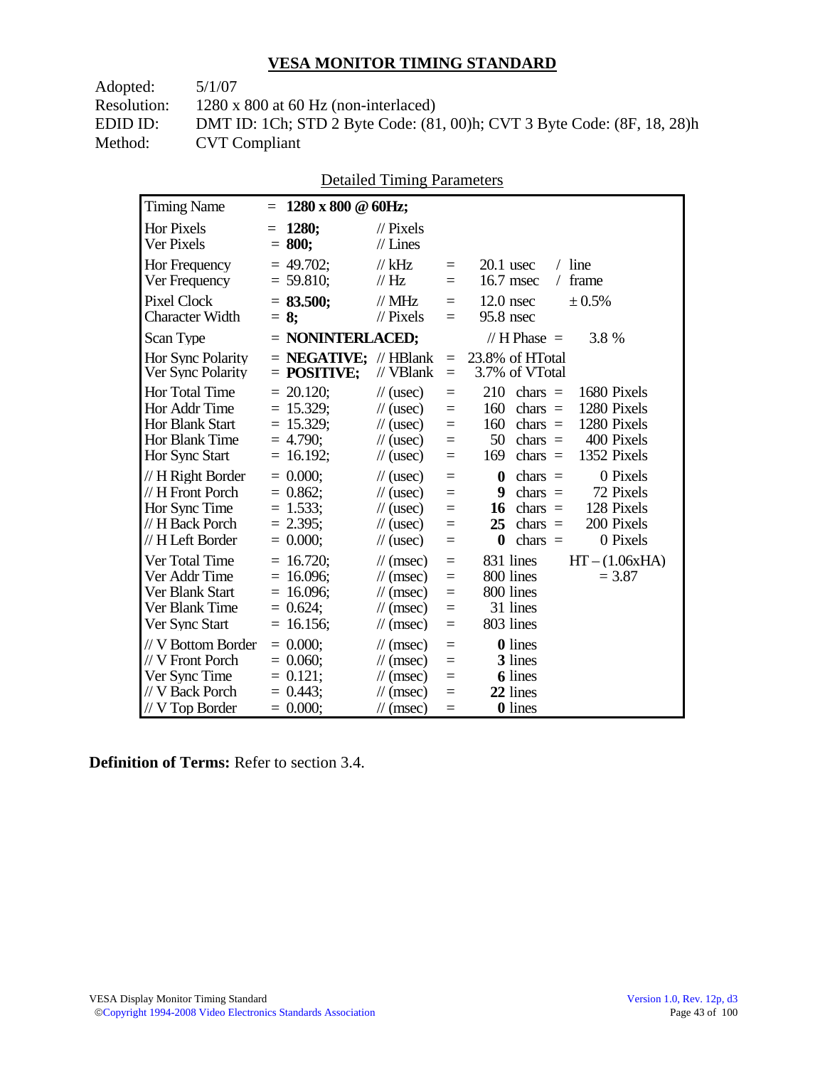# VESA MONITOR TIMING STANDARD

Adopted: 5/1/07
Resolution: 1280 x 800 at 60 Hz (non-interlaced)
EDID ID: DMT ID: 1Ch; STD 2 Byte Code: (81, 00)h; CVT 3 Byte Code: (8F, 18, 28)h
Method: CVT Compliant

Detailed Timing Parameters

| Parameter | Value | Unit | | | | |
|---|---|---|---|---|---|---|
| Timing Name | = **1280 x 800 @ 60Hz;** | | | | | |
| Hor Pixels | = **1280;** | // Pixels | | | | |
| Ver Pixels | = **800;** | // Lines | | | | |
| Hor Frequency | = 49.702; | // kHz | = | 20.1 usec | / line | |
| Ver Frequency | = 59.810; | // Hz | = | 16.7 msec | / frame | |
| Pixel Clock | = **83.500;** | // MHz | = | 12.0 nsec | ± 0.5% | |
| Character Width | = **8;** | // Pixels | = | 95.8 nsec | | |
| Scan Type | = **NONINTERLACED;** | | | // H Phase = | 3.8 % | |
| Hor Sync Polarity | = **NEGATIVE;** | // HBlank | = | 23.8% of HTotal | | |
| Ver Sync Polarity | = **POSITIVE;** | // VBlank | = | 3.7% of VTotal | | |
| Hor Total Time | = 20.120; | // (usec) | = | 210 chars = | 1680 Pixels | |
| Hor Addr Time | = 15.329; | // (usec) | = | 160 chars = | 1280 Pixels | |
| Hor Blank Start | = 15.329; | // (usec) | = | 160 chars = | 1280 Pixels | |
| Hor Blank Time | = 4.790; | // (usec) | = | 50 chars = | 400 Pixels | |
| Hor Sync Start | = 16.192; | // (usec) | = | 169 chars = | 1352 Pixels | |
| // H Right Border | = 0.000; | // (usec) | = | **0** chars = | 0 Pixels | |
| // H Front Porch | = 0.862; | // (usec) | = | **9** chars = | 72 Pixels | |
| Hor Sync Time | = 1.533; | // (usec) | = | **16** chars = | 128 Pixels | |
| // H Back Porch | = 2.395; | // (usec) | = | **25** chars = | 200 Pixels | |
| // H Left Border | = 0.000; | // (usec) | = | **0** chars = | 0 Pixels | |
| Ver Total Time | = 16.720; | // (msec) | = | 831 lines | | HT – (1.06xHA) |
| Ver Addr Time | = 16.096; | // (msec) | = | 800 lines | | = 3.87 |
| Ver Blank Start | = 16.096; | // (msec) | = | 800 lines | | |
| Ver Blank Time | = 0.624; | // (msec) | = | 31 lines | | |
| Ver Sync Start | = 16.156; | // (msec) | = | 803 lines | | |
| // V Bottom Border | = 0.000; | // (msec) | = | **0** lines | | |
| // V Front Porch | = 0.060; | // (msec) | = | **3** lines | | |
| Ver Sync Time | = 0.121; | // (msec) | = | **6** lines | | |
| // V Back Porch | = 0.443; | // (msec) | = | **22** lines | | |
| // V Top Border | = 0.000; | // (msec) | = | **0** lines | | |

**Definition of Terms:** Refer to section 3.4.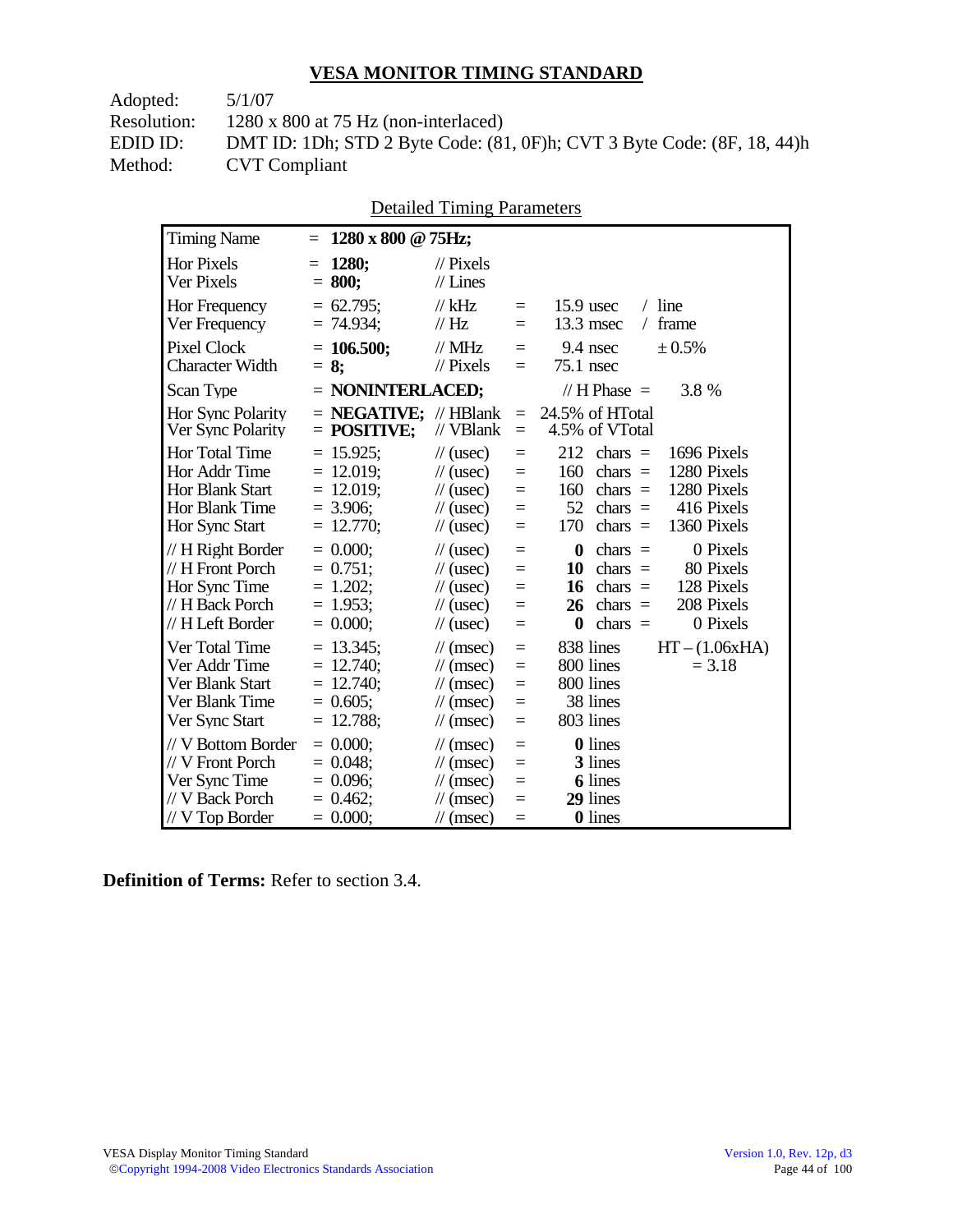## VESA MONITOR TIMING STANDARD

Adopted: 5/1/07
Resolution: 1280 x 800 at 75 Hz (non-interlaced)
EDID ID: DMT ID: 1Dh; STD 2 Byte Code: (81, 0F)h; CVT 3 Byte Code: (8F, 18, 44)h
Method: CVT Compliant

Detailed Timing Parameters

| Timing Name | = **1280 x 800 @ 75Hz;** | | | | |
|---|---|---|---|---|---|
| Hor Pixels | = **1280;** | // Pixels | | | |
| Ver Pixels | = **800;** | // Lines | | | |
| Hor Frequency | = 62.795; | // kHz | = | 15.9 usec | / line |
| Ver Frequency | = 74.934; | // Hz | = | 13.3 msec | / frame |
| Pixel Clock | = **106.500;** | // MHz | = | 9.4 nsec | ± 0.5% |
| Character Width | = **8;** | // Pixels | = | 75.1 nsec | |
| Scan Type | = **NONINTERLACED;** | | | // H Phase = | 3.8 % |
| Hor Sync Polarity | = **NEGATIVE;** | // HBlank | = | 24.5% of HTotal | |
| Ver Sync Polarity | = **POSITIVE;** | // VBlank | = | 4.5% of VTotal | |
| Hor Total Time | = 15.925; | // (usec) | = | 212 chars = | 1696 Pixels |
| Hor Addr Time | = 12.019; | // (usec) | = | 160 chars = | 1280 Pixels |
| Hor Blank Start | = 12.019; | // (usec) | = | 160 chars = | 1280 Pixels |
| Hor Blank Time | = 3.906; | // (usec) | = | 52 chars = | 416 Pixels |
| Hor Sync Start | = 12.770; | // (usec) | = | 170 chars = | 1360 Pixels |
| // H Right Border | = 0.000; | // (usec) | = | **0** chars = | 0 Pixels |
| // H Front Porch | = 0.751; | // (usec) | = | **10** chars = | 80 Pixels |
| Hor Sync Time | = 1.202; | // (usec) | = | **16** chars = | 128 Pixels |
| // H Back Porch | = 1.953; | // (usec) | = | **26** chars = | 208 Pixels |
| // H Left Border | = 0.000; | // (usec) | = | **0** chars = | 0 Pixels |
| Ver Total Time | = 13.345; | // (msec) | = | 838 lines | HT – (1.06xHA) |
| Ver Addr Time | = 12.740; | // (msec) | = | 800 lines | = 3.18 |
| Ver Blank Start | = 12.740; | // (msec) | = | 800 lines | |
| Ver Blank Time | = 0.605; | // (msec) | = | 38 lines | |
| Ver Sync Start | = 12.788; | // (msec) | = | 803 lines | |
| // V Bottom Border | = 0.000; | // (msec) | = | **0** lines | |
| // V Front Porch | = 0.048; | // (msec) | = | **3** lines | |
| Ver Sync Time | = 0.096; | // (msec) | = | **6** lines | |
| // V Back Porch | = 0.462; | // (msec) | = | **29** lines | |
| // V Top Border | = 0.000; | // (msec) | = | **0** lines | |

**Definition of Terms:** Refer to section 3.4.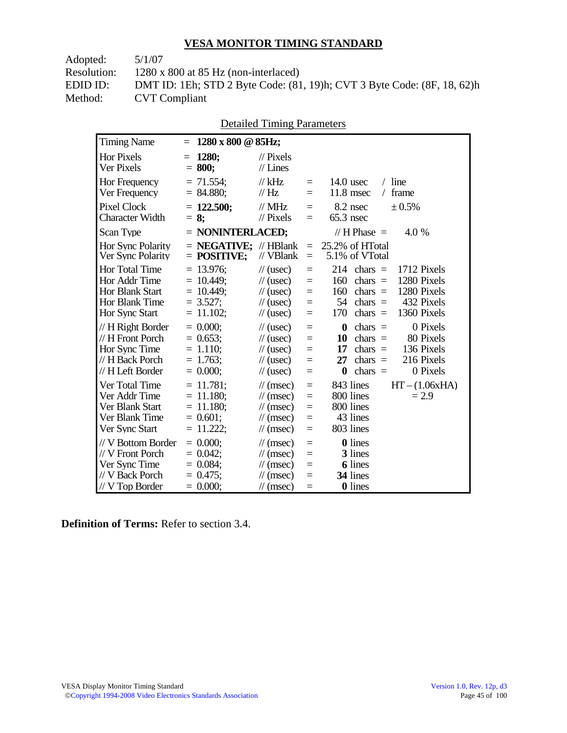## VESA MONITOR TIMING STANDARD

Adopted: 5/1/07
Resolution: 1280 x 800 at 85 Hz (non-interlaced)
EDID ID: DMT ID: 1Eh; STD 2 Byte Code: (81, 19)h; CVT 3 Byte Code: (8F, 18, 62)h
Method: CVT Compliant

Detailed Timing Parameters

| Timing Name | = **1280 x 800 @ 85Hz;** | | | | |
|---|---|---|---|---|---|
| Hor Pixels | = **1280;** | // Pixels | | | |
| Ver Pixels | = **800;** | // Lines | | | |
| Hor Frequency | = 71.554; | // kHz | = | 14.0 usec | / line |
| Ver Frequency | = 84.880; | // Hz | = | 11.8 msec | / frame |
| Pixel Clock | = **122.500;** | // MHz | = | 8.2 nsec | ± 0.5% |
| Character Width | = **8;** | // Pixels | = | 65.3 nsec | |
| Scan Type | = **NONINTERLACED;** | | | // H Phase = | 4.0 % |
| Hor Sync Polarity | = **NEGATIVE;** | // HBlank | = | 25.2% of HTotal | |
| Ver Sync Polarity | = **POSITIVE;** | // VBlank | = | 5.1% of VTotal | |
| Hor Total Time | = 13.976; | // (usec) | = | 214 chars = | 1712 Pixels |
| Hor Addr Time | = 10.449; | // (usec) | = | 160 chars = | 1280 Pixels |
| Hor Blank Start | = 10.449; | // (usec) | = | 160 chars = | 1280 Pixels |
| Hor Blank Time | = 3.527; | // (usec) | = | 54 chars = | 432 Pixels |
| Hor Sync Start | = 11.102; | // (usec) | = | 170 chars = | 1360 Pixels |
| // H Right Border | = 0.000; | // (usec) | = | **0** chars = | 0 Pixels |
| // H Front Porch | = 0.653; | // (usec) | = | **10** chars = | 80 Pixels |
| Hor Sync Time | = 1.110; | // (usec) | = | **17** chars = | 136 Pixels |
| // H Back Porch | = 1.763; | // (usec) | = | **27** chars = | 216 Pixels |
| // H Left Border | = 0.000; | // (usec) | = | **0** chars = | 0 Pixels |
| Ver Total Time | = 11.781; | // (msec) | = | 843 lines | HT – (1.06xHA) |
| Ver Addr Time | = 11.180; | // (msec) | = | 800 lines | = 2.9 |
| Ver Blank Start | = 11.180; | // (msec) | = | 800 lines | |
| Ver Blank Time | = 0.601; | // (msec) | = | 43 lines | |
| Ver Sync Start | = 11.222; | // (msec) | = | 803 lines | |
| // V Bottom Border | = 0.000; | // (msec) | = | **0** lines | |
| // V Front Porch | = 0.042; | // (msec) | = | **3** lines | |
| Ver Sync Time | = 0.084; | // (msec) | = | **6** lines | |
| // V Back Porch | = 0.475; | // (msec) | = | **34** lines | |
| // V Top Border | = 0.000; | // (msec) | = | **0** lines | |

**Definition of Terms:** Refer to section 3.4.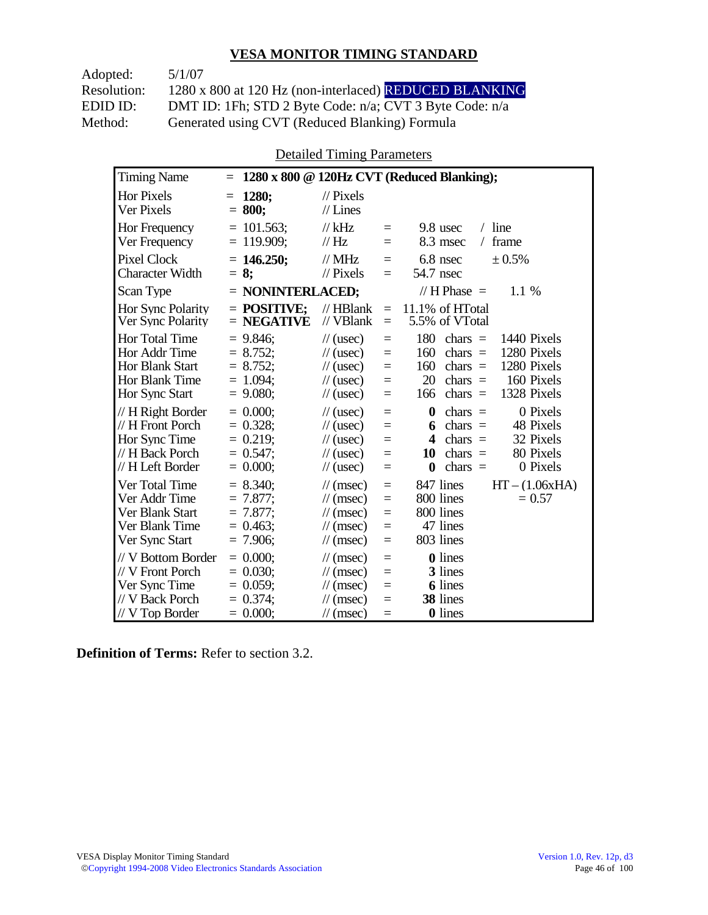## VESA MONITOR TIMING STANDARD

Adopted: 5/1/07
Resolution: 1280 x 800 at 120 Hz (non-interlaced) REDUCED BLANKING
EDID ID: DMT ID: 1Fh; STD 2 Byte Code: n/a; CVT 3 Byte Code: n/a
Method: Generated using CVT (Reduced Blanking) Formula

Detailed Timing Parameters

| Timing Name | = **1280 x 800 @ 120Hz CVT (Reduced Blanking);** | | | | |
|---|---|---|---|---|---|
| Hor Pixels | = **1280;** | // Pixels | | | |
| Ver Pixels | = **800;** | // Lines | | | |
| Hor Frequency | = 101.563; | // kHz | = | 9.8 usec | / line |
| Ver Frequency | = 119.909; | // Hz | = | 8.3 msec | / frame |
| Pixel Clock | = **146.250;** | // MHz | = | 6.8 nsec | ± 0.5% |
| Character Width | = **8;** | // Pixels | = | 54.7 nsec | |
| Scan Type | = **NONINTERLACED;** | | | // H Phase = | 1.1 % |
| Hor Sync Polarity | = **POSITIVE;** | // HBlank | = | 11.1% of HTotal | |
| Ver Sync Polarity | = **NEGATIVE** | // VBlank | = | 5.5% of VTotal | |
| Hor Total Time | = 9.846; | // (usec) | = | 180 chars = | 1440 Pixels |
| Hor Addr Time | = 8.752; | // (usec) | = | 160 chars = | 1280 Pixels |
| Hor Blank Start | = 8.752; | // (usec) | = | 160 chars = | 1280 Pixels |
| Hor Blank Time | = 1.094; | // (usec) | = | 20 chars = | 160 Pixels |
| Hor Sync Start | = 9.080; | // (usec) | = | 166 chars = | 1328 Pixels |
| // H Right Border | = 0.000; | // (usec) | = | **0** chars = | 0 Pixels |
| // H Front Porch | = 0.328; | // (usec) | = | **6** chars = | 48 Pixels |
| Hor Sync Time | = 0.219; | // (usec) | = | **4** chars = | 32 Pixels |
| // H Back Porch | = 0.547; | // (usec) | = | **10** chars = | 80 Pixels |
| // H Left Border | = 0.000; | // (usec) | = | **0** chars = | 0 Pixels |
| Ver Total Time | = 8.340; | // (msec) | = | 847 lines | HT – (1.06xHA) |
| Ver Addr Time | = 7.877; | // (msec) | = | 800 lines | = 0.57 |
| Ver Blank Start | = 7.877; | // (msec) | = | 800 lines | |
| Ver Blank Time | = 0.463; | // (msec) | = | 47 lines | |
| Ver Sync Start | = 7.906; | // (msec) | = | 803 lines | |
| // V Bottom Border | = 0.000; | // (msec) | = | **0** lines | |
| // V Front Porch | = 0.030; | // (msec) | = | **3** lines | |
| Ver Sync Time | = 0.059; | // (msec) | = | **6** lines | |
| // V Back Porch | = 0.374; | // (msec) | = | **38** lines | |
| // V Top Border | = 0.000; | // (msec) | = | **0** lines | |

**Definition of Terms:** Refer to section 3.2.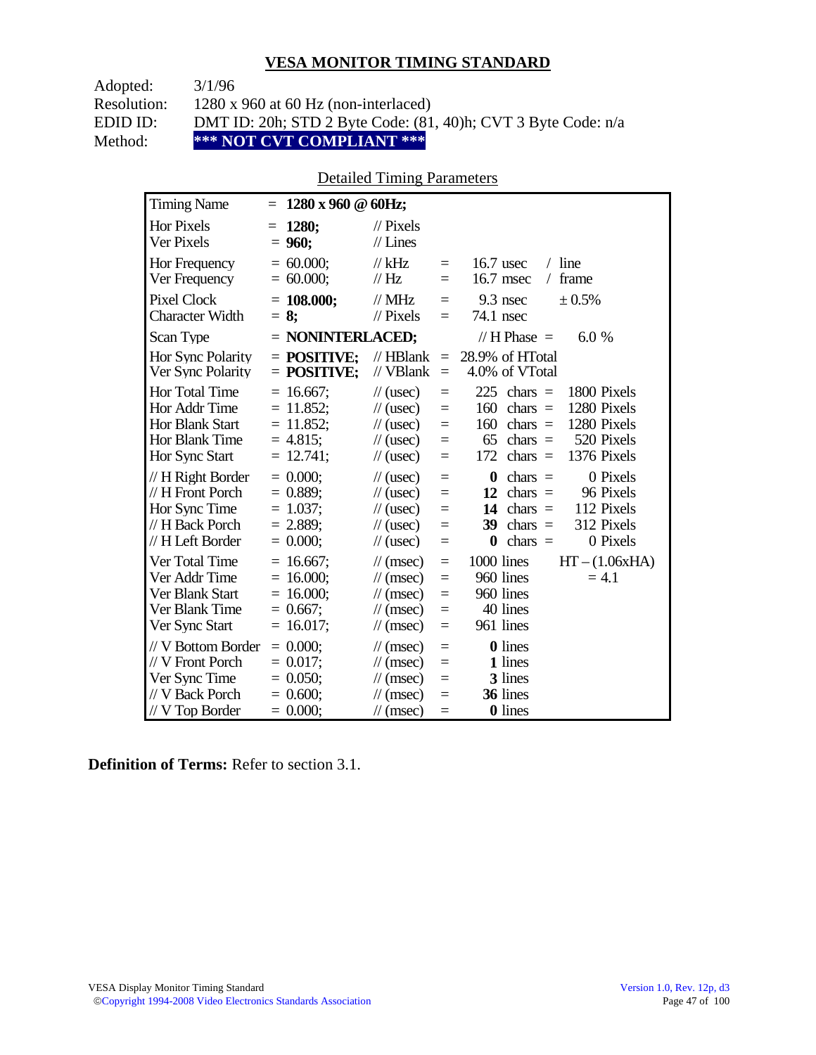## VESA MONITOR TIMING STANDARD

Adopted: 3/1/96
Resolution: 1280 x 960 at 60 Hz (non-interlaced)
EDID ID: DMT ID: 20h; STD 2 Byte Code: (81, 40)h; CVT 3 Byte Code: n/a
Method: **\*\*\* NOT CVT COMPLIANT \*\*\***

Detailed Timing Parameters

| Timing Name | = **1280 x 960 @ 60Hz;** | | | | |
|---|---|---|---|---|---|
| Hor Pixels | = **1280;** | // Pixels | | | |
| Ver Pixels | = **960;** | // Lines | | | |
| Hor Frequency | = 60.000; | // kHz | = | 16.7 usec | / line |
| Ver Frequency | = 60.000; | // Hz | = | 16.7 msec | / frame |
| Pixel Clock | = **108.000;** | // MHz | = | 9.3 nsec | ± 0.5% |
| Character Width | = **8;** | // Pixels | = | 74.1 nsec | |
| Scan Type | = **NONINTERLACED;** | | | // H Phase = | 6.0 % |
| Hor Sync Polarity | = **POSITIVE;** | // HBlank | = | 28.9% of HTotal | |
| Ver Sync Polarity | = **POSITIVE;** | // VBlank | = | 4.0% of VTotal | |
| Hor Total Time | = 16.667; | // (usec) | = | 225 chars = | 1800 Pixels |
| Hor Addr Time | = 11.852; | // (usec) | = | 160 chars = | 1280 Pixels |
| Hor Blank Start | = 11.852; | // (usec) | = | 160 chars = | 1280 Pixels |
| Hor Blank Time | = 4.815; | // (usec) | = | 65 chars = | 520 Pixels |
| Hor Sync Start | = 12.741; | // (usec) | = | 172 chars = | 1376 Pixels |
| // H Right Border | = 0.000; | // (usec) | = | **0** chars = | 0 Pixels |
| // H Front Porch | = 0.889; | // (usec) | = | **12** chars = | 96 Pixels |
| Hor Sync Time | = 1.037; | // (usec) | = | **14** chars = | 112 Pixels |
| // H Back Porch | = 2.889; | // (usec) | = | **39** chars = | 312 Pixels |
| // H Left Border | = 0.000; | // (usec) | = | **0** chars = | 0 Pixels |
| Ver Total Time | = 16.667; | // (msec) | = | 1000 lines | HT – (1.06xHA) |
| Ver Addr Time | = 16.000; | // (msec) | = | 960 lines | = 4.1 |
| Ver Blank Start | = 16.000; | // (msec) | = | 960 lines | |
| Ver Blank Time | = 0.667; | // (msec) | = | 40 lines | |
| Ver Sync Start | = 16.017; | // (msec) | = | 961 lines | |
| // V Bottom Border | = 0.000; | // (msec) | = | **0** lines | |
| // V Front Porch | = 0.017; | // (msec) | = | **1** lines | |
| Ver Sync Time | = 0.050; | // (msec) | = | **3** lines | |
| // V Back Porch | = 0.600; | // (msec) | = | **36** lines | |
| // V Top Border | = 0.000; | // (msec) | = | **0** lines | |

**Definition of Terms:** Refer to section 3.1.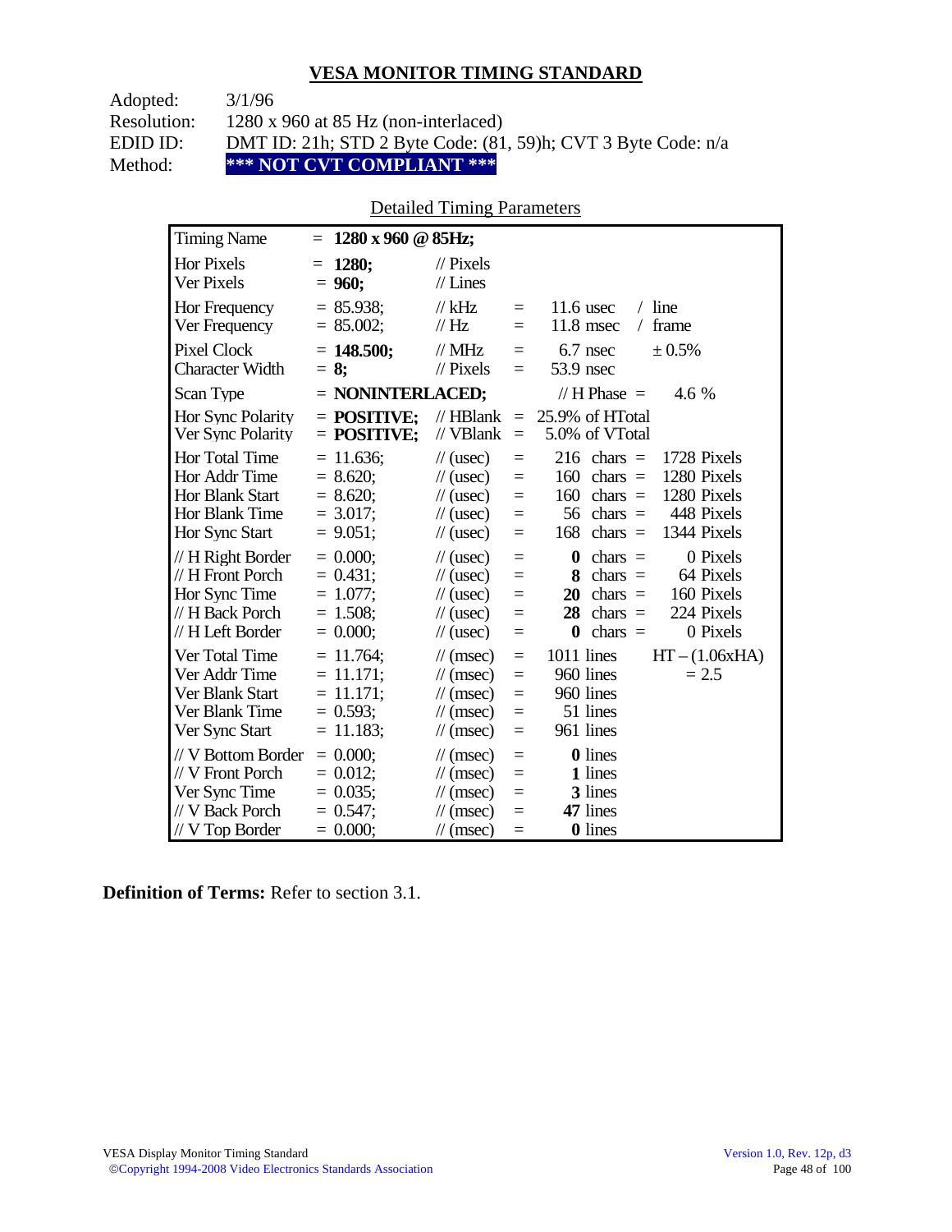# VESA MONITOR TIMING STANDARD

Adopted: 3/1/96
Resolution: 1280 x 960 at 85 Hz (non-interlaced)
EDID ID: DMT ID: 21h; STD 2 Byte Code: (81, 59)h; CVT 3 Byte Code: n/a
Method: **\*\*\* NOT CVT COMPLIANT \*\*\***

## Detailed Timing Parameters

| Parameter | Value | Unit | = | Value 2 | Value 3 |
|---|---|---|---|---|---|
| Timing Name | = **1280 x 960 @ 85Hz;** | | | | |
| Hor Pixels | = **1280;** | // Pixels | | | |
| Ver Pixels | = **960;** | // Lines | | | |
| Hor Frequency | = 85.938; | // kHz | = | 11.6 usec | / line |
| Ver Frequency | = 85.002; | // Hz | = | 11.8 msec | / frame |
| Pixel Clock | = **148.500;** | // MHz | = | 6.7 nsec | ± 0.5% |
| Character Width | = **8;** | // Pixels | = | 53.9 nsec | |
| Scan Type | = **NONINTERLACED;** | | | // H Phase = | 4.6 % |
| Hor Sync Polarity | = **POSITIVE;** | // HBlank | = | 25.9% of HTotal | |
| Ver Sync Polarity | = **POSITIVE;** | // VBlank | = | 5.0% of VTotal | |
| Hor Total Time | = 11.636; | // (usec) | = | 216 chars = | 1728 Pixels |
| Hor Addr Time | = 8.620; | // (usec) | = | 160 chars = | 1280 Pixels |
| Hor Blank Start | = 8.620; | // (usec) | = | 160 chars = | 1280 Pixels |
| Hor Blank Time | = 3.017; | // (usec) | = | 56 chars = | 448 Pixels |
| Hor Sync Start | = 9.051; | // (usec) | = | 168 chars = | 1344 Pixels |
| // H Right Border | = 0.000; | // (usec) | = | **0** chars = | 0 Pixels |
| // H Front Porch | = 0.431; | // (usec) | = | **8** chars = | 64 Pixels |
| Hor Sync Time | = 1.077; | // (usec) | = | **20** chars = | 160 Pixels |
| // H Back Porch | = 1.508; | // (usec) | = | **28** chars = | 224 Pixels |
| // H Left Border | = 0.000; | // (usec) | = | **0** chars = | 0 Pixels |
| Ver Total Time | = 11.764; | // (msec) | = | 1011 lines | HT – (1.06xHA) |
| Ver Addr Time | = 11.171; | // (msec) | = | 960 lines | = 2.5 |
| Ver Blank Start | = 11.171; | // (msec) | = | 960 lines | |
| Ver Blank Time | = 0.593; | // (msec) | = | 51 lines | |
| Ver Sync Start | = 11.183; | // (msec) | = | 961 lines | |
| // V Bottom Border | = 0.000; | // (msec) | = | **0** lines | |
| // V Front Porch | = 0.012; | // (msec) | = | **1** lines | |
| Ver Sync Time | = 0.035; | // (msec) | = | **3** lines | |
| // V Back Porch | = 0.547; | // (msec) | = | **47** lines | |
| // V Top Border | = 0.000; | // (msec) | = | **0** lines | |

**Definition of Terms:** Refer to section 3.1.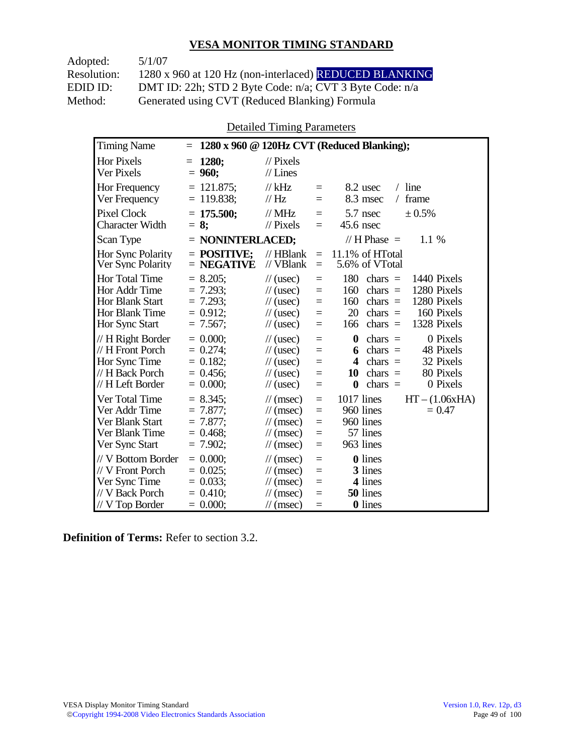## VESA MONITOR TIMING STANDARD

Adopted: 5/1/07
Resolution: 1280 x 960 at 120 Hz (non-interlaced) REDUCED BLANKING
EDID ID: DMT ID: 22h; STD 2 Byte Code: n/a; CVT 3 Byte Code: n/a
Method: Generated using CVT (Reduced Blanking) Formula

Detailed Timing Parameters

| Timing Name | = **1280 x 960 @ 120Hz CVT (Reduced Blanking);** | | | | |
|---|---|---|---|---|---|
| Hor Pixels | = **1280;** | // Pixels | | | |
| Ver Pixels | = **960;** | // Lines | | | |
| Hor Frequency | = 121.875; | // kHz | = | 8.2 usec | / line |
| Ver Frequency | = 119.838; | // Hz | = | 8.3 msec | / frame |
| Pixel Clock | = **175.500;** | // MHz | = | 5.7 nsec | ± 0.5% |
| Character Width | = **8;** | // Pixels | = | 45.6 nsec | |
| Scan Type | = **NONINTERLACED;** | | | // H Phase = | 1.1 % |
| Hor Sync Polarity | = **POSITIVE;** | // HBlank | = | 11.1% of HTotal | |
| Ver Sync Polarity | = **NEGATIVE** | // VBlank | = | 5.6% of VTotal | |
| Hor Total Time | = 8.205; | // (usec) | = | 180 chars = | 1440 Pixels |
| Hor Addr Time | = 7.293; | // (usec) | = | 160 chars = | 1280 Pixels |
| Hor Blank Start | = 7.293; | // (usec) | = | 160 chars = | 1280 Pixels |
| Hor Blank Time | = 0.912; | // (usec) | = | 20 chars = | 160 Pixels |
| Hor Sync Start | = 7.567; | // (usec) | = | 166 chars = | 1328 Pixels |
| // H Right Border | = 0.000; | // (usec) | = | **0** chars = | 0 Pixels |
| // H Front Porch | = 0.274; | // (usec) | = | **6** chars = | 48 Pixels |
| Hor Sync Time | = 0.182; | // (usec) | = | **4** chars = | 32 Pixels |
| // H Back Porch | = 0.456; | // (usec) | = | **10** chars = | 80 Pixels |
| // H Left Border | = 0.000; | // (usec) | = | **0** chars = | 0 Pixels |
| Ver Total Time | = 8.345; | // (msec) | = | 1017 lines | HT – (1.06xHA) |
| Ver Addr Time | = 7.877; | // (msec) | = | 960 lines | = 0.47 |
| Ver Blank Start | = 7.877; | // (msec) | = | 960 lines | |
| Ver Blank Time | = 0.468; | // (msec) | = | 57 lines | |
| Ver Sync Start | = 7.902; | // (msec) | = | 963 lines | |
| // V Bottom Border | = 0.000; | // (msec) | = | **0** lines | |
| // V Front Porch | = 0.025; | // (msec) | = | **3** lines | |
| Ver Sync Time | = 0.033; | // (msec) | = | **4** lines | |
| // V Back Porch | = 0.410; | // (msec) | = | **50** lines | |
| // V Top Border | = 0.000; | // (msec) | = | **0** lines | |

**Definition of Terms:** Refer to section 3.2.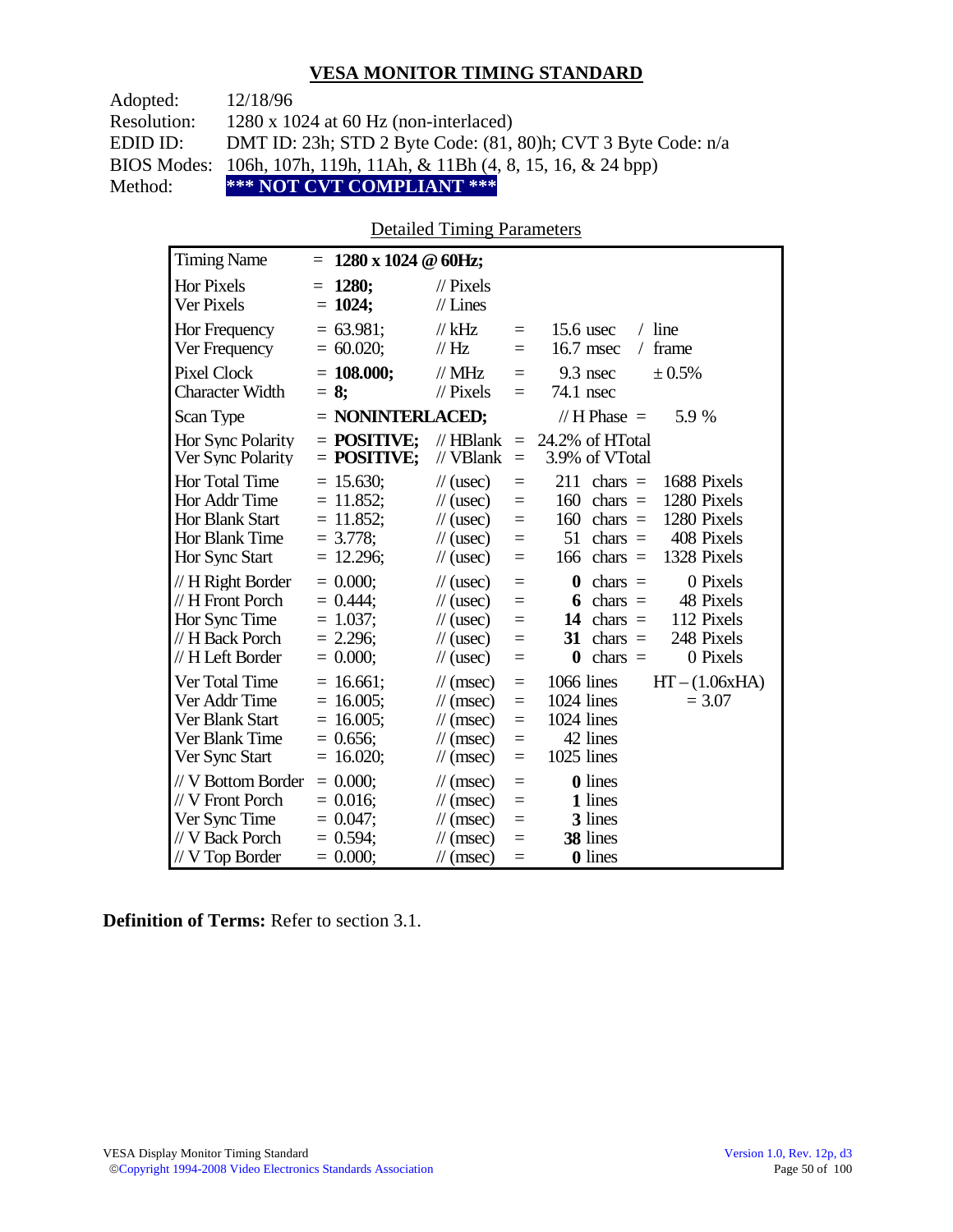## VESA MONITOR TIMING STANDARD

Adopted: 12/18/96
Resolution: 1280 x 1024 at 60 Hz (non-interlaced)
EDID ID: DMT ID: 23h; STD 2 Byte Code: (81, 80)h; CVT 3 Byte Code: n/a
BIOS Modes: 106h, 107h, 119h, 11Ah, & 11Bh (4, 8, 15, 16, & 24 bpp)
Method: **\*\*\* NOT CVT COMPLIANT \*\*\***

Detailed Timing Parameters

| Parameter | Value | Unit | | Equivalent | | |
|---|---|---|---|---|---|---|
| Timing Name | = **1280 x 1024 @ 60Hz;** | | | | | |
| Hor Pixels | = **1280;** | // Pixels | | | | |
| Ver Pixels | = **1024;** | // Lines | | | | |
| Hor Frequency | = 63.981; | // kHz | = | 15.6 usec | / line | |
| Ver Frequency | = 60.020; | // Hz | = | 16.7 msec | / frame | |
| Pixel Clock | = **108.000;** | // MHz | = | 9.3 nsec | ± 0.5% | |
| Character Width | = **8;** | // Pixels | = | 74.1 nsec | | |
| Scan Type | = **NONINTERLACED;** | | | // H Phase = | 5.9 % | |
| Hor Sync Polarity | = **POSITIVE;** | // HBlank | = | 24.2% of HTotal | | |
| Ver Sync Polarity | = **POSITIVE;** | // VBlank | = | 3.9% of VTotal | | |
| Hor Total Time | = 15.630; | // (usec) | = | 211 chars = | 1688 Pixels | |
| Hor Addr Time | = 11.852; | // (usec) | = | 160 chars = | 1280 Pixels | |
| Hor Blank Start | = 11.852; | // (usec) | = | 160 chars = | 1280 Pixels | |
| Hor Blank Time | = 3.778; | // (usec) | = | 51 chars = | 408 Pixels | |
| Hor Sync Start | = 12.296; | // (usec) | = | 166 chars = | 1328 Pixels | |
| // H Right Border | = 0.000; | // (usec) | = | **0** chars = | 0 Pixels | |
| // H Front Porch | = 0.444; | // (usec) | = | **6** chars = | 48 Pixels | |
| Hor Sync Time | = 1.037; | // (usec) | = | **14** chars = | 112 Pixels | |
| // H Back Porch | = 2.296; | // (usec) | = | **31** chars = | 248 Pixels | |
| // H Left Border | = 0.000; | // (usec) | = | **0** chars = | 0 Pixels | |
| Ver Total Time | = 16.661; | // (msec) | = | 1066 lines | | HT – (1.06xHA) |
| Ver Addr Time | = 16.005; | // (msec) | = | 1024 lines | | = 3.07 |
| Ver Blank Start | = 16.005; | // (msec) | = | 1024 lines | | |
| Ver Blank Time | = 0.656; | // (msec) | = | 42 lines | | |
| Ver Sync Start | = 16.020; | // (msec) | = | 1025 lines | | |
| // V Bottom Border | = 0.000; | // (msec) | = | **0** lines | | |
| // V Front Porch | = 0.016; | // (msec) | = | **1** lines | | |
| Ver Sync Time | = 0.047; | // (msec) | = | **3** lines | | |
| // V Back Porch | = 0.594; | // (msec) | = | **38** lines | | |
| // V Top Border | = 0.000; | // (msec) | = | **0** lines | | |

**Definition of Terms:** Refer to section 3.1.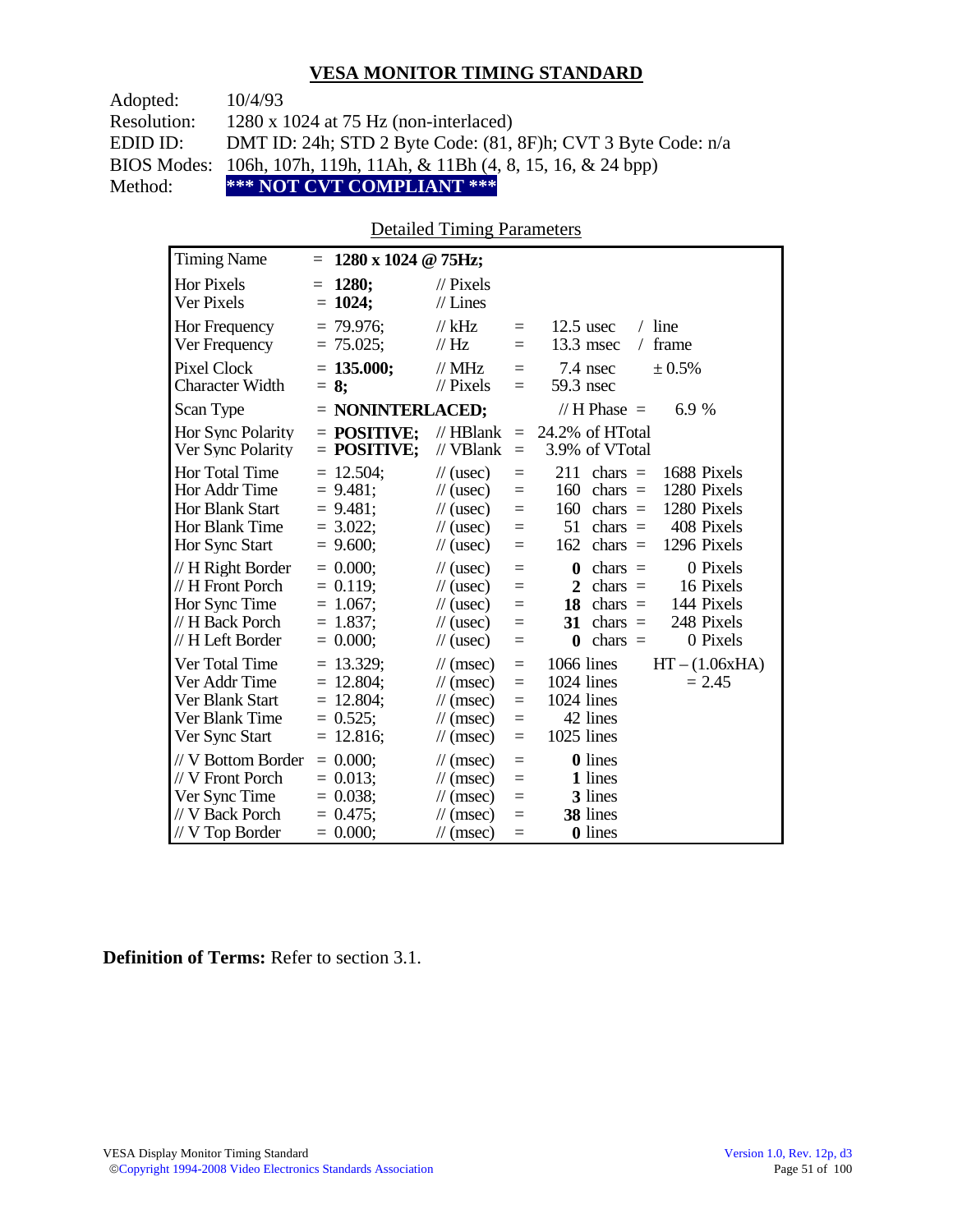# VESA MONITOR TIMING STANDARD

| | |
|---|---|
| Adopted: | 10/4/93 |
| Resolution: | 1280 x 1024 at 75 Hz (non-interlaced) |
| EDID ID: | DMT ID: 24h; STD 2 Byte Code: (81, 8F)h; CVT 3 Byte Code: n/a |
| BIOS Modes: | 106h, 107h, 119h, 11Ah, & 11Bh (4, 8, 15, 16, & 24 bpp) |
| Method: | **\*\*\* NOT CVT COMPLIANT \*\*\*** |

## Detailed Timing Parameters

| Parameter | Value | Unit | | | | |
|---|---|---|---|---|---|---|
| Timing Name | = **1280 x 1024 @ 75Hz;** | | | | | |
| Hor Pixels | = **1280;** | // Pixels | | | | |
| Ver Pixels | = **1024;** | // Lines | | | | |
| Hor Frequency | = 79.976; | // kHz | = | 12.5 usec | / line | |
| Ver Frequency | = 75.025; | // Hz | = | 13.3 msec | / frame | |
| Pixel Clock | = **135.000;** | // MHz | = | 7.4 nsec | ± 0.5% | |
| Character Width | = **8;** | // Pixels | = | 59.3 nsec | | |
| Scan Type | = **NONINTERLACED;** | | | // H Phase = | 6.9 % | |
| Hor Sync Polarity | = **POSITIVE;** | // HBlank | = | 24.2% of HTotal | | |
| Ver Sync Polarity | = **POSITIVE;** | // VBlank | = | 3.9% of VTotal | | |
| Hor Total Time | = 12.504; | // (usec) | = | 211 chars | = | 1688 Pixels |
| Hor Addr Time | = 9.481; | // (usec) | = | 160 chars | = | 1280 Pixels |
| Hor Blank Start | = 9.481; | // (usec) | = | 160 chars | = | 1280 Pixels |
| Hor Blank Time | = 3.022; | // (usec) | = | 51 chars | = | 408 Pixels |
| Hor Sync Start | = 9.600; | // (usec) | = | 162 chars | = | 1296 Pixels |
| // H Right Border | = 0.000; | // (usec) | = | **0** chars | = | 0 Pixels |
| // H Front Porch | = 0.119; | // (usec) | = | **2** chars | = | 16 Pixels |
| Hor Sync Time | = 1.067; | // (usec) | = | **18** chars | = | 144 Pixels |
| // H Back Porch | = 1.837; | // (usec) | = | **31** chars | = | 248 Pixels |
| // H Left Border | = 0.000; | // (usec) | = | **0** chars | = | 0 Pixels |
| Ver Total Time | = 13.329; | // (msec) | = | 1066 lines | | HT – (1.06xHA) |
| Ver Addr Time | = 12.804; | // (msec) | = | 1024 lines | | = 2.45 |
| Ver Blank Start | = 12.804; | // (msec) | = | 1024 lines | | |
| Ver Blank Time | = 0.525; | // (msec) | = | 42 lines | | |
| Ver Sync Start | = 12.816; | // (msec) | = | 1025 lines | | |
| // V Bottom Border | = 0.000; | // (msec) | = | **0** lines | | |
| // V Front Porch | = 0.013; | // (msec) | = | **1** lines | | |
| Ver Sync Time | = 0.038; | // (msec) | = | **3** lines | | |
| // V Back Porch | = 0.475; | // (msec) | = | **38** lines | | |
| // V Top Border | = 0.000; | // (msec) | = | **0** lines | | |

**Definition of Terms:** Refer to section 3.1.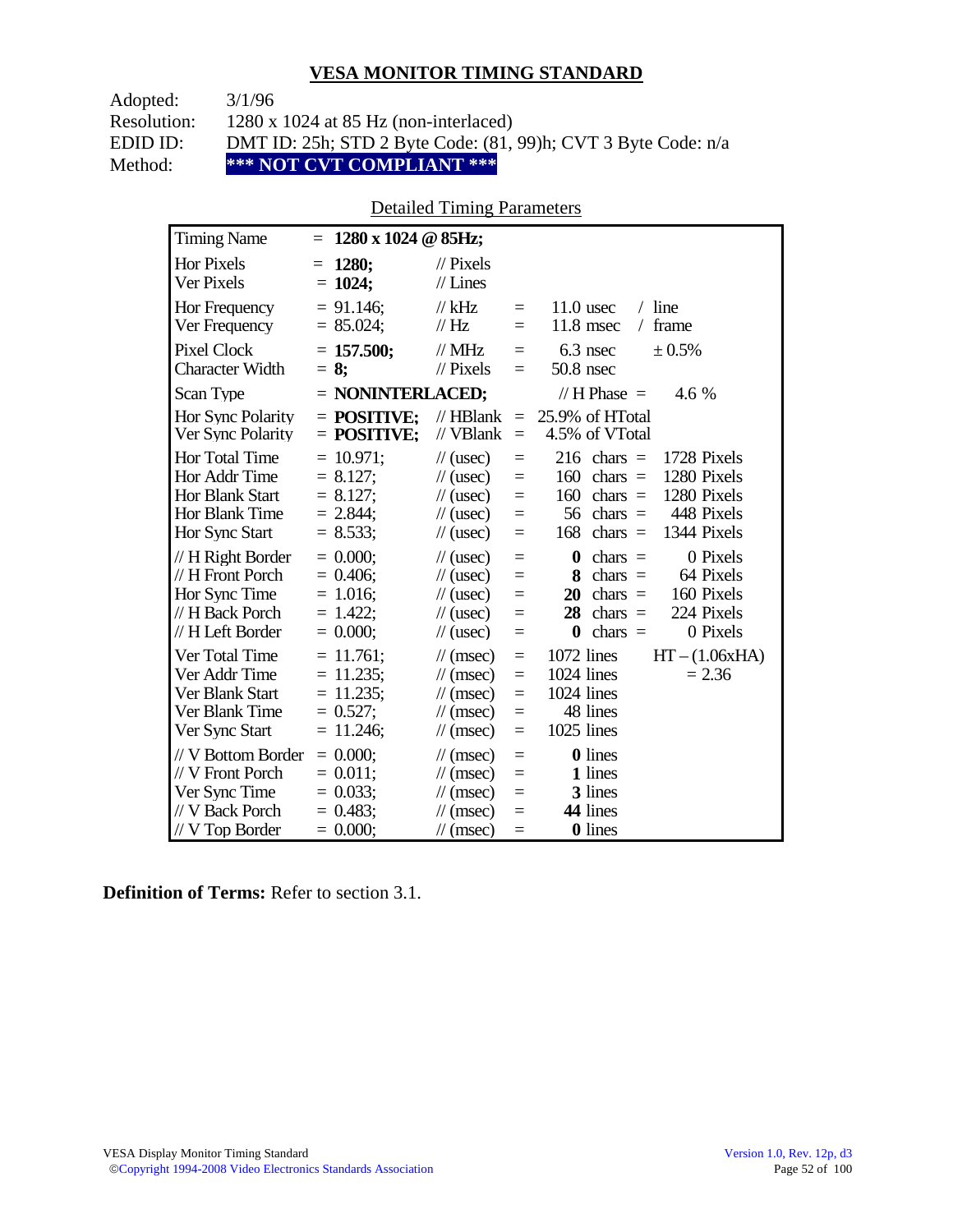## VESA MONITOR TIMING STANDARD

| | |
|---|---|
| Adopted: | 3/1/96 |
| Resolution: | 1280 x 1024 at 85 Hz (non-interlaced) |
| EDID ID: | DMT ID: 25h; STD 2 Byte Code: (81, 99)h; CVT 3 Byte Code: n/a |
| Method: | **\*\*\* NOT CVT COMPLIANT \*\*\*** |

Detailed Timing Parameters

| | | | | | | |
|---|---|---|---|---|---|---|
| Timing Name | = **1280 x 1024 @ 85Hz;** | | | | | |
| Hor Pixels | = **1280;** | // Pixels | | | | |
| Ver Pixels | = **1024;** | // Lines | | | | |
| Hor Frequency | = 91.146; | // kHz | = | 11.0 usec | / line | |
| Ver Frequency | = 85.024; | // Hz | = | 11.8 msec | / frame | |
| Pixel Clock | = **157.500;** | // MHz | = | 6.3 nsec | ± 0.5% | |
| Character Width | = **8;** | // Pixels | = | 50.8 nsec | | |
| Scan Type | = **NONINTERLACED;** | | | // H Phase = | 4.6 % | |
| Hor Sync Polarity | = **POSITIVE;** | // HBlank | = | 25.9% of HTotal | | |
| Ver Sync Polarity | = **POSITIVE;** | // VBlank | = | 4.5% of VTotal | | |
| Hor Total Time | = 10.971; | // (usec) | = | 216 chars | = | 1728 Pixels |
| Hor Addr Time | = 8.127; | // (usec) | = | 160 chars | = | 1280 Pixels |
| Hor Blank Start | = 8.127; | // (usec) | = | 160 chars | = | 1280 Pixels |
| Hor Blank Time | = 2.844; | // (usec) | = | 56 chars | = | 448 Pixels |
| Hor Sync Start | = 8.533; | // (usec) | = | 168 chars | = | 1344 Pixels |
| // H Right Border | = 0.000; | // (usec) | = | **0** chars | = | 0 Pixels |
| // H Front Porch | = 0.406; | // (usec) | = | **8** chars | = | 64 Pixels |
| Hor Sync Time | = 1.016; | // (usec) | = | **20** chars | = | 160 Pixels |
| // H Back Porch | = 1.422; | // (usec) | = | **28** chars | = | 224 Pixels |
| // H Left Border | = 0.000; | // (usec) | = | **0** chars | = | 0 Pixels |
| Ver Total Time | = 11.761; | // (msec) | = | 1072 lines | | HT – (1.06xHA) |
| Ver Addr Time | = 11.235; | // (msec) | = | 1024 lines | | = 2.36 |
| Ver Blank Start | = 11.235; | // (msec) | = | 1024 lines | | |
| Ver Blank Time | = 0.527; | // (msec) | = | 48 lines | | |
| Ver Sync Start | = 11.246; | // (msec) | = | 1025 lines | | |
| // V Bottom Border | = 0.000; | // (msec) | = | **0** lines | | |
| // V Front Porch | = 0.011; | // (msec) | = | **1** lines | | |
| Ver Sync Time | = 0.033; | // (msec) | = | **3** lines | | |
| // V Back Porch | = 0.483; | // (msec) | = | **44** lines | | |
| // V Top Border | = 0.000; | // (msec) | = | **0** lines | | |

**Definition of Terms:** Refer to section 3.1.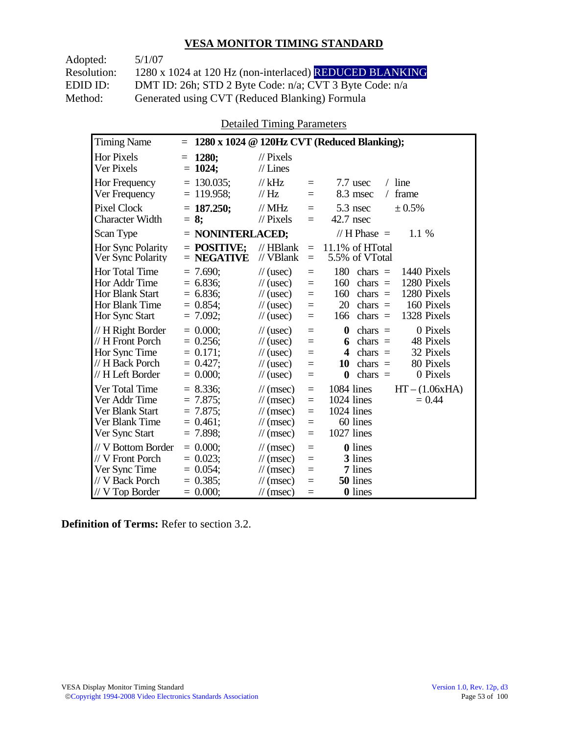## VESA MONITOR TIMING STANDARD

Adopted: 5/1/07
Resolution: 1280 x 1024 at 120 Hz (non-interlaced) REDUCED BLANKING
EDID ID: DMT ID: 26h; STD 2 Byte Code: n/a; CVT 3 Byte Code: n/a
Method: Generated using CVT (Reduced Blanking) Formula

Detailed Timing Parameters

| Parameter | Value | Unit | | | | |
|---|---|---|---|---|---|---|
| Timing Name | = **1280 x 1024 @ 120Hz CVT (Reduced Blanking);** | | | | | |
| Hor Pixels | = **1280;** | // Pixels | | | | |
| Ver Pixels | = **1024;** | // Lines | | | | |
| Hor Frequency | = 130.035; | // kHz | = | 7.7 usec | / line | |
| Ver Frequency | = 119.958; | // Hz | = | 8.3 msec | / frame | |
| Pixel Clock | = **187.250;** | // MHz | = | 5.3 nsec | ± 0.5% | |
| Character Width | = **8;** | // Pixels | = | 42.7 nsec | | |
| Scan Type | = **NONINTERLACED;** | | | // H Phase = | 1.1 % | |
| Hor Sync Polarity | = **POSITIVE;** | // HBlank | = | 11.1% of HTotal | | |
| Ver Sync Polarity | = **NEGATIVE** | // VBlank | = | 5.5% of VTotal | | |
| Hor Total Time | = 7.690; | // (usec) | = | 180 | chars = | 1440 Pixels |
| Hor Addr Time | = 6.836; | // (usec) | = | 160 | chars = | 1280 Pixels |
| Hor Blank Start | = 6.836; | // (usec) | = | 160 | chars = | 1280 Pixels |
| Hor Blank Time | = 0.854; | // (usec) | = | 20 | chars = | 160 Pixels |
| Hor Sync Start | = 7.092; | // (usec) | = | 166 | chars = | 1328 Pixels |
| // H Right Border | = 0.000; | // (usec) | = | **0** | chars = | 0 Pixels |
| // H Front Porch | = 0.256; | // (usec) | = | **6** | chars = | 48 Pixels |
| Hor Sync Time | = 0.171; | // (usec) | = | **4** | chars = | 32 Pixels |
| // H Back Porch | = 0.427; | // (usec) | = | **10** | chars = | 80 Pixels |
| // H Left Border | = 0.000; | // (usec) | = | **0** | chars = | 0 Pixels |
| Ver Total Time | = 8.336; | // (msec) | = | 1084 lines | | HT – (1.06xHA) |
| Ver Addr Time | = 7.875; | // (msec) | = | 1024 lines | | = 0.44 |
| Ver Blank Start | = 7.875; | // (msec) | = | 1024 lines | | |
| Ver Blank Time | = 0.461; | // (msec) | = | 60 lines | | |
| Ver Sync Start | = 7.898; | // (msec) | = | 1027 lines | | |
| // V Bottom Border | = 0.000; | // (msec) | = | **0** lines | | |
| // V Front Porch | = 0.023; | // (msec) | = | **3** lines | | |
| Ver Sync Time | = 0.054; | // (msec) | = | **7** lines | | |
| // V Back Porch | = 0.385; | // (msec) | = | **50** lines | | |
| // V Top Border | = 0.000; | // (msec) | = | **0** lines | | |

**Definition of Terms:** Refer to section 3.2.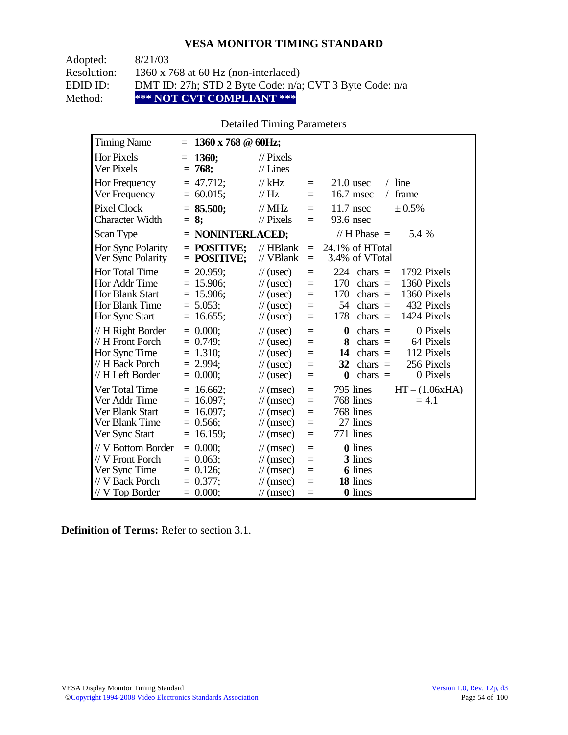## VESA MONITOR TIMING STANDARD

Adopted: 8/21/03
Resolution: 1360 x 768 at 60 Hz (non-interlaced)
EDID ID: DMT ID: 27h; STD 2 Byte Code: n/a; CVT 3 Byte Code: n/a
Method: **\*\*\* NOT CVT COMPLIANT \*\*\***

Detailed Timing Parameters

| Parameter | Value | Unit | | Equivalent | | |
|---|---|---|---|---|---|---|
| Timing Name | = **1360 x 768 @ 60Hz;** | | | | | |
| Hor Pixels | = **1360;** | // Pixels | | | | |
| Ver Pixels | = **768;** | // Lines | | | | |
| Hor Frequency | = 47.712; | // kHz | = | 21.0 usec | / line | |
| Ver Frequency | = 60.015; | // Hz | = | 16.7 msec | / frame | |
| Pixel Clock | = **85.500;** | // MHz | = | 11.7 nsec | ± 0.5% | |
| Character Width | = **8;** | // Pixels | = | 93.6 nsec | | |
| Scan Type | = **NONINTERLACED;** | | | // H Phase = | 5.4 % | |
| Hor Sync Polarity | = **POSITIVE;** | // HBlank | = | 24.1% of HTotal | | |
| Ver Sync Polarity | = **POSITIVE;** | // VBlank | = | 3.4% of VTotal | | |
| Hor Total Time | = 20.959; | // (usec) | = | 224 chars | = | 1792 Pixels |
| Hor Addr Time | = 15.906; | // (usec) | = | 170 chars | = | 1360 Pixels |
| Hor Blank Start | = 15.906; | // (usec) | = | 170 chars | = | 1360 Pixels |
| Hor Blank Time | = 5.053; | // (usec) | = | 54 chars | = | 432 Pixels |
| Hor Sync Start | = 16.655; | // (usec) | = | 178 chars | = | 1424 Pixels |
| // H Right Border | = 0.000; | // (usec) | = | **0** chars | = | 0 Pixels |
| // H Front Porch | = 0.749; | // (usec) | = | **8** chars | = | 64 Pixels |
| Hor Sync Time | = 1.310; | // (usec) | = | **14** chars | = | 112 Pixels |
| // H Back Porch | = 2.994; | // (usec) | = | **32** chars | = | 256 Pixels |
| // H Left Border | = 0.000; | // (usec) | = | **0** chars | = | 0 Pixels |
| Ver Total Time | = 16.662; | // (msec) | = | 795 lines | | HT – (1.06xHA) |
| Ver Addr Time | = 16.097; | // (msec) | = | 768 lines | | = 4.1 |
| Ver Blank Start | = 16.097; | // (msec) | = | 768 lines | | |
| Ver Blank Time | = 0.566; | // (msec) | = | 27 lines | | |
| Ver Sync Start | = 16.159; | // (msec) | = | 771 lines | | |
| // V Bottom Border | = 0.000; | // (msec) | = | **0** lines | | |
| // V Front Porch | = 0.063; | // (msec) | = | **3** lines | | |
| Ver Sync Time | = 0.126; | // (msec) | = | **6** lines | | |
| // V Back Porch | = 0.377; | // (msec) | = | **18** lines | | |
| // V Top Border | = 0.000; | // (msec) | = | **0** lines | | |

**Definition of Terms:** Refer to section 3.1.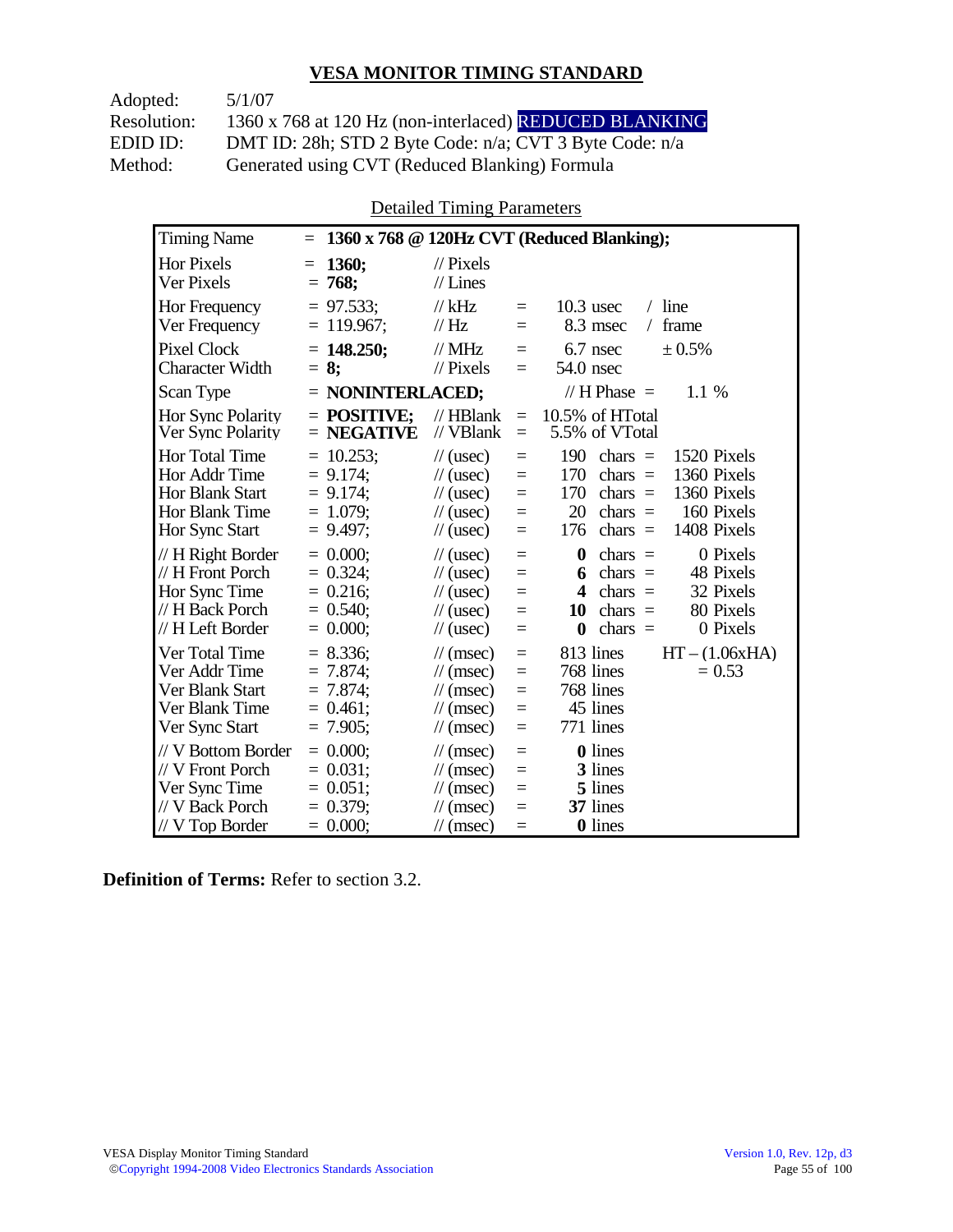## VESA MONITOR TIMING STANDARD

Adopted: 5/1/07
Resolution: 1360 x 768 at 120 Hz (non-interlaced) REDUCED BLANKING
EDID ID: DMT ID: 28h; STD 2 Byte Code: n/a; CVT 3 Byte Code: n/a
Method: Generated using CVT (Reduced Blanking) Formula

Detailed Timing Parameters

| Timing Name | = **1360 x 768 @ 120Hz CVT (Reduced Blanking);** | | | | |
|---|---|---|---|---|---|
| Hor Pixels | = **1360;** | // Pixels | | | |
| Ver Pixels | = **768;** | // Lines | | | |
| Hor Frequency | = 97.533; | // kHz | = | 10.3 usec | / line |
| Ver Frequency | = 119.967; | // Hz | = | 8.3 msec | / frame |
| Pixel Clock | = **148.250;** | // MHz | = | 6.7 nsec | ± 0.5% |
| Character Width | = **8;** | // Pixels | = | 54.0 nsec | |
| Scan Type | = **NONINTERLACED;** | | | // H Phase = | 1.1 % |
| Hor Sync Polarity | = **POSITIVE;** | // HBlank | = | 10.5% of HTotal | |
| Ver Sync Polarity | = **NEGATIVE** | // VBlank | = | 5.5% of VTotal | |
| Hor Total Time | = 10.253; | // (usec) | = | 190 chars = | 1520 Pixels |
| Hor Addr Time | = 9.174; | // (usec) | = | 170 chars = | 1360 Pixels |
| Hor Blank Start | = 9.174; | // (usec) | = | 170 chars = | 1360 Pixels |
| Hor Blank Time | = 1.079; | // (usec) | = | 20 chars = | 160 Pixels |
| Hor Sync Start | = 9.497; | // (usec) | = | 176 chars = | 1408 Pixels |
| // H Right Border | = 0.000; | // (usec) | = | **0** chars = | 0 Pixels |
| // H Front Porch | = 0.324; | // (usec) | = | **6** chars = | 48 Pixels |
| Hor Sync Time | = 0.216; | // (usec) | = | **4** chars = | 32 Pixels |
| // H Back Porch | = 0.540; | // (usec) | = | **10** chars = | 80 Pixels |
| // H Left Border | = 0.000; | // (usec) | = | **0** chars = | 0 Pixels |
| Ver Total Time | = 8.336; | // (msec) | = | 813 lines | HT – (1.06xHA) |
| Ver Addr Time | = 7.874; | // (msec) | = | 768 lines | = 0.53 |
| Ver Blank Start | = 7.874; | // (msec) | = | 768 lines | |
| Ver Blank Time | = 0.461; | // (msec) | = | 45 lines | |
| Ver Sync Start | = 7.905; | // (msec) | = | 771 lines | |
| // V Bottom Border | = 0.000; | // (msec) | = | **0** lines | |
| // V Front Porch | = 0.031; | // (msec) | = | **3** lines | |
| Ver Sync Time | = 0.051; | // (msec) | = | **5** lines | |
| // V Back Porch | = 0.379; | // (msec) | = | **37** lines | |
| // V Top Border | = 0.000; | // (msec) | = | **0** lines | |

**Definition of Terms:** Refer to section 3.2.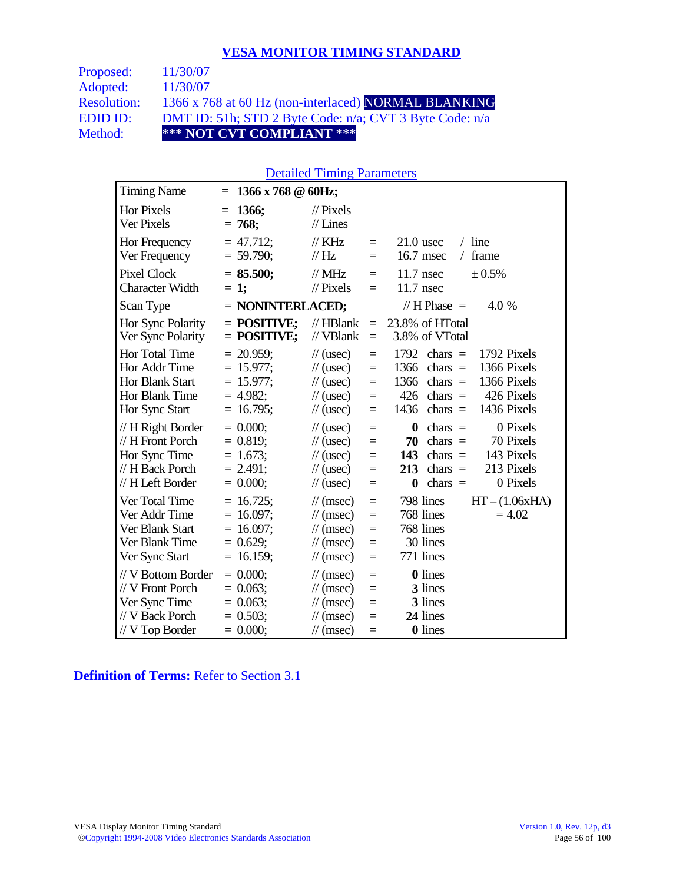## VESA MONITOR TIMING STANDARD

Proposed: 11/30/07
Adopted: 11/30/07
Resolution: 1366 x 768 at 60 Hz (non-interlaced) **NORMAL BLANKING**
EDID ID: DMT ID: 51h; STD 2 Byte Code: n/a; CVT 3 Byte Code: n/a
Method: **\*\*\* NOT CVT COMPLIANT \*\*\***

### Detailed Timing Parameters

| Parameter | | Value | Unit | | | | | |
|---|---|---|---|---|---|---|---|---|
| Timing Name | = | **1366 x 768 @ 60Hz;** | | | | | | |
| Hor Pixels | = | **1366;** | // Pixels | | | | | |
| Ver Pixels | = | **768;** | // Lines | | | | | |
| Hor Frequency | = | 47.712; | // KHz | = | 21.0 usec | / line | | |
| Ver Frequency | = | 59.790; | // Hz | = | 16.7 msec | / frame | | |
| Pixel Clock | = | **85.500;** | // MHz | = | 11.7 nsec | ± 0.5% | | |
| Character Width | = | **1;** | // Pixels | = | 11.7 nsec | | | |
| Scan Type | = | **NONINTERLACED;** | | | // H Phase = | 4.0 % | | |
| Hor Sync Polarity | = | **POSITIVE;** | // HBlank | = | 23.8% of HTotal | | | |
| Ver Sync Polarity | = | **POSITIVE;** | // VBlank | = | 3.8% of VTotal | | | |
| Hor Total Time | = | 20.959; | // (usec) | = | 1792 | chars | = | 1792 Pixels |
| Hor Addr Time | = | 15.977; | // (usec) | = | 1366 | chars | = | 1366 Pixels |
| Hor Blank Start | = | 15.977; | // (usec) | = | 1366 | chars | = | 1366 Pixels |
| Hor Blank Time | = | 4.982; | // (usec) | = | 426 | chars | = | 426 Pixels |
| Hor Sync Start | = | 16.795; | // (usec) | = | 1436 | chars | = | 1436 Pixels |
| // H Right Border | = | 0.000; | // (usec) | = | **0** | chars | = | 0 Pixels |
| // H Front Porch | = | 0.819; | // (usec) | = | **70** | chars | = | 70 Pixels |
| Hor Sync Time | = | 1.673; | // (usec) | = | **143** | chars | = | 143 Pixels |
| // H Back Porch | = | 2.491; | // (usec) | = | **213** | chars | = | 213 Pixels |
| // H Left Border | = | 0.000; | // (usec) | = | **0** | chars | = | 0 Pixels |
| Ver Total Time | = | 16.725; | // (msec) | = | 798 | lines | | HT – (1.06xHA) |
| Ver Addr Time | = | 16.097; | // (msec) | = | 768 | lines | | = 4.02 |
| Ver Blank Start | = | 16.097; | // (msec) | = | 768 | lines | | |
| Ver Blank Time | = | 0.629; | // (msec) | = | 30 | lines | | |
| Ver Sync Start | = | 16.159; | // (msec) | = | 771 | lines | | |
| // V Bottom Border | = | 0.000; | // (msec) | = | **0** | lines | | |
| // V Front Porch | = | 0.063; | // (msec) | = | **3** | lines | | |
| Ver Sync Time | = | 0.063; | // (msec) | = | **3** | lines | | |
| // V Back Porch | = | 0.503; | // (msec) | = | **24** | lines | | |
| // V Top Border | = | 0.000; | // (msec) | = | **0** | lines | | |

**Definition of Terms:** Refer to Section 3.1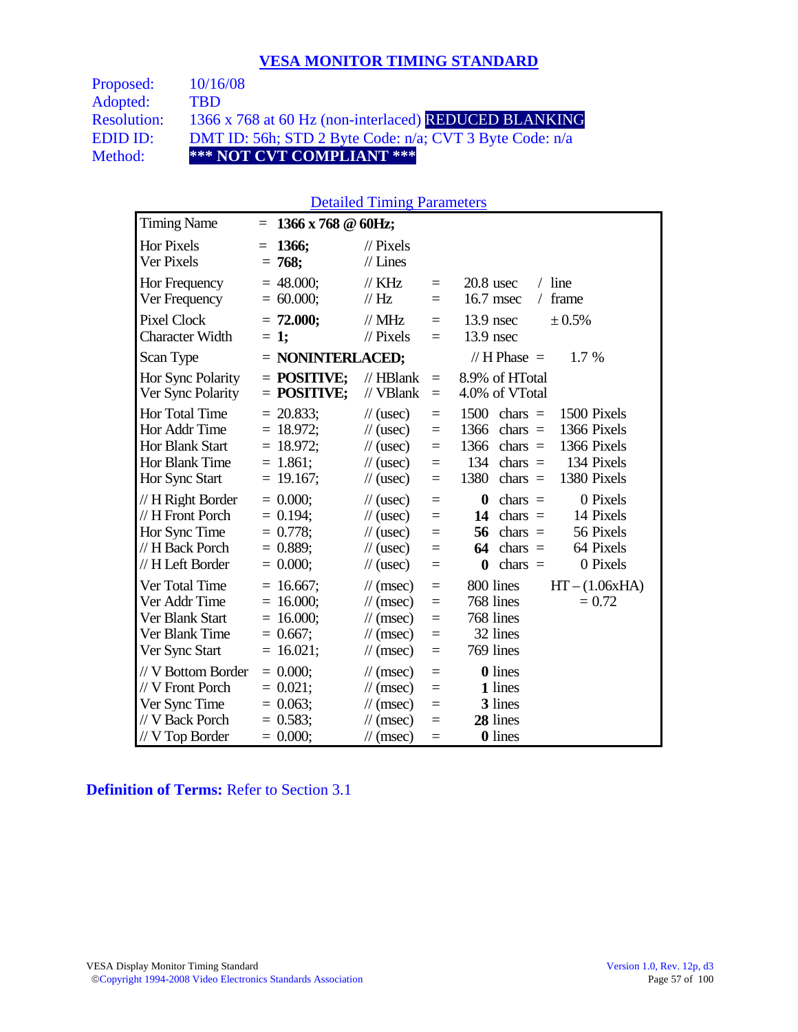# VESA MONITOR TIMING STANDARD

| | |
|---|---|
| Proposed: | 10/16/08 |
| Adopted: | TBD |
| Resolution: | 1366 x 768 at 60 Hz (non-interlaced) REDUCED BLANKING |
| EDID ID: | DMT ID: 56h; STD 2 Byte Code: n/a; CVT 3 Byte Code: n/a |
| Method: | **\*\*\* NOT CVT COMPLIANT \*\*\*** |

## Detailed Timing Parameters

| Parameter | | Value | Unit | | | | |
|---|---|---|---|---|---|---|---|
| Timing Name | = | **1366 x 768 @ 60Hz;** | | | | | |
| Hor Pixels | = | **1366;** | // Pixels | | | | |
| Ver Pixels | = | **768;** | // Lines | | | | |
| Hor Frequency | = | 48.000; | // KHz | = | 20.8 usec | / line | |
| Ver Frequency | = | 60.000; | // Hz | = | 16.7 msec | / frame | |
| Pixel Clock | = | **72.000;** | // MHz | = | 13.9 nsec | ± 0.5% | |
| Character Width | = | **1;** | // Pixels | = | 13.9 nsec | | |
| Scan Type | = | **NONINTERLACED;** | | | // H Phase = | 1.7 % | |
| Hor Sync Polarity | = | **POSITIVE;** | // HBlank | = | 8.9% of HTotal | | |
| Ver Sync Polarity | = | **POSITIVE;** | // VBlank | = | 4.0% of VTotal | | |
| Hor Total Time | = | 20.833; | // (usec) | = | 1500 chars | = | 1500 Pixels |
| Hor Addr Time | = | 18.972; | // (usec) | = | 1366 chars | = | 1366 Pixels |
| Hor Blank Start | = | 18.972; | // (usec) | = | 1366 chars | = | 1366 Pixels |
| Hor Blank Time | = | 1.861; | // (usec) | = | 134 chars | = | 134 Pixels |
| Hor Sync Start | = | 19.167; | // (usec) | = | 1380 chars | = | 1380 Pixels |
| // H Right Border | = | 0.000; | // (usec) | = | **0** chars | = | 0 Pixels |
| // H Front Porch | = | 0.194; | // (usec) | = | **14** chars | = | 14 Pixels |
| Hor Sync Time | = | 0.778; | // (usec) | = | **56** chars | = | 56 Pixels |
| // H Back Porch | = | 0.889; | // (usec) | = | **64** chars | = | 64 Pixels |
| // H Left Border | = | 0.000; | // (usec) | = | **0** chars | = | 0 Pixels |
| Ver Total Time | = | 16.667; | // (msec) | = | 800 lines | | HT – (1.06xHA) |
| Ver Addr Time | = | 16.000; | // (msec) | = | 768 lines | | = 0.72 |
| Ver Blank Start | = | 16.000; | // (msec) | = | 768 lines | | |
| Ver Blank Time | = | 0.667; | // (msec) | = | 32 lines | | |
| Ver Sync Start | = | 16.021; | // (msec) | = | 769 lines | | |
| // V Bottom Border | = | 0.000; | // (msec) | = | **0** lines | | |
| // V Front Porch | = | 0.021; | // (msec) | = | **1** lines | | |
| Ver Sync Time | = | 0.063; | // (msec) | = | **3** lines | | |
| // V Back Porch | = | 0.583; | // (msec) | = | **28** lines | | |
| // V Top Border | = | 0.000; | // (msec) | = | **0** lines | | |

**Definition of Terms:** Refer to Section 3.1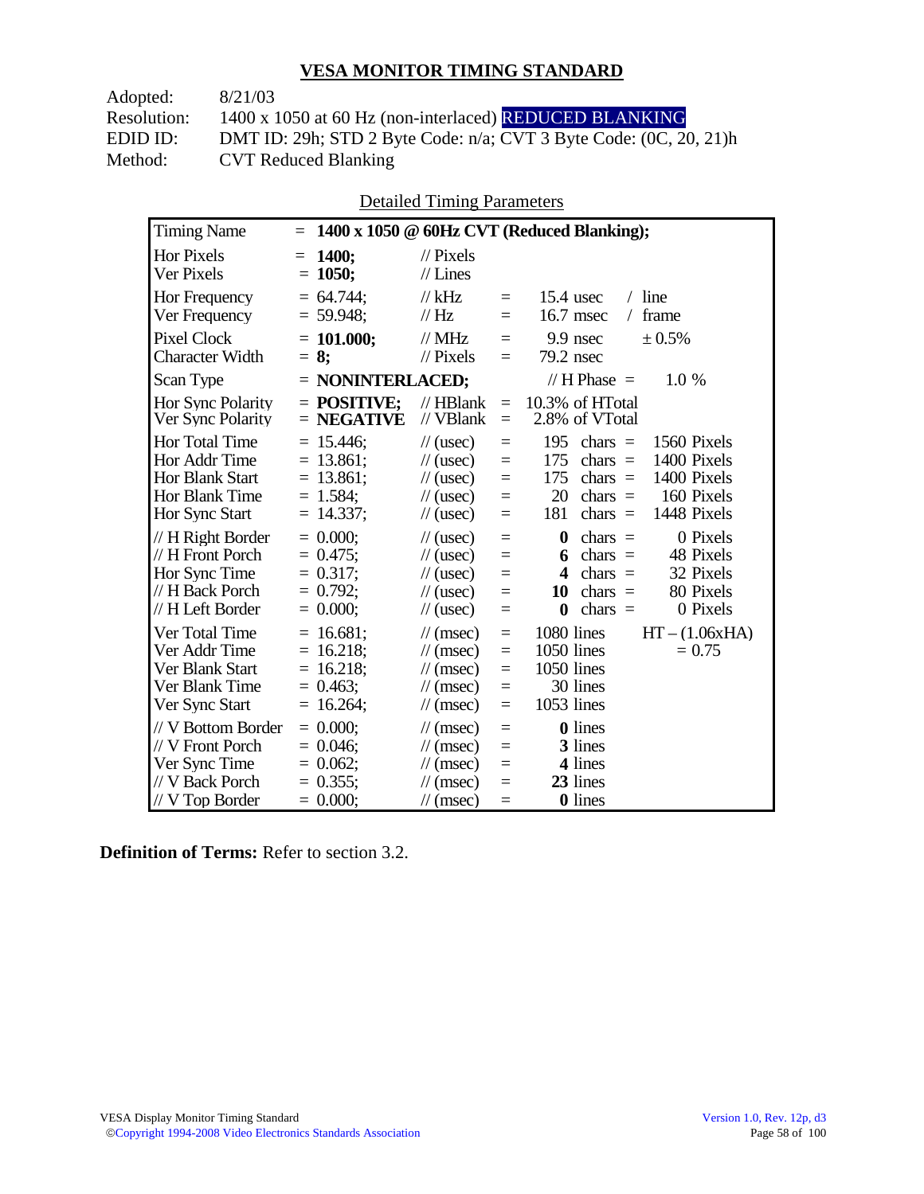## VESA MONITOR TIMING STANDARD

Adopted: 8/21/03
Resolution: 1400 x 1050 at 60 Hz (non-interlaced) REDUCED BLANKING
EDID ID: DMT ID: 29h; STD 2 Byte Code: n/a; CVT 3 Byte Code: (0C, 20, 21)h
Method: CVT Reduced Blanking

Detailed Timing Parameters

| Timing Name | = **1400 x 1050 @ 60Hz CVT (Reduced Blanking);** | | | | | |
|---|---|---|---|---|---|---|
| Hor Pixels | = **1400;** | // Pixels | | | | |
| Ver Pixels | = **1050;** | // Lines | | | | |
| Hor Frequency | = 64.744; | // kHz | = | 15.4 usec | / line | |
| Ver Frequency | = 59.948; | // Hz | = | 16.7 msec | / frame | |
| Pixel Clock | = **101.000;** | // MHz | = | 9.9 nsec | ± 0.5% | |
| Character Width | = **8;** | // Pixels | = | 79.2 nsec | | |
| Scan Type | = **NONINTERLACED;** | | | // H Phase = | 1.0 % | |
| Hor Sync Polarity | = **POSITIVE;** | // HBlank | = | 10.3% of HTotal | | |
| Ver Sync Polarity | = **NEGATIVE** | // VBlank | = | 2.8% of VTotal | | |
| Hor Total Time | = 15.446; | // (usec) | = | 195 | chars = | 1560 Pixels |
| Hor Addr Time | = 13.861; | // (usec) | = | 175 | chars = | 1400 Pixels |
| Hor Blank Start | = 13.861; | // (usec) | = | 175 | chars = | 1400 Pixels |
| Hor Blank Time | = 1.584; | // (usec) | = | 20 | chars = | 160 Pixels |
| Hor Sync Start | = 14.337; | // (usec) | = | 181 | chars = | 1448 Pixels |
| // H Right Border | = 0.000; | // (usec) | = | **0** | chars = | 0 Pixels |
| // H Front Porch | = 0.475; | // (usec) | = | **6** | chars = | 48 Pixels |
| Hor Sync Time | = 0.317; | // (usec) | = | **4** | chars = | 32 Pixels |
| // H Back Porch | = 0.792; | // (usec) | = | **10** | chars = | 80 Pixels |
| // H Left Border | = 0.000; | // (usec) | = | **0** | chars = | 0 Pixels |
| Ver Total Time | = 16.681; | // (msec) | = | 1080 lines | | HT – (1.06xHA) |
| Ver Addr Time | = 16.218; | // (msec) | = | 1050 lines | | = 0.75 |
| Ver Blank Start | = 16.218; | // (msec) | = | 1050 lines | | |
| Ver Blank Time | = 0.463; | // (msec) | = | 30 lines | | |
| Ver Sync Start | = 16.264; | // (msec) | = | 1053 lines | | |
| // V Bottom Border | = 0.000; | // (msec) | = | **0** lines | | |
| // V Front Porch | = 0.046; | // (msec) | = | **3** lines | | |
| Ver Sync Time | = 0.062; | // (msec) | = | **4** lines | | |
| // V Back Porch | = 0.355; | // (msec) | = | **23** lines | | |
| // V Top Border | = 0.000; | // (msec) | = | **0** lines | | |

**Definition of Terms:** Refer to section 3.2.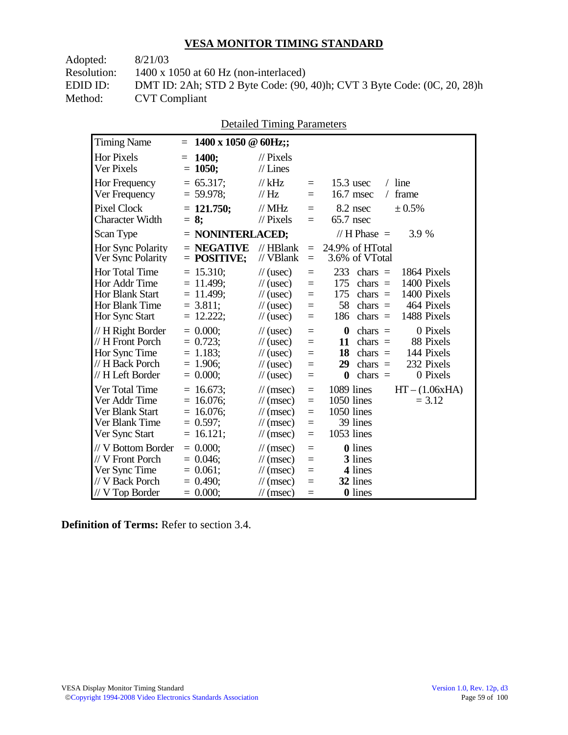## VESA MONITOR TIMING STANDARD

Adopted: 8/21/03
Resolution: 1400 x 1050 at 60 Hz (non-interlaced)
EDID ID: DMT ID: 2Ah; STD 2 Byte Code: (90, 40)h; CVT 3 Byte Code: (0C, 20, 28)h
Method: CVT Compliant

Detailed Timing Parameters

| | | | | | | |
|---|---|---|---|---|---|---|
| Timing Name | = **1400 x 1050 @ 60Hz;;** | | | | | |
| Hor Pixels | = **1400;** | // Pixels | | | | |
| Ver Pixels | = **1050;** | // Lines | | | | |
| Hor Frequency | = 65.317; | // kHz | = | 15.3 usec | / line | |
| Ver Frequency | = 59.978; | // Hz | = | 16.7 msec | / frame | |
| Pixel Clock | = **121.750;** | // MHz | = | 8.2 nsec | ± 0.5% | |
| Character Width | = **8;** | // Pixels | = | 65.7 nsec | | |
| Scan Type | = **NONINTERLACED;** | | | // H Phase = | 3.9 % | |
| Hor Sync Polarity | = **NEGATIVE** | // HBlank | = | 24.9% of HTotal | | |
| Ver Sync Polarity | = **POSITIVE;** | // VBlank | = | 3.6% of VTotal | | |
| Hor Total Time | = 15.310; | // (usec) | = | 233 | chars = | 1864 Pixels |
| Hor Addr Time | = 11.499; | // (usec) | = | 175 | chars = | 1400 Pixels |
| Hor Blank Start | = 11.499; | // (usec) | = | 175 | chars = | 1400 Pixels |
| Hor Blank Time | = 3.811; | // (usec) | = | 58 | chars = | 464 Pixels |
| Hor Sync Start | = 12.222; | // (usec) | = | 186 | chars = | 1488 Pixels |
| // H Right Border | = 0.000; | // (usec) | = | **0** | chars = | 0 Pixels |
| // H Front Porch | = 0.723; | // (usec) | = | **11** | chars = | 88 Pixels |
| Hor Sync Time | = 1.183; | // (usec) | = | **18** | chars = | 144 Pixels |
| // H Back Porch | = 1.906; | // (usec) | = | **29** | chars = | 232 Pixels |
| // H Left Border | = 0.000; | // (usec) | = | **0** | chars = | 0 Pixels |
| Ver Total Time | = 16.673; | // (msec) | = | 1089 lines | | HT – (1.06xHA) |
| Ver Addr Time | = 16.076; | // (msec) | = | 1050 lines | | = 3.12 |
| Ver Blank Start | = 16.076; | // (msec) | = | 1050 lines | | |
| Ver Blank Time | = 0.597; | // (msec) | = | 39 lines | | |
| Ver Sync Start | = 16.121; | // (msec) | = | 1053 lines | | |
| // V Bottom Border | = 0.000; | // (msec) | = | **0** lines | | |
| // V Front Porch | = 0.046; | // (msec) | = | **3** lines | | |
| Ver Sync Time | = 0.061; | // (msec) | = | **4** lines | | |
| // V Back Porch | = 0.490; | // (msec) | = | **32** lines | | |
| // V Top Border | = 0.000; | // (msec) | = | **0** lines | | |

**Definition of Terms:** Refer to section 3.4.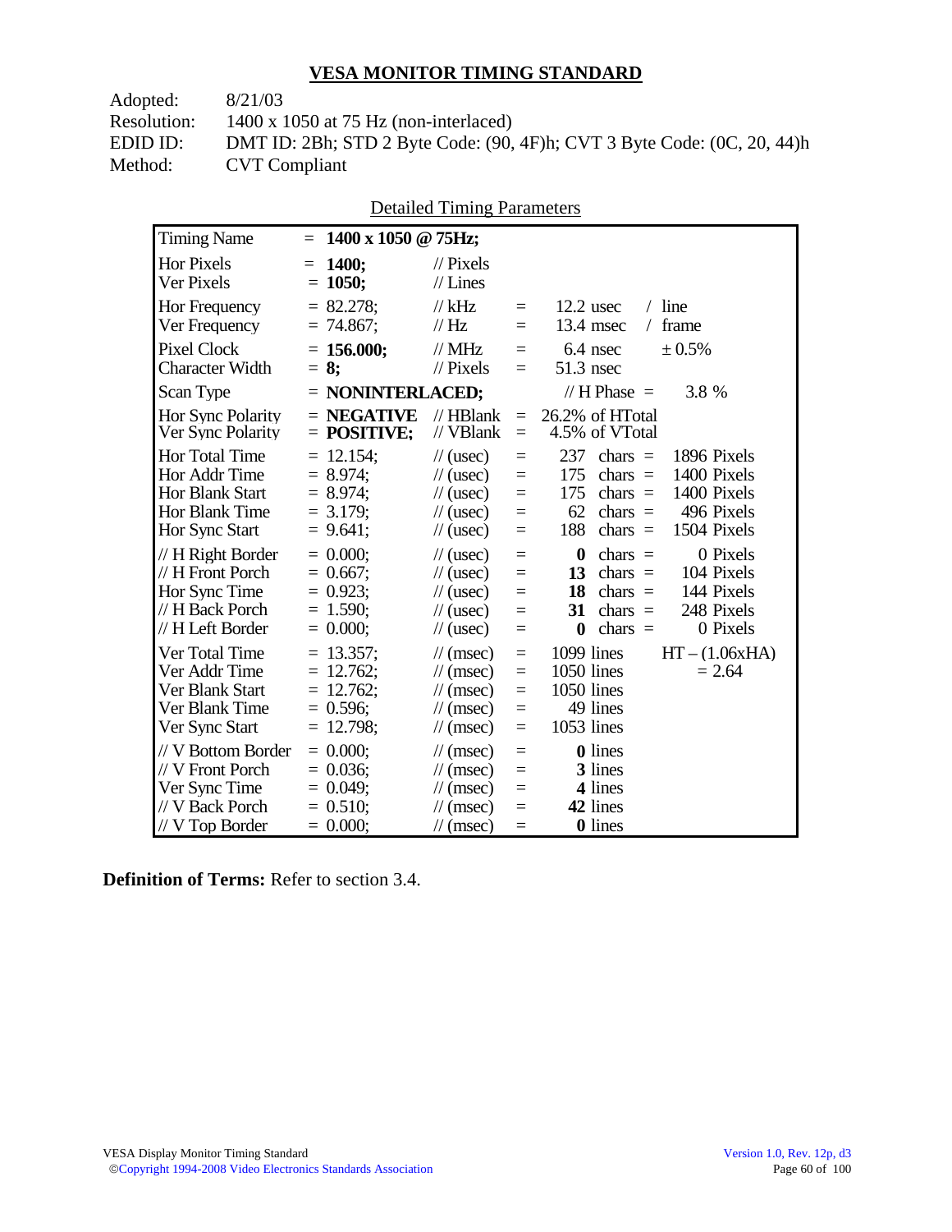## VESA MONITOR TIMING STANDARD

Adopted: 8/21/03
Resolution: 1400 x 1050 at 75 Hz (non-interlaced)
EDID ID: DMT ID: 2Bh; STD 2 Byte Code: (90, 4F)h; CVT 3 Byte Code: (0C, 20, 44)h
Method: CVT Compliant

Detailed Timing Parameters

| Parameter | Value | Unit | = | Equivalent | | |
|---|---|---|---|---|---|---|
| Timing Name | = **1400 x 1050 @ 75Hz;** | | | | | |
| Hor Pixels | = **1400;** | // Pixels | | | | |
| Ver Pixels | = **1050;** | // Lines | | | | |
| Hor Frequency | = 82.278; | // kHz | = | 12.2 usec | / line | |
| Ver Frequency | = 74.867; | // Hz | = | 13.4 msec | / frame | |
| Pixel Clock | = **156.000;** | // MHz | = | 6.4 nsec | ± 0.5% | |
| Character Width | = **8;** | // Pixels | = | 51.3 nsec | | |
| Scan Type | = **NONINTERLACED;** | | | // H Phase = | 3.8 % | |
| Hor Sync Polarity | = **NEGATIVE** | // HBlank | = | 26.2% of HTotal | | |
| Ver Sync Polarity | = **POSITIVE;** | // VBlank | = | 4.5% of VTotal | | |
| Hor Total Time | = 12.154; | // (usec) | = | 237 | chars = | 1896 Pixels |
| Hor Addr Time | = 8.974; | // (usec) | = | 175 | chars = | 1400 Pixels |
| Hor Blank Start | = 8.974; | // (usec) | = | 175 | chars = | 1400 Pixels |
| Hor Blank Time | = 3.179; | // (usec) | = | 62 | chars = | 496 Pixels |
| Hor Sync Start | = 9.641; | // (usec) | = | 188 | chars = | 1504 Pixels |
| // H Right Border | = 0.000; | // (usec) | = | **0** | chars = | 0 Pixels |
| // H Front Porch | = 0.667; | // (usec) | = | **13** | chars = | 104 Pixels |
| Hor Sync Time | = 0.923; | // (usec) | = | **18** | chars = | 144 Pixels |
| // H Back Porch | = 1.590; | // (usec) | = | **31** | chars = | 248 Pixels |
| // H Left Border | = 0.000; | // (usec) | = | **0** | chars = | 0 Pixels |
| Ver Total Time | = 13.357; | // (msec) | = | 1099 lines | | HT – (1.06xHA) |
| Ver Addr Time | = 12.762; | // (msec) | = | 1050 lines | | = 2.64 |
| Ver Blank Start | = 12.762; | // (msec) | = | 1050 lines | | |
| Ver Blank Time | = 0.596; | // (msec) | = | 49 lines | | |
| Ver Sync Start | = 12.798; | // (msec) | = | 1053 lines | | |
| // V Bottom Border | = 0.000; | // (msec) | = | **0** lines | | |
| // V Front Porch | = 0.036; | // (msec) | = | **3** lines | | |
| Ver Sync Time | = 0.049; | // (msec) | = | **4** lines | | |
| // V Back Porch | = 0.510; | // (msec) | = | **42** lines | | |
| // V Top Border | = 0.000; | // (msec) | = | **0** lines | | |

**Definition of Terms:** Refer to section 3.4.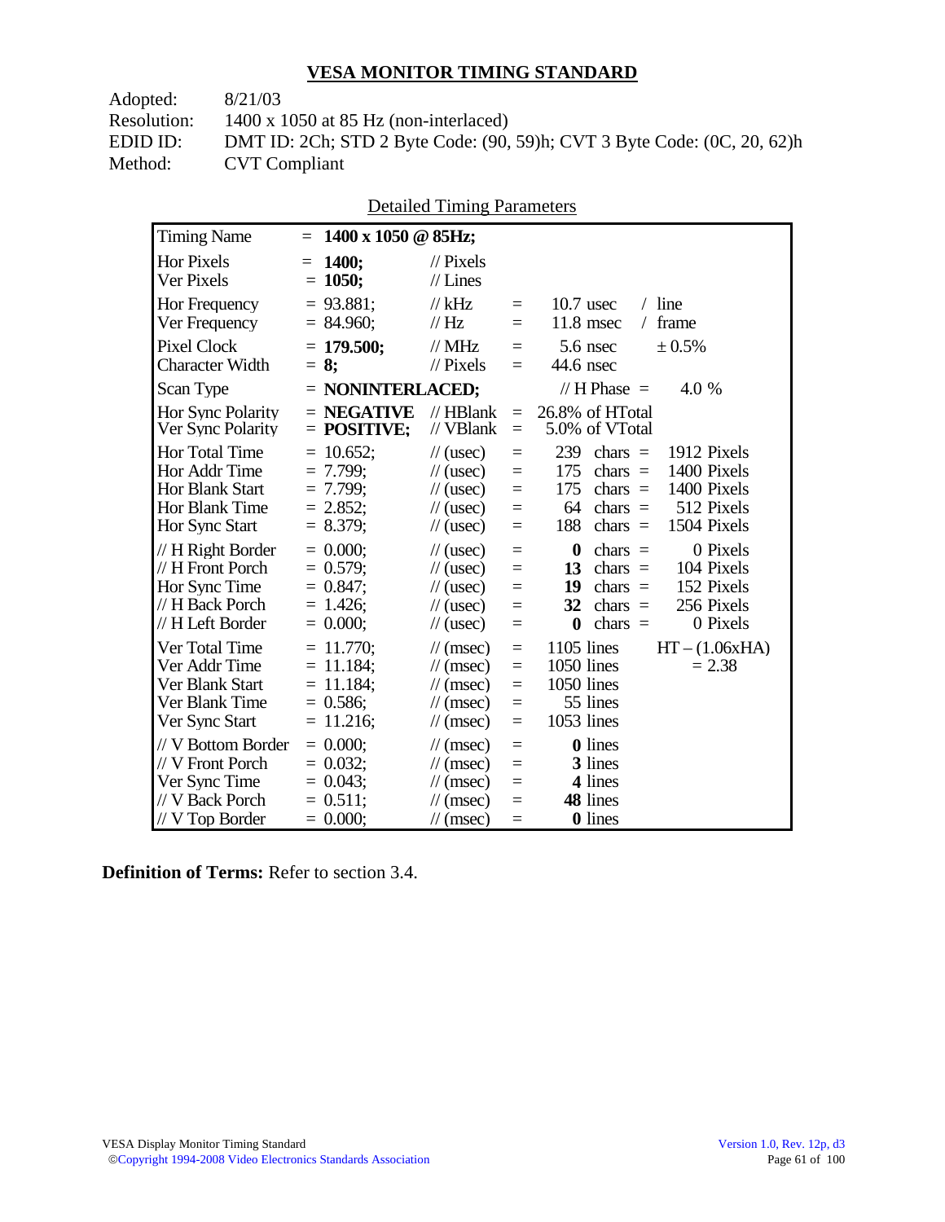## VESA MONITOR TIMING STANDARD

Adopted: 8/21/03
Resolution: 1400 x 1050 at 85 Hz (non-interlaced)
EDID ID: DMT ID: 2Ch; STD 2 Byte Code: (90, 59)h; CVT 3 Byte Code: (0C, 20, 62)h
Method: CVT Compliant

Detailed Timing Parameters

| | | | | | |
|---|---|---|---|---|---|
| Timing Name | = **1400 x 1050 @ 85Hz;** | | | | |
| Hor Pixels | = **1400;** | // Pixels | | | |
| Ver Pixels | = **1050;** | // Lines | | | |
| Hor Frequency | = 93.881; | // kHz | = | 10.7 usec | / line |
| Ver Frequency | = 84.960; | // Hz | = | 11.8 msec | / frame |
| Pixel Clock | = **179.500;** | // MHz | = | 5.6 nsec | ± 0.5% |
| Character Width | = **8;** | // Pixels | = | 44.6 nsec | |
| Scan Type | = **NONINTERLACED;** | | | // H Phase = | 4.0 % |
| Hor Sync Polarity | = **NEGATIVE** | // HBlank | = | 26.8% of HTotal | |
| Ver Sync Polarity | = **POSITIVE;** | // VBlank | = | 5.0% of VTotal | |
| Hor Total Time | = 10.652; | // (usec) | = | 239 chars = | 1912 Pixels |
| Hor Addr Time | = 7.799; | // (usec) | = | 175 chars = | 1400 Pixels |
| Hor Blank Start | = 7.799; | // (usec) | = | 175 chars = | 1400 Pixels |
| Hor Blank Time | = 2.852; | // (usec) | = | 64 chars = | 512 Pixels |
| Hor Sync Start | = 8.379; | // (usec) | = | 188 chars = | 1504 Pixels |
| // H Right Border | = 0.000; | // (usec) | = | **0** chars = | 0 Pixels |
| // H Front Porch | = 0.579; | // (usec) | = | **13** chars = | 104 Pixels |
| Hor Sync Time | = 0.847; | // (usec) | = | **19** chars = | 152 Pixels |
| // H Back Porch | = 1.426; | // (usec) | = | **32** chars = | 256 Pixels |
| // H Left Border | = 0.000; | // (usec) | = | **0** chars = | 0 Pixels |
| Ver Total Time | = 11.770; | // (msec) | = | 1105 lines | HT – (1.06xHA) |
| Ver Addr Time | = 11.184; | // (msec) | = | 1050 lines | = 2.38 |
| Ver Blank Start | = 11.184; | // (msec) | = | 1050 lines | |
| Ver Blank Time | = 0.586; | // (msec) | = | 55 lines | |
| Ver Sync Start | = 11.216; | // (msec) | = | 1053 lines | |
| // V Bottom Border | = 0.000; | // (msec) | = | **0** lines | |
| // V Front Porch | = 0.032; | // (msec) | = | **3** lines | |
| Ver Sync Time | = 0.043; | // (msec) | = | **4** lines | |
| // V Back Porch | = 0.511; | // (msec) | = | **48** lines | |
| // V Top Border | = 0.000; | // (msec) | = | **0** lines | |

**Definition of Terms:** Refer to section 3.4.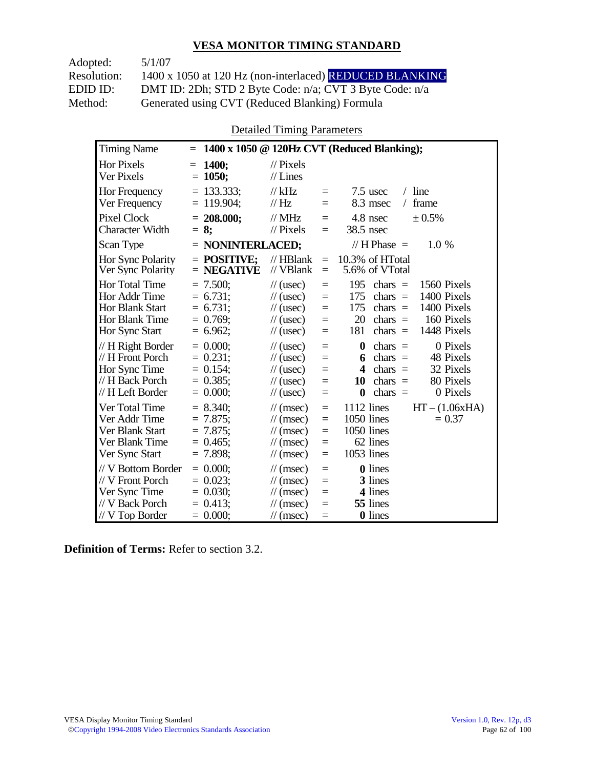## VESA MONITOR TIMING STANDARD

Adopted: 5/1/07
Resolution: 1400 x 1050 at 120 Hz (non-interlaced) REDUCED BLANKING
EDID ID: DMT ID: 2Dh; STD 2 Byte Code: n/a; CVT 3 Byte Code: n/a
Method: Generated using CVT (Reduced Blanking) Formula

Detailed Timing Parameters

| Timing Name | = **1400 x 1050 @ 120Hz CVT (Reduced Blanking);** | | | | |
|---|---|---|---|---|---|
| Hor Pixels | = **1400;** | // Pixels | | | |
| Ver Pixels | = **1050;** | // Lines | | | |
| Hor Frequency | = 133.333; | // kHz | = | 7.5 usec | / line |
| Ver Frequency | = 119.904; | // Hz | = | 8.3 msec | / frame |
| Pixel Clock | = **208.000;** | // MHz | = | 4.8 nsec | ± 0.5% |
| Character Width | = **8;** | // Pixels | = | 38.5 nsec | |
| Scan Type | = **NONINTERLACED;** | | | // H Phase = | 1.0 % |
| Hor Sync Polarity | = **POSITIVE;** | // HBlank | = | 10.3% of HTotal | |
| Ver Sync Polarity | = **NEGATIVE** | // VBlank | = | 5.6% of VTotal | |
| Hor Total Time | = 7.500; | // (usec) | = | 195 chars = | 1560 Pixels |
| Hor Addr Time | = 6.731; | // (usec) | = | 175 chars = | 1400 Pixels |
| Hor Blank Start | = 6.731; | // (usec) | = | 175 chars = | 1400 Pixels |
| Hor Blank Time | = 0.769; | // (usec) | = | 20 chars = | 160 Pixels |
| Hor Sync Start | = 6.962; | // (usec) | = | 181 chars = | 1448 Pixels |
| // H Right Border | = 0.000; | // (usec) | = | **0** chars = | 0 Pixels |
| // H Front Porch | = 0.231; | // (usec) | = | **6** chars = | 48 Pixels |
| Hor Sync Time | = 0.154; | // (usec) | = | **4** chars = | 32 Pixels |
| // H Back Porch | = 0.385; | // (usec) | = | **10** chars = | 80 Pixels |
| // H Left Border | = 0.000; | // (usec) | = | **0** chars = | 0 Pixels |
| Ver Total Time | = 8.340; | // (msec) | = | 1112 lines | HT – (1.06xHA) |
| Ver Addr Time | = 7.875; | // (msec) | = | 1050 lines | = 0.37 |
| Ver Blank Start | = 7.875; | // (msec) | = | 1050 lines | |
| Ver Blank Time | = 0.465; | // (msec) | = | 62 lines | |
| Ver Sync Start | = 7.898; | // (msec) | = | 1053 lines | |
| // V Bottom Border | = 0.000; | // (msec) | = | **0** lines | |
| // V Front Porch | = 0.023; | // (msec) | = | **3** lines | |
| Ver Sync Time | = 0.030; | // (msec) | = | **4** lines | |
| // V Back Porch | = 0.413; | // (msec) | = | **55** lines | |
| // V Top Border | = 0.000; | // (msec) | = | **0** lines | |

**Definition of Terms:** Refer to section 3.2.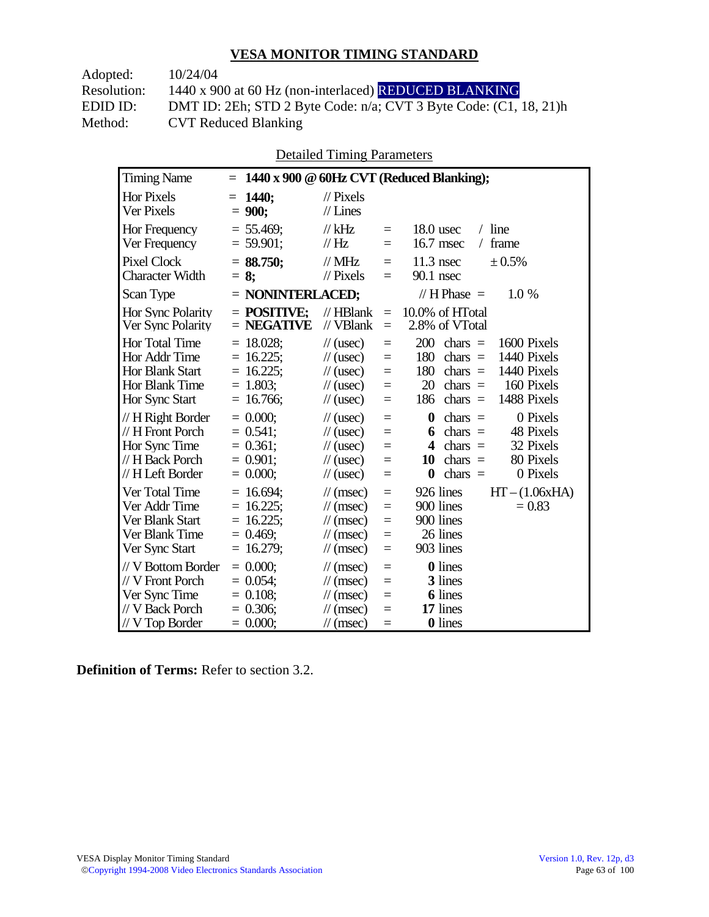## VESA MONITOR TIMING STANDARD

Adopted: 10/24/04
Resolution: 1440 x 900 at 60 Hz (non-interlaced) REDUCED BLANKING
EDID ID: DMT ID: 2Eh; STD 2 Byte Code: n/a; CVT 3 Byte Code: (C1, 18, 21)h
Method: CVT Reduced Blanking

Detailed Timing Parameters

| Parameter | Value | Unit | | Equivalent | | |
|---|---|---|---|---|---|---|
| Timing Name | = **1440 x 900 @ 60Hz CVT (Reduced Blanking);** | | | | | |
| Hor Pixels | = **1440;** | // Pixels | | | | |
| Ver Pixels | = **900;** | // Lines | | | | |
| Hor Frequency | = 55.469; | // kHz | = | 18.0 usec | / line | |
| Ver Frequency | = 59.901; | // Hz | = | 16.7 msec | / frame | |
| Pixel Clock | = **88.750;** | // MHz | = | 11.3 nsec | ± 0.5% | |
| Character Width | = **8;** | // Pixels | = | 90.1 nsec | | |
| Scan Type | = **NONINTERLACED;** | | | // H Phase = | 1.0 % | |
| Hor Sync Polarity | = **POSITIVE;** | // HBlank | = | 10.0% of HTotal | | |
| Ver Sync Polarity | = **NEGATIVE** | // VBlank | = | 2.8% of VTotal | | |
| Hor Total Time | = 18.028; | // (usec) | = | 200 chars = | 1600 Pixels | |
| Hor Addr Time | = 16.225; | // (usec) | = | 180 chars = | 1440 Pixels | |
| Hor Blank Start | = 16.225; | // (usec) | = | 180 chars = | 1440 Pixels | |
| Hor Blank Time | = 1.803; | // (usec) | = | 20 chars = | 160 Pixels | |
| Hor Sync Start | = 16.766; | // (usec) | = | 186 chars = | 1488 Pixels | |
| // H Right Border | = 0.000; | // (usec) | = | **0** chars = | 0 Pixels | |
| // H Front Porch | = 0.541; | // (usec) | = | **6** chars = | 48 Pixels | |
| Hor Sync Time | = 0.361; | // (usec) | = | **4** chars = | 32 Pixels | |
| // H Back Porch | = 0.901; | // (usec) | = | **10** chars = | 80 Pixels | |
| // H Left Border | = 0.000; | // (usec) | = | **0** chars = | 0 Pixels | |
| Ver Total Time | = 16.694; | // (msec) | = | 926 lines | HT – (1.06xHA) | |
| Ver Addr Time | = 16.225; | // (msec) | = | 900 lines | = 0.83 | |
| Ver Blank Start | = 16.225; | // (msec) | = | 900 lines | | |
| Ver Blank Time | = 0.469; | // (msec) | = | 26 lines | | |
| Ver Sync Start | = 16.279; | // (msec) | = | 903 lines | | |
| // V Bottom Border | = 0.000; | // (msec) | = | **0** lines | | |
| // V Front Porch | = 0.054; | // (msec) | = | **3** lines | | |
| Ver Sync Time | = 0.108; | // (msec) | = | **6** lines | | |
| // V Back Porch | = 0.306; | // (msec) | = | **17** lines | | |
| // V Top Border | = 0.000; | // (msec) | = | **0** lines | | |

**Definition of Terms:** Refer to section 3.2.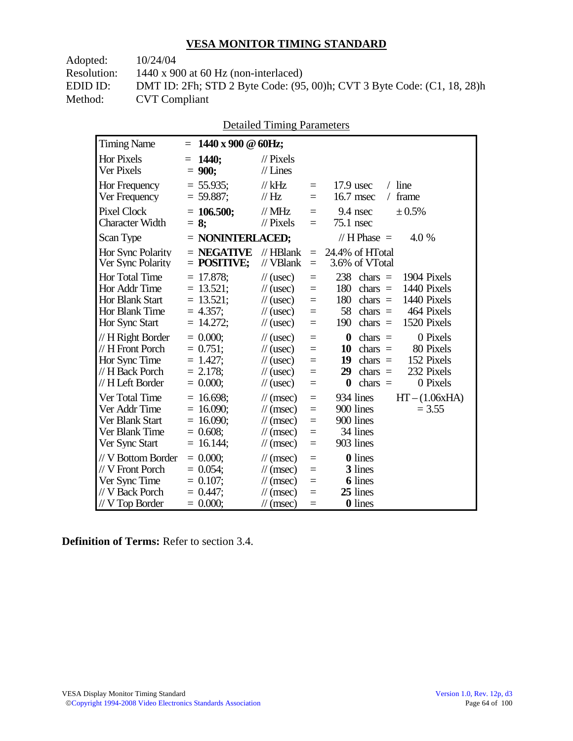## VESA MONITOR TIMING STANDARD

Adopted: 10/24/04
Resolution: 1440 x 900 at 60 Hz (non-interlaced)
EDID ID: DMT ID: 2Fh; STD 2 Byte Code: (95, 00)h; CVT 3 Byte Code: (C1, 18, 28)h
Method: CVT Compliant

Detailed Timing Parameters

| | | | | | | |
|---|---|---|---|---|---|---|
| Timing Name | = **1440 x 900 @ 60Hz;** | | | | | |
| Hor Pixels | = **1440;** | // Pixels | | | | |
| Ver Pixels | = **900;** | // Lines | | | | |
| Hor Frequency | = 55.935; | // kHz | = | 17.9 usec | / line | |
| Ver Frequency | = 59.887; | // Hz | = | 16.7 msec | / frame | |
| Pixel Clock | = **106.500;** | // MHz | = | 9.4 nsec | ± 0.5% | |
| Character Width | = **8;** | // Pixels | = | 75.1 nsec | | |
| Scan Type | = **NONINTERLACED;** | | | // H Phase = | 4.0 % | |
| Hor Sync Polarity | = **NEGATIVE** | // HBlank | = | 24.4% of HTotal | | |
| Ver Sync Polarity | = **POSITIVE;** | // VBlank | = | 3.6% of VTotal | | |
| Hor Total Time | = 17.878; | // (usec) | = | 238 | chars = | 1904 Pixels |
| Hor Addr Time | = 13.521; | // (usec) | = | 180 | chars = | 1440 Pixels |
| Hor Blank Start | = 13.521; | // (usec) | = | 180 | chars = | 1440 Pixels |
| Hor Blank Time | = 4.357; | // (usec) | = | 58 | chars = | 464 Pixels |
| Hor Sync Start | = 14.272; | // (usec) | = | 190 | chars = | 1520 Pixels |
| // H Right Border | = 0.000; | // (usec) | = | **0** | chars = | 0 Pixels |
| // H Front Porch | = 0.751; | // (usec) | = | **10** | chars = | 80 Pixels |
| Hor Sync Time | = 1.427; | // (usec) | = | **19** | chars = | 152 Pixels |
| // H Back Porch | = 2.178; | // (usec) | = | **29** | chars = | 232 Pixels |
| // H Left Border | = 0.000; | // (usec) | = | **0** | chars = | 0 Pixels |
| Ver Total Time | = 16.698; | // (msec) | = | 934 lines | | HT – (1.06xHA) |
| Ver Addr Time | = 16.090; | // (msec) | = | 900 lines | | = 3.55 |
| Ver Blank Start | = 16.090; | // (msec) | = | 900 lines | | |
| Ver Blank Time | = 0.608; | // (msec) | = | 34 lines | | |
| Ver Sync Start | = 16.144; | // (msec) | = | 903 lines | | |
| // V Bottom Border | = 0.000; | // (msec) | = | **0** lines | | |
| // V Front Porch | = 0.054; | // (msec) | = | **3** lines | | |
| Ver Sync Time | = 0.107; | // (msec) | = | **6** lines | | |
| // V Back Porch | = 0.447; | // (msec) | = | **25** lines | | |
| // V Top Border | = 0.000; | // (msec) | = | **0** lines | | |

**Definition of Terms:** Refer to section 3.4.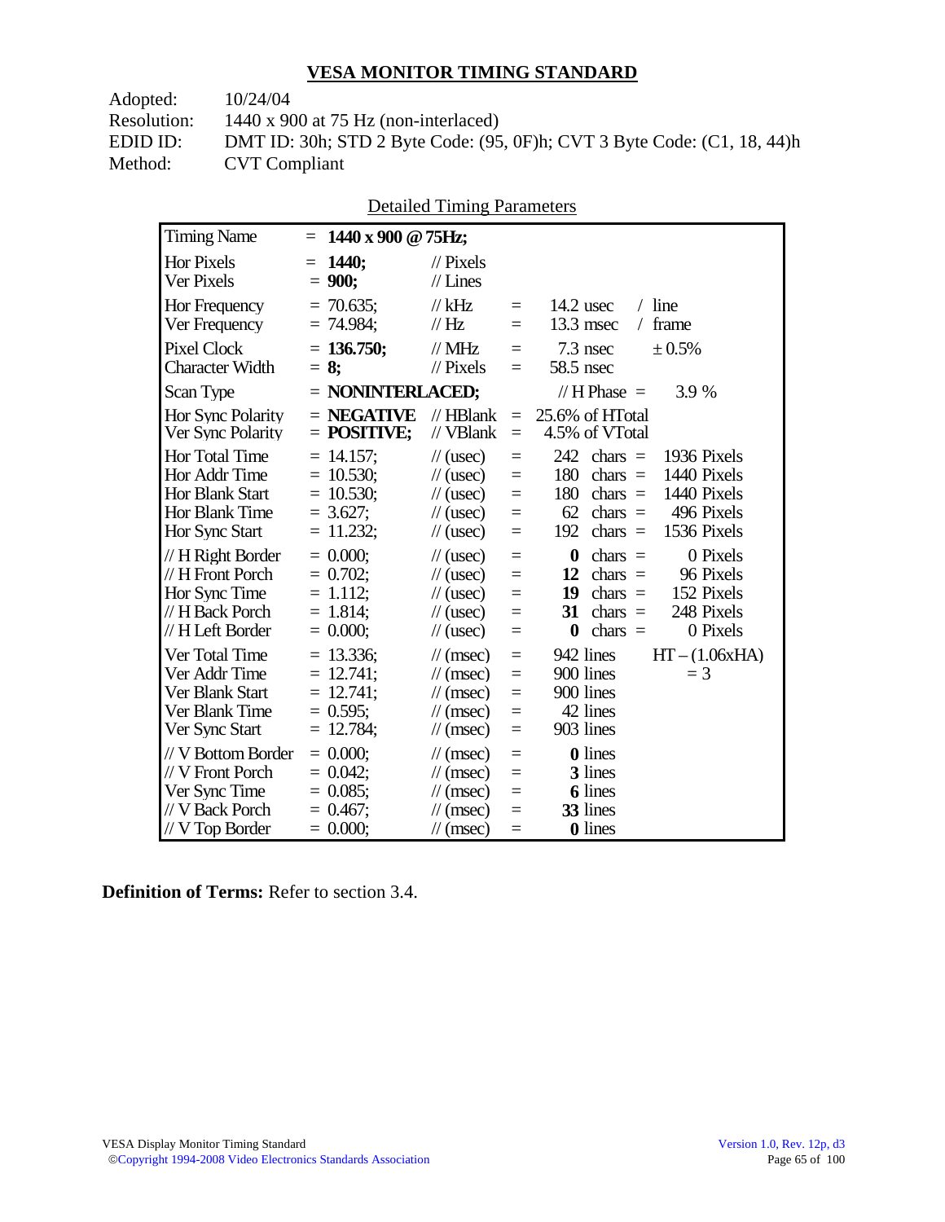## VESA MONITOR TIMING STANDARD

Adopted: 10/24/04
Resolution: 1440 x 900 at 75 Hz (non-interlaced)
EDID ID: DMT ID: 30h; STD 2 Byte Code: (95, 0F)h; CVT 3 Byte Code: (C1, 18, 44)h
Method: CVT Compliant

Detailed Timing Parameters

| Timing Name | = **1440 x 900 @ 75Hz;** | | | | |
|---|---|---|---|---|---|
| Hor Pixels | = **1440;** | // Pixels | | | |
| Ver Pixels | = **900;** | // Lines | | | |
| Hor Frequency | = 70.635; | // kHz | = | 14.2 usec | / line |
| Ver Frequency | = 74.984; | // Hz | = | 13.3 msec | / frame |
| Pixel Clock | = **136.750;** | // MHz | = | 7.3 nsec | ± 0.5% |
| Character Width | = **8;** | // Pixels | = | 58.5 nsec | |
| Scan Type | = **NONINTERLACED;** | | | // H Phase = | 3.9 % |
| Hor Sync Polarity | = **NEGATIVE** | // HBlank | = | 25.6% of HTotal | |
| Ver Sync Polarity | = **POSITIVE;** | // VBlank | = | 4.5% of VTotal | |
| Hor Total Time | = 14.157; | // (usec) | = | 242 chars = | 1936 Pixels |
| Hor Addr Time | = 10.530; | // (usec) | = | 180 chars = | 1440 Pixels |
| Hor Blank Start | = 10.530; | // (usec) | = | 180 chars = | 1440 Pixels |
| Hor Blank Time | = 3.627; | // (usec) | = | 62 chars = | 496 Pixels |
| Hor Sync Start | = 11.232; | // (usec) | = | 192 chars = | 1536 Pixels |
| // H Right Border | = 0.000; | // (usec) | = | **0** chars = | 0 Pixels |
| // H Front Porch | = 0.702; | // (usec) | = | **12** chars = | 96 Pixels |
| Hor Sync Time | = 1.112; | // (usec) | = | **19** chars = | 152 Pixels |
| // H Back Porch | = 1.814; | // (usec) | = | **31** chars = | 248 Pixels |
| // H Left Border | = 0.000; | // (usec) | = | **0** chars = | 0 Pixels |
| Ver Total Time | = 13.336; | // (msec) | = | 942 lines | HT – (1.06xHA) |
| Ver Addr Time | = 12.741; | // (msec) | = | 900 lines | = 3 |
| Ver Blank Start | = 12.741; | // (msec) | = | 900 lines | |
| Ver Blank Time | = 0.595; | // (msec) | = | 42 lines | |
| Ver Sync Start | = 12.784; | // (msec) | = | 903 lines | |
| // V Bottom Border | = 0.000; | // (msec) | = | **0** lines | |
| // V Front Porch | = 0.042; | // (msec) | = | **3** lines | |
| Ver Sync Time | = 0.085; | // (msec) | = | **6** lines | |
| // V Back Porch | = 0.467; | // (msec) | = | **33** lines | |
| // V Top Border | = 0.000; | // (msec) | = | **0** lines | |

**Definition of Terms:** Refer to section 3.4.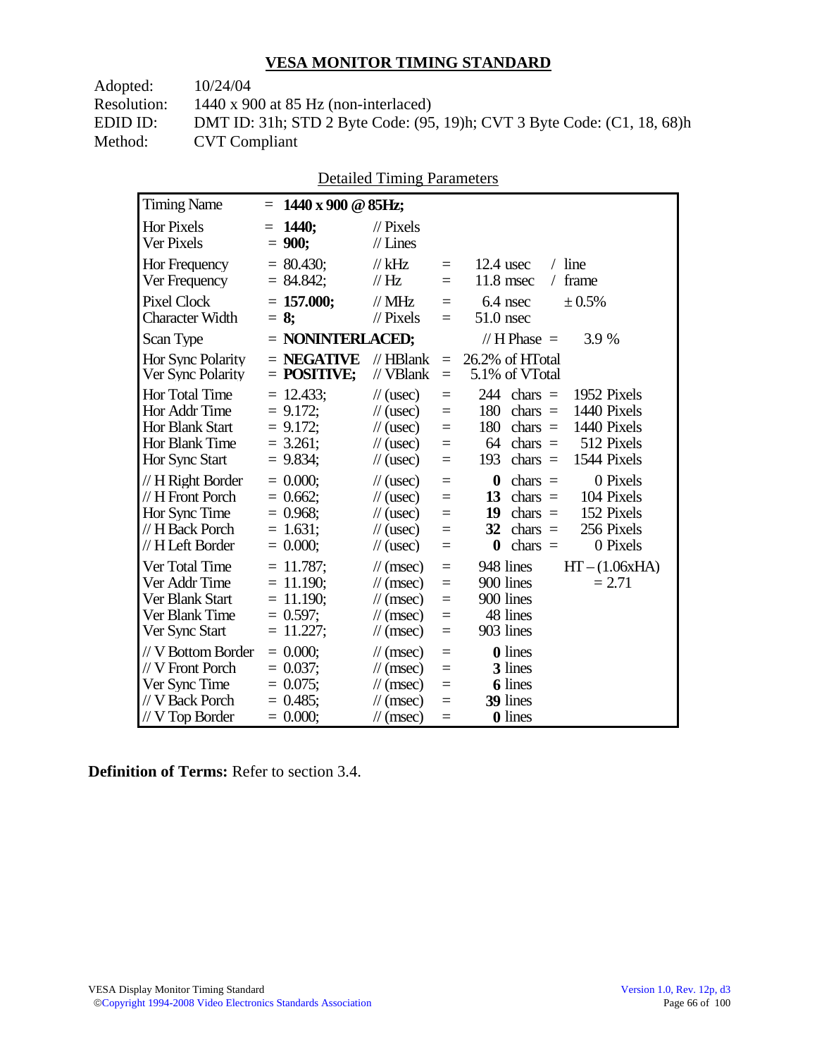## VESA MONITOR TIMING STANDARD

| | |
|---|---|
| Adopted: | 10/24/04 |
| Resolution: | 1440 x 900 at 85 Hz (non-interlaced) |
| EDID ID: | DMT ID: 31h; STD 2 Byte Code: (95, 19)h; CVT 3 Byte Code: (C1, 18, 68)h |
| Method: | CVT Compliant |

Detailed Timing Parameters

| Parameter | Value | Unit | | | | |
|---|---|---|---|---|---|---|
| Timing Name | = **1440 x 900 @ 85Hz;** | | | | | |
| Hor Pixels | = **1440;** | // Pixels | | | | |
| Ver Pixels | = **900;** | // Lines | | | | |
| Hor Frequency | = 80.430; | // kHz | = | 12.4 usec | / line | |
| Ver Frequency | = 84.842; | // Hz | = | 11.8 msec | / frame | |
| Pixel Clock | = **157.000;** | // MHz | = | 6.4 nsec | ± 0.5% | |
| Character Width | = **8;** | // Pixels | = | 51.0 nsec | | |
| Scan Type | = **NONINTERLACED;** | | | // H Phase = | 3.9 % | |
| Hor Sync Polarity | = **NEGATIVE** | // HBlank | = | 26.2% of HTotal | | |
| Ver Sync Polarity | = **POSITIVE;** | // VBlank | = | 5.1% of VTotal | | |
| Hor Total Time | = 12.433; | // (usec) | = | 244 | chars = | 1952 Pixels |
| Hor Addr Time | = 9.172; | // (usec) | = | 180 | chars = | 1440 Pixels |
| Hor Blank Start | = 9.172; | // (usec) | = | 180 | chars = | 1440 Pixels |
| Hor Blank Time | = 3.261; | // (usec) | = | 64 | chars = | 512 Pixels |
| Hor Sync Start | = 9.834; | // (usec) | = | 193 | chars = | 1544 Pixels |
| // H Right Border | = 0.000; | // (usec) | = | **0** | chars = | 0 Pixels |
| // H Front Porch | = 0.662; | // (usec) | = | **13** | chars = | 104 Pixels |
| Hor Sync Time | = 0.968; | // (usec) | = | **19** | chars = | 152 Pixels |
| // H Back Porch | = 1.631; | // (usec) | = | **32** | chars = | 256 Pixels |
| // H Left Border | = 0.000; | // (usec) | = | **0** | chars = | 0 Pixels |
| Ver Total Time | = 11.787; | // (msec) | = | 948 lines | | HT – (1.06xHA) |
| Ver Addr Time | = 11.190; | // (msec) | = | 900 lines | | = 2.71 |
| Ver Blank Start | = 11.190; | // (msec) | = | 900 lines | | |
| Ver Blank Time | = 0.597; | // (msec) | = | 48 lines | | |
| Ver Sync Start | = 11.227; | // (msec) | = | 903 lines | | |
| // V Bottom Border | = 0.000; | // (msec) | = | **0** lines | | |
| // V Front Porch | = 0.037; | // (msec) | = | **3** lines | | |
| Ver Sync Time | = 0.075; | // (msec) | = | **6** lines | | |
| // V Back Porch | = 0.485; | // (msec) | = | **39** lines | | |
| // V Top Border | = 0.000; | // (msec) | = | **0** lines | | |

**Definition of Terms:** Refer to section 3.4.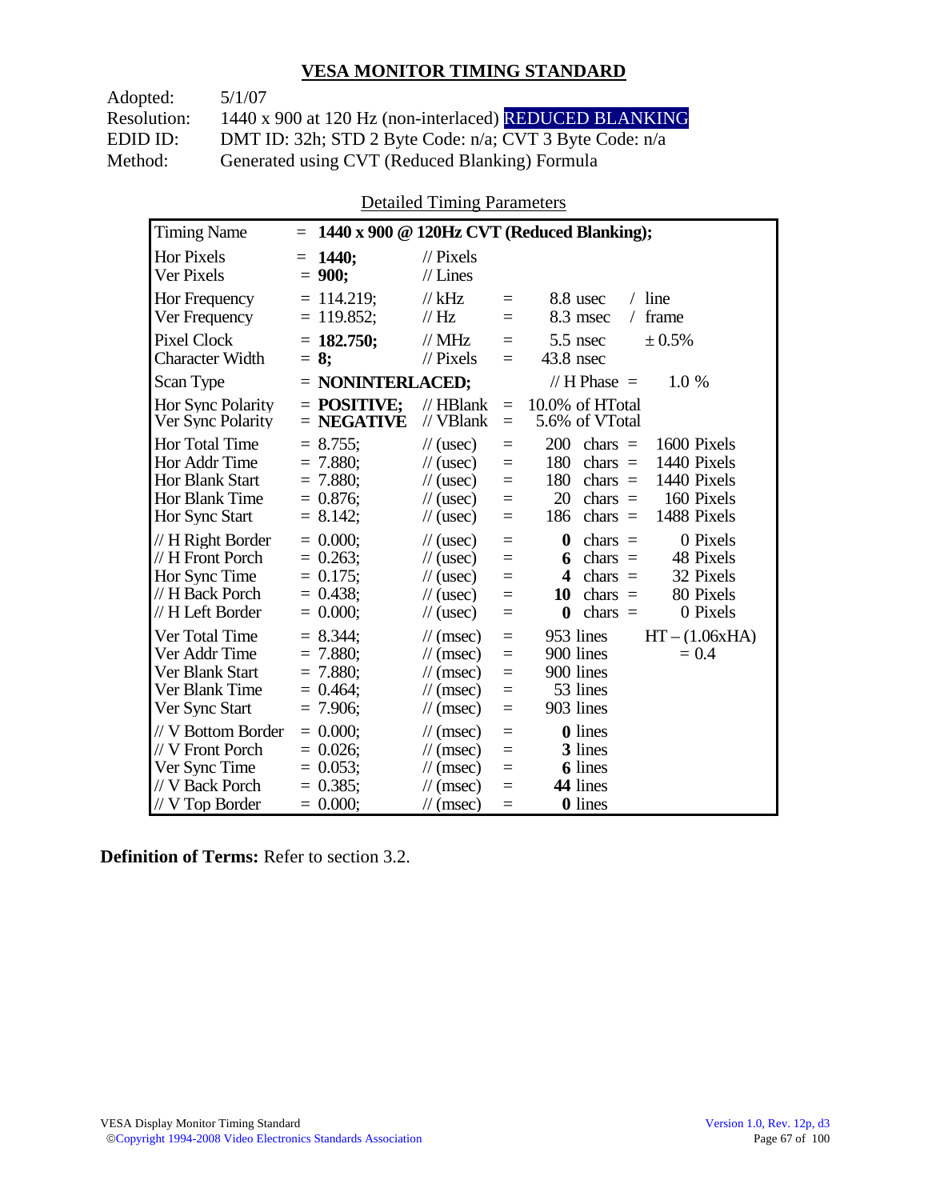## VESA MONITOR TIMING STANDARD

Adopted: 5/1/07
Resolution: 1440 x 900 at 120 Hz (non-interlaced) REDUCED BLANKING
EDID ID: DMT ID: 32h; STD 2 Byte Code: n/a; CVT 3 Byte Code: n/a
Method: Generated using CVT (Reduced Blanking) Formula

Detailed Timing Parameters

| Parameter | Value | Unit | | | | |
|---|---|---|---|---|---|---|
| Timing Name | = **1440 x 900 @ 120Hz CVT (Reduced Blanking);** | | | | | |
| Hor Pixels | = **1440;** | // Pixels | | | | |
| Ver Pixels | = **900;** | // Lines | | | | |
| Hor Frequency | = 114.219; | // kHz | = | 8.8 usec | / line | |
| Ver Frequency | = 119.852; | // Hz | = | 8.3 msec | / frame | |
| Pixel Clock | = **182.750;** | // MHz | = | 5.5 nsec | ± 0.5% | |
| Character Width | = **8;** | // Pixels | = | 43.8 nsec | | |
| Scan Type | = **NONINTERLACED;** | | | // H Phase = | 1.0 % | |
| Hor Sync Polarity | = **POSITIVE;** | // HBlank | = | 10.0% of HTotal | | |
| Ver Sync Polarity | = **NEGATIVE** | // VBlank | = | 5.6% of VTotal | | |
| Hor Total Time | = 8.755; | // (usec) | = | 200 | chars = | 1600 Pixels |
| Hor Addr Time | = 7.880; | // (usec) | = | 180 | chars = | 1440 Pixels |
| Hor Blank Start | = 7.880; | // (usec) | = | 180 | chars = | 1440 Pixels |
| Hor Blank Time | = 0.876; | // (usec) | = | 20 | chars = | 160 Pixels |
| Hor Sync Start | = 8.142; | // (usec) | = | 186 | chars = | 1488 Pixels |
| // H Right Border | = 0.000; | // (usec) | = | **0** | chars = | 0 Pixels |
| // H Front Porch | = 0.263; | // (usec) | = | **6** | chars = | 48 Pixels |
| Hor Sync Time | = 0.175; | // (usec) | = | **4** | chars = | 32 Pixels |
| // H Back Porch | = 0.438; | // (usec) | = | **10** | chars = | 80 Pixels |
| // H Left Border | = 0.000; | // (usec) | = | **0** | chars = | 0 Pixels |
| Ver Total Time | = 8.344; | // (msec) | = | 953 lines | | HT – (1.06xHA) |
| Ver Addr Time | = 7.880; | // (msec) | = | 900 lines | | = 0.4 |
| Ver Blank Start | = 7.880; | // (msec) | = | 900 lines | | |
| Ver Blank Time | = 0.464; | // (msec) | = | 53 lines | | |
| Ver Sync Start | = 7.906; | // (msec) | = | 903 lines | | |
| // V Bottom Border | = 0.000; | // (msec) | = | **0** lines | | |
| // V Front Porch | = 0.026; | // (msec) | = | **3** lines | | |
| Ver Sync Time | = 0.053; | // (msec) | = | **6** lines | | |
| // V Back Porch | = 0.385; | // (msec) | = | **44** lines | | |
| // V Top Border | = 0.000; | // (msec) | = | **0** lines | | |

**Definition of Terms:** Refer to section 3.2.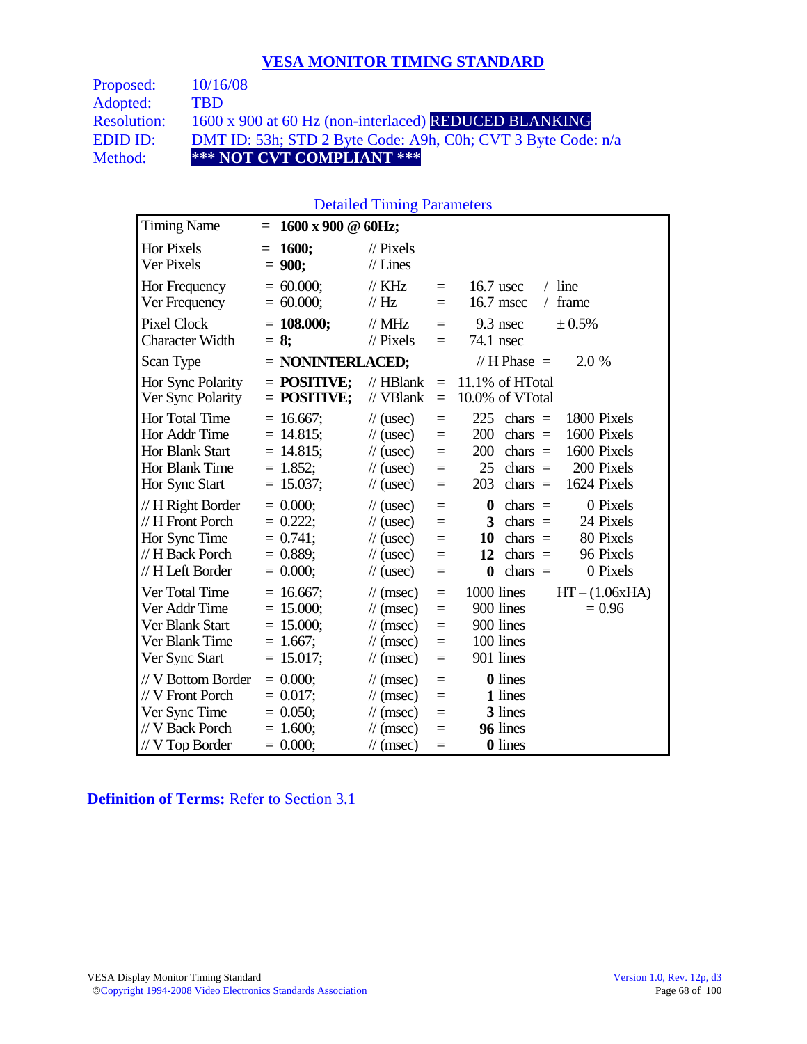## VESA MONITOR TIMING STANDARD

| | |
|---|---|
| Proposed: | 10/16/08 |
| Adopted: | TBD |
| Resolution: | 1600 x 900 at 60 Hz (non-interlaced) REDUCED BLANKING |
| EDID ID: | DMT ID: 53h; STD 2 Byte Code: A9h, C0h; CVT 3 Byte Code: n/a |
| Method: | **\*\*\* NOT CVT COMPLIANT \*\*\*** |

### Detailed Timing Parameters

| Parameter | | Value | Unit | | | | | |
|---|---|---|---|---|---|---|---|---|
| Timing Name | = | **1600 x 900 @ 60Hz;** | | | | | | |
| Hor Pixels | = | **1600;** | // Pixels | | | | | |
| Ver Pixels | = | **900;** | // Lines | | | | | |
| Hor Frequency | = | 60.000; | // KHz | = | 16.7 usec | / line | | |
| Ver Frequency | = | 60.000; | // Hz | = | 16.7 msec | / frame | | |
| Pixel Clock | = | **108.000;** | // MHz | = | 9.3 nsec | ± 0.5% | | |
| Character Width | = | **8;** | // Pixels | = | 74.1 nsec | | | |
| Scan Type | = | **NONINTERLACED;** | | | // H Phase = | 2.0 % | | |
| Hor Sync Polarity | = | **POSITIVE;** | // HBlank | = | 11.1% of HTotal | | | |
| Ver Sync Polarity | = | **POSITIVE;** | // VBlank | = | 10.0% of VTotal | | | |
| Hor Total Time | = | 16.667; | // (usec) | = | 225 | chars = | 1800 Pixels | |
| Hor Addr Time | = | 14.815; | // (usec) | = | 200 | chars = | 1600 Pixels | |
| Hor Blank Start | = | 14.815; | // (usec) | = | 200 | chars = | 1600 Pixels | |
| Hor Blank Time | = | 1.852; | // (usec) | = | 25 | chars = | 200 Pixels | |
| Hor Sync Start | = | 15.037; | // (usec) | = | 203 | chars = | 1624 Pixels | |
| // H Right Border | = | 0.000; | // (usec) | = | **0** | chars = | 0 Pixels | |
| // H Front Porch | = | 0.222; | // (usec) | = | **3** | chars = | 24 Pixels | |
| Hor Sync Time | = | 0.741; | // (usec) | = | **10** | chars = | 80 Pixels | |
| // H Back Porch | = | 0.889; | // (usec) | = | **12** | chars = | 96 Pixels | |
| // H Left Border | = | 0.000; | // (usec) | = | **0** | chars = | 0 Pixels | |
| Ver Total Time | = | 16.667; | // (msec) | = | 1000 lines | | HT – (1.06xHA) | |
| Ver Addr Time | = | 15.000; | // (msec) | = | 900 lines | | = 0.96 | |
| Ver Blank Start | = | 15.000; | // (msec) | = | 900 lines | | | |
| Ver Blank Time | = | 1.667; | // (msec) | = | 100 lines | | | |
| Ver Sync Start | = | 15.017; | // (msec) | = | 901 lines | | | |
| // V Bottom Border | = | 0.000; | // (msec) | = | **0** lines | | | |
| // V Front Porch | = | 0.017; | // (msec) | = | **1** lines | | | |
| Ver Sync Time | = | 0.050; | // (msec) | = | **3** lines | | | |
| // V Back Porch | = | 1.600; | // (msec) | = | **96** lines | | | |
| // V Top Border | = | 0.000; | // (msec) | = | **0** lines | | | |

**Definition of Terms:** Refer to Section 3.1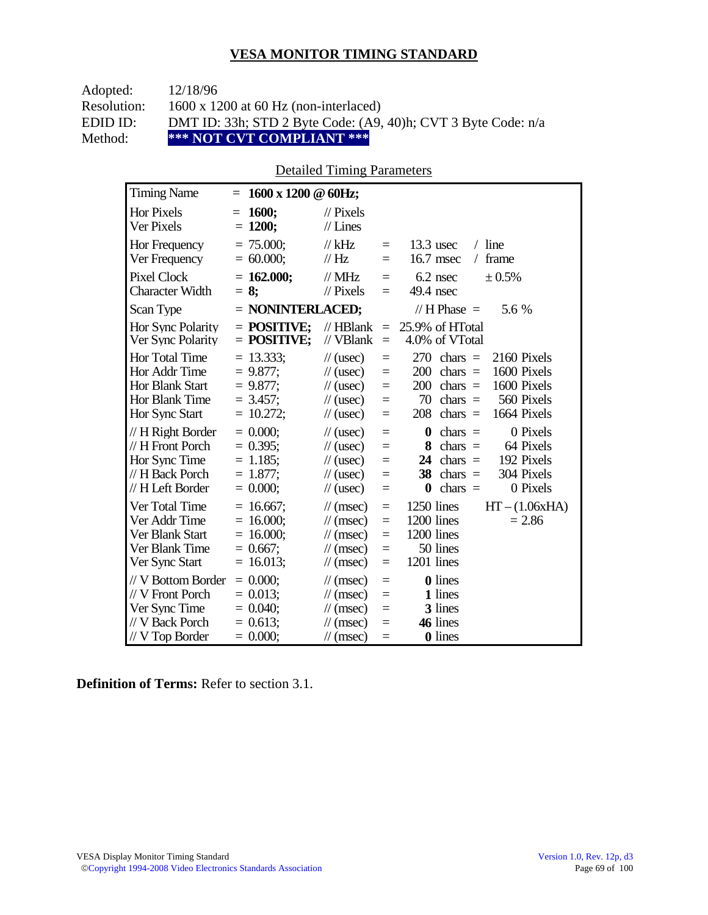## VESA MONITOR TIMING STANDARD

Adopted: 12/18/96
Resolution: 1600 x 1200 at 60 Hz (non-interlaced)
EDID ID: DMT ID: 33h; STD 2 Byte Code: (A9, 40)h; CVT 3 Byte Code: n/a
Method: **\*\*\* NOT CVT COMPLIANT \*\*\***

Detailed Timing Parameters

| Parameter | Value | Unit | = | Value | | Value |
|---|---|---|---|---|---|---|
| Timing Name | = **1600 x 1200 @ 60Hz;** | | | | | |
| Hor Pixels | = **1600;** | // Pixels | | | | |
| Ver Pixels | = **1200;** | // Lines | | | | |
| Hor Frequency | = 75.000; | // kHz | = | 13.3 usec | / line | |
| Ver Frequency | = 60.000; | // Hz | = | 16.7 msec | / frame | |
| Pixel Clock | = **162.000;** | // MHz | = | 6.2 nsec | ± 0.5% | |
| Character Width | = **8;** | // Pixels | = | 49.4 nsec | | |
| Scan Type | = **NONINTERLACED;** | | | // H Phase = | | 5.6 % |
| Hor Sync Polarity | = **POSITIVE;** | // HBlank | = | 25.9% of HTotal | | |
| Ver Sync Polarity | = **POSITIVE;** | // VBlank | = | 4.0% of VTotal | | |
| Hor Total Time | = 13.333; | // (usec) | = | 270 chars | = | 2160 Pixels |
| Hor Addr Time | = 9.877; | // (usec) | = | 200 chars | = | 1600 Pixels |
| Hor Blank Start | = 9.877; | // (usec) | = | 200 chars | = | 1600 Pixels |
| Hor Blank Time | = 3.457; | // (usec) | = | 70 chars | = | 560 Pixels |
| Hor Sync Start | = 10.272; | // (usec) | = | 208 chars | = | 1664 Pixels |
| // H Right Border | = 0.000; | // (usec) | = | **0** chars | = | 0 Pixels |
| // H Front Porch | = 0.395; | // (usec) | = | **8** chars | = | 64 Pixels |
| Hor Sync Time | = 1.185; | // (usec) | = | **24** chars | = | 192 Pixels |
| // H Back Porch | = 1.877; | // (usec) | = | **38** chars | = | 304 Pixels |
| // H Left Border | = 0.000; | // (usec) | = | **0** chars | = | 0 Pixels |
| Ver Total Time | = 16.667; | // (msec) | = | 1250 lines | | HT – (1.06xHA) |
| Ver Addr Time | = 16.000; | // (msec) | = | 1200 lines | | = 2.86 |
| Ver Blank Start | = 16.000; | // (msec) | = | 1200 lines | | |
| Ver Blank Time | = 0.667; | // (msec) | = | 50 lines | | |
| Ver Sync Start | = 16.013; | // (msec) | = | 1201 lines | | |
| // V Bottom Border | = 0.000; | // (msec) | = | **0** lines | | |
| // V Front Porch | = 0.013; | // (msec) | = | **1** lines | | |
| Ver Sync Time | = 0.040; | // (msec) | = | **3** lines | | |
| // V Back Porch | = 0.613; | // (msec) | = | **46** lines | | |
| // V Top Border | = 0.000; | // (msec) | = | **0** lines | | |

**Definition of Terms:** Refer to section 3.1.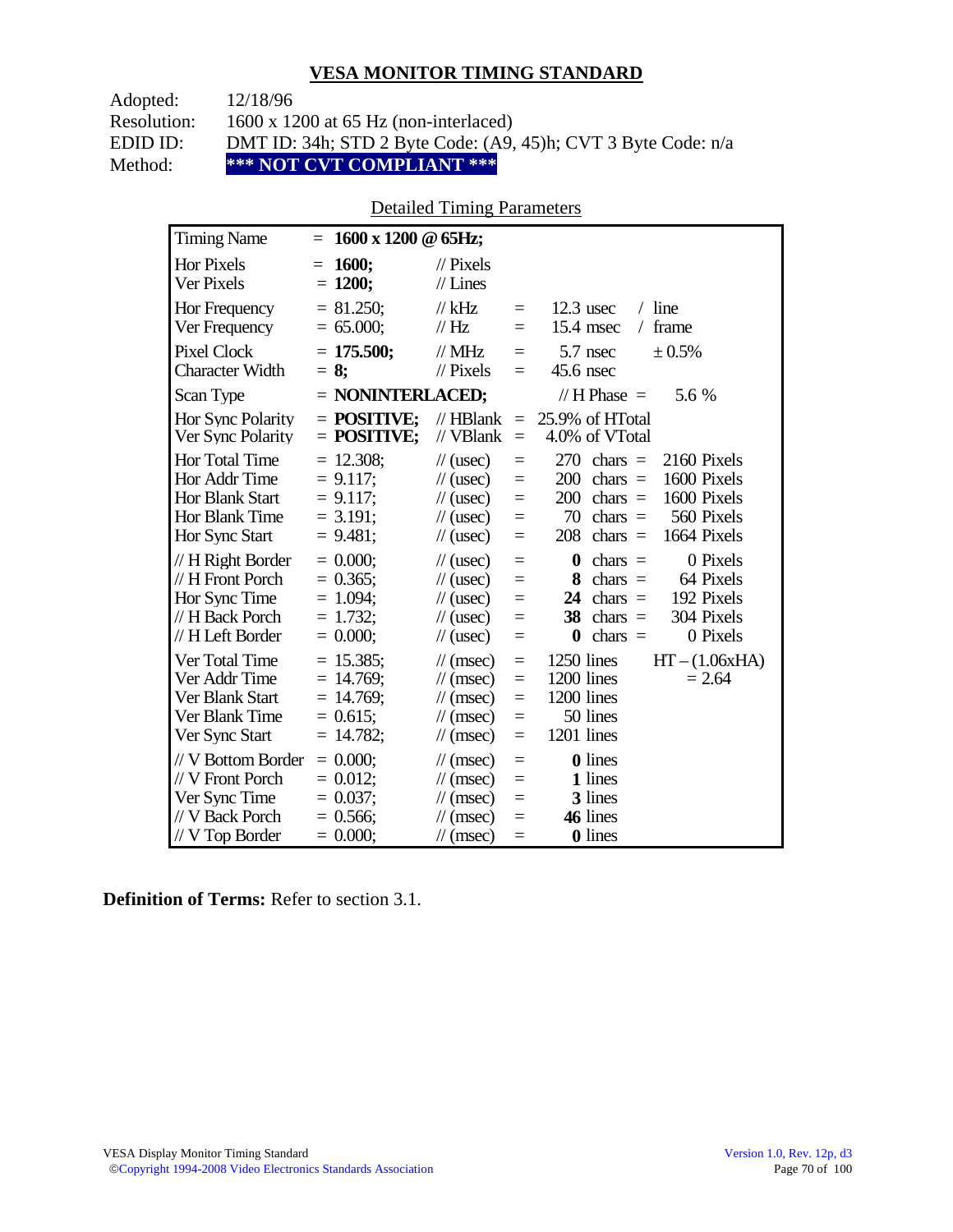## VESA MONITOR TIMING STANDARD

Adopted: 12/18/96
Resolution: 1600 x 1200 at 65 Hz (non-interlaced)
EDID ID: DMT ID: 34h; STD 2 Byte Code: (A9, 45)h; CVT 3 Byte Code: n/a
Method: **\*\*\* NOT CVT COMPLIANT \*\*\***

Detailed Timing Parameters

| | | | | | | |
|---|---|---|---|---|---|---|
| Timing Name | = **1600 x 1200 @ 65Hz;** | | | | | |
| Hor Pixels | = **1600;** | // Pixels | | | | |
| Ver Pixels | = **1200;** | // Lines | | | | |
| Hor Frequency | = 81.250; | // kHz | = | 12.3 usec | / line | |
| Ver Frequency | = 65.000; | // Hz | = | 15.4 msec | / frame | |
| Pixel Clock | = **175.500;** | // MHz | = | 5.7 nsec | ± 0.5% | |
| Character Width | = **8;** | // Pixels | = | 45.6 nsec | | |
| Scan Type | = **NONINTERLACED;** | | | // H Phase = | 5.6 % | |
| Hor Sync Polarity | = **POSITIVE;** | // HBlank | = | 25.9% of HTotal | | |
| Ver Sync Polarity | = **POSITIVE;** | // VBlank | = | 4.0% of VTotal | | |
| Hor Total Time | = 12.308; | // (usec) | = | 270 chars = | 2160 Pixels | |
| Hor Addr Time | = 9.117; | // (usec) | = | 200 chars = | 1600 Pixels | |
| Hor Blank Start | = 9.117; | // (usec) | = | 200 chars = | 1600 Pixels | |
| Hor Blank Time | = 3.191; | // (usec) | = | 70 chars = | 560 Pixels | |
| Hor Sync Start | = 9.481; | // (usec) | = | 208 chars = | 1664 Pixels | |
| // H Right Border | = 0.000; | // (usec) | = | **0** chars = | 0 Pixels | |
| // H Front Porch | = 0.365; | // (usec) | = | **8** chars = | 64 Pixels | |
| Hor Sync Time | = 1.094; | // (usec) | = | **24** chars = | 192 Pixels | |
| // H Back Porch | = 1.732; | // (usec) | = | **38** chars = | 304 Pixels | |
| // H Left Border | = 0.000; | // (usec) | = | **0** chars = | 0 Pixels | |
| Ver Total Time | = 15.385; | // (msec) | = | 1250 lines | | HT – (1.06xHA) |
| Ver Addr Time | = 14.769; | // (msec) | = | 1200 lines | | = 2.64 |
| Ver Blank Start | = 14.769; | // (msec) | = | 1200 lines | | |
| Ver Blank Time | = 0.615; | // (msec) | = | 50 lines | | |
| Ver Sync Start | = 14.782; | // (msec) | = | 1201 lines | | |
| // V Bottom Border | = 0.000; | // (msec) | = | **0** lines | | |
| // V Front Porch | = 0.012; | // (msec) | = | **1** lines | | |
| Ver Sync Time | = 0.037; | // (msec) | = | **3** lines | | |
| // V Back Porch | = 0.566; | // (msec) | = | **46** lines | | |
| // V Top Border | = 0.000; | // (msec) | = | **0** lines | | |

**Definition of Terms:** Refer to section 3.1.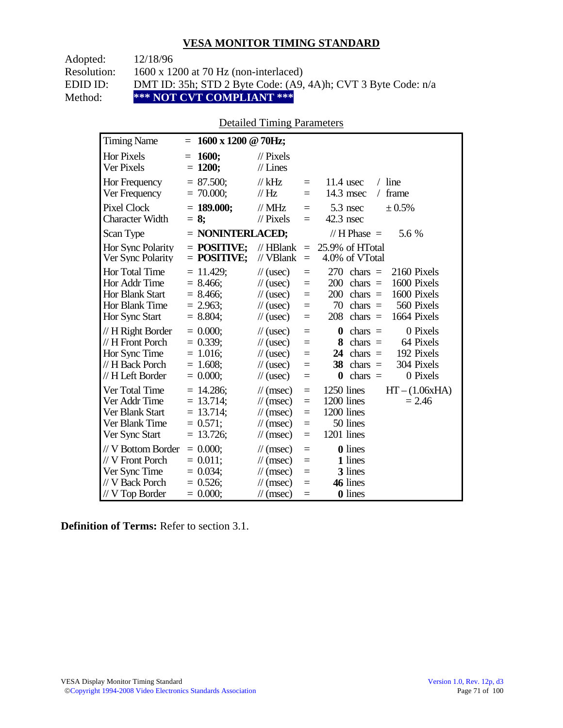## VESA MONITOR TIMING STANDARD

Adopted: 12/18/96
Resolution: 1600 x 1200 at 70 Hz (non-interlaced)
EDID ID: DMT ID: 35h; STD 2 Byte Code: (A9, 4A)h; CVT 3 Byte Code: n/a
Method: **\*\*\* NOT CVT COMPLIANT \*\*\***

Detailed Timing Parameters

| Parameter | Value | Unit | | | | |
|---|---|---|---|---|---|---|
| Timing Name | = **1600 x 1200 @ 70Hz;** | | | | | |
| Hor Pixels | = **1600;** | // Pixels | | | | |
| Ver Pixels | = **1200;** | // Lines | | | | |
| Hor Frequency | = 87.500; | // kHz | = | 11.4 usec | / line | |
| Ver Frequency | = 70.000; | // Hz | = | 14.3 msec | / frame | |
| Pixel Clock | = **189.000;** | // MHz | = | 5.3 nsec | ± 0.5% | |
| Character Width | = **8;** | // Pixels | = | 42.3 nsec | | |
| Scan Type | = **NONINTERLACED;** | | | // H Phase = | 5.6 % | |
| Hor Sync Polarity | = **POSITIVE;** | // HBlank | = | 25.9% of HTotal | | |
| Ver Sync Polarity | = **POSITIVE;** | // VBlank | = | 4.0% of VTotal | | |
| Hor Total Time | = 11.429; | // (usec) | = | 270 chars = | 2160 Pixels | |
| Hor Addr Time | = 8.466; | // (usec) | = | 200 chars = | 1600 Pixels | |
| Hor Blank Start | = 8.466; | // (usec) | = | 200 chars = | 1600 Pixels | |
| Hor Blank Time | = 2.963; | // (usec) | = | 70 chars = | 560 Pixels | |
| Hor Sync Start | = 8.804; | // (usec) | = | 208 chars = | 1664 Pixels | |
| // H Right Border | = 0.000; | // (usec) | = | **0** chars = | 0 Pixels | |
| // H Front Porch | = 0.339; | // (usec) | = | **8** chars = | 64 Pixels | |
| Hor Sync Time | = 1.016; | // (usec) | = | **24** chars = | 192 Pixels | |
| // H Back Porch | = 1.608; | // (usec) | = | **38** chars = | 304 Pixels | |
| // H Left Border | = 0.000; | // (usec) | = | **0** chars = | 0 Pixels | |
| Ver Total Time | = 14.286; | // (msec) | = | 1250 lines | | HT – (1.06xHA) |
| Ver Addr Time | = 13.714; | // (msec) | = | 1200 lines | | = 2.46 |
| Ver Blank Start | = 13.714; | // (msec) | = | 1200 lines | | |
| Ver Blank Time | = 0.571; | // (msec) | = | 50 lines | | |
| Ver Sync Start | = 13.726; | // (msec) | = | 1201 lines | | |
| // V Bottom Border | = 0.000; | // (msec) | = | **0** lines | | |
| // V Front Porch | = 0.011; | // (msec) | = | **1** lines | | |
| Ver Sync Time | = 0.034; | // (msec) | = | **3** lines | | |
| // V Back Porch | = 0.526; | // (msec) | = | **46** lines | | |
| // V Top Border | = 0.000; | // (msec) | = | **0** lines | | |

**Definition of Terms:** Refer to section 3.1.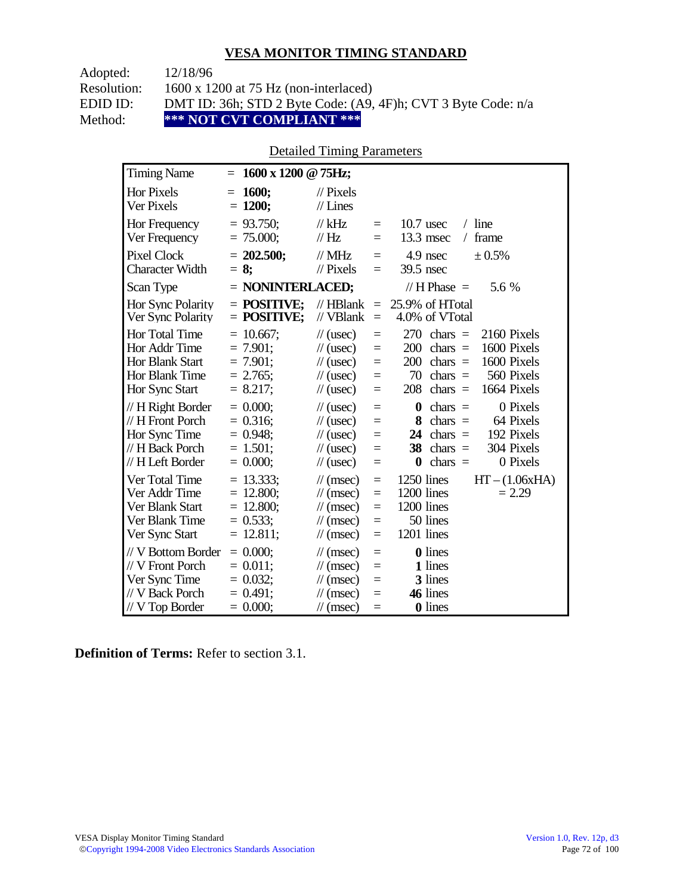## VESA MONITOR TIMING STANDARD

Adopted: 12/18/96
Resolution: 1600 x 1200 at 75 Hz (non-interlaced)
EDID ID: DMT ID: 36h; STD 2 Byte Code: (A9, 4F)h; CVT 3 Byte Code: n/a
Method: **\*\*\* NOT CVT COMPLIANT \*\*\***

Detailed Timing Parameters

| | | | | | |
|---|---|---|---|---|---|
| Timing Name | = **1600 x 1200 @ 75Hz;** | | | | |
| Hor Pixels | = **1600;** | // Pixels | | | |
| Ver Pixels | = **1200;** | // Lines | | | |
| Hor Frequency | = 93.750; | // kHz | = | 10.7 usec | / line |
| Ver Frequency | = 75.000; | // Hz | = | 13.3 msec | / frame |
| Pixel Clock | = **202.500;** | // MHz | = | 4.9 nsec | ± 0.5% |
| Character Width | = **8;** | // Pixels | = | 39.5 nsec | |
| Scan Type | = **NONINTERLACED;** | | | // H Phase = | 5.6 % |
| Hor Sync Polarity | = **POSITIVE;** | // HBlank | = | 25.9% of HTotal | |
| Ver Sync Polarity | = **POSITIVE;** | // VBlank | = | 4.0% of VTotal | |
| Hor Total Time | = 10.667; | // (usec) | = | 270 chars = | 2160 Pixels |
| Hor Addr Time | = 7.901; | // (usec) | = | 200 chars = | 1600 Pixels |
| Hor Blank Start | = 7.901; | // (usec) | = | 200 chars = | 1600 Pixels |
| Hor Blank Time | = 2.765; | // (usec) | = | 70 chars = | 560 Pixels |
| Hor Sync Start | = 8.217; | // (usec) | = | 208 chars = | 1664 Pixels |
| // H Right Border | = 0.000; | // (usec) | = | **0** chars = | 0 Pixels |
| // H Front Porch | = 0.316; | // (usec) | = | **8** chars = | 64 Pixels |
| Hor Sync Time | = 0.948; | // (usec) | = | **24** chars = | 192 Pixels |
| // H Back Porch | = 1.501; | // (usec) | = | **38** chars = | 304 Pixels |
| // H Left Border | = 0.000; | // (usec) | = | **0** chars = | 0 Pixels |
| Ver Total Time | = 13.333; | // (msec) | = | 1250 lines | HT – (1.06xHA) |
| Ver Addr Time | = 12.800; | // (msec) | = | 1200 lines | = 2.29 |
| Ver Blank Start | = 12.800; | // (msec) | = | 1200 lines | |
| Ver Blank Time | = 0.533; | // (msec) | = | 50 lines | |
| Ver Sync Start | = 12.811; | // (msec) | = | 1201 lines | |
| // V Bottom Border | = 0.000; | // (msec) | = | **0** lines | |
| // V Front Porch | = 0.011; | // (msec) | = | **1** lines | |
| Ver Sync Time | = 0.032; | // (msec) | = | **3** lines | |
| // V Back Porch | = 0.491; | // (msec) | = | **46** lines | |
| // V Top Border | = 0.000; | // (msec) | = | **0** lines | |

**Definition of Terms:** Refer to section 3.1.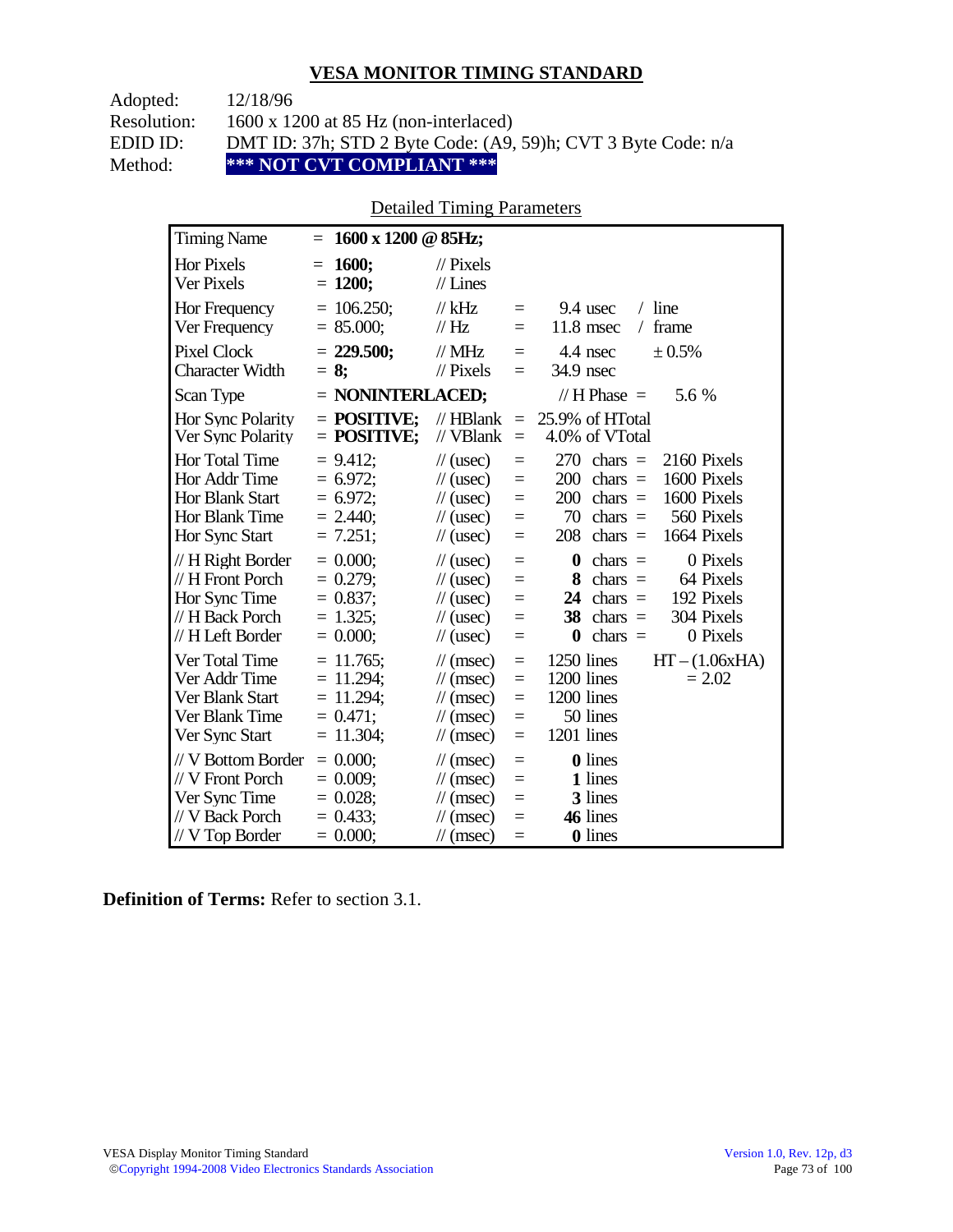## VESA MONITOR TIMING STANDARD

Adopted: 12/18/96
Resolution: 1600 x 1200 at 85 Hz (non-interlaced)
EDID ID: DMT ID: 37h; STD 2 Byte Code: (A9, 59)h; CVT 3 Byte Code: n/a
Method: **\*\*\* NOT CVT COMPLIANT \*\*\***

### Detailed Timing Parameters

| Timing Name | = **1600 x 1200 @ 85Hz;** | | | | | |
|---|---|---|---|---|---|---|
| Hor Pixels | = **1600;** | // Pixels | | | | |
| Ver Pixels | = **1200;** | // Lines | | | | |
| Hor Frequency | = 106.250; | // kHz | = | 9.4 usec | / line | |
| Ver Frequency | = 85.000; | // Hz | = | 11.8 msec | / frame | |
| Pixel Clock | = **229.500;** | // MHz | = | 4.4 nsec | ± 0.5% | |
| Character Width | = **8;** | // Pixels | = | 34.9 nsec | | |
| Scan Type | = **NONINTERLACED;** | | | // H Phase = | 5.6 % | |
| Hor Sync Polarity | = **POSITIVE;** | // HBlank | = | 25.9% of HTotal | | |
| Ver Sync Polarity | = **POSITIVE;** | // VBlank | = | 4.0% of VTotal | | |
| Hor Total Time | = 9.412; | // (usec) | = | 270 chars = | 2160 Pixels | |
| Hor Addr Time | = 6.972; | // (usec) | = | 200 chars = | 1600 Pixels | |
| Hor Blank Start | = 6.972; | // (usec) | = | 200 chars = | 1600 Pixels | |
| Hor Blank Time | = 2.440; | // (usec) | = | 70 chars = | 560 Pixels | |
| Hor Sync Start | = 7.251; | // (usec) | = | 208 chars = | 1664 Pixels | |
| // H Right Border | = 0.000; | // (usec) | = | **0** chars = | 0 Pixels | |
| // H Front Porch | = 0.279; | // (usec) | = | **8** chars = | 64 Pixels | |
| Hor Sync Time | = 0.837; | // (usec) | = | **24** chars = | 192 Pixels | |
| // H Back Porch | = 1.325; | // (usec) | = | **38** chars = | 304 Pixels | |
| // H Left Border | = 0.000; | // (usec) | = | **0** chars = | 0 Pixels | |
| Ver Total Time | = 11.765; | // (msec) | = | 1250 lines | | HT – (1.06xHA) |
| Ver Addr Time | = 11.294; | // (msec) | = | 1200 lines | | = 2.02 |
| Ver Blank Start | = 11.294; | // (msec) | = | 1200 lines | | |
| Ver Blank Time | = 0.471; | // (msec) | = | 50 lines | | |
| Ver Sync Start | = 11.304; | // (msec) | = | 1201 lines | | |
| // V Bottom Border | = 0.000; | // (msec) | = | **0** lines | | |
| // V Front Porch | = 0.009; | // (msec) | = | **1** lines | | |
| Ver Sync Time | = 0.028; | // (msec) | = | **3** lines | | |
| // V Back Porch | = 0.433; | // (msec) | = | **46** lines | | |
| // V Top Border | = 0.000; | // (msec) | = | **0** lines | | |

**Definition of Terms:** Refer to section 3.1.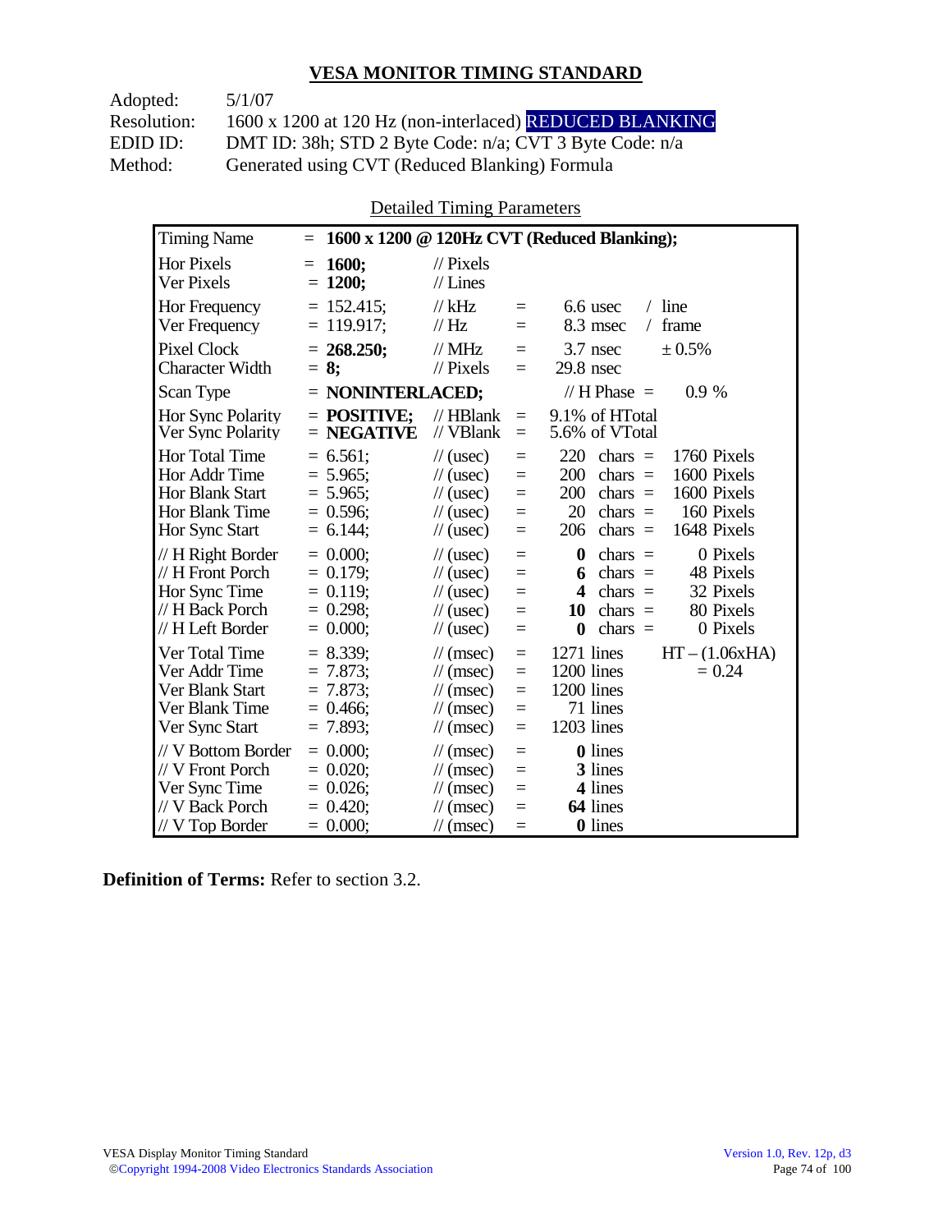## VESA MONITOR TIMING STANDARD

Adopted: 5/1/07
Resolution: 1600 x 1200 at 120 Hz (non-interlaced) REDUCED BLANKING
EDID ID: DMT ID: 38h; STD 2 Byte Code: n/a; CVT 3 Byte Code: n/a
Method: Generated using CVT (Reduced Blanking) Formula

Detailed Timing Parameters

| Timing Name | = **1600 x 1200 @ 120Hz CVT (Reduced Blanking);** | | | | |
|---|---|---|---|---|---|
| Hor Pixels | = **1600;** | // Pixels | | | |
| Ver Pixels | = **1200;** | // Lines | | | |
| Hor Frequency | = 152.415; | // kHz | = | 6.6 usec | / line |
| Ver Frequency | = 119.917; | // Hz | = | 8.3 msec | / frame |
| Pixel Clock | = **268.250;** | // MHz | = | 3.7 nsec | ± 0.5% |
| Character Width | = **8;** | // Pixels | = | 29.8 nsec | |
| Scan Type | = **NONINTERLACED;** | | | // H Phase = | 0.9 % |
| Hor Sync Polarity | = **POSITIVE;** | // HBlank | = | 9.1% of HTotal | |
| Ver Sync Polarity | = **NEGATIVE** | // VBlank | = | 5.6% of VTotal | |
| Hor Total Time | = 6.561; | // (usec) | = | 220 chars = | 1760 Pixels |
| Hor Addr Time | = 5.965; | // (usec) | = | 200 chars = | 1600 Pixels |
| Hor Blank Start | = 5.965; | // (usec) | = | 200 chars = | 1600 Pixels |
| Hor Blank Time | = 0.596; | // (usec) | = | 20 chars = | 160 Pixels |
| Hor Sync Start | = 6.144; | // (usec) | = | 206 chars = | 1648 Pixels |
| // H Right Border | = 0.000; | // (usec) | = | **0** chars = | 0 Pixels |
| // H Front Porch | = 0.179; | // (usec) | = | **6** chars = | 48 Pixels |
| Hor Sync Time | = 0.119; | // (usec) | = | **4** chars = | 32 Pixels |
| // H Back Porch | = 0.298; | // (usec) | = | **10** chars = | 80 Pixels |
| // H Left Border | = 0.000; | // (usec) | = | **0** chars = | 0 Pixels |
| Ver Total Time | = 8.339; | // (msec) | = | 1271 lines | HT – (1.06xHA) |
| Ver Addr Time | = 7.873; | // (msec) | = | 1200 lines | = 0.24 |
| Ver Blank Start | = 7.873; | // (msec) | = | 1200 lines | |
| Ver Blank Time | = 0.466; | // (msec) | = | 71 lines | |
| Ver Sync Start | = 7.893; | // (msec) | = | 1203 lines | |
| // V Bottom Border | = 0.000; | // (msec) | = | **0** lines | |
| // V Front Porch | = 0.020; | // (msec) | = | **3** lines | |
| Ver Sync Time | = 0.026; | // (msec) | = | **4** lines | |
| // V Back Porch | = 0.420; | // (msec) | = | **64** lines | |
| // V Top Border | = 0.000; | // (msec) | = | **0** lines | |

**Definition of Terms:** Refer to section 3.2.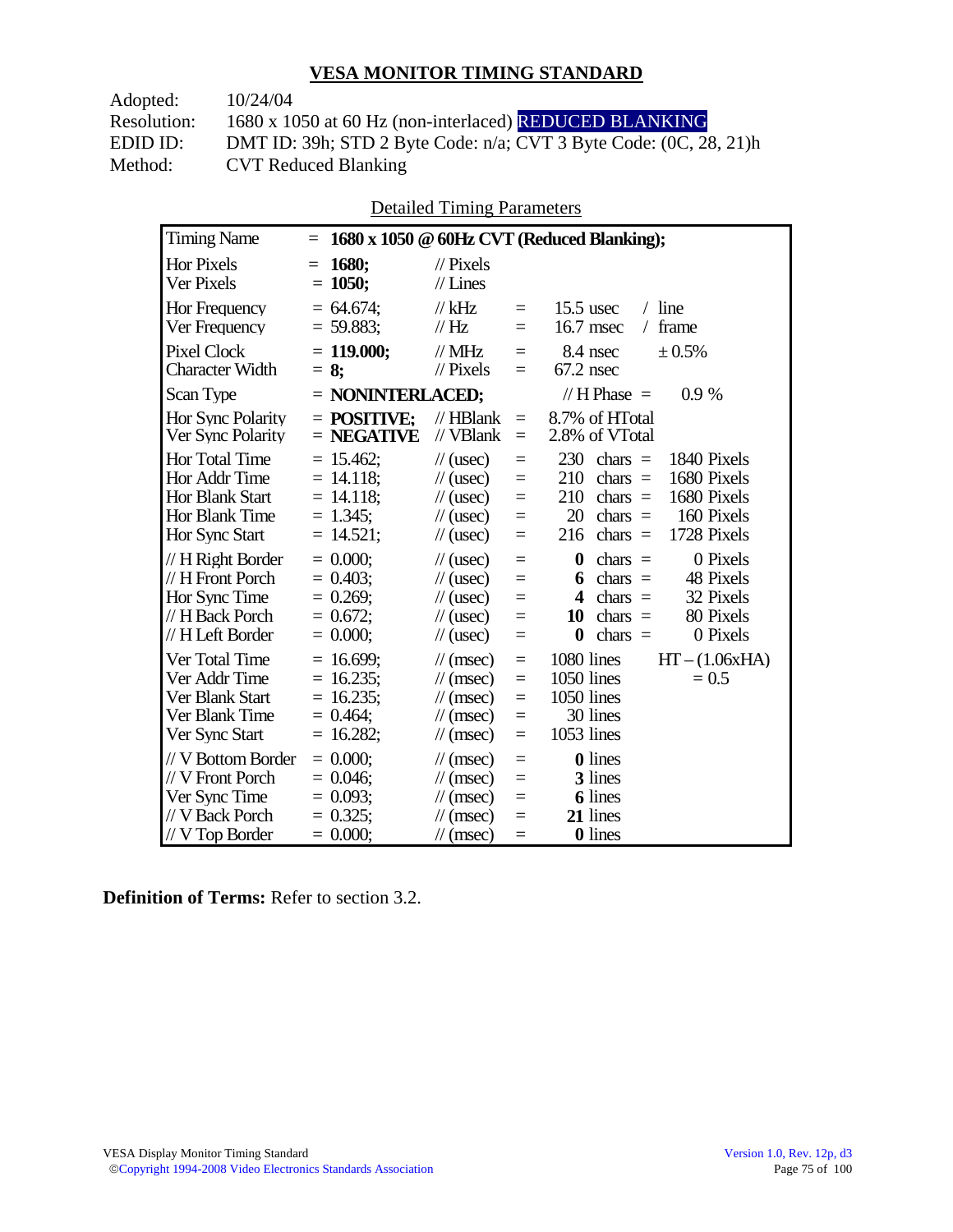## VESA MONITOR TIMING STANDARD

Adopted: 10/24/04
Resolution: 1680 x 1050 at 60 Hz (non-interlaced) REDUCED BLANKING
EDID ID: DMT ID: 39h; STD 2 Byte Code: n/a; CVT 3 Byte Code: (0C, 28, 21)h
Method: CVT Reduced Blanking

Detailed Timing Parameters

| Timing Name | = **1680 x 1050 @ 60Hz CVT (Reduced Blanking);** | | | | |
|---|---|---|---|---|---|
| Hor Pixels | = **1680;** | // Pixels | | | |
| Ver Pixels | = **1050;** | // Lines | | | |
| Hor Frequency | = 64.674; | // kHz | = | 15.5 usec | / line |
| Ver Frequency | = 59.883; | // Hz | = | 16.7 msec | / frame |
| Pixel Clock | = **119.000;** | // MHz | = | 8.4 nsec | ± 0.5% |
| Character Width | = **8;** | // Pixels | = | 67.2 nsec | |
| Scan Type | = **NONINTERLACED;** | | | // H Phase = | 0.9 % |
| Hor Sync Polarity | = **POSITIVE;** | // HBlank | = | 8.7% of HTotal | |
| Ver Sync Polarity | = **NEGATIVE** | // VBlank | = | 2.8% of VTotal | |
| Hor Total Time | = 15.462; | // (usec) | = | 230 chars = | 1840 Pixels |
| Hor Addr Time | = 14.118; | // (usec) | = | 210 chars = | 1680 Pixels |
| Hor Blank Start | = 14.118; | // (usec) | = | 210 chars = | 1680 Pixels |
| Hor Blank Time | = 1.345; | // (usec) | = | 20 chars = | 160 Pixels |
| Hor Sync Start | = 14.521; | // (usec) | = | 216 chars = | 1728 Pixels |
| // H Right Border | = 0.000; | // (usec) | = | **0** chars = | 0 Pixels |
| // H Front Porch | = 0.403; | // (usec) | = | **6** chars = | 48 Pixels |
| Hor Sync Time | = 0.269; | // (usec) | = | **4** chars = | 32 Pixels |
| // H Back Porch | = 0.672; | // (usec) | = | **10** chars = | 80 Pixels |
| // H Left Border | = 0.000; | // (usec) | = | **0** chars = | 0 Pixels |
| Ver Total Time | = 16.699; | // (msec) | = | 1080 lines | HT – (1.06xHA) |
| Ver Addr Time | = 16.235; | // (msec) | = | 1050 lines | = 0.5 |
| Ver Blank Start | = 16.235; | // (msec) | = | 1050 lines | |
| Ver Blank Time | = 0.464; | // (msec) | = | 30 lines | |
| Ver Sync Start | = 16.282; | // (msec) | = | 1053 lines | |
| // V Bottom Border | = 0.000; | // (msec) | = | **0** lines | |
| // V Front Porch | = 0.046; | // (msec) | = | **3** lines | |
| Ver Sync Time | = 0.093; | // (msec) | = | **6** lines | |
| // V Back Porch | = 0.325; | // (msec) | = | **21** lines | |
| // V Top Border | = 0.000; | // (msec) | = | **0** lines | |

**Definition of Terms:** Refer to section 3.2.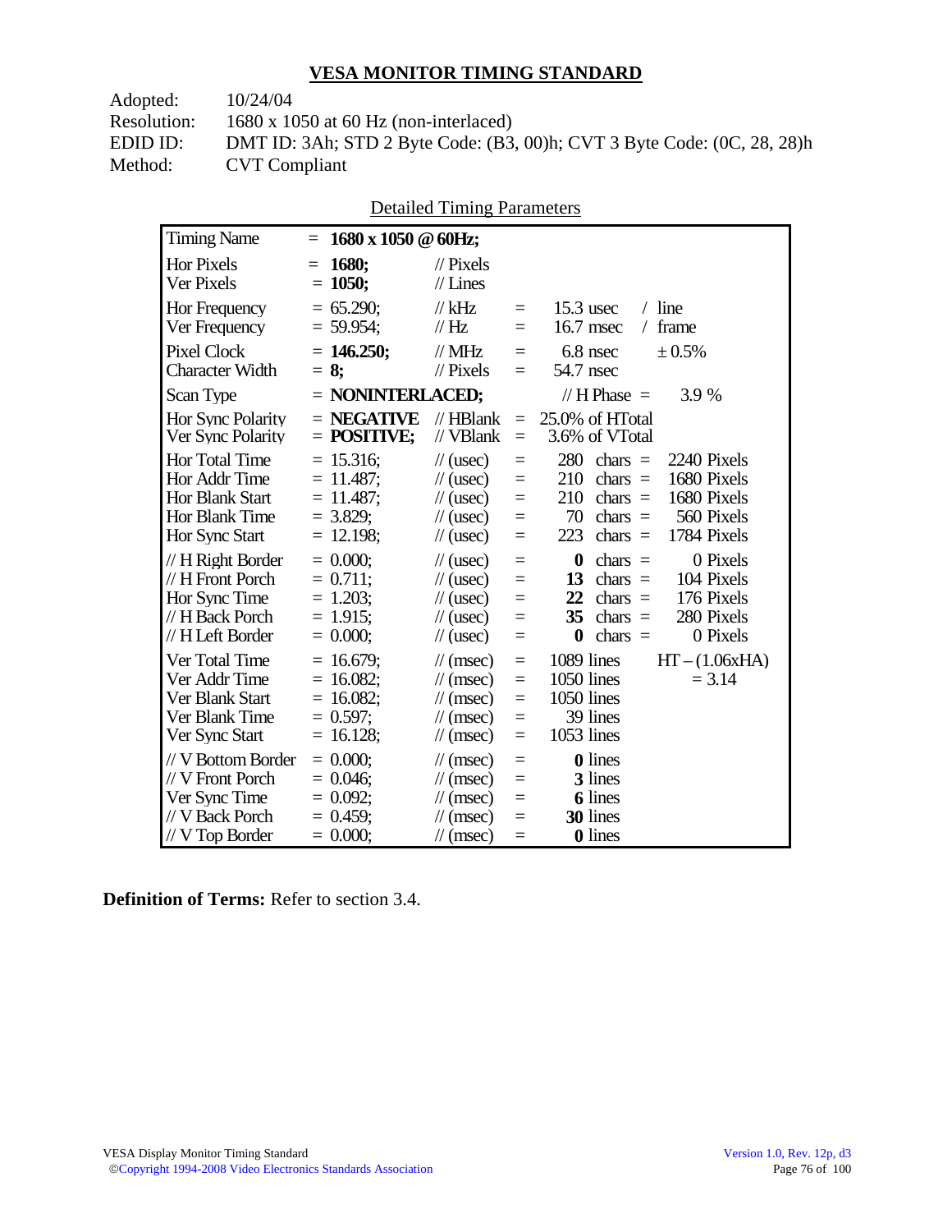## VESA MONITOR TIMING STANDARD

Adopted: 10/24/04
Resolution: 1680 x 1050 at 60 Hz (non-interlaced)
EDID ID: DMT ID: 3Ah; STD 2 Byte Code: (B3, 00)h; CVT 3 Byte Code: (0C, 28, 28)h
Method: CVT Compliant

Detailed Timing Parameters

| Timing Name | = **1680 x 1050 @ 60Hz;** | | | | |
|---|---|---|---|---|---|
| Hor Pixels | = **1680;** | // Pixels | | | |
| Ver Pixels | = **1050;** | // Lines | | | |
| Hor Frequency | = 65.290; | // kHz | = | 15.3 usec | / line |
| Ver Frequency | = 59.954; | // Hz | = | 16.7 msec | / frame |
| Pixel Clock | = **146.250;** | // MHz | = | 6.8 nsec | ± 0.5% |
| Character Width | = **8;** | // Pixels | = | 54.7 nsec | |
| Scan Type | = **NONINTERLACED;** | | | // H Phase = | 3.9 % |
| Hor Sync Polarity | = **NEGATIVE** | // HBlank | = | 25.0% of HTotal | |
| Ver Sync Polarity | = **POSITIVE;** | // VBlank | = | 3.6% of VTotal | |
| Hor Total Time | = 15.316; | // (usec) | = | 280 chars = | 2240 Pixels |
| Hor Addr Time | = 11.487; | // (usec) | = | 210 chars = | 1680 Pixels |
| Hor Blank Start | = 11.487; | // (usec) | = | 210 chars = | 1680 Pixels |
| Hor Blank Time | = 3.829; | // (usec) | = | 70 chars = | 560 Pixels |
| Hor Sync Start | = 12.198; | // (usec) | = | 223 chars = | 1784 Pixels |
| // H Right Border | = 0.000; | // (usec) | = | **0** chars = | 0 Pixels |
| // H Front Porch | = 0.711; | // (usec) | = | **13** chars = | 104 Pixels |
| Hor Sync Time | = 1.203; | // (usec) | = | **22** chars = | 176 Pixels |
| // H Back Porch | = 1.915; | // (usec) | = | **35** chars = | 280 Pixels |
| // H Left Border | = 0.000; | // (usec) | = | **0** chars = | 0 Pixels |
| Ver Total Time | = 16.679; | // (msec) | = | 1089 lines | HT – (1.06xHA) |
| Ver Addr Time | = 16.082; | // (msec) | = | 1050 lines | = 3.14 |
| Ver Blank Start | = 16.082; | // (msec) | = | 1050 lines | |
| Ver Blank Time | = 0.597; | // (msec) | = | 39 lines | |
| Ver Sync Start | = 16.128; | // (msec) | = | 1053 lines | |
| // V Bottom Border | = 0.000; | // (msec) | = | **0** lines | |
| // V Front Porch | = 0.046; | // (msec) | = | **3** lines | |
| Ver Sync Time | = 0.092; | // (msec) | = | **6** lines | |
| // V Back Porch | = 0.459; | // (msec) | = | **30** lines | |
| // V Top Border | = 0.000; | // (msec) | = | **0** lines | |

**Definition of Terms:** Refer to section 3.4.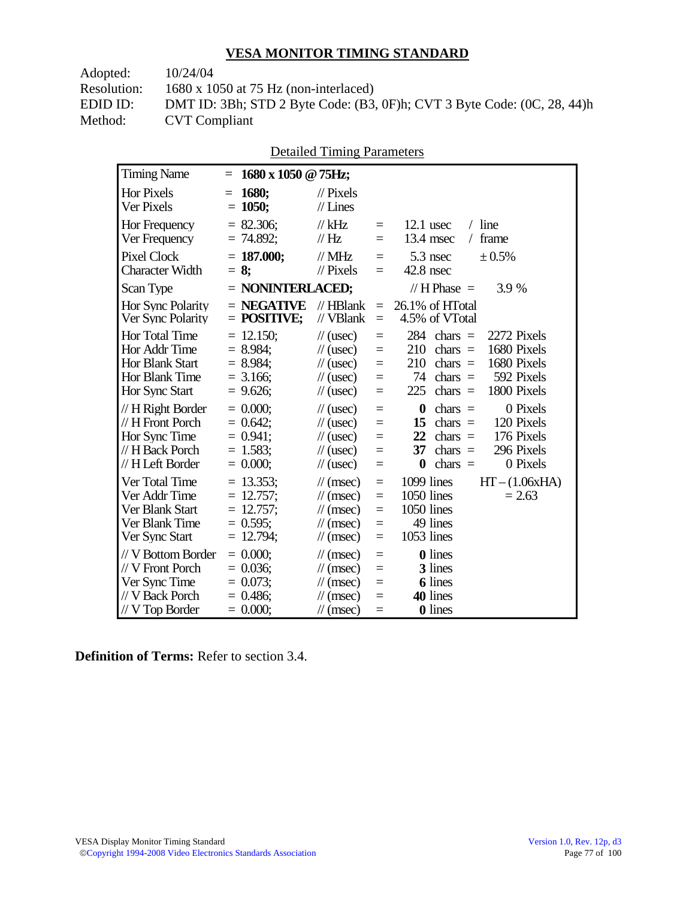## VESA MONITOR TIMING STANDARD

Adopted: 10/24/04
Resolution: 1680 x 1050 at 75 Hz (non-interlaced)
EDID ID: DMT ID: 3Bh; STD 2 Byte Code: (B3, 0F)h; CVT 3 Byte Code: (0C, 28, 44)h
Method: CVT Compliant

Detailed Timing Parameters

| Parameter | Value | Unit | = | Equivalent | | |
|---|---|---|---|---|---|---|
| Timing Name | = **1680 x 1050 @ 75Hz;** | | | | | |
| Hor Pixels | = **1680;** | // Pixels | | | | |
| Ver Pixels | = **1050;** | // Lines | | | | |
| Hor Frequency | = 82.306; | // kHz | = | 12.1 usec | / line | |
| Ver Frequency | = 74.892; | // Hz | = | 13.4 msec | / frame | |
| Pixel Clock | = **187.000;** | // MHz | = | 5.3 nsec | ± 0.5% | |
| Character Width | = **8;** | // Pixels | = | 42.8 nsec | | |
| Scan Type | = **NONINTERLACED;** | | | // H Phase = | 3.9 % | |
| Hor Sync Polarity | = **NEGATIVE** | // HBlank | = | 26.1% of HTotal | | |
| Ver Sync Polarity | = **POSITIVE;** | // VBlank | = | 4.5% of VTotal | | |
| Hor Total Time | = 12.150; | // (usec) | = | 284 chars = | 2272 Pixels | |
| Hor Addr Time | = 8.984; | // (usec) | = | 210 chars = | 1680 Pixels | |
| Hor Blank Start | = 8.984; | // (usec) | = | 210 chars = | 1680 Pixels | |
| Hor Blank Time | = 3.166; | // (usec) | = | 74 chars = | 592 Pixels | |
| Hor Sync Start | = 9.626; | // (usec) | = | 225 chars = | 1800 Pixels | |
| // H Right Border | = 0.000; | // (usec) | = | **0** chars = | 0 Pixels | |
| // H Front Porch | = 0.642; | // (usec) | = | **15** chars = | 120 Pixels | |
| Hor Sync Time | = 0.941; | // (usec) | = | **22** chars = | 176 Pixels | |
| // H Back Porch | = 1.583; | // (usec) | = | **37** chars = | 296 Pixels | |
| // H Left Border | = 0.000; | // (usec) | = | **0** chars = | 0 Pixels | |
| Ver Total Time | = 13.353; | // (msec) | = | 1099 lines | HT – (1.06xHA) | |
| Ver Addr Time | = 12.757; | // (msec) | = | 1050 lines | = 2.63 | |
| Ver Blank Start | = 12.757; | // (msec) | = | 1050 lines | | |
| Ver Blank Time | = 0.595; | // (msec) | = | 49 lines | | |
| Ver Sync Start | = 12.794; | // (msec) | = | 1053 lines | | |
| // V Bottom Border | = 0.000; | // (msec) | = | **0** lines | | |
| // V Front Porch | = 0.036; | // (msec) | = | **3** lines | | |
| Ver Sync Time | = 0.073; | // (msec) | = | **6** lines | | |
| // V Back Porch | = 0.486; | // (msec) | = | **40** lines | | |
| // V Top Border | = 0.000; | // (msec) | = | **0** lines | | |

**Definition of Terms:** Refer to section 3.4.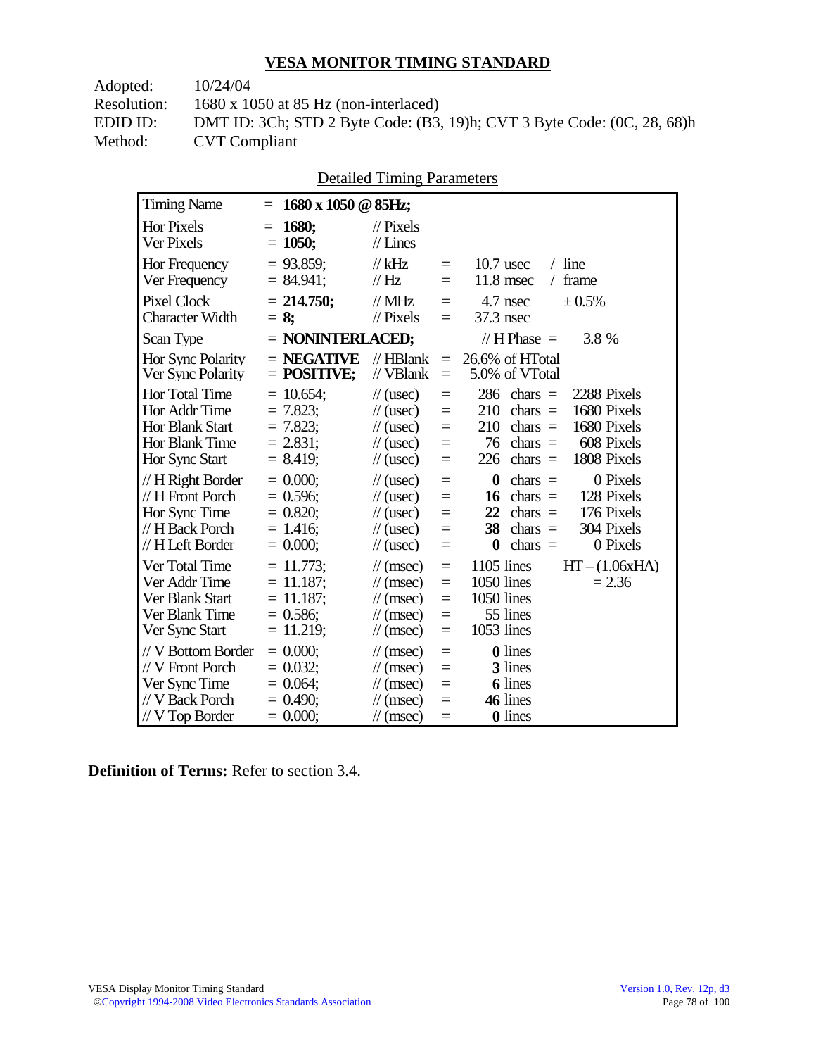## VESA MONITOR TIMING STANDARD

Adopted: 10/24/04
Resolution: 1680 x 1050 at 85 Hz (non-interlaced)
EDID ID: DMT ID: 3Ch; STD 2 Byte Code: (B3, 19)h; CVT 3 Byte Code: (0C, 28, 68)h
Method: CVT Compliant

Detailed Timing Parameters

| | | | | | |
|---|---|---|---|---|---|
| Timing Name | = **1680 x 1050 @ 85Hz;** | | | | |
| Hor Pixels | = **1680;** | // Pixels | | | |
| Ver Pixels | = **1050;** | // Lines | | | |
| Hor Frequency | = 93.859; | // kHz | = | 10.7 usec | / line |
| Ver Frequency | = 84.941; | // Hz | = | 11.8 msec | / frame |
| Pixel Clock | = **214.750;** | // MHz | = | 4.7 nsec | ± 0.5% |
| Character Width | = **8;** | // Pixels | = | 37.3 nsec | |
| Scan Type | = **NONINTERLACED;** | | | // H Phase = | 3.8 % |
| Hor Sync Polarity | = **NEGATIVE** | // HBlank | = | 26.6% of HTotal | |
| Ver Sync Polarity | = **POSITIVE;** | // VBlank | = | 5.0% of VTotal | |
| Hor Total Time | = 10.654; | // (usec) | = | 286 chars = | 2288 Pixels |
| Hor Addr Time | = 7.823; | // (usec) | = | 210 chars = | 1680 Pixels |
| Hor Blank Start | = 7.823; | // (usec) | = | 210 chars = | 1680 Pixels |
| Hor Blank Time | = 2.831; | // (usec) | = | 76 chars = | 608 Pixels |
| Hor Sync Start | = 8.419; | // (usec) | = | 226 chars = | 1808 Pixels |
| // H Right Border | = 0.000; | // (usec) | = | **0** chars = | 0 Pixels |
| // H Front Porch | = 0.596; | // (usec) | = | **16** chars = | 128 Pixels |
| Hor Sync Time | = 0.820; | // (usec) | = | **22** chars = | 176 Pixels |
| // H Back Porch | = 1.416; | // (usec) | = | **38** chars = | 304 Pixels |
| // H Left Border | = 0.000; | // (usec) | = | **0** chars = | 0 Pixels |
| Ver Total Time | = 11.773; | // (msec) | = | 1105 lines | HT – (1.06xHA) |
| Ver Addr Time | = 11.187; | // (msec) | = | 1050 lines | = 2.36 |
| Ver Blank Start | = 11.187; | // (msec) | = | 1050 lines | |
| Ver Blank Time | = 0.586; | // (msec) | = | 55 lines | |
| Ver Sync Start | = 11.219; | // (msec) | = | 1053 lines | |
| // V Bottom Border | = 0.000; | // (msec) | = | **0** lines | |
| // V Front Porch | = 0.032; | // (msec) | = | **3** lines | |
| Ver Sync Time | = 0.064; | // (msec) | = | **6** lines | |
| // V Back Porch | = 0.490; | // (msec) | = | **46** lines | |
| // V Top Border | = 0.000; | // (msec) | = | **0** lines | |

**Definition of Terms:** Refer to section 3.4.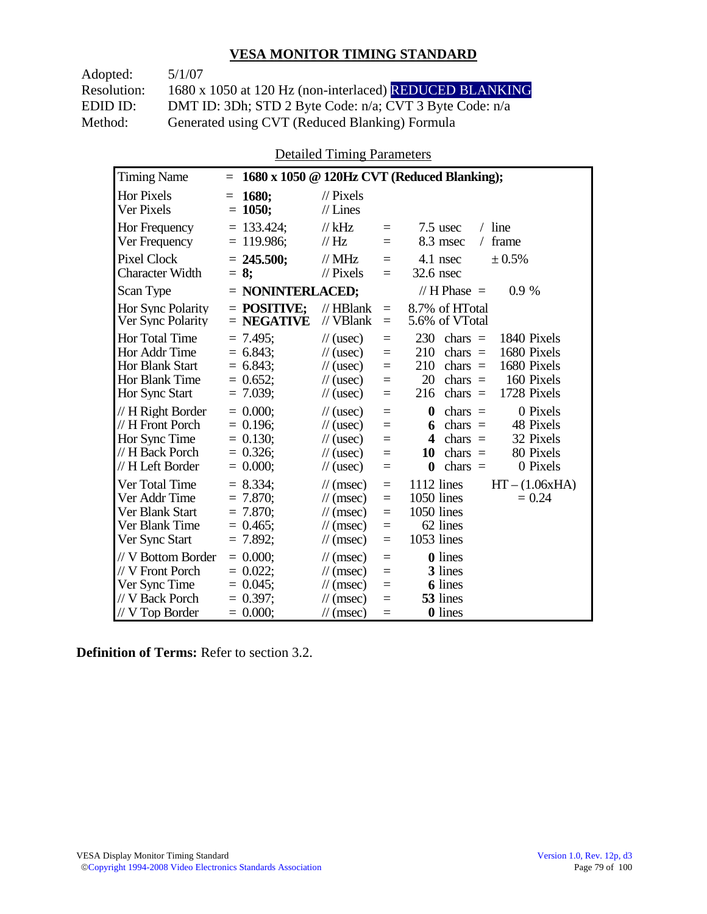## VESA MONITOR TIMING STANDARD

Adopted: 5/1/07
Resolution: 1680 x 1050 at 120 Hz (non-interlaced) REDUCED BLANKING
EDID ID: DMT ID: 3Dh; STD 2 Byte Code: n/a; CVT 3 Byte Code: n/a
Method: Generated using CVT (Reduced Blanking) Formula

Detailed Timing Parameters

| Parameter | Value | Unit | | Equivalent | | |
|---|---|---|---|---|---|---|
| Timing Name | = **1680 x 1050 @ 120Hz CVT (Reduced Blanking);** | | | | | |
| Hor Pixels | = **1680;** | // Pixels | | | | |
| Ver Pixels | = **1050;** | // Lines | | | | |
| Hor Frequency | = 133.424; | // kHz | = | 7.5 usec | / line | |
| Ver Frequency | = 119.986; | // Hz | = | 8.3 msec | / frame | |
| Pixel Clock | = **245.500;** | // MHz | = | 4.1 nsec | ± 0.5% | |
| Character Width | = **8;** | // Pixels | = | 32.6 nsec | | |
| Scan Type | = **NONINTERLACED;** | | | // H Phase = | 0.9 % | |
| Hor Sync Polarity | = **POSITIVE;** | // HBlank | = | 8.7% of HTotal | | |
| Ver Sync Polarity | = **NEGATIVE** | // VBlank | = | 5.6% of VTotal | | |
| Hor Total Time | = 7.495; | // (usec) | = | 230 | chars = | 1840 Pixels |
| Hor Addr Time | = 6.843; | // (usec) | = | 210 | chars = | 1680 Pixels |
| Hor Blank Start | = 6.843; | // (usec) | = | 210 | chars = | 1680 Pixels |
| Hor Blank Time | = 0.652; | // (usec) | = | 20 | chars = | 160 Pixels |
| Hor Sync Start | = 7.039; | // (usec) | = | 216 | chars = | 1728 Pixels |
| // H Right Border | = 0.000; | // (usec) | = | **0** | chars = | 0 Pixels |
| // H Front Porch | = 0.196; | // (usec) | = | **6** | chars = | 48 Pixels |
| Hor Sync Time | = 0.130; | // (usec) | = | **4** | chars = | 32 Pixels |
| // H Back Porch | = 0.326; | // (usec) | = | **10** | chars = | 80 Pixels |
| // H Left Border | = 0.000; | // (usec) | = | **0** | chars = | 0 Pixels |
| Ver Total Time | = 8.334; | // (msec) | = | 1112 lines | | HT – (1.06xHA) |
| Ver Addr Time | = 7.870; | // (msec) | = | 1050 lines | | = 0.24 |
| Ver Blank Start | = 7.870; | // (msec) | = | 1050 lines | | |
| Ver Blank Time | = 0.465; | // (msec) | = | 62 lines | | |
| Ver Sync Start | = 7.892; | // (msec) | = | 1053 lines | | |
| // V Bottom Border | = 0.000; | // (msec) | = | **0** lines | | |
| // V Front Porch | = 0.022; | // (msec) | = | **3** lines | | |
| Ver Sync Time | = 0.045; | // (msec) | = | **6** lines | | |
| // V Back Porch | = 0.397; | // (msec) | = | **53** lines | | |
| // V Top Border | = 0.000; | // (msec) | = | **0** lines | | |

**Definition of Terms:** Refer to section 3.2.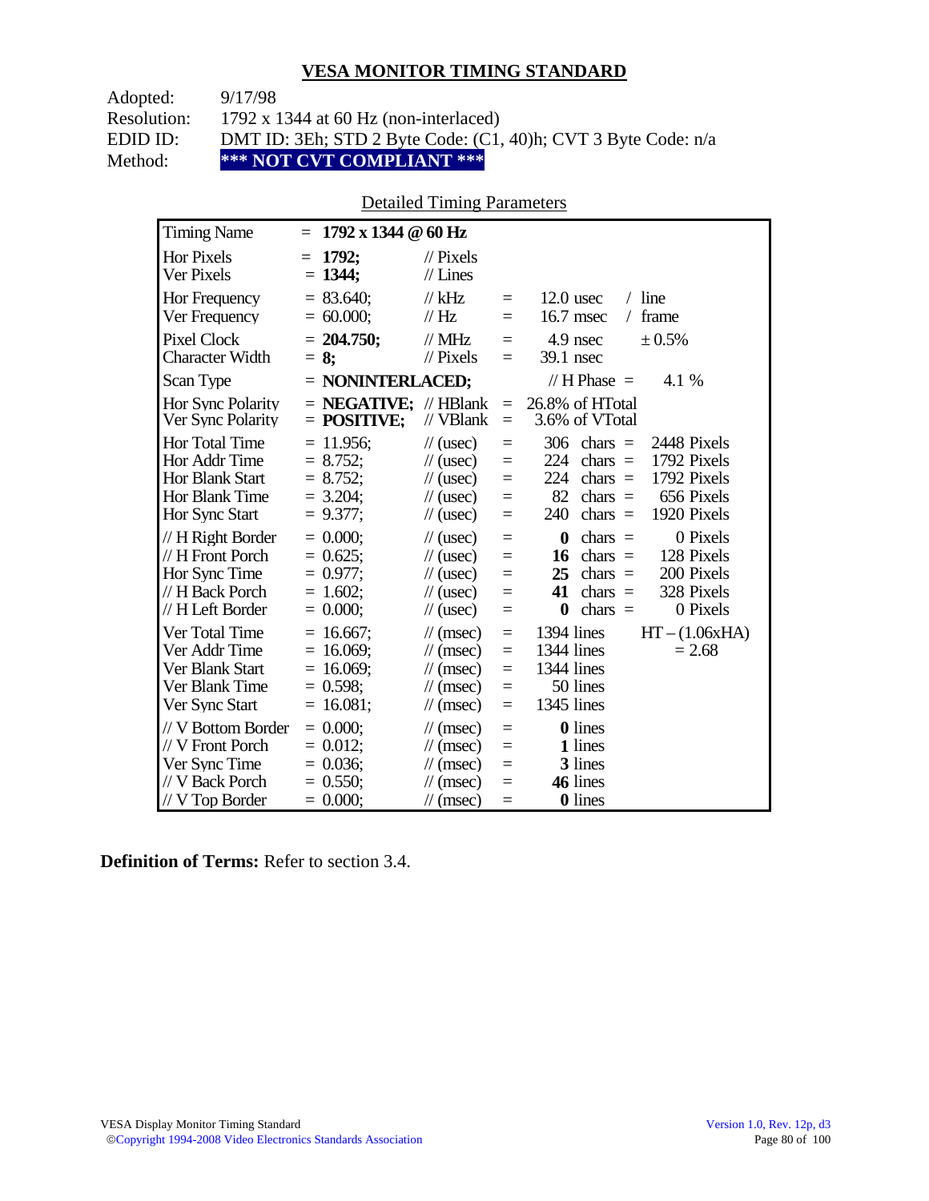## VESA MONITOR TIMING STANDARD

Adopted: 9/17/98
Resolution: 1792 x 1344 at 60 Hz (non-interlaced)
EDID ID: DMT ID: 3Eh; STD 2 Byte Code: (C1, 40)h; CVT 3 Byte Code: n/a
Method: **\*\*\* NOT CVT COMPLIANT \*\*\***

Detailed Timing Parameters

| Timing Name | = **1792 x 1344 @ 60 Hz** | | | | |
|---|---|---|---|---|---|
| Hor Pixels | = **1792;** | // Pixels | | | |
| Ver Pixels | = **1344;** | // Lines | | | |
| Hor Frequency | = 83.640; | // kHz | = | 12.0 usec | / line |
| Ver Frequency | = 60.000; | // Hz | = | 16.7 msec | / frame |
| Pixel Clock | = **204.750;** | // MHz | = | 4.9 nsec | ± 0.5% |
| Character Width | = **8;** | // Pixels | = | 39.1 nsec | |
| Scan Type | = **NONINTERLACED;** | | | // H Phase = | 4.1 % |
| Hor Sync Polarity | = **NEGATIVE;** | // HBlank | = | 26.8% of HTotal | |
| Ver Sync Polarity | = **POSITIVE;** | // VBlank | = | 3.6% of VTotal | |
| Hor Total Time | = 11.956; | // (usec) | = | 306 chars = | 2448 Pixels |
| Hor Addr Time | = 8.752; | // (usec) | = | 224 chars = | 1792 Pixels |
| Hor Blank Start | = 8.752; | // (usec) | = | 224 chars = | 1792 Pixels |
| Hor Blank Time | = 3.204; | // (usec) | = | 82 chars = | 656 Pixels |
| Hor Sync Start | = 9.377; | // (usec) | = | 240 chars = | 1920 Pixels |
| // H Right Border | = 0.000; | // (usec) | = | **0** chars = | 0 Pixels |
| // H Front Porch | = 0.625; | // (usec) | = | **16** chars = | 128 Pixels |
| Hor Sync Time | = 0.977; | // (usec) | = | **25** chars = | 200 Pixels |
| // H Back Porch | = 1.602; | // (usec) | = | **41** chars = | 328 Pixels |
| // H Left Border | = 0.000; | // (usec) | = | **0** chars = | 0 Pixels |
| Ver Total Time | = 16.667; | // (msec) | = | 1394 lines | HT – (1.06xHA) |
| Ver Addr Time | = 16.069; | // (msec) | = | 1344 lines | = 2.68 |
| Ver Blank Start | = 16.069; | // (msec) | = | 1344 lines | |
| Ver Blank Time | = 0.598; | // (msec) | = | 50 lines | |
| Ver Sync Start | = 16.081; | // (msec) | = | 1345 lines | |
| // V Bottom Border | = 0.000; | // (msec) | = | **0** lines | |
| // V Front Porch | = 0.012; | // (msec) | = | **1** lines | |
| Ver Sync Time | = 0.036; | // (msec) | = | **3** lines | |
| // V Back Porch | = 0.550; | // (msec) | = | **46** lines | |
| // V Top Border | = 0.000; | // (msec) | = | **0** lines | |

**Definition of Terms:** Refer to section 3.4.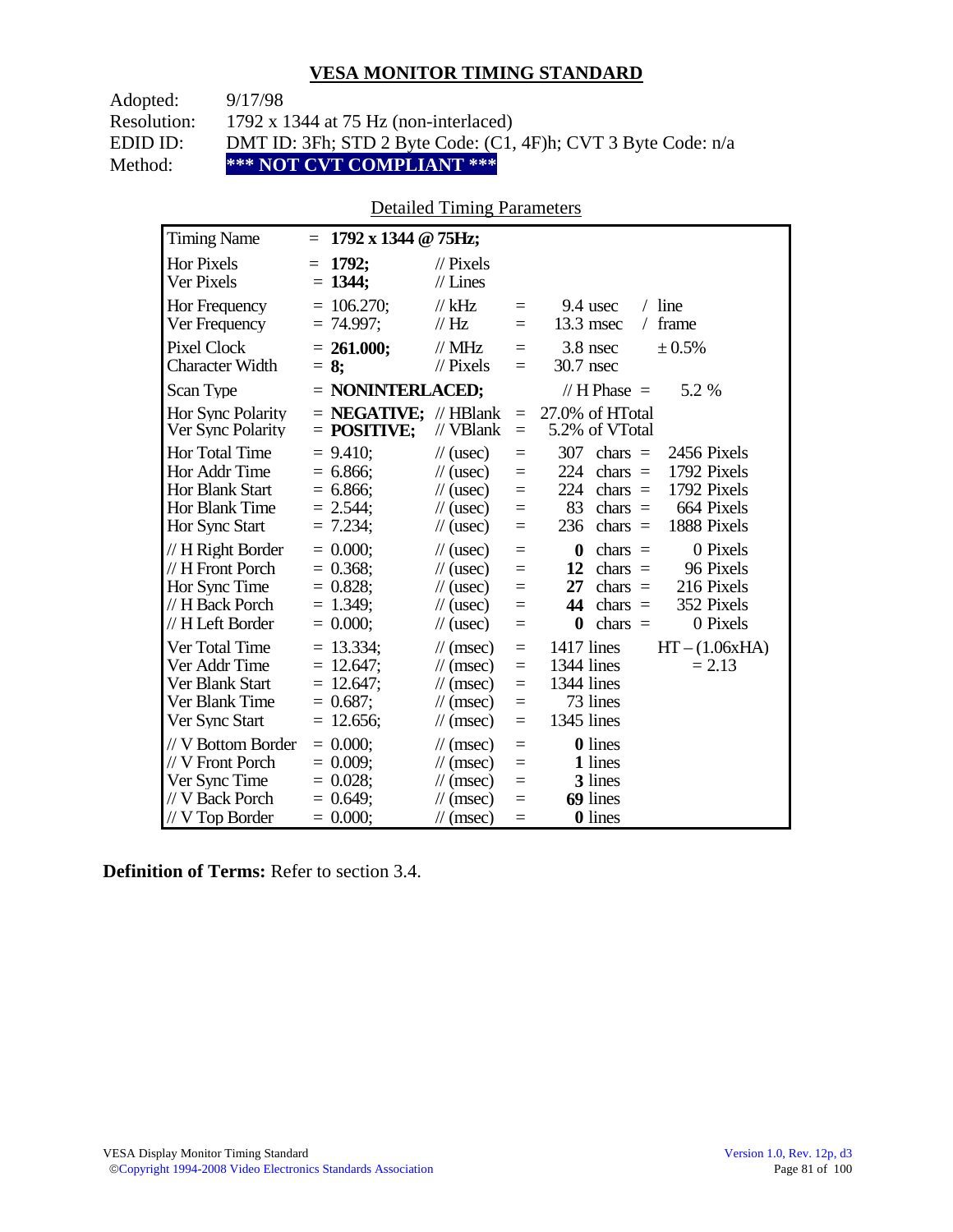## VESA MONITOR TIMING STANDARD

Adopted: 9/17/98
Resolution: 1792 x 1344 at 75 Hz (non-interlaced)
EDID ID: DMT ID: 3Fh; STD 2 Byte Code: (C1, 4F)h; CVT 3 Byte Code: n/a
Method: **\*\*\* NOT CVT COMPLIANT \*\*\***

Detailed Timing Parameters

| Parameter | Value | Unit | | Equivalent | | |
|---|---|---|---|---|---|---|
| Timing Name | = **1792 x 1344 @ 75Hz;** | | | | | |
| Hor Pixels | = **1792;** | // Pixels | | | | |
| Ver Pixels | = **1344;** | // Lines | | | | |
| Hor Frequency | = 106.270; | // kHz | = | 9.4 usec | / line | |
| Ver Frequency | = 74.997; | // Hz | = | 13.3 msec | / frame | |
| Pixel Clock | = **261.000;** | // MHz | = | 3.8 nsec | ± 0.5% | |
| Character Width | = **8;** | // Pixels | = | 30.7 nsec | | |
| Scan Type | = **NONINTERLACED;** | | | // H Phase = | 5.2 % | |
| Hor Sync Polarity | = **NEGATIVE;** | // HBlank | = | 27.0% of HTotal | | |
| Ver Sync Polarity | = **POSITIVE;** | // VBlank | = | 5.2% of VTotal | | |
| Hor Total Time | = 9.410; | // (usec) | = | 307 chars = | 2456 Pixels | |
| Hor Addr Time | = 6.866; | // (usec) | = | 224 chars = | 1792 Pixels | |
| Hor Blank Start | = 6.866; | // (usec) | = | 224 chars = | 1792 Pixels | |
| Hor Blank Time | = 2.544; | // (usec) | = | 83 chars = | 664 Pixels | |
| Hor Sync Start | = 7.234; | // (usec) | = | 236 chars = | 1888 Pixels | |
| // H Right Border | = 0.000; | // (usec) | = | **0** chars = | 0 Pixels | |
| // H Front Porch | = 0.368; | // (usec) | = | **12** chars = | 96 Pixels | |
| Hor Sync Time | = 0.828; | // (usec) | = | **27** chars = | 216 Pixels | |
| // H Back Porch | = 1.349; | // (usec) | = | **44** chars = | 352 Pixels | |
| // H Left Border | = 0.000; | // (usec) | = | **0** chars = | 0 Pixels | |
| Ver Total Time | = 13.334; | // (msec) | = | 1417 lines | HT – (1.06xHA) | |
| Ver Addr Time | = 12.647; | // (msec) | = | 1344 lines | = 2.13 | |
| Ver Blank Start | = 12.647; | // (msec) | = | 1344 lines | | |
| Ver Blank Time | = 0.687; | // (msec) | = | 73 lines | | |
| Ver Sync Start | = 12.656; | // (msec) | = | 1345 lines | | |
| // V Bottom Border | = 0.000; | // (msec) | = | **0** lines | | |
| // V Front Porch | = 0.009; | // (msec) | = | **1** lines | | |
| Ver Sync Time | = 0.028; | // (msec) | = | **3** lines | | |
| // V Back Porch | = 0.649; | // (msec) | = | **69** lines | | |
| // V Top Border | = 0.000; | // (msec) | = | **0** lines | | |

**Definition of Terms:** Refer to section 3.4.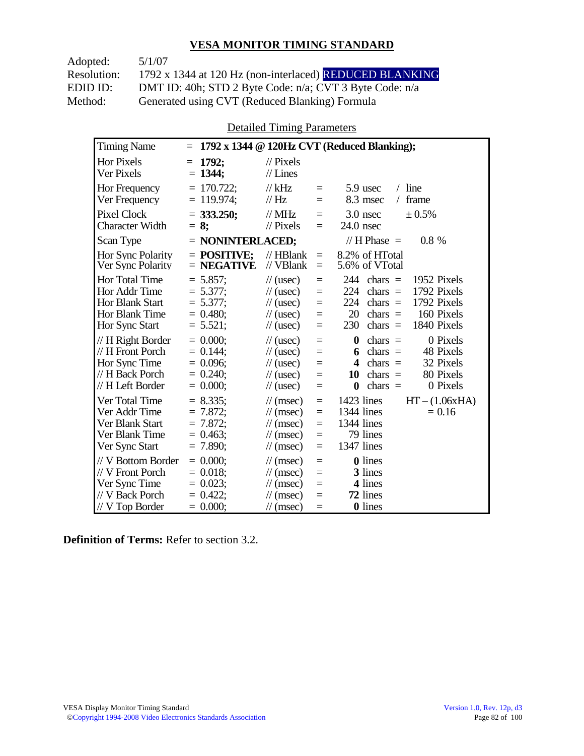## VESA MONITOR TIMING STANDARD

Adopted: 5/1/07
Resolution: 1792 x 1344 at 120 Hz (non-interlaced) REDUCED BLANKING
EDID ID: DMT ID: 40h; STD 2 Byte Code: n/a; CVT 3 Byte Code: n/a
Method: Generated using CVT (Reduced Blanking) Formula

Detailed Timing Parameters

| Timing Name | = **1792 x 1344 @ 120Hz CVT (Reduced Blanking);** | | | | |
|---|---|---|---|---|---|
| Hor Pixels | = **1792;** | // Pixels | | | |
| Ver Pixels | = **1344;** | // Lines | | | |
| Hor Frequency | = 170.722; | // kHz | = | 5.9 usec | / line |
| Ver Frequency | = 119.974; | // Hz | = | 8.3 msec | / frame |
| Pixel Clock | = **333.250;** | // MHz | = | 3.0 nsec | ± 0.5% |
| Character Width | = **8;** | // Pixels | = | 24.0 nsec | |
| Scan Type | = **NONINTERLACED;** | | | // H Phase = | 0.8 % |
| Hor Sync Polarity | = **POSITIVE;** | // HBlank | = | 8.2% of HTotal | |
| Ver Sync Polarity | = **NEGATIVE** | // VBlank | = | 5.6% of VTotal | |
| Hor Total Time | = 5.857; | // (usec) | = | 244 chars = | 1952 Pixels |
| Hor Addr Time | = 5.377; | // (usec) | = | 224 chars = | 1792 Pixels |
| Hor Blank Start | = 5.377; | // (usec) | = | 224 chars = | 1792 Pixels |
| Hor Blank Time | = 0.480; | // (usec) | = | 20 chars = | 160 Pixels |
| Hor Sync Start | = 5.521; | // (usec) | = | 230 chars = | 1840 Pixels |
| // H Right Border | = 0.000; | // (usec) | = | **0** chars = | 0 Pixels |
| // H Front Porch | = 0.144; | // (usec) | = | **6** chars = | 48 Pixels |
| Hor Sync Time | = 0.096; | // (usec) | = | **4** chars = | 32 Pixels |
| // H Back Porch | = 0.240; | // (usec) | = | **10** chars = | 80 Pixels |
| // H Left Border | = 0.000; | // (usec) | = | **0** chars = | 0 Pixels |
| Ver Total Time | = 8.335; | // (msec) | = | 1423 lines | HT – (1.06xHA) |
| Ver Addr Time | = 7.872; | // (msec) | = | 1344 lines | = 0.16 |
| Ver Blank Start | = 7.872; | // (msec) | = | 1344 lines | |
| Ver Blank Time | = 0.463; | // (msec) | = | 79 lines | |
| Ver Sync Start | = 7.890; | // (msec) | = | 1347 lines | |
| // V Bottom Border | = 0.000; | // (msec) | = | **0** lines | |
| // V Front Porch | = 0.018; | // (msec) | = | **3** lines | |
| Ver Sync Time | = 0.023; | // (msec) | = | **4** lines | |
| // V Back Porch | = 0.422; | // (msec) | = | **72** lines | |
| // V Top Border | = 0.000; | // (msec) | = | **0** lines | |

**Definition of Terms:** Refer to section 3.2.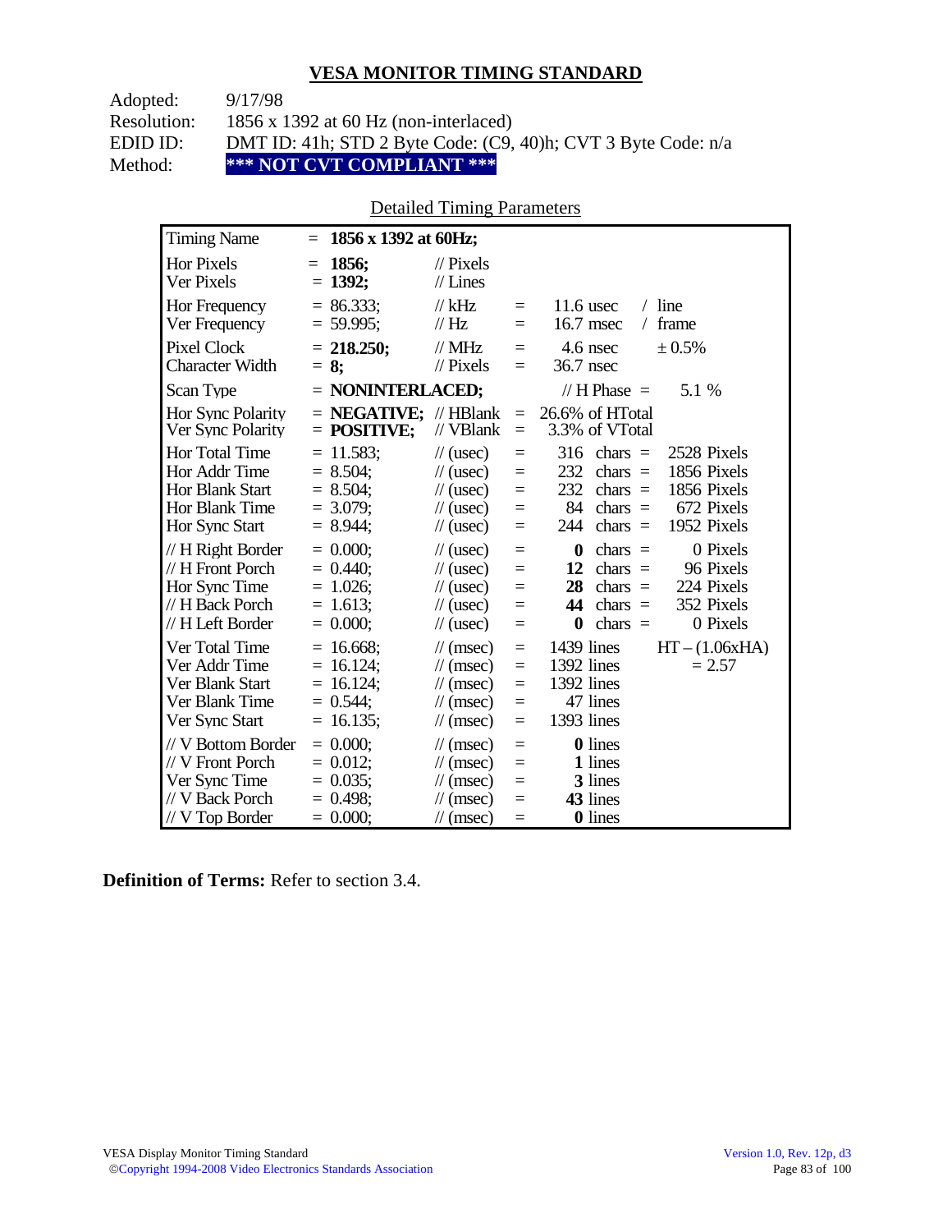## VESA MONITOR TIMING STANDARD

Adopted: 9/17/98
Resolution: 1856 x 1392 at 60 Hz (non-interlaced)
EDID ID: DMT ID: 41h; STD 2 Byte Code: (C9, 40)h; CVT 3 Byte Code: n/a
Method: **\*\*\* NOT CVT COMPLIANT \*\*\***

Detailed Timing Parameters

| | | | | | |
|---|---|---|---|---|---|
| Timing Name | = **1856 x 1392 at 60Hz;** | | | | |
| Hor Pixels | = **1856;** | // Pixels | | | |
| Ver Pixels | = **1392;** | // Lines | | | |
| Hor Frequency | = 86.333; | // kHz | = | 11.6 usec | / line |
| Ver Frequency | = 59.995; | // Hz | = | 16.7 msec | / frame |
| Pixel Clock | = **218.250;** | // MHz | = | 4.6 nsec | ± 0.5% |
| Character Width | = **8;** | // Pixels | = | 36.7 nsec | |
| Scan Type | = **NONINTERLACED;** | | | // H Phase = | 5.1 % |
| Hor Sync Polarity | = **NEGATIVE;** | // HBlank | = | 26.6% of HTotal | |
| Ver Sync Polarity | = **POSITIVE;** | // VBlank | = | 3.3% of VTotal | |
| Hor Total Time | = 11.583; | // (usec) | = | 316 chars = | 2528 Pixels |
| Hor Addr Time | = 8.504; | // (usec) | = | 232 chars = | 1856 Pixels |
| Hor Blank Start | = 8.504; | // (usec) | = | 232 chars = | 1856 Pixels |
| Hor Blank Time | = 3.079; | // (usec) | = | 84 chars = | 672 Pixels |
| Hor Sync Start | = 8.944; | // (usec) | = | 244 chars = | 1952 Pixels |
| // H Right Border | = 0.000; | // (usec) | = | **0** chars = | 0 Pixels |
| // H Front Porch | = 0.440; | // (usec) | = | **12** chars = | 96 Pixels |
| Hor Sync Time | = 1.026; | // (usec) | = | **28** chars = | 224 Pixels |
| // H Back Porch | = 1.613; | // (usec) | = | **44** chars = | 352 Pixels |
| // H Left Border | = 0.000; | // (usec) | = | **0** chars = | 0 Pixels |
| Ver Total Time | = 16.668; | // (msec) | = | 1439 lines | HT – (1.06xHA) |
| Ver Addr Time | = 16.124; | // (msec) | = | 1392 lines | = 2.57 |
| Ver Blank Start | = 16.124; | // (msec) | = | 1392 lines | |
| Ver Blank Time | = 0.544; | // (msec) | = | 47 lines | |
| Ver Sync Start | = 16.135; | // (msec) | = | 1393 lines | |
| // V Bottom Border | = 0.000; | // (msec) | = | **0** lines | |
| // V Front Porch | = 0.012; | // (msec) | = | **1** lines | |
| Ver Sync Time | = 0.035; | // (msec) | = | **3** lines | |
| // V Back Porch | = 0.498; | // (msec) | = | **43** lines | |
| // V Top Border | = 0.000; | // (msec) | = | **0** lines | |

**Definition of Terms:** Refer to section 3.4.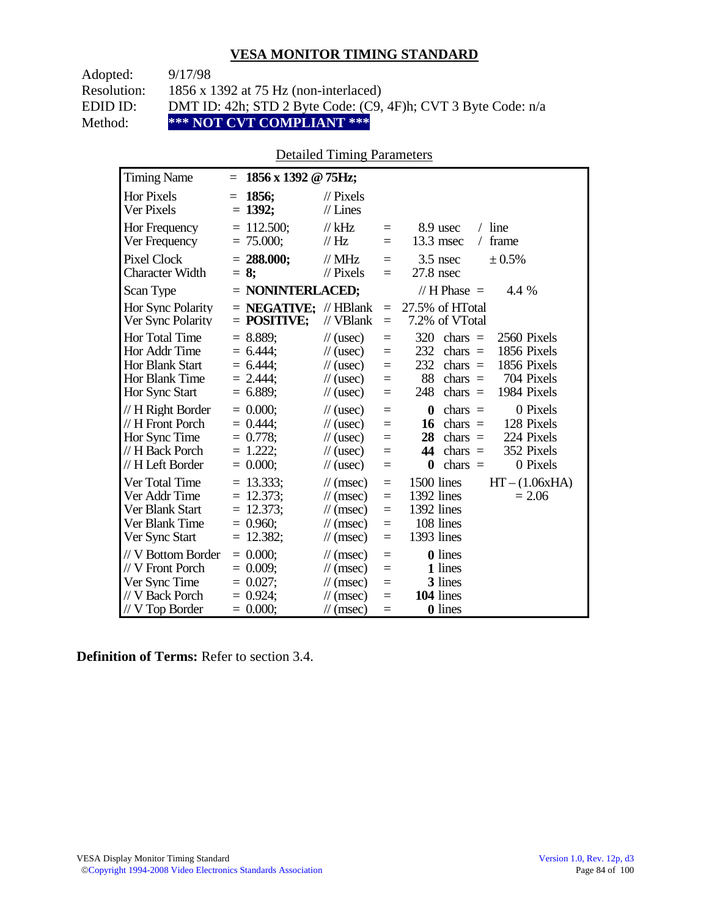## VESA MONITOR TIMING STANDARD

Adopted: 9/17/98
Resolution: 1856 x 1392 at 75 Hz (non-interlaced)
EDID ID: DMT ID: 42h; STD 2 Byte Code: (C9, 4F)h; CVT 3 Byte Code: n/a
Method: **\*\*\* NOT CVT COMPLIANT \*\*\***

Detailed Timing Parameters

| Parameter | | Value | Unit | | | | |
|---|---|---|---|---|---|---|---|
| Timing Name | = | **1856 x 1392 @ 75Hz;** | | | | | |
| Hor Pixels | = | **1856;** | // Pixels | | | | |
| Ver Pixels | = | **1392;** | // Lines | | | | |
| Hor Frequency | = | 112.500; | // kHz | = | 8.9 usec | / line | |
| Ver Frequency | = | 75.000; | // Hz | = | 13.3 msec | / frame | |
| Pixel Clock | = | **288.000;** | // MHz | = | 3.5 nsec | ± 0.5% | |
| Character Width | = | **8;** | // Pixels | = | 27.8 nsec | | |
| Scan Type | = | **NONINTERLACED;** | | | // H Phase = | 4.4 % | |
| Hor Sync Polarity | = | **NEGATIVE;** | // HBlank | = | 27.5% of HTotal | | |
| Ver Sync Polarity | = | **POSITIVE;** | // VBlank | = | 7.2% of VTotal | | |
| Hor Total Time | = | 8.889; | // (usec) | = | 320 | chars = | 2560 Pixels |
| Hor Addr Time | = | 6.444; | // (usec) | = | 232 | chars = | 1856 Pixels |
| Hor Blank Start | = | 6.444; | // (usec) | = | 232 | chars = | 1856 Pixels |
| Hor Blank Time | = | 2.444; | // (usec) | = | 88 | chars = | 704 Pixels |
| Hor Sync Start | = | 6.889; | // (usec) | = | 248 | chars = | 1984 Pixels |
| // H Right Border | = | 0.000; | // (usec) | = | **0** | chars = | 0 Pixels |
| // H Front Porch | = | 0.444; | // (usec) | = | **16** | chars = | 128 Pixels |
| Hor Sync Time | = | 0.778; | // (usec) | = | **28** | chars = | 224 Pixels |
| // H Back Porch | = | 1.222; | // (usec) | = | **44** | chars = | 352 Pixels |
| // H Left Border | = | 0.000; | // (usec) | = | **0** | chars = | 0 Pixels |
| Ver Total Time | = | 13.333; | // (msec) | = | 1500 lines | | HT – (1.06xHA) |
| Ver Addr Time | = | 12.373; | // (msec) | = | 1392 lines | | = 2.06 |
| Ver Blank Start | = | 12.373; | // (msec) | = | 1392 lines | | |
| Ver Blank Time | = | 0.960; | // (msec) | = | 108 lines | | |
| Ver Sync Start | = | 12.382; | // (msec) | = | 1393 lines | | |
| // V Bottom Border | = | 0.000; | // (msec) | = | **0** lines | | |
| // V Front Porch | = | 0.009; | // (msec) | = | **1** lines | | |
| Ver Sync Time | = | 0.027; | // (msec) | = | **3** lines | | |
| // V Back Porch | = | 0.924; | // (msec) | = | **104** lines | | |
| // V Top Border | = | 0.000; | // (msec) | = | **0** lines | | |

**Definition of Terms:** Refer to section 3.4.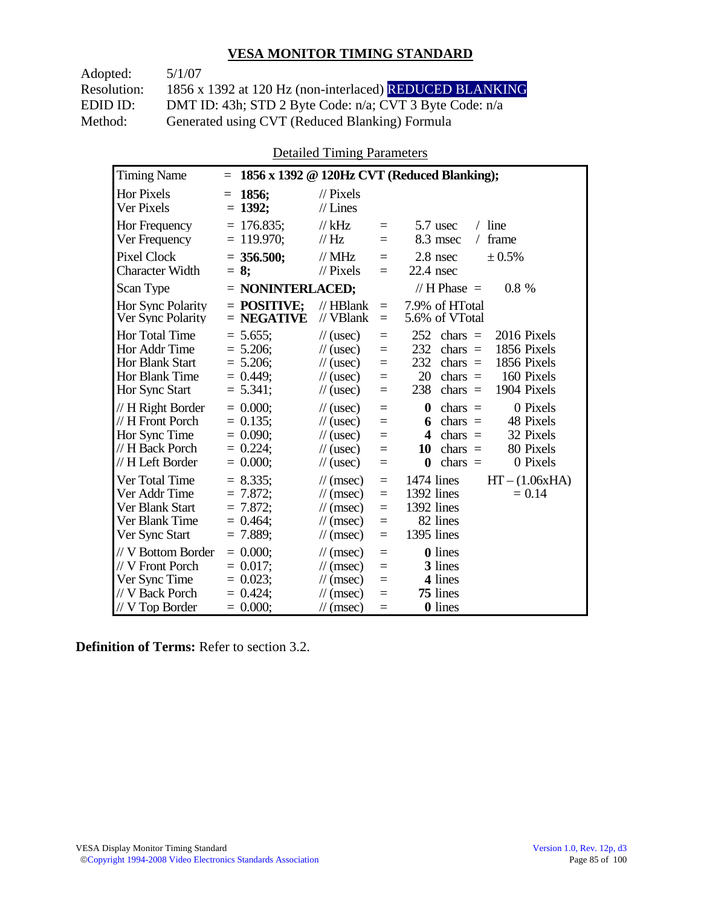## VESA MONITOR TIMING STANDARD

Adopted: 5/1/07
Resolution: 1856 x 1392 at 120 Hz (non-interlaced) REDUCED BLANKING
EDID ID: DMT ID: 43h; STD 2 Byte Code: n/a; CVT 3 Byte Code: n/a
Method: Generated using CVT (Reduced Blanking) Formula

Detailed Timing Parameters

| Parameter | Value | Unit | | | | |
|---|---|---|---|---|---|---|
| Timing Name | = **1856 x 1392 @ 120Hz CVT (Reduced Blanking);** | | | | | |
| Hor Pixels | = **1856;** | // Pixels | | | | |
| Ver Pixels | = **1392;** | // Lines | | | | |
| Hor Frequency | = 176.835; | // kHz | = | 5.7 usec | / line | |
| Ver Frequency | = 119.970; | // Hz | = | 8.3 msec | / frame | |
| Pixel Clock | = **356.500;** | // MHz | = | 2.8 nsec | ± 0.5% | |
| Character Width | = **8;** | // Pixels | = | 22.4 nsec | | |
| Scan Type | = **NONINTERLACED;** | | | // H Phase = | 0.8 % | |
| Hor Sync Polarity | = **POSITIVE;** | // HBlank | = | 7.9% of HTotal | | |
| Ver Sync Polarity | = **NEGATIVE** | // VBlank | = | 5.6% of VTotal | | |
| Hor Total Time | = 5.655; | // (usec) | = | 252 | chars = | 2016 Pixels |
| Hor Addr Time | = 5.206; | // (usec) | = | 232 | chars = | 1856 Pixels |
| Hor Blank Start | = 5.206; | // (usec) | = | 232 | chars = | 1856 Pixels |
| Hor Blank Time | = 0.449; | // (usec) | = | 20 | chars = | 160 Pixels |
| Hor Sync Start | = 5.341; | // (usec) | = | 238 | chars = | 1904 Pixels |
| // H Right Border | = 0.000; | // (usec) | = | **0** | chars = | 0 Pixels |
| // H Front Porch | = 0.135; | // (usec) | = | **6** | chars = | 48 Pixels |
| Hor Sync Time | = 0.090; | // (usec) | = | **4** | chars = | 32 Pixels |
| // H Back Porch | = 0.224; | // (usec) | = | **10** | chars = | 80 Pixels |
| // H Left Border | = 0.000; | // (usec) | = | **0** | chars = | 0 Pixels |
| Ver Total Time | = 8.335; | // (msec) | = | 1474 lines | | HT – (1.06xHA) |
| Ver Addr Time | = 7.872; | // (msec) | = | 1392 lines | | = 0.14 |
| Ver Blank Start | = 7.872; | // (msec) | = | 1392 lines | | |
| Ver Blank Time | = 0.464; | // (msec) | = | 82 lines | | |
| Ver Sync Start | = 7.889; | // (msec) | = | 1395 lines | | |
| // V Bottom Border | = 0.000; | // (msec) | = | **0** lines | | |
| // V Front Porch | = 0.017; | // (msec) | = | **3** lines | | |
| Ver Sync Time | = 0.023; | // (msec) | = | **4** lines | | |
| // V Back Porch | = 0.424; | // (msec) | = | **75** lines | | |
| // V Top Border | = 0.000; | // (msec) | = | **0** lines | | |

**Definition of Terms:** Refer to section 3.2.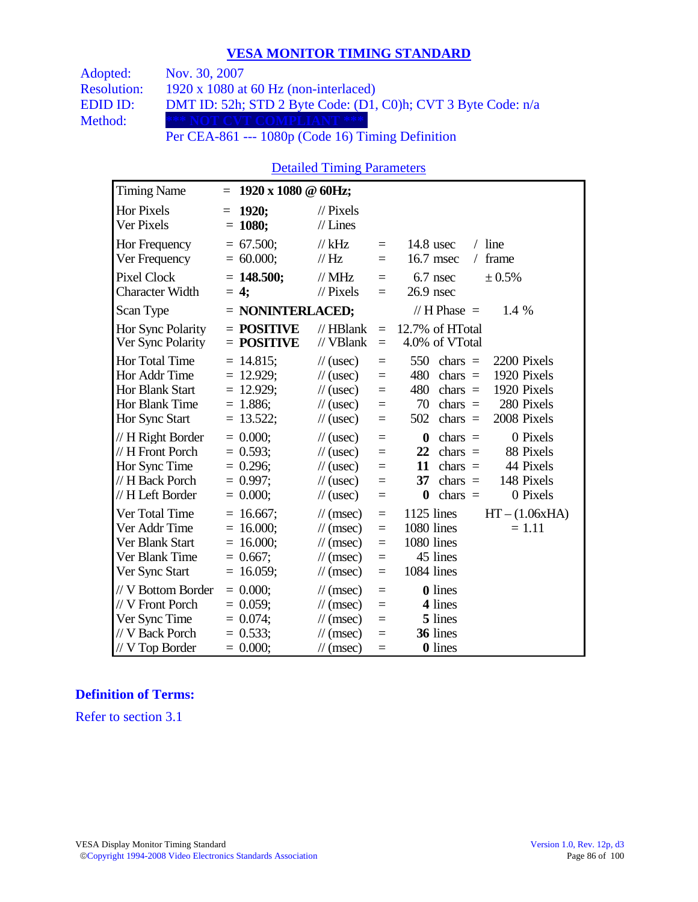# VESA MONITOR TIMING STANDARD

| | |
|---|---|
| Adopted: | Nov. 30, 2007 |
| Resolution: | 1920 x 1080 at 60 Hz (non-interlaced) |
| EDID ID: | DMT ID: 52h; STD 2 Byte Code: (D1, C0)h; CVT 3 Byte Code: n/a |
| Method: | *** NOT CVT COMPLIANT *** |
| | Per CEA-861 --- 1080p (Code 16) Timing Definition |

## Detailed Timing Parameters

| | | | | | | |
|---|---|---|---|---|---|---|
| Timing Name | = **1920 x 1080 @ 60Hz;** | | | | | |
| Hor Pixels | = **1920;** | // Pixels | | | | |
| Ver Pixels | = **1080;** | // Lines | | | | |
| Hor Frequency | = 67.500; | // kHz | = | 14.8 usec | / line | |
| Ver Frequency | = 60.000; | // Hz | = | 16.7 msec | / frame | |
| Pixel Clock | = **148.500;** | // MHz | = | 6.7 nsec | ± 0.5% | |
| Character Width | = **4;** | // Pixels | = | 26.9 nsec | | |
| Scan Type | = **NONINTERLACED;** | | | // H Phase = | 1.4 % | |
| Hor Sync Polarity | = **POSITIVE** | // HBlank | = | 12.7% of HTotal | | |
| Ver Sync Polarity | = **POSITIVE** | // VBlank | = | 4.0% of VTotal | | |
| Hor Total Time | = 14.815; | // (usec) | = | 550 | chars = | 2200 Pixels |
| Hor Addr Time | = 12.929; | // (usec) | = | 480 | chars = | 1920 Pixels |
| Hor Blank Start | = 12.929; | // (usec) | = | 480 | chars = | 1920 Pixels |
| Hor Blank Time | = 1.886; | // (usec) | = | 70 | chars = | 280 Pixels |
| Hor Sync Start | = 13.522; | // (usec) | = | 502 | chars = | 2008 Pixels |
| // H Right Border | = 0.000; | // (usec) | = | **0** | chars = | 0 Pixels |
| // H Front Porch | = 0.593; | // (usec) | = | **22** | chars = | 88 Pixels |
| Hor Sync Time | = 0.296; | // (usec) | = | **11** | chars = | 44 Pixels |
| // H Back Porch | = 0.997; | // (usec) | = | **37** | chars = | 148 Pixels |
| // H Left Border | = 0.000; | // (usec) | = | **0** | chars = | 0 Pixels |
| Ver Total Time | = 16.667; | // (msec) | = | 1125 lines | | HT – (1.06xHA) |
| Ver Addr Time | = 16.000; | // (msec) | = | 1080 lines | | = 1.11 |
| Ver Blank Start | = 16.000; | // (msec) | = | 1080 lines | | |
| Ver Blank Time | = 0.667; | // (msec) | = | 45 lines | | |
| Ver Sync Start | = 16.059; | // (msec) | = | 1084 lines | | |
| // V Bottom Border | = 0.000; | // (msec) | = | **0** lines | | |
| // V Front Porch | = 0.059; | // (msec) | = | **4** lines | | |
| Ver Sync Time | = 0.074; | // (msec) | = | **5** lines | | |
| // V Back Porch | = 0.533; | // (msec) | = | **36** lines | | |
| // V Top Border | = 0.000; | // (msec) | = | **0** lines | | |

### Definition of Terms:

Refer to section 3.1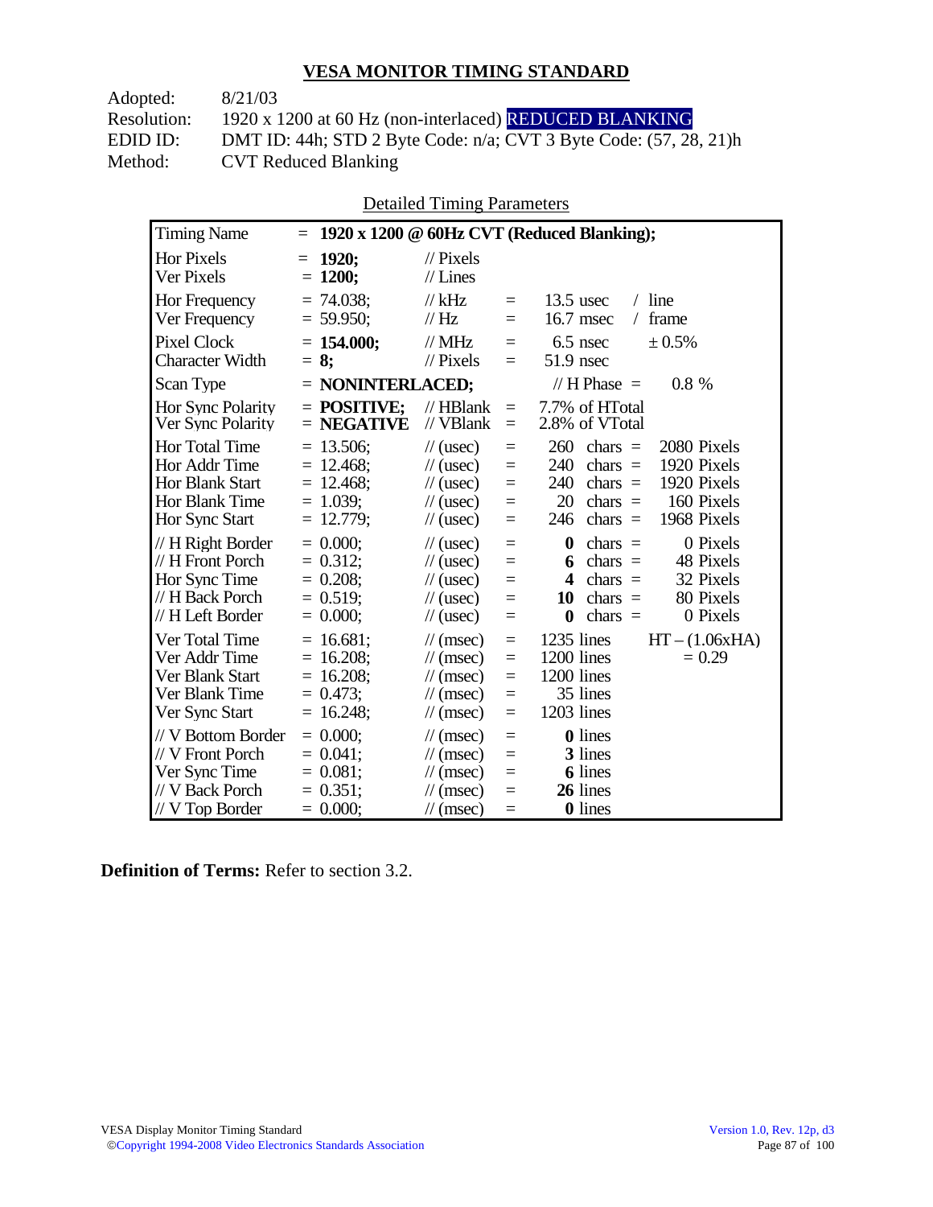## VESA MONITOR TIMING STANDARD

Adopted: 8/21/03
Resolution: 1920 x 1200 at 60 Hz (non-interlaced) REDUCED BLANKING
EDID ID: DMT ID: 44h; STD 2 Byte Code: n/a; CVT 3 Byte Code: (57, 28, 21)h
Method: CVT Reduced Blanking

Detailed Timing Parameters

| Timing Name | = **1920 x 1200 @ 60Hz CVT (Reduced Blanking);** | | | | |
|---|---|---|---|---|---|
| Hor Pixels | = **1920;** | // Pixels | | | |
| Ver Pixels | = **1200;** | // Lines | | | |
| Hor Frequency | = 74.038; | // kHz | = | 13.5 usec | / line |
| Ver Frequency | = 59.950; | // Hz | = | 16.7 msec | / frame |
| Pixel Clock | = **154.000;** | // MHz | = | 6.5 nsec | ± 0.5% |
| Character Width | = **8;** | // Pixels | = | 51.9 nsec | |
| Scan Type | = **NONINTERLACED;** | | | // H Phase = | 0.8 % |
| Hor Sync Polarity | = **POSITIVE;** | // HBlank | = | 7.7% of HTotal | |
| Ver Sync Polarity | = **NEGATIVE** | // VBlank | = | 2.8% of VTotal | |
| Hor Total Time | = 13.506; | // (usec) | = | 260 chars = | 2080 Pixels |
| Hor Addr Time | = 12.468; | // (usec) | = | 240 chars = | 1920 Pixels |
| Hor Blank Start | = 12.468; | // (usec) | = | 240 chars = | 1920 Pixels |
| Hor Blank Time | = 1.039; | // (usec) | = | 20 chars = | 160 Pixels |
| Hor Sync Start | = 12.779; | // (usec) | = | 246 chars = | 1968 Pixels |
| // H Right Border | = 0.000; | // (usec) | = | **0** chars = | 0 Pixels |
| // H Front Porch | = 0.312; | // (usec) | = | **6** chars = | 48 Pixels |
| Hor Sync Time | = 0.208; | // (usec) | = | **4** chars = | 32 Pixels |
| // H Back Porch | = 0.519; | // (usec) | = | **10** chars = | 80 Pixels |
| // H Left Border | = 0.000; | // (usec) | = | **0** chars = | 0 Pixels |
| Ver Total Time | = 16.681; | // (msec) | = | 1235 lines | HT – (1.06xHA) |
| Ver Addr Time | = 16.208; | // (msec) | = | 1200 lines | = 0.29 |
| Ver Blank Start | = 16.208; | // (msec) | = | 1200 lines | |
| Ver Blank Time | = 0.473; | // (msec) | = | 35 lines | |
| Ver Sync Start | = 16.248; | // (msec) | = | 1203 lines | |
| // V Bottom Border | = 0.000; | // (msec) | = | **0** lines | |
| // V Front Porch | = 0.041; | // (msec) | = | **3** lines | |
| Ver Sync Time | = 0.081; | // (msec) | = | **6** lines | |
| // V Back Porch | = 0.351; | // (msec) | = | **26** lines | |
| // V Top Border | = 0.000; | // (msec) | = | **0** lines | |

**Definition of Terms:** Refer to section 3.2.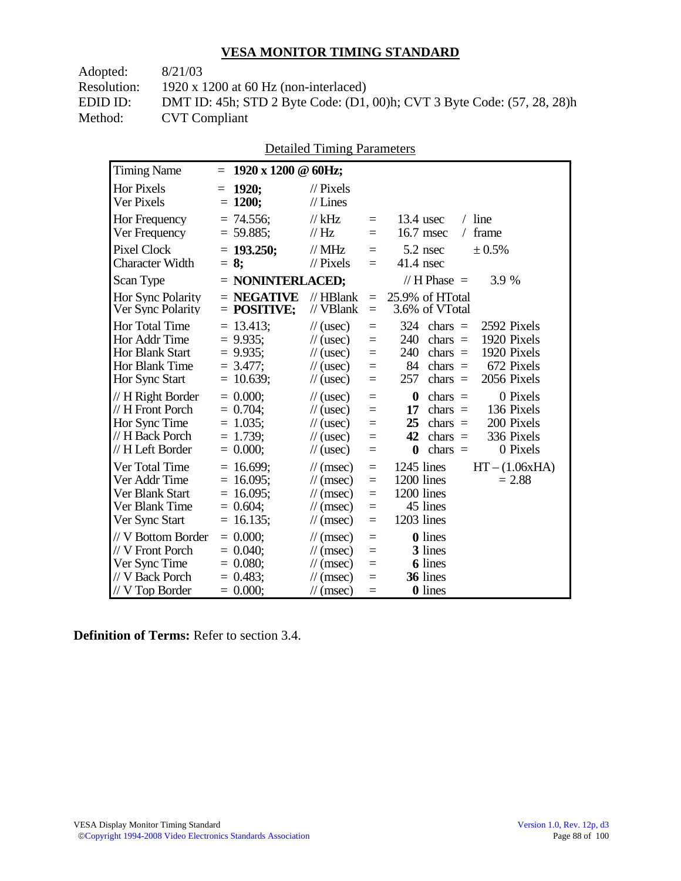## VESA MONITOR TIMING STANDARD

Adopted: 8/21/03
Resolution: 1920 x 1200 at 60 Hz (non-interlaced)
EDID ID: DMT ID: 45h; STD 2 Byte Code: (D1, 00)h; CVT 3 Byte Code: (57, 28, 28)h
Method: CVT Compliant

Detailed Timing Parameters

| Parameter | Value | Unit | | Equivalent | | |
|---|---|---|---|---|---|---|
| Timing Name | = **1920 x 1200 @ 60Hz;** | | | | | |
| Hor Pixels | = **1920;** | // Pixels | | | | |
| Ver Pixels | = **1200;** | // Lines | | | | |
| Hor Frequency | = 74.556; | // kHz | = | 13.4 usec | / line | |
| Ver Frequency | = 59.885; | // Hz | = | 16.7 msec | / frame | |
| Pixel Clock | = **193.250;** | // MHz | = | 5.2 nsec | ± 0.5% | |
| Character Width | = **8;** | // Pixels | = | 41.4 nsec | | |
| Scan Type | = **NONINTERLACED;** | | | // H Phase = | 3.9 % | |
| Hor Sync Polarity | = **NEGATIVE** | // HBlank | = | 25.9% of HTotal | | |
| Ver Sync Polarity | = **POSITIVE;** | // VBlank | = | 3.6% of VTotal | | |
| Hor Total Time | = 13.413; | // (usec) | = | 324 chars = | 2592 Pixels | |
| Hor Addr Time | = 9.935; | // (usec) | = | 240 chars = | 1920 Pixels | |
| Hor Blank Start | = 9.935; | // (usec) | = | 240 chars = | 1920 Pixels | |
| Hor Blank Time | = 3.477; | // (usec) | = | 84 chars = | 672 Pixels | |
| Hor Sync Start | = 10.639; | // (usec) | = | 257 chars = | 2056 Pixels | |
| // H Right Border | = 0.000; | // (usec) | = | **0** chars = | 0 Pixels | |
| // H Front Porch | = 0.704; | // (usec) | = | **17** chars = | 136 Pixels | |
| Hor Sync Time | = 1.035; | // (usec) | = | **25** chars = | 200 Pixels | |
| // H Back Porch | = 1.739; | // (usec) | = | **42** chars = | 336 Pixels | |
| // H Left Border | = 0.000; | // (usec) | = | **0** chars = | 0 Pixels | |
| Ver Total Time | = 16.699; | // (msec) | = | 1245 lines | HT – (1.06xHA) | |
| Ver Addr Time | = 16.095; | // (msec) | = | 1200 lines | = 2.88 | |
| Ver Blank Start | = 16.095; | // (msec) | = | 1200 lines | | |
| Ver Blank Time | = 0.604; | // (msec) | = | 45 lines | | |
| Ver Sync Start | = 16.135; | // (msec) | = | 1203 lines | | |
| // V Bottom Border | = 0.000; | // (msec) | = | **0** lines | | |
| // V Front Porch | = 0.040; | // (msec) | = | **3** lines | | |
| Ver Sync Time | = 0.080; | // (msec) | = | **6** lines | | |
| // V Back Porch | = 0.483; | // (msec) | = | **36** lines | | |
| // V Top Border | = 0.000; | // (msec) | = | **0** lines | | |

**Definition of Terms:** Refer to section 3.4.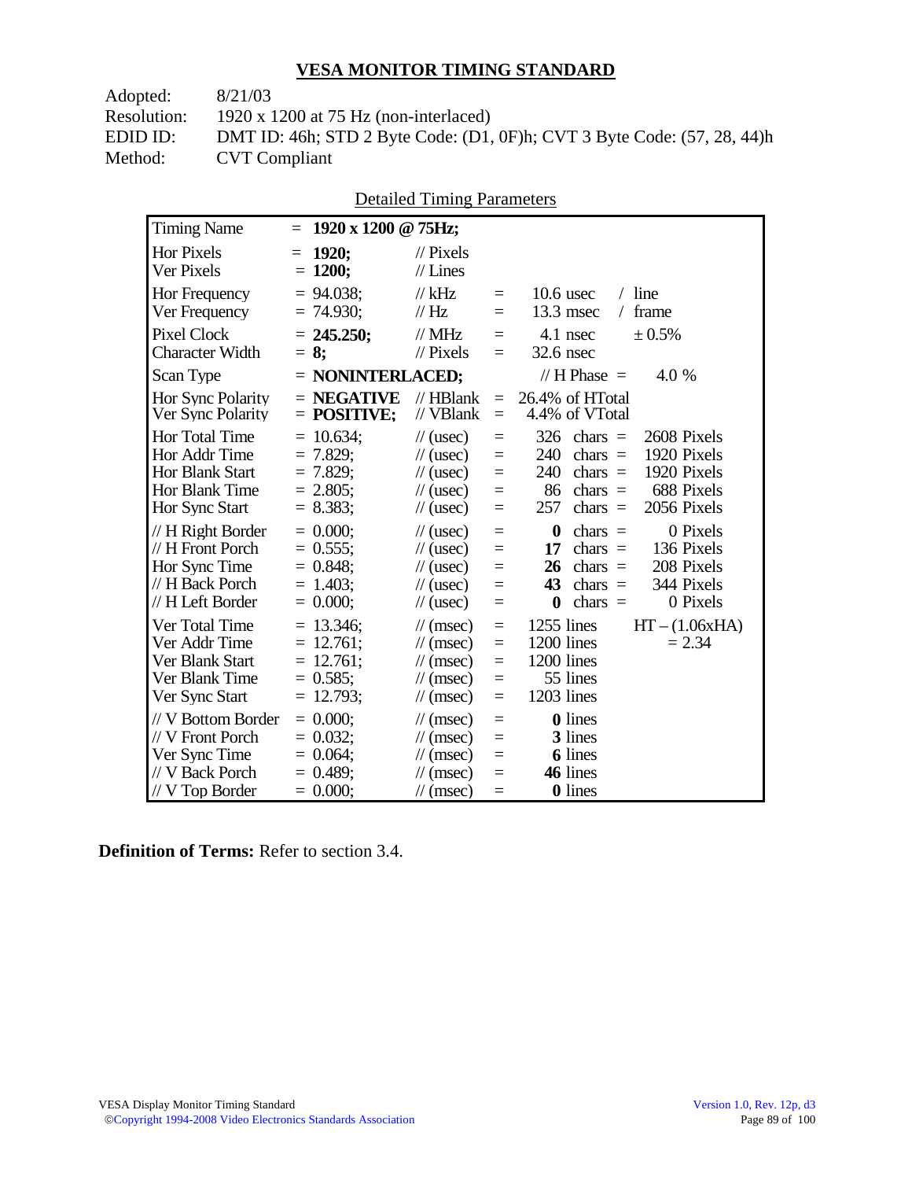## VESA MONITOR TIMING STANDARD

Adopted: 8/21/03
Resolution: 1920 x 1200 at 75 Hz (non-interlaced)
EDID ID: DMT ID: 46h; STD 2 Byte Code: (D1, 0F)h; CVT 3 Byte Code: (57, 28, 44)h
Method: CVT Compliant

Detailed Timing Parameters

| Parameter | Value | Unit | = | Value | | |
|---|---|---|---|---|---|---|
| Timing Name | = **1920 x 1200 @ 75Hz;** | | | | | |
| Hor Pixels | = **1920;** | // Pixels | | | | |
| Ver Pixels | = **1200;** | // Lines | | | | |
| Hor Frequency | = 94.038; | // kHz | = | 10.6 usec | / line | |
| Ver Frequency | = 74.930; | // Hz | = | 13.3 msec | / frame | |
| Pixel Clock | = **245.250;** | // MHz | = | 4.1 nsec | ± 0.5% | |
| Character Width | = **8;** | // Pixels | = | 32.6 nsec | | |
| Scan Type | = **NONINTERLACED;** | | | // H Phase = | 4.0 % | |
| Hor Sync Polarity | = **NEGATIVE** | // HBlank | = | 26.4% of HTotal | | |
| Ver Sync Polarity | = **POSITIVE;** | // VBlank | = | 4.4% of VTotal | | |
| Hor Total Time | = 10.634; | // (usec) | = | 326 chars = | 2608 Pixels | |
| Hor Addr Time | = 7.829; | // (usec) | = | 240 chars = | 1920 Pixels | |
| Hor Blank Start | = 7.829; | // (usec) | = | 240 chars = | 1920 Pixels | |
| Hor Blank Time | = 2.805; | // (usec) | = | 86 chars = | 688 Pixels | |
| Hor Sync Start | = 8.383; | // (usec) | = | 257 chars = | 2056 Pixels | |
| // H Right Border | = 0.000; | // (usec) | = | **0** chars = | 0 Pixels | |
| // H Front Porch | = 0.555; | // (usec) | = | **17** chars = | 136 Pixels | |
| Hor Sync Time | = 0.848; | // (usec) | = | **26** chars = | 208 Pixels | |
| // H Back Porch | = 1.403; | // (usec) | = | **43** chars = | 344 Pixels | |
| // H Left Border | = 0.000; | // (usec) | = | **0** chars = | 0 Pixels | |
| Ver Total Time | = 13.346; | // (msec) | = | 1255 lines | | HT – (1.06xHA) |
| Ver Addr Time | = 12.761; | // (msec) | = | 1200 lines | | = 2.34 |
| Ver Blank Start | = 12.761; | // (msec) | = | 1200 lines | | |
| Ver Blank Time | = 0.585; | // (msec) | = | 55 lines | | |
| Ver Sync Start | = 12.793; | // (msec) | = | 1203 lines | | |
| // V Bottom Border | = 0.000; | // (msec) | = | **0** lines | | |
| // V Front Porch | = 0.032; | // (msec) | = | **3** lines | | |
| Ver Sync Time | = 0.064; | // (msec) | = | **6** lines | | |
| // V Back Porch | = 0.489; | // (msec) | = | **46** lines | | |
| // V Top Border | = 0.000; | // (msec) | = | **0** lines | | |

**Definition of Terms:** Refer to section 3.4.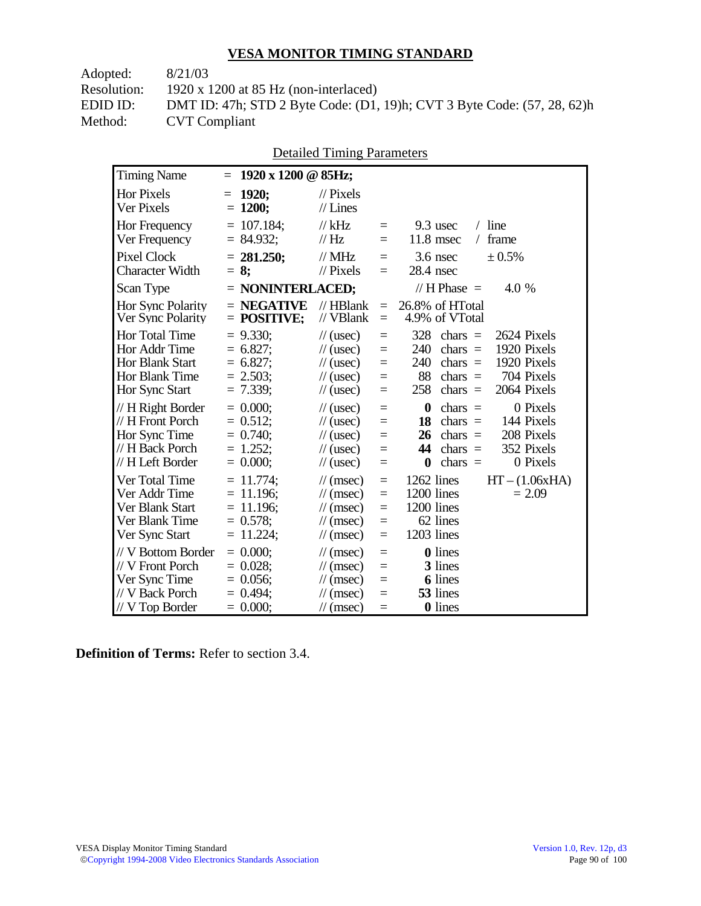## VESA MONITOR TIMING STANDARD

Adopted: 8/21/03
Resolution: 1920 x 1200 at 85 Hz (non-interlaced)
EDID ID: DMT ID: 47h; STD 2 Byte Code: (D1, 19)h; CVT 3 Byte Code: (57, 28, 62)h
Method: CVT Compliant

Detailed Timing Parameters

| Parameter | Value | Unit | | | | |
|---|---|---|---|---|---|---|
| Timing Name | = **1920 x 1200 @ 85Hz;** | | | | | |
| Hor Pixels | = **1920;** | // Pixels | | | | |
| Ver Pixels | = **1200;** | // Lines | | | | |
| Hor Frequency | = 107.184; | // kHz | = | 9.3 usec | / line | |
| Ver Frequency | = 84.932; | // Hz | = | 11.8 msec | / frame | |
| Pixel Clock | = **281.250;** | // MHz | = | 3.6 nsec | ± 0.5% | |
| Character Width | = **8;** | // Pixels | = | 28.4 nsec | | |
| Scan Type | = **NONINTERLACED;** | | | // H Phase = | 4.0 % | |
| Hor Sync Polarity | = **NEGATIVE** | // HBlank | = | 26.8% of HTotal | | |
| Ver Sync Polarity | = **POSITIVE;** | // VBlank | = | 4.9% of VTotal | | |
| Hor Total Time | = 9.330; | // (usec) | = | 328 | chars = | 2624 Pixels |
| Hor Addr Time | = 6.827; | // (usec) | = | 240 | chars = | 1920 Pixels |
| Hor Blank Start | = 6.827; | // (usec) | = | 240 | chars = | 1920 Pixels |
| Hor Blank Time | = 2.503; | // (usec) | = | 88 | chars = | 704 Pixels |
| Hor Sync Start | = 7.339; | // (usec) | = | 258 | chars = | 2064 Pixels |
| // H Right Border | = 0.000; | // (usec) | = | **0** | chars = | 0 Pixels |
| // H Front Porch | = 0.512; | // (usec) | = | **18** | chars = | 144 Pixels |
| Hor Sync Time | = 0.740; | // (usec) | = | **26** | chars = | 208 Pixels |
| // H Back Porch | = 1.252; | // (usec) | = | **44** | chars = | 352 Pixels |
| // H Left Border | = 0.000; | // (usec) | = | **0** | chars = | 0 Pixels |
| Ver Total Time | = 11.774; | // (msec) | = | 1262 lines | | HT – (1.06xHA) |
| Ver Addr Time | = 11.196; | // (msec) | = | 1200 lines | | = 2.09 |
| Ver Blank Start | = 11.196; | // (msec) | = | 1200 lines | | |
| Ver Blank Time | = 0.578; | // (msec) | = | 62 lines | | |
| Ver Sync Start | = 11.224; | // (msec) | = | 1203 lines | | |
| // V Bottom Border | = 0.000; | // (msec) | = | **0** lines | | |
| // V Front Porch | = 0.028; | // (msec) | = | **3** lines | | |
| Ver Sync Time | = 0.056; | // (msec) | = | **6** lines | | |
| // V Back Porch | = 0.494; | // (msec) | = | **53** lines | | |
| // V Top Border | = 0.000; | // (msec) | = | **0** lines | | |

**Definition of Terms:** Refer to section 3.4.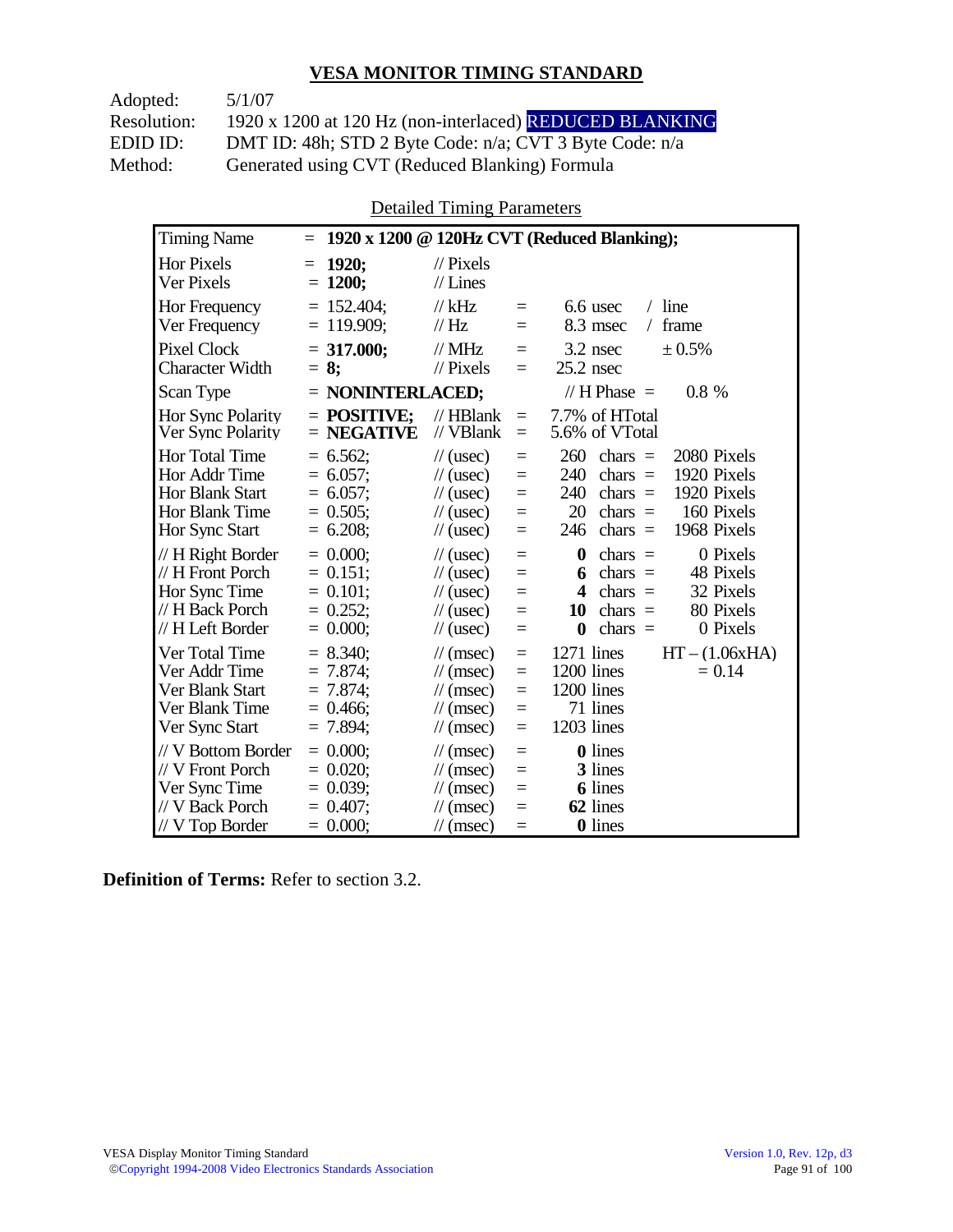## VESA MONITOR TIMING STANDARD

Adopted: 5/1/07
Resolution: 1920 x 1200 at 120 Hz (non-interlaced) REDUCED BLANKING
EDID ID: DMT ID: 48h; STD 2 Byte Code: n/a; CVT 3 Byte Code: n/a
Method: Generated using CVT (Reduced Blanking) Formula

Detailed Timing Parameters

| Parameter | Value | Unit | | | | |
|---|---|---|---|---|---|---|
| Timing Name | = **1920 x 1200 @ 120Hz CVT (Reduced Blanking);** | | | | | |
| Hor Pixels | = **1920;** | // Pixels | | | | |
| Ver Pixels | = **1200;** | // Lines | | | | |
| Hor Frequency | = 152.404; | // kHz | = | 6.6 usec | / line | |
| Ver Frequency | = 119.909; | // Hz | = | 8.3 msec | / frame | |
| Pixel Clock | = **317.000;** | // MHz | = | 3.2 nsec | ± 0.5% | |
| Character Width | = **8;** | // Pixels | = | 25.2 nsec | | |
| Scan Type | = **NONINTERLACED;** | | | // H Phase = | 0.8 % | |
| Hor Sync Polarity | = **POSITIVE;** | // HBlank | = | 7.7% of HTotal | | |
| Ver Sync Polarity | = **NEGATIVE** | // VBlank | = | 5.6% of VTotal | | |
| Hor Total Time | = 6.562; | // (usec) | = | 260 chars = | 2080 Pixels | |
| Hor Addr Time | = 6.057; | // (usec) | = | 240 chars = | 1920 Pixels | |
| Hor Blank Start | = 6.057; | // (usec) | = | 240 chars = | 1920 Pixels | |
| Hor Blank Time | = 0.505; | // (usec) | = | 20 chars = | 160 Pixels | |
| Hor Sync Start | = 6.208; | // (usec) | = | 246 chars = | 1968 Pixels | |
| // H Right Border | = 0.000; | // (usec) | = | **0** chars = | 0 Pixels | |
| // H Front Porch | = 0.151; | // (usec) | = | **6** chars = | 48 Pixels | |
| Hor Sync Time | = 0.101; | // (usec) | = | **4** chars = | 32 Pixels | |
| // H Back Porch | = 0.252; | // (usec) | = | **10** chars = | 80 Pixels | |
| // H Left Border | = 0.000; | // (usec) | = | **0** chars = | 0 Pixels | |
| Ver Total Time | = 8.340; | // (msec) | = | 1271 lines | HT – (1.06xHA) | |
| Ver Addr Time | = 7.874; | // (msec) | = | 1200 lines | = 0.14 | |
| Ver Blank Start | = 7.874; | // (msec) | = | 1200 lines | | |
| Ver Blank Time | = 0.466; | // (msec) | = | 71 lines | | |
| Ver Sync Start | = 7.894; | // (msec) | = | 1203 lines | | |
| // V Bottom Border | = 0.000; | // (msec) | = | **0** lines | | |
| // V Front Porch | = 0.020; | // (msec) | = | **3** lines | | |
| Ver Sync Time | = 0.039; | // (msec) | = | **6** lines | | |
| // V Back Porch | = 0.407; | // (msec) | = | **62** lines | | |
| // V Top Border | = 0.000; | // (msec) | = | **0** lines | | |

**Definition of Terms:** Refer to section 3.2.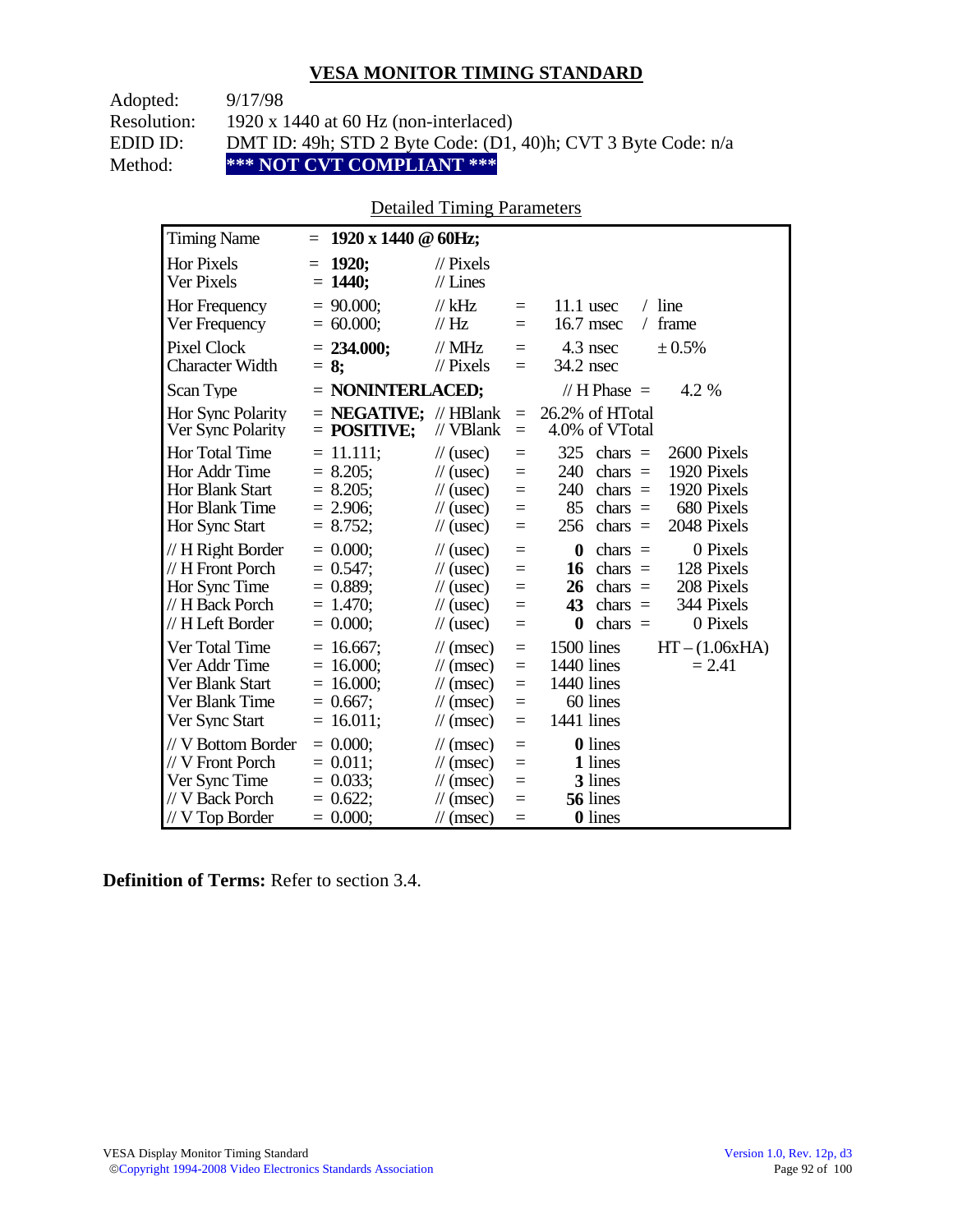# VESA MONITOR TIMING STANDARD

Adopted: 9/17/98
Resolution: 1920 x 1440 at 60 Hz (non-interlaced)
EDID ID: DMT ID: 49h; STD 2 Byte Code: (D1, 40)h; CVT 3 Byte Code: n/a
Method: **\*\*\* NOT CVT COMPLIANT \*\*\***

## Detailed Timing Parameters

| Parameter | Value | Unit | | Equivalent | | |
|---|---|---|---|---|---|---|
| Timing Name | = **1920 x 1440 @ 60Hz;** | | | | | |
| Hor Pixels | = **1920;** | // Pixels | | | | |
| Ver Pixels | = **1440;** | // Lines | | | | |
| Hor Frequency | = 90.000; | // kHz | = | 11.1 usec | / line | |
| Ver Frequency | = 60.000; | // Hz | = | 16.7 msec | / frame | |
| Pixel Clock | = **234.000;** | // MHz | = | 4.3 nsec | ± 0.5% | |
| Character Width | = **8;** | // Pixels | = | 34.2 nsec | | |
| Scan Type | = **NONINTERLACED;** | | | // H Phase = | 4.2 % | |
| Hor Sync Polarity | = **NEGATIVE;** | // HBlank | = | 26.2% of HTotal | | |
| Ver Sync Polarity | = **POSITIVE;** | // VBlank | = | 4.0% of VTotal | | |
| Hor Total Time | = 11.111; | // (usec) | = | 325 chars = | 2600 Pixels | |
| Hor Addr Time | = 8.205; | // (usec) | = | 240 chars = | 1920 Pixels | |
| Hor Blank Start | = 8.205; | // (usec) | = | 240 chars = | 1920 Pixels | |
| Hor Blank Time | = 2.906; | // (usec) | = | 85 chars = | 680 Pixels | |
| Hor Sync Start | = 8.752; | // (usec) | = | 256 chars = | 2048 Pixels | |
| // H Right Border | = 0.000; | // (usec) | = | **0** chars = | 0 Pixels | |
| // H Front Porch | = 0.547; | // (usec) | = | **16** chars = | 128 Pixels | |
| Hor Sync Time | = 0.889; | // (usec) | = | **26** chars = | 208 Pixels | |
| // H Back Porch | = 1.470; | // (usec) | = | **43** chars = | 344 Pixels | |
| // H Left Border | = 0.000; | // (usec) | = | **0** chars = | 0 Pixels | |
| Ver Total Time | = 16.667; | // (msec) | = | 1500 lines | | HT – (1.06xHA) |
| Ver Addr Time | = 16.000; | // (msec) | = | 1440 lines | | = 2.41 |
| Ver Blank Start | = 16.000; | // (msec) | = | 1440 lines | | |
| Ver Blank Time | = 0.667; | // (msec) | = | 60 lines | | |
| Ver Sync Start | = 16.011; | // (msec) | = | 1441 lines | | |
| // V Bottom Border | = 0.000; | // (msec) | = | **0** lines | | |
| // V Front Porch | = 0.011; | // (msec) | = | **1** lines | | |
| Ver Sync Time | = 0.033; | // (msec) | = | **3** lines | | |
| // V Back Porch | = 0.622; | // (msec) | = | **56** lines | | |
| // V Top Border | = 0.000; | // (msec) | = | **0** lines | | |

**Definition of Terms:** Refer to section 3.4.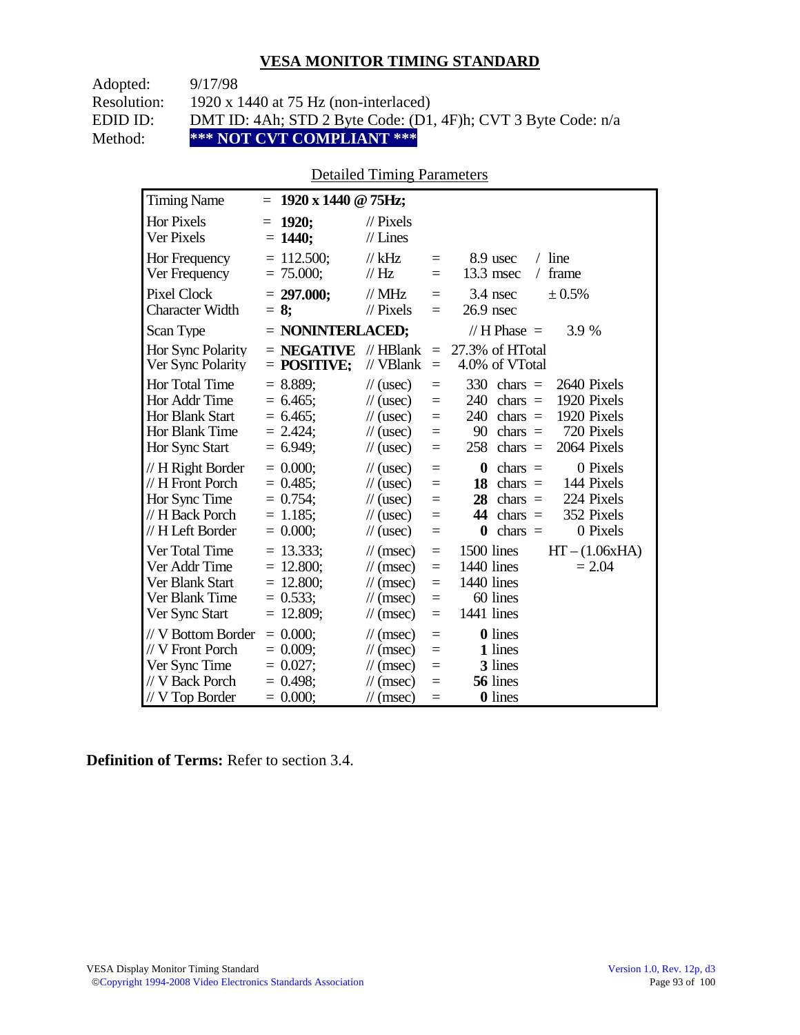## VESA MONITOR TIMING STANDARD

Adopted: 9/17/98
Resolution: 1920 x 1440 at 75 Hz (non-interlaced)
EDID ID: DMT ID: 4Ah; STD 2 Byte Code: (D1, 4F)h; CVT 3 Byte Code: n/a
Method: **\*\*\* NOT CVT COMPLIANT \*\*\***

Detailed Timing Parameters

| Parameter | Value | Unit | | Value | | Value |
|---|---|---|---|---|---|---|
| Timing Name | = **1920 x 1440 @ 75Hz;** | | | | | |
| Hor Pixels | = **1920;** | // Pixels | | | | |
| Ver Pixels | = **1440;** | // Lines | | | | |
| Hor Frequency | = 112.500; | // kHz | = | 8.9 usec | / line | |
| Ver Frequency | = 75.000; | // Hz | = | 13.3 msec | / frame | |
| Pixel Clock | = **297.000;** | // MHz | = | 3.4 nsec | ± 0.5% | |
| Character Width | = **8;** | // Pixels | = | 26.9 nsec | | |
| Scan Type | = **NONINTERLACED;** | | | // H Phase = | 3.9 % | |
| Hor Sync Polarity | = **NEGATIVE** | // HBlank | = | 27.3% of HTotal | | |
| Ver Sync Polarity | = **POSITIVE;** | // VBlank | = | 4.0% of VTotal | | |
| Hor Total Time | = 8.889; | // (usec) | = | 330 chars = | | 2640 Pixels |
| Hor Addr Time | = 6.465; | // (usec) | = | 240 chars = | | 1920 Pixels |
| Hor Blank Start | = 6.465; | // (usec) | = | 240 chars = | | 1920 Pixels |
| Hor Blank Time | = 2.424; | // (usec) | = | 90 chars = | | 720 Pixels |
| Hor Sync Start | = 6.949; | // (usec) | = | 258 chars = | | 2064 Pixels |
| // H Right Border | = 0.000; | // (usec) | = | **0** chars = | | 0 Pixels |
| // H Front Porch | = 0.485; | // (usec) | = | **18** chars = | | 144 Pixels |
| Hor Sync Time | = 0.754; | // (usec) | = | **28** chars = | | 224 Pixels |
| // H Back Porch | = 1.185; | // (usec) | = | **44** chars = | | 352 Pixels |
| // H Left Border | = 0.000; | // (usec) | = | **0** chars = | | 0 Pixels |
| Ver Total Time | = 13.333; | // (msec) | = | 1500 lines | | HT – (1.06xHA) |
| Ver Addr Time | = 12.800; | // (msec) | = | 1440 lines | | = 2.04 |
| Ver Blank Start | = 12.800; | // (msec) | = | 1440 lines | | |
| Ver Blank Time | = 0.533; | // (msec) | = | 60 lines | | |
| Ver Sync Start | = 12.809; | // (msec) | = | 1441 lines | | |
| // V Bottom Border | = 0.000; | // (msec) | = | **0** lines | | |
| // V Front Porch | = 0.009; | // (msec) | = | **1** lines | | |
| Ver Sync Time | = 0.027; | // (msec) | = | **3** lines | | |
| // V Back Porch | = 0.498; | // (msec) | = | **56** lines | | |
| // V Top Border | = 0.000; | // (msec) | = | **0** lines | | |

**Definition of Terms:** Refer to section 3.4.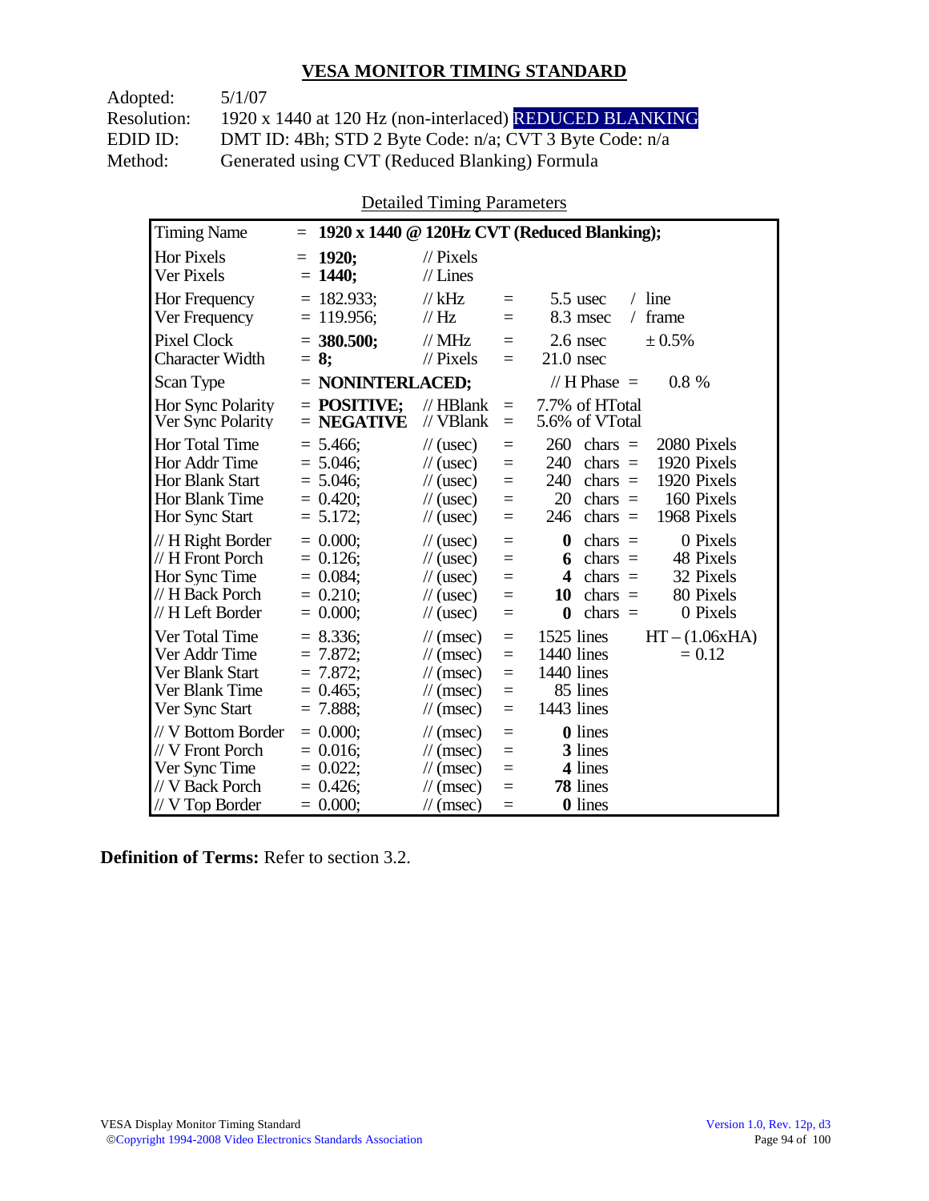## VESA MONITOR TIMING STANDARD

Adopted: 5/1/07
Resolution: 1920 x 1440 at 120 Hz (non-interlaced) REDUCED BLANKING
EDID ID: DMT ID: 4Bh; STD 2 Byte Code: n/a; CVT 3 Byte Code: n/a
Method: Generated using CVT (Reduced Blanking) Formula

Detailed Timing Parameters

| Timing Name | = **1920 x 1440 @ 120Hz CVT (Reduced Blanking);** | | | | |
|---|---|---|---|---|---|
| Hor Pixels | = **1920;** | // Pixels | | | |
| Ver Pixels | = **1440;** | // Lines | | | |
| Hor Frequency | = 182.933; | // kHz | = | 5.5 usec | / line |
| Ver Frequency | = 119.956; | // Hz | = | 8.3 msec | / frame |
| Pixel Clock | = **380.500;** | // MHz | = | 2.6 nsec | ± 0.5% |
| Character Width | = **8;** | // Pixels | = | 21.0 nsec | |
| Scan Type | = **NONINTERLACED;** | | | // H Phase = | 0.8 % |
| Hor Sync Polarity | = **POSITIVE;** | // HBlank | = | 7.7% of HTotal | |
| Ver Sync Polarity | = **NEGATIVE** | // VBlank | = | 5.6% of VTotal | |
| Hor Total Time | = 5.466; | // (usec) | = | 260 chars = | 2080 Pixels |
| Hor Addr Time | = 5.046; | // (usec) | = | 240 chars = | 1920 Pixels |
| Hor Blank Start | = 5.046; | // (usec) | = | 240 chars = | 1920 Pixels |
| Hor Blank Time | = 0.420; | // (usec) | = | 20 chars = | 160 Pixels |
| Hor Sync Start | = 5.172; | // (usec) | = | 246 chars = | 1968 Pixels |
| // H Right Border | = 0.000; | // (usec) | = | **0** chars = | 0 Pixels |
| // H Front Porch | = 0.126; | // (usec) | = | **6** chars = | 48 Pixels |
| Hor Sync Time | = 0.084; | // (usec) | = | **4** chars = | 32 Pixels |
| // H Back Porch | = 0.210; | // (usec) | = | **10** chars = | 80 Pixels |
| // H Left Border | = 0.000; | // (usec) | = | **0** chars = | 0 Pixels |
| Ver Total Time | = 8.336; | // (msec) | = | 1525 lines | HT – (1.06xHA) |
| Ver Addr Time | = 7.872; | // (msec) | = | 1440 lines | = 0.12 |
| Ver Blank Start | = 7.872; | // (msec) | = | 1440 lines | |
| Ver Blank Time | = 0.465; | // (msec) | = | 85 lines | |
| Ver Sync Start | = 7.888; | // (msec) | = | 1443 lines | |
| // V Bottom Border | = 0.000; | // (msec) | = | **0** lines | |
| // V Front Porch | = 0.016; | // (msec) | = | **3** lines | |
| Ver Sync Time | = 0.022; | // (msec) | = | **4** lines | |
| // V Back Porch | = 0.426; | // (msec) | = | **78** lines | |
| // V Top Border | = 0.000; | // (msec) | = | **0** lines | |

**Definition of Terms:** Refer to section 3.2.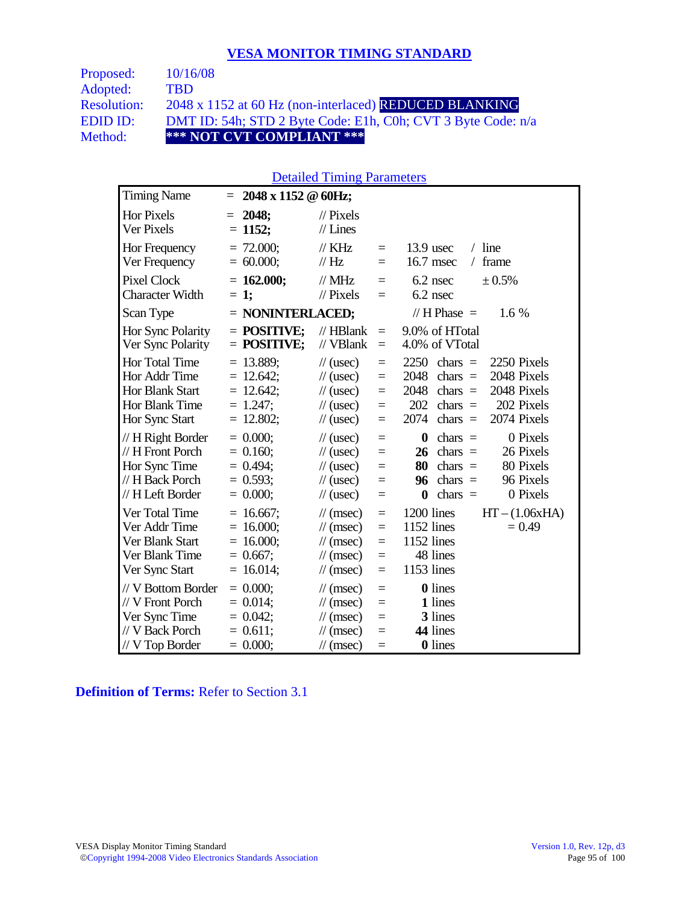## VESA MONITOR TIMING STANDARD

Proposed: 10/16/08
Adopted: TBD
Resolution: 2048 x 1152 at 60 Hz (non-interlaced) **REDUCED BLANKING**
EDID ID: DMT ID: 54h; STD 2 Byte Code: E1h, C0h; CVT 3 Byte Code: n/a
Method: **\*\*\* NOT CVT COMPLIANT \*\*\***

### Detailed Timing Parameters

| | | | | | | |
|---|---|---|---|---|---|---|
| Timing Name | = **2048 x 1152 @ 60Hz;** | | | | | |
| Hor Pixels | = **2048;** | // Pixels | | | | |
| Ver Pixels | = **1152;** | // Lines | | | | |
| Hor Frequency | = 72.000; | // KHz | = | 13.9 usec | / line | |
| Ver Frequency | = 60.000; | // Hz | = | 16.7 msec | / frame | |
| Pixel Clock | = **162.000;** | // MHz | = | 6.2 nsec | ± 0.5% | |
| Character Width | = **1;** | // Pixels | = | 6.2 nsec | | |
| Scan Type | = **NONINTERLACED;** | | | // H Phase = | 1.6 % | |
| Hor Sync Polarity | = **POSITIVE;** | // HBlank | = | 9.0% of HTotal | | |
| Ver Sync Polarity | = **POSITIVE;** | // VBlank | = | 4.0% of VTotal | | |
| Hor Total Time | = 13.889; | // (usec) | = | 2250 chars | = | 2250 Pixels |
| Hor Addr Time | = 12.642; | // (usec) | = | 2048 chars | = | 2048 Pixels |
| Hor Blank Start | = 12.642; | // (usec) | = | 2048 chars | = | 2048 Pixels |
| Hor Blank Time | = 1.247; | // (usec) | = | 202 chars | = | 202 Pixels |
| Hor Sync Start | = 12.802; | // (usec) | = | 2074 chars | = | 2074 Pixels |
| // H Right Border | = 0.000; | // (usec) | = | **0** chars | = | 0 Pixels |
| // H Front Porch | = 0.160; | // (usec) | = | **26** chars | = | 26 Pixels |
| Hor Sync Time | = 0.494; | // (usec) | = | **80** chars | = | 80 Pixels |
| // H Back Porch | = 0.593; | // (usec) | = | **96** chars | = | 96 Pixels |
| // H Left Border | = 0.000; | // (usec) | = | **0** chars | = | 0 Pixels |
| Ver Total Time | = 16.667; | // (msec) | = | 1200 lines | | HT – (1.06xHA) |
| Ver Addr Time | = 16.000; | // (msec) | = | 1152 lines | | = 0.49 |
| Ver Blank Start | = 16.000; | // (msec) | = | 1152 lines | | |
| Ver Blank Time | = 0.667; | // (msec) | = | 48 lines | | |
| Ver Sync Start | = 16.014; | // (msec) | = | 1153 lines | | |
| // V Bottom Border | = 0.000; | // (msec) | = | **0** lines | | |
| // V Front Porch | = 0.014; | // (msec) | = | **1** lines | | |
| Ver Sync Time | = 0.042; | // (msec) | = | **3** lines | | |
| // V Back Porch | = 0.611; | // (msec) | = | **44** lines | | |
| // V Top Border | = 0.000; | // (msec) | = | **0** lines | | |

**Definition of Terms:** Refer to Section 3.1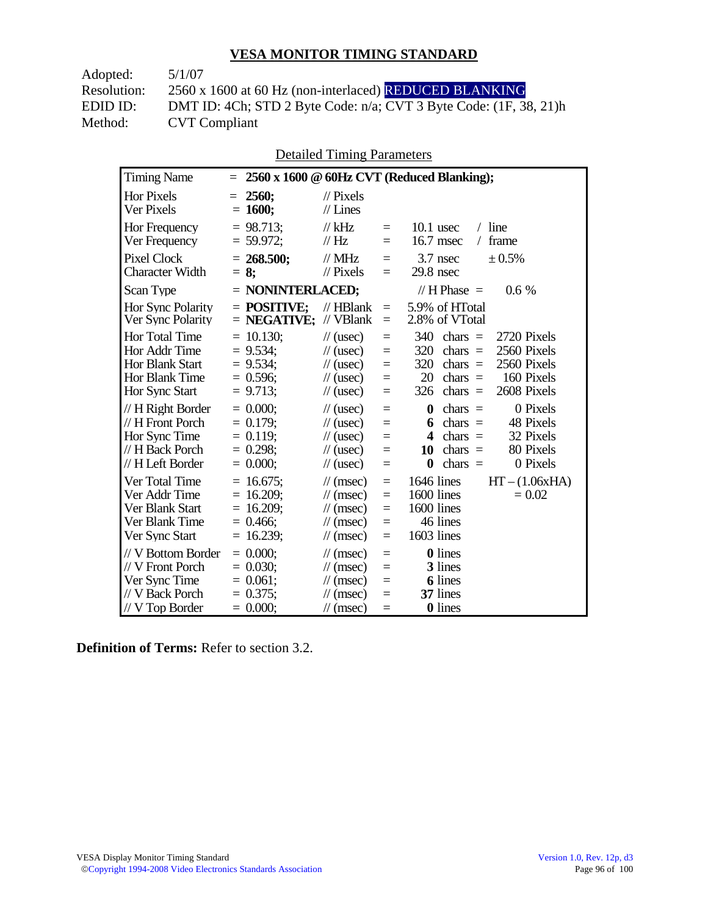## VESA MONITOR TIMING STANDARD

| | |
|---|---|
| Adopted: | 5/1/07 |
| Resolution: | 2560 x 1600 at 60 Hz (non-interlaced) REDUCED BLANKING |
| EDID ID: | DMT ID: 4Ch; STD 2 Byte Code: n/a; CVT 3 Byte Code: (1F, 38, 21)h |
| Method: | CVT Compliant |

Detailed Timing Parameters

| Parameter | Value | Unit | = | Equivalent | | |
|---|---|---|---|---|---|---|
| Timing Name | = **2560 x 1600 @ 60Hz CVT (Reduced Blanking);** | | | | | |
| Hor Pixels | = **2560;** | // Pixels | | | | |
| Ver Pixels | = **1600;** | // Lines | | | | |
| Hor Frequency | = 98.713; | // kHz | = | 10.1 usec | / line | |
| Ver Frequency | = 59.972; | // Hz | = | 16.7 msec | / frame | |
| Pixel Clock | = **268.500;** | // MHz | = | 3.7 nsec | ± 0.5% | |
| Character Width | = **8;** | // Pixels | = | 29.8 nsec | | |
| Scan Type | = **NONINTERLACED;** | | | // H Phase = | 0.6 % | |
| Hor Sync Polarity | = **POSITIVE;** | // HBlank | = | 5.9% of HTotal | | |
| Ver Sync Polarity | = **NEGATIVE;** | // VBlank | = | 2.8% of VTotal | | |
| Hor Total Time | = 10.130; | // (usec) | = | 340 chars = | 2720 Pixels | |
| Hor Addr Time | = 9.534; | // (usec) | = | 320 chars = | 2560 Pixels | |
| Hor Blank Start | = 9.534; | // (usec) | = | 320 chars = | 2560 Pixels | |
| Hor Blank Time | = 0.596; | // (usec) | = | 20 chars = | 160 Pixels | |
| Hor Sync Start | = 9.713; | // (usec) | = | 326 chars = | 2608 Pixels | |
| // H Right Border | = 0.000; | // (usec) | = | **0** chars = | 0 Pixels | |
| // H Front Porch | = 0.179; | // (usec) | = | **6** chars = | 48 Pixels | |
| Hor Sync Time | = 0.119; | // (usec) | = | **4** chars = | 32 Pixels | |
| // H Back Porch | = 0.298; | // (usec) | = | **10** chars = | 80 Pixels | |
| // H Left Border | = 0.000; | // (usec) | = | **0** chars = | 0 Pixels | |
| Ver Total Time | = 16.675; | // (msec) | = | 1646 lines | HT – (1.06xHA) | |
| Ver Addr Time | = 16.209; | // (msec) | = | 1600 lines | = 0.02 | |
| Ver Blank Start | = 16.209; | // (msec) | = | 1600 lines | | |
| Ver Blank Time | = 0.466; | // (msec) | = | 46 lines | | |
| Ver Sync Start | = 16.239; | // (msec) | = | 1603 lines | | |
| // V Bottom Border | = 0.000; | // (msec) | = | **0** lines | | |
| // V Front Porch | = 0.030; | // (msec) | = | **3** lines | | |
| Ver Sync Time | = 0.061; | // (msec) | = | **6** lines | | |
| // V Back Porch | = 0.375; | // (msec) | = | **37** lines | | |
| // V Top Border | = 0.000; | // (msec) | = | **0** lines | | |

**Definition of Terms:** Refer to section 3.2.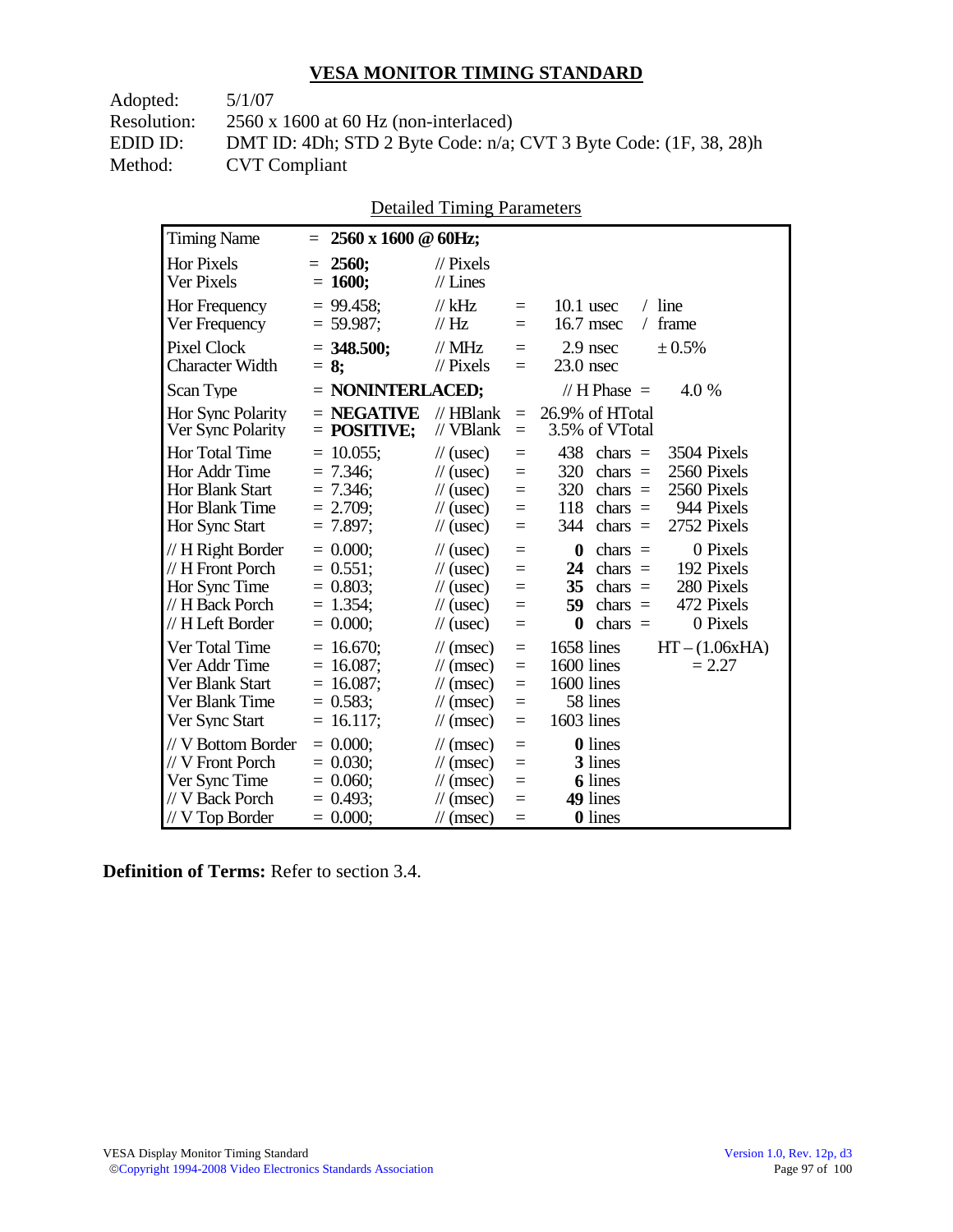# VESA MONITOR TIMING STANDARD

Adopted: 5/1/07
Resolution: 2560 x 1600 at 60 Hz (non-interlaced)
EDID ID: DMT ID: 4Dh; STD 2 Byte Code: n/a; CVT 3 Byte Code: (1F, 38, 28)h
Method: CVT Compliant

Detailed Timing Parameters

| | | | | | |
|---|---|---|---|---|---|
| Timing Name | = **2560 x 1600 @ 60Hz;** | | | | |
| Hor Pixels | = **2560;** | // Pixels | | | |
| Ver Pixels | = **1600;** | // Lines | | | |
| Hor Frequency | = 99.458; | // kHz | = | 10.1 usec | / line |
| Ver Frequency | = 59.987; | // Hz | = | 16.7 msec | / frame |
| Pixel Clock | = **348.500;** | // MHz | = | 2.9 nsec | ± 0.5% |
| Character Width | = **8;** | // Pixels | = | 23.0 nsec | |
| Scan Type | = **NONINTERLACED;** | | | // H Phase = | 4.0 % |
| Hor Sync Polarity | = **NEGATIVE** | // HBlank | = | 26.9% of HTotal | |
| Ver Sync Polarity | = **POSITIVE;** | // VBlank | = | 3.5% of VTotal | |
| Hor Total Time | = 10.055; | // (usec) | = | 438 chars = | 3504 Pixels |
| Hor Addr Time | = 7.346; | // (usec) | = | 320 chars = | 2560 Pixels |
| Hor Blank Start | = 7.346; | // (usec) | = | 320 chars = | 2560 Pixels |
| Hor Blank Time | = 2.709; | // (usec) | = | 118 chars = | 944 Pixels |
| Hor Sync Start | = 7.897; | // (usec) | = | 344 chars = | 2752 Pixels |
| // H Right Border | = 0.000; | // (usec) | = | **0** chars = | 0 Pixels |
| // H Front Porch | = 0.551; | // (usec) | = | **24** chars = | 192 Pixels |
| Hor Sync Time | = 0.803; | // (usec) | = | **35** chars = | 280 Pixels |
| // H Back Porch | = 1.354; | // (usec) | = | **59** chars = | 472 Pixels |
| // H Left Border | = 0.000; | // (usec) | = | **0** chars = | 0 Pixels |
| Ver Total Time | = 16.670; | // (msec) | = | 1658 lines | HT – (1.06xHA) |
| Ver Addr Time | = 16.087; | // (msec) | = | 1600 lines | = 2.27 |
| Ver Blank Start | = 16.087; | // (msec) | = | 1600 lines | |
| Ver Blank Time | = 0.583; | // (msec) | = | 58 lines | |
| Ver Sync Start | = 16.117; | // (msec) | = | 1603 lines | |
| // V Bottom Border | = 0.000; | // (msec) | = | **0** lines | |
| // V Front Porch | = 0.030; | // (msec) | = | **3** lines | |
| Ver Sync Time | = 0.060; | // (msec) | = | **6** lines | |
| // V Back Porch | = 0.493; | // (msec) | = | **49** lines | |
| // V Top Border | = 0.000; | // (msec) | = | **0** lines | |

**Definition of Terms:** Refer to section 3.4.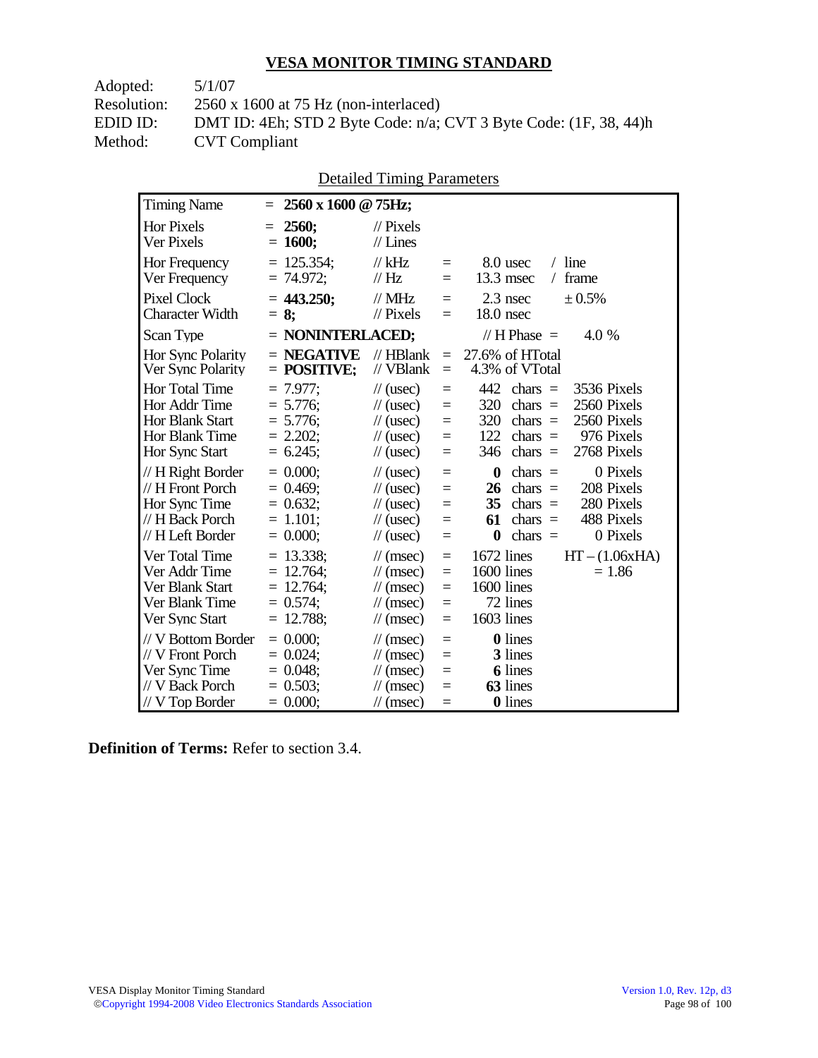## VESA MONITOR TIMING STANDARD

Adopted: 5/1/07
Resolution: 2560 x 1600 at 75 Hz (non-interlaced)
EDID ID: DMT ID: 4Eh; STD 2 Byte Code: n/a; CVT 3 Byte Code: (1F, 38, 44)h
Method: CVT Compliant

Detailed Timing Parameters

| Parameter | Value | Unit | | Equivalent | | |
|---|---|---|---|---|---|---|
| Timing Name | = **2560 x 1600 @ 75Hz;** | | | | | |
| Hor Pixels | = **2560;** | // Pixels | | | | |
| Ver Pixels | = **1600;** | // Lines | | | | |
| Hor Frequency | = 125.354; | // kHz | = | 8.0 usec | / line | |
| Ver Frequency | = 74.972; | // Hz | = | 13.3 msec | / frame | |
| Pixel Clock | = **443.250;** | // MHz | = | 2.3 nsec | ± 0.5% | |
| Character Width | = **8;** | // Pixels | = | 18.0 nsec | | |
| Scan Type | = **NONINTERLACED;** | | | // H Phase = | 4.0 % | |
| Hor Sync Polarity | = **NEGATIVE** | // HBlank | = | 27.6% of HTotal | | |
| Ver Sync Polarity | = **POSITIVE;** | // VBlank | = | 4.3% of VTotal | | |
| Hor Total Time | = 7.977; | // (usec) | = | 442 | chars = | 3536 Pixels |
| Hor Addr Time | = 5.776; | // (usec) | = | 320 | chars = | 2560 Pixels |
| Hor Blank Start | = 5.776; | // (usec) | = | 320 | chars = | 2560 Pixels |
| Hor Blank Time | = 2.202; | // (usec) | = | 122 | chars = | 976 Pixels |
| Hor Sync Start | = 6.245; | // (usec) | = | 346 | chars = | 2768 Pixels |
| // H Right Border | = 0.000; | // (usec) | = | **0** | chars = | 0 Pixels |
| // H Front Porch | = 0.469; | // (usec) | = | **26** | chars = | 208 Pixels |
| Hor Sync Time | = 0.632; | // (usec) | = | **35** | chars = | 280 Pixels |
| // H Back Porch | = 1.101; | // (usec) | = | **61** | chars = | 488 Pixels |
| // H Left Border | = 0.000; | // (usec) | = | **0** | chars = | 0 Pixels |
| Ver Total Time | = 13.338; | // (msec) | = | 1672 lines | | HT – (1.06xHA) |
| Ver Addr Time | = 12.764; | // (msec) | = | 1600 lines | | = 1.86 |
| Ver Blank Start | = 12.764; | // (msec) | = | 1600 lines | | |
| Ver Blank Time | = 0.574; | // (msec) | = | 72 lines | | |
| Ver Sync Start | = 12.788; | // (msec) | = | 1603 lines | | |
| // V Bottom Border | = 0.000; | // (msec) | = | **0** lines | | |
| // V Front Porch | = 0.024; | // (msec) | = | **3** lines | | |
| Ver Sync Time | = 0.048; | // (msec) | = | **6** lines | | |
| // V Back Porch | = 0.503; | // (msec) | = | **63** lines | | |
| // V Top Border | = 0.000; | // (msec) | = | **0** lines | | |

**Definition of Terms:** Refer to section 3.4.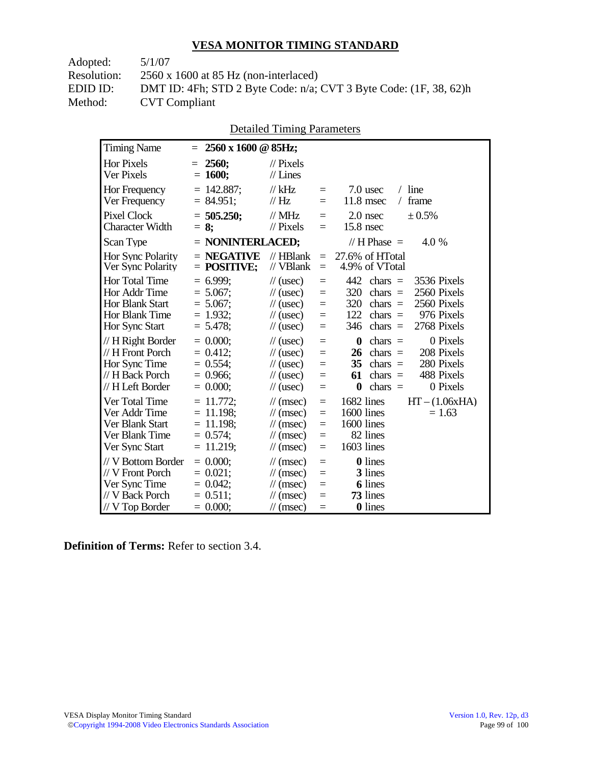## VESA MONITOR TIMING STANDARD

Adopted: 5/1/07
Resolution: 2560 x 1600 at 85 Hz (non-interlaced)
EDID ID: DMT ID: 4Fh; STD 2 Byte Code: n/a; CVT 3 Byte Code: (1F, 38, 62)h
Method: CVT Compliant

Detailed Timing Parameters

| Parameter | Value | Unit | | Equivalent | |
|---|---|---|---|---|---|
| Timing Name | = **2560 x 1600 @ 85Hz;** | | | | |
| Hor Pixels | = **2560;** | // Pixels | | | |
| Ver Pixels | = **1600;** | // Lines | | | |
| Hor Frequency | = 142.887; | // kHz | = | 7.0 usec / line | |
| Ver Frequency | = 84.951; | // Hz | = | 11.8 msec / frame | |
| Pixel Clock | = **505.250;** | // MHz | = | 2.0 nsec | ± 0.5% |
| Character Width | = **8;** | // Pixels | = | 15.8 nsec | |
| Scan Type | = **NONINTERLACED;** | | | // H Phase = | 4.0 % |
| Hor Sync Polarity | = **NEGATIVE** | // HBlank | = | 27.6% of HTotal | |
| Ver Sync Polarity | = **POSITIVE;** | // VBlank | = | 4.9% of VTotal | |
| Hor Total Time | = 6.999; | // (usec) | = | 442 chars = | 3536 Pixels |
| Hor Addr Time | = 5.067; | // (usec) | = | 320 chars = | 2560 Pixels |
| Hor Blank Start | = 5.067; | // (usec) | = | 320 chars = | 2560 Pixels |
| Hor Blank Time | = 1.932; | // (usec) | = | 122 chars = | 976 Pixels |
| Hor Sync Start | = 5.478; | // (usec) | = | 346 chars = | 2768 Pixels |
| // H Right Border | = 0.000; | // (usec) | = | **0** chars = | 0 Pixels |
| // H Front Porch | = 0.412; | // (usec) | = | **26** chars = | 208 Pixels |
| Hor Sync Time | = 0.554; | // (usec) | = | **35** chars = | 280 Pixels |
| // H Back Porch | = 0.966; | // (usec) | = | **61** chars = | 488 Pixels |
| // H Left Border | = 0.000; | // (usec) | = | **0** chars = | 0 Pixels |
| Ver Total Time | = 11.772; | // (msec) | = | 1682 lines | HT – (1.06xHA) |
| Ver Addr Time | = 11.198; | // (msec) | = | 1600 lines | = 1.63 |
| Ver Blank Start | = 11.198; | // (msec) | = | 1600 lines | |
| Ver Blank Time | = 0.574; | // (msec) | = | 82 lines | |
| Ver Sync Start | = 11.219; | // (msec) | = | 1603 lines | |
| // V Bottom Border | = 0.000; | // (msec) | = | **0** lines | |
| // V Front Porch | = 0.021; | // (msec) | = | **3** lines | |
| Ver Sync Time | = 0.042; | // (msec) | = | **6** lines | |
| // V Back Porch | = 0.511; | // (msec) | = | **73** lines | |
| // V Top Border | = 0.000; | // (msec) | = | **0** lines | |

**Definition of Terms:** Refer to section 3.4.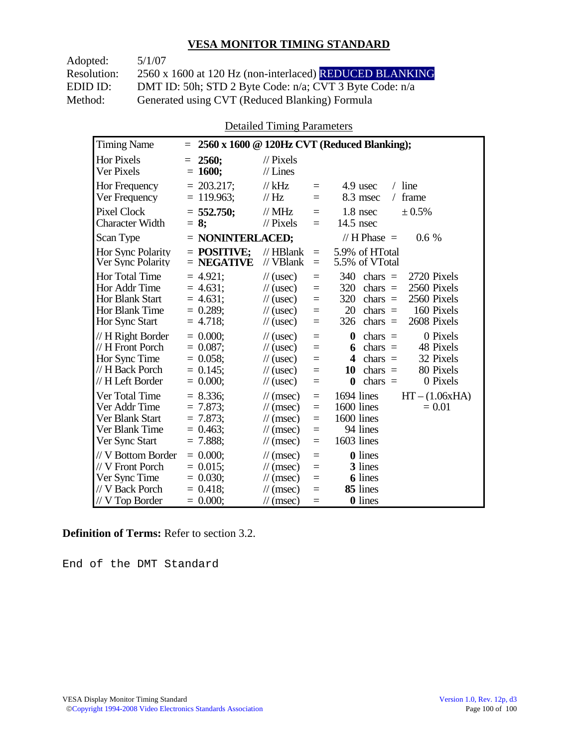## VESA MONITOR TIMING STANDARD

| | |
|---|---|
| Adopted: | 5/1/07 |
| Resolution: | 2560 x 1600 at 120 Hz (non-interlaced) REDUCED BLANKING |
| EDID ID: | DMT ID: 50h; STD 2 Byte Code: n/a; CVT 3 Byte Code: n/a |
| Method: | Generated using CVT (Reduced Blanking) Formula |

Detailed Timing Parameters

| | | | | | |
|---|---|---|---|---|---|
| Timing Name | = **2560 x 1600 @ 120Hz CVT (Reduced Blanking);** | | | | |
| Hor Pixels | = **2560;** | // Pixels | | | |
| Ver Pixels | = **1600;** | // Lines | | | |
| Hor Frequency | = 203.217; | // kHz | = | 4.9 usec | / line |
| Ver Frequency | = 119.963; | // Hz | = | 8.3 msec | / frame |
| Pixel Clock | = **552.750;** | // MHz | = | 1.8 nsec | ± 0.5% |
| Character Width | = **8;** | // Pixels | = | 14.5 nsec | |
| Scan Type | = **NONINTERLACED;** | | | // H Phase = | 0.6 % |
| Hor Sync Polarity | = **POSITIVE;** | // HBlank | = | 5.9% of HTotal | |
| Ver Sync Polarity | = **NEGATIVE** | // VBlank | = | 5.5% of VTotal | |
| Hor Total Time | = 4.921; | // (usec) | = | 340 chars = | 2720 Pixels |
| Hor Addr Time | = 4.631; | // (usec) | = | 320 chars = | 2560 Pixels |
| Hor Blank Start | = 4.631; | // (usec) | = | 320 chars = | 2560 Pixels |
| Hor Blank Time | = 0.289; | // (usec) | = | 20 chars = | 160 Pixels |
| Hor Sync Start | = 4.718; | // (usec) | = | 326 chars = | 2608 Pixels |
| // H Right Border | = 0.000; | // (usec) | = | **0** chars = | 0 Pixels |
| // H Front Porch | = 0.087; | // (usec) | = | **6** chars = | 48 Pixels |
| Hor Sync Time | = 0.058; | // (usec) | = | **4** chars = | 32 Pixels |
| // H Back Porch | = 0.145; | // (usec) | = | **10** chars = | 80 Pixels |
| // H Left Border | = 0.000; | // (usec) | = | **0** chars = | 0 Pixels |
| Ver Total Time | = 8.336; | // (msec) | = | 1694 lines | HT – (1.06xHA) |
| Ver Addr Time | = 7.873; | // (msec) | = | 1600 lines | = 0.01 |
| Ver Blank Start | = 7.873; | // (msec) | = | 1600 lines | |
| Ver Blank Time | = 0.463; | // (msec) | = | 94 lines | |
| Ver Sync Start | = 7.888; | // (msec) | = | 1603 lines | |
| // V Bottom Border | = 0.000; | // (msec) | = | **0** lines | |
| // V Front Porch | = 0.015; | // (msec) | = | **3** lines | |
| Ver Sync Time | = 0.030; | // (msec) | = | **6** lines | |
| // V Back Porch | = 0.418; | // (msec) | = | **85** lines | |
| // V Top Border | = 0.000; | // (msec) | = | **0** lines | |

**Definition of Terms:** Refer to section 3.2.

```
End of the DMT Standard
```